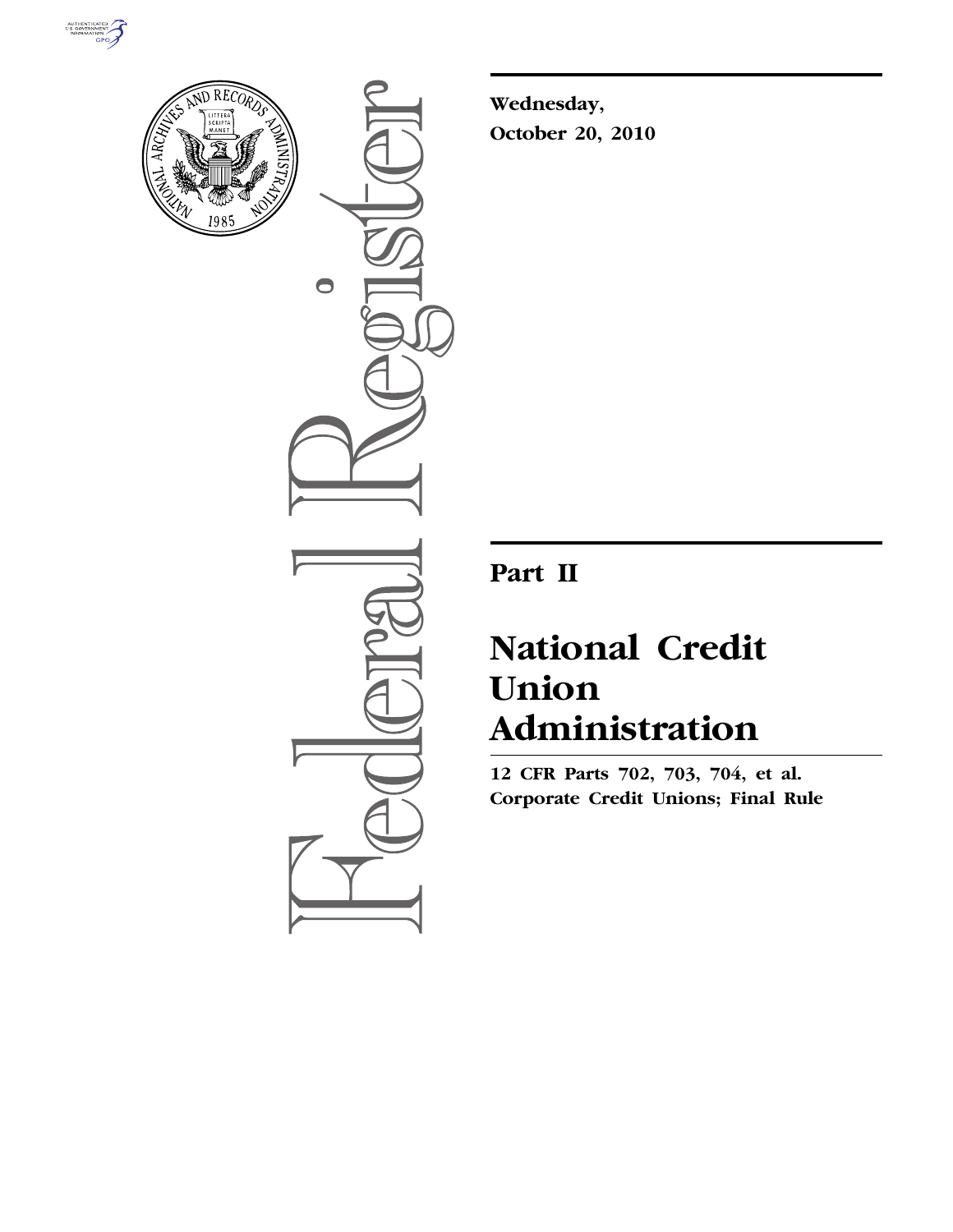**Wednesday,**
**October 20, 2010**

# Part II

# National Credit Union Administration

**12 CFR Parts 702, 703, 704, et al.**
**Corporate Credit Unions; Final Rule**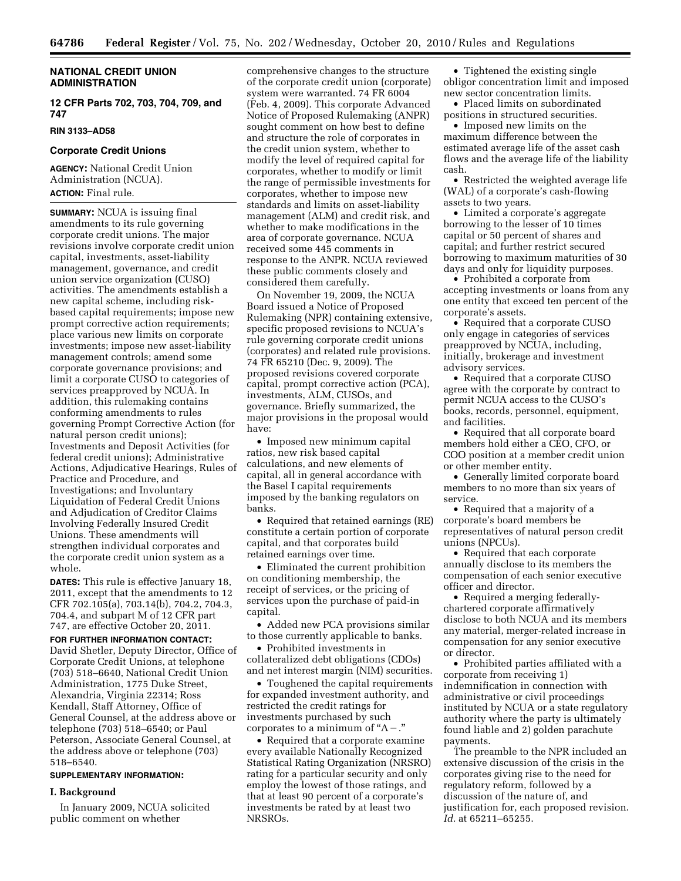**NATIONAL CREDIT UNION ADMINISTRATION**

**12 CFR Parts 702, 703, 704, 709, and 747**

**RIN 3133–AD58**

### Corporate Credit Unions

**AGENCY:** National Credit Union Administration (NCUA).

**ACTION:** Final rule.

**SUMMARY:** NCUA is issuing final amendments to its rule governing corporate credit unions. The major revisions involve corporate credit union capital, investments, asset-liability management, governance, and credit union service organization (CUSO) activities. The amendments establish a new capital scheme, including risk-based capital requirements; impose new prompt corrective action requirements; place various new limits on corporate investments; impose new asset-liability management controls; amend some corporate governance provisions; and limit a corporate CUSO to categories of services preapproved by NCUA. In addition, this rulemaking contains conforming amendments to rules governing Prompt Corrective Action (for natural person credit unions); Investments and Deposit Activities (for federal credit unions); Administrative Actions, Adjudicative Hearings, Rules of Practice and Procedure, and Investigations; and Involuntary Liquidation of Federal Credit Unions and Adjudication of Creditor Claims Involving Federally Insured Credit Unions. These amendments will strengthen individual corporates and the corporate credit union system as a whole.

**DATES:** This rule is effective January 18, 2011, except that the amendments to 12 CFR 702.105(a), 703.14(b), 704.2, 704.3, 704.4, and subpart M of 12 CFR part 747, are effective October 20, 2011.

**FOR FURTHER INFORMATION CONTACT:** David Shetler, Deputy Director, Office of Corporate Credit Unions, at telephone (703) 518–6640, National Credit Union Administration, 1775 Duke Street, Alexandria, Virginia 22314; Ross Kendall, Staff Attorney, Office of General Counsel, at the address above or telephone (703) 518–6540; or Paul Peterson, Associate General Counsel, at the address above or telephone (703) 518–6540.

**SUPPLEMENTARY INFORMATION:**

#### I. Background

In January 2009, NCUA solicited public comment on whether comprehensive changes to the structure of the corporate credit union (corporate) system were warranted. 74 FR 6004 (Feb. 4, 2009). This corporate Advanced Notice of Proposed Rulemaking (ANPR) sought comment on how best to define and structure the role of corporates in the credit union system, whether to modify the level of required capital for corporates, whether to modify or limit the range of permissible investments for corporates, whether to impose new standards and limits on asset-liability management (ALM) and credit risk, and whether to make modifications in the area of corporate governance. NCUA received some 445 comments in response to the ANPR. NCUA reviewed these public comments closely and considered them carefully.

On November 19, 2009, the NCUA Board issued a Notice of Proposed Rulemaking (NPR) containing extensive, specific proposed revisions to NCUA's rule governing corporate credit unions (corporates) and related rule provisions. 74 FR 65210 (Dec. 9, 2009). The proposed revisions covered corporate capital, prompt corrective action (PCA), investments, ALM, CUSOs, and governance. Briefly summarized, the major provisions in the proposal would have:

- Imposed new minimum capital ratios, new risk based capital calculations, and new elements of capital, all in general accordance with the Basel I capital requirements imposed by the banking regulators on banks.
- Required that retained earnings (RE) constitute a certain portion of corporate capital, and that corporates build retained earnings over time.
- Eliminated the current prohibition on conditioning membership, the receipt of services, or the pricing of services upon the purchase of paid-in capital.
- Added new PCA provisions similar to those currently applicable to banks.
- Prohibited investments in collateralized debt obligations (CDOs) and net interest margin (NIM) securities.
- Toughened the capital requirements for expanded investment authority, and restricted the credit ratings for investments purchased by such corporates to a minimum of "A−."
- Required that a corporate examine every available Nationally Recognized Statistical Rating Organization (NRSRO) rating for a particular security and only employ the lowest of those ratings, and that at least 90 percent of a corporate's investments be rated by at least two NRSROs.
- Tightened the existing single obligor concentration limit and imposed new sector concentration limits.
- Placed limits on subordinated positions in structured securities.
- Imposed new limits on the maximum difference between the estimated average life of the asset cash flows and the average life of the liability cash.
- Restricted the weighted average life (WAL) of a corporate's cash-flowing assets to two years.
- Limited a corporate's aggregate borrowing to the lesser of 10 times capital or 50 percent of shares and capital; and further restrict secured borrowing to maximum maturities of 30 days and only for liquidity purposes.
- Prohibited a corporate from accepting investments or loans from any one entity that exceed ten percent of the corporate's assets.
- Required that a corporate CUSO only engage in categories of services preapproved by NCUA, including, initially, brokerage and investment advisory services.
- Required that a corporate CUSO agree with the corporate by contract to permit NCUA access to the CUSO's books, records, personnel, equipment, and facilities.
- Required that all corporate board members hold either a CEO, CFO, or COO position at a member credit union or other member entity.
- Generally limited corporate board members to no more than six years of service.
- Required that a majority of a corporate's board members be representatives of natural person credit unions (NPCUs).
- Required that each corporate annually disclose to its members the compensation of each senior executive officer and director.
- Required a merging federally-chartered corporate affirmatively disclose to both NCUA and its members any material, merger-related increase in compensation for any senior executive or director.
- Prohibited parties affiliated with a corporate from receiving 1) indemnification in connection with administrative or civil proceedings instituted by NCUA or a state regulatory authority where the party is ultimately found liable and 2) golden parachute payments.

The preamble to the NPR included an extensive discussion of the crisis in the corporates giving rise to the need for regulatory reform, followed by a discussion of the nature of, and justification for, each proposed revision. *Id.* at 65211–65255.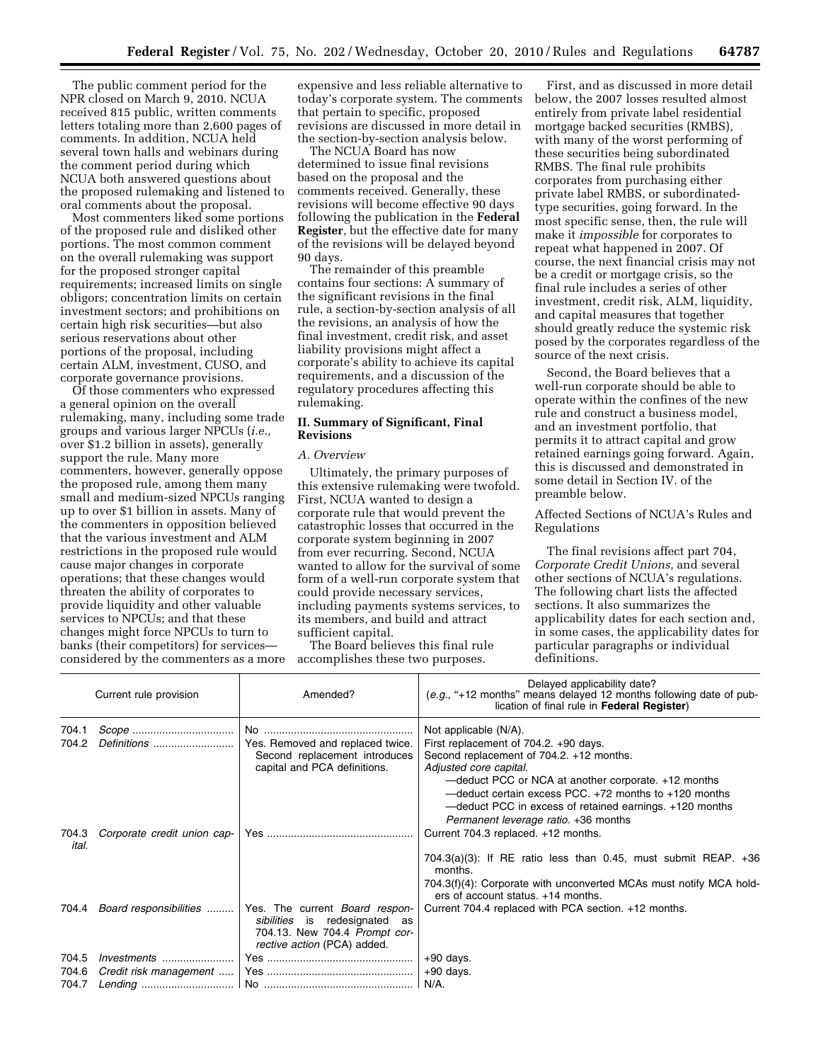The public comment period for the NPR closed on March 9, 2010. NCUA received 815 public, written comments letters totaling more than 2,600 pages of comments. In addition, NCUA held several town halls and webinars during the comment period during which NCUA both answered questions about the proposed rulemaking and listened to oral comments about the proposal.

Most commenters liked some portions of the proposed rule and disliked other portions. The most common comment on the overall rulemaking was support for the proposed stronger capital requirements; increased limits on single obligors; concentration limits on certain investment sectors; and prohibitions on certain high risk securities—but also serious reservations about other portions of the proposal, including certain ALM, investment, CUSO, and corporate governance provisions.

Of those commenters who expressed a general opinion on the overall rulemaking, many, including some trade groups and various larger NPCUs (*i.e.,* over $1.2 billion in assets), generally support the rule. Many more commenters, however, generally oppose the proposed rule, among them many small and medium-sized NPCUs ranging up to over $1 billion in assets. Many of the commenters in opposition believed that the various investment and ALM restrictions in the proposed rule would cause major changes in corporate operations; that these changes would threaten the ability of corporates to provide liquidity and other valuable services to NPCUs; and that these changes might force NPCUs to turn to banks (their competitors) for services—considered by the commenters as a more expensive and less reliable alternative to today's corporate system. The comments that pertain to specific, proposed revisions are discussed in more detail in the section-by-section analysis below.

The NCUA Board has now determined to issue final revisions based on the proposal and the comments received. Generally, these revisions will become effective 90 days following the publication in the **Federal Register**, but the effective date for many of the revisions will be delayed beyond 90 days.

The remainder of this preamble contains four sections: A summary of the significant revisions in the final rule, a section-by-section analysis of all the revisions, an analysis of how the final investment, credit risk, and asset liability provisions might affect a corporate's ability to achieve its capital requirements, and a discussion of the regulatory procedures affecting this rulemaking.

## II. Summary of Significant, Final Revisions

### *A. Overview*

Ultimately, the primary purposes of this extensive rulemaking were twofold. First, NCUA wanted to design a corporate rule that would prevent the catastrophic losses that occurred in the corporate system beginning in 2007 from ever recurring. Second, NCUA wanted to allow for the survival of some form of a well-run corporate system that could provide necessary services, including payments systems services, to its members, and build and attract sufficient capital.

The Board believes this final rule accomplishes these two purposes.

First, and as discussed in more detail below, the 2007 losses resulted almost entirely from private label residential mortgage backed securities (RMBS), with many of the worst performing of these securities being subordinated RMBS. The final rule prohibits corporates from purchasing either private label RMBS, or subordinated-type securities, going forward. In the most specific sense, then, the rule will make it *impossible* for corporates to repeat what happened in 2007. Of course, the next financial crisis may not be a credit or mortgage crisis, so the final rule includes a series of other investment, credit risk, ALM, liquidity, and capital measures that together should greatly reduce the systemic risk posed by the corporates regardless of the source of the next crisis.

Second, the Board believes that a well-run corporate should be able to operate within the confines of the new rule and construct a business model, and an investment portfolio, that permits it to attract capital and grow retained earnings going forward. Again, this is discussed and demonstrated in some detail in Section IV. of the preamble below.

Affected Sections of NCUA's Rules and Regulations

The final revisions affect part 704, *Corporate Credit Unions,* and several other sections of NCUA's regulations. The following chart lists the affected sections. It also summarizes the applicability dates for each section and, in some cases, the applicability dates for particular paragraphs or individual definitions.

| Current rule provision | Amended? | Delayed applicability date? (*e.g.,* "+12 months" means delayed 12 months following date of publication of final rule in **Federal Register**) |
|---|---|---|
| 704.1 *Scope* | No | Not applicable (N/A). |
| 704.2 *Definitions* | Yes. Removed and replaced twice. Second replacement introduces capital and PCA definitions. | First replacement of 704.2. +90 days.<br>Second replacement of 704.2. +12 months.<br>*Adjusted core capital.*<br>—deduct PCC or NCA at another corporate. +12 months<br>—deduct certain excess PCC. +72 months to +120 months<br>—deduct PCC in excess of retained earnings. +120 months<br>*Permanent leverage ratio.* +36 months |
| 704.3 *Corporate credit union capital.* | Yes | Current 704.3 replaced. +12 months.<br>704.3(a)(3): If RE ratio less than 0.45, must submit REAP. +36 months.<br>704.3(f)(4): Corporate with unconverted MCAs must notify MCA holders of account status. +14 months. |
| 704.4 *Board responsibilities* | Yes. The current *Board responsibilities* is redesignated as 704.13. New 704.4 *Prompt corrective action* (PCA) added. | Current 704.4 replaced with PCA section. +12 months. |
| 704.5 *Investments* | Yes | +90 days. |
| 704.6 *Credit risk management* | Yes | +90 days. |
| 704.7 *Lending* | No | N/A. |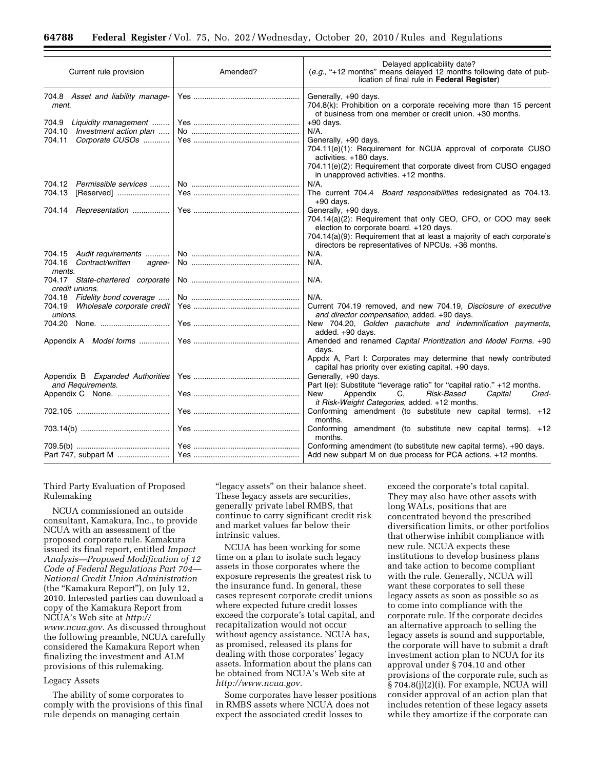| Current rule provision | Amended? | Delayed applicability date? (*e.g.,* "+12 months" means delayed 12 months following date of publication of final rule in **Federal Register**) |
|---|---|---|
| 704.8 *Asset and liability management.* | Yes | Generally, +90 days. 704.8(k): Prohibition on a corporate receiving more than 15 percent of business from one member or credit union. +30 months. |
| 704.9 *Liquidity management* | Yes | +90 days. |
| 704.10 *Investment action plan* | No | N/A. |
| 704.11 *Corporate CUSOs* | Yes | Generally, +90 days. 704.11(e)(1): Requirement for NCUA approval of corporate CUSO activities. +180 days. 704.11(e)(2): Requirement that corporate divest from CUSO engaged in unapproved activities. +12 months. |
| 704.12 *Permissible services* | No | N/A. |
| 704.13 [Reserved] | Yes | The current 704.4 *Board responsibilities* redesignated as 704.13. +90 days. |
| 704.14 *Representation* | Yes | Generally, +90 days. 704.14(a)(2): Requirement that only CEO, CFO, or COO may seek election to corporate board. +120 days. 704.14(a)(9): Requirement that at least a majority of each corporate's directors be representatives of NPCUs. +36 months. |
| 704.15 *Audit requirements* | No | N/A. |
| 704.16 *Contract/written agreements.* | No | N/A. |
| 704.17 *State-chartered corporate credit unions.* | No | N/A. |
| 704.18 *Fidelity bond coverage* | No | N/A. |
| 704.19 *Wholesale corporate credit unions.* | Yes | Current 704.19 removed, and new 704.19, *Disclosure of executive and director compensation,* added. +90 days. |
| 704.20 None. | Yes | New 704.20, *Golden parachute and indemnification payments,* added. +90 days. |
| Appendix A *Model forms* | Yes | Amended and renamed *Capital Prioritization and Model Forms.* +90 days. Appdx A, Part I: Corporates may determine that newly contributed capital has priority over existing capital. +90 days. |
| Appendix B *Expanded Authorities and Requirements.* | Yes | Generally, +90 days. Part I(e): Substitute "leverage ratio" for "capital ratio." +12 months. |
| Appendix C None. | Yes | New Appendix C, *Risk-Based Capital Credit Risk-Weight Categories,* added. +12 months. |
| 702.105 | Yes | Conforming amendment (to substitute new capital terms). +12 months. |
| 703.14(b) | Yes | Conforming amendment (to substitute new capital terms). +12 months. |
| 709.5(b) | Yes | Conforming amendment (to substitute new capital terms). +90 days. |
| Part 747, subpart M | Yes | Add new subpart M on due process for PCA actions. +12 months. |

Third Party Evaluation of Proposed Rulemaking

NCUA commissioned an outside consultant, Kamakura, Inc., to provide NCUA with an assessment of the proposed corporate rule. Kamakura issued its final report, entitled *Impact Analysis—Proposed Modification of 12 Code of Federal Regulations Part 704—National Credit Union Administration* (the "Kamakura Report"), on July 12, 2010. Interested parties can download a copy of the Kamakura Report from NCUA's Web site at *http://www.ncua.gov.* As discussed throughout the following preamble, NCUA carefully considered the Kamakura Report when finalizing the investment and ALM provisions of this rulemaking.

Legacy Assets

The ability of some corporates to comply with the provisions of this final rule depends on managing certain "legacy assets" on their balance sheet. These legacy assets are securities, generally private label RMBS, that continue to carry significant credit risk and market values far below their intrinsic values.

NCUA has been working for some time on a plan to isolate such legacy assets in those corporates where the exposure represents the greatest risk to the insurance fund. In general, these cases represent corporate credit unions where expected future credit losses exceed the corporate's total capital, and recapitalization would not occur without agency assistance. NCUA has, as promised, released its plans for dealing with those corporates' legacy assets. Information about the plans can be obtained from NCUA's Web site at *http://www.ncua.gov.*

Some corporates have lesser positions in RMBS assets where NCUA does not expect the associated credit losses to exceed the corporate's total capital. They may also have other assets with long WALs, positions that are concentrated beyond the prescribed diversification limits, or other portfolios that otherwise inhibit compliance with new rule. NCUA expects these institutions to develop business plans and take action to become compliant with the rule. Generally, NCUA will want these corporates to sell these legacy assets as soon as possible so as to come into compliance with the corporate rule. If the corporate decides an alternative approach to selling the legacy assets is sound and supportable, the corporate will have to submit a draft investment action plan to NCUA for its approval under § 704.10 and other provisions of the corporate rule, such as § 704.8(j)(2)(i). For example, NCUA will consider approval of an action plan that includes retention of these legacy assets while they amortize if the corporate can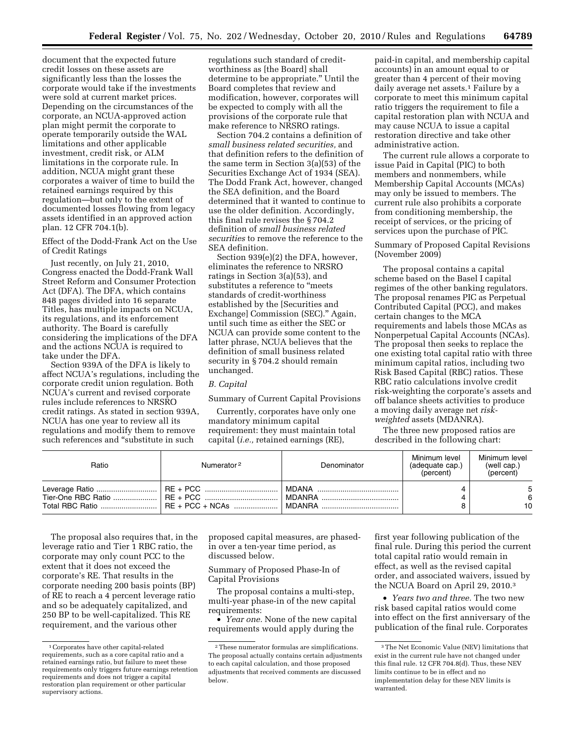document that the expected future credit losses on these assets are significantly less than the losses the corporate would take if the investments were sold at current market prices. Depending on the circumstances of the corporate, an NCUA-approved action plan might permit the corporate to operate temporarily outside the WAL limitations and other applicable investment, credit risk, or ALM limitations in the corporate rule. In addition, NCUA might grant these corporates a waiver of time to build the retained earnings required by this regulation—but only to the extent of documented losses flowing from legacy assets identified in an approved action plan. 12 CFR 704.1(b).

Effect of the Dodd-Frank Act on the Use of Credit Ratings

Just recently, on July 21, 2010, Congress enacted the Dodd-Frank Wall Street Reform and Consumer Protection Act (DFA). The DFA, which contains 848 pages divided into 16 separate Titles, has multiple impacts on NCUA, its regulations, and its enforcement authority. The Board is carefully considering the implications of the DFA and the actions NCUA is required to take under the DFA.

Section 939A of the DFA is likely to affect NCUA's regulations, including the corporate credit union regulation. Both NCUA's current and revised corporate rules include references to NRSRO credit ratings. As stated in section 939A, NCUA has one year to review all its regulations and modify them to remove such references and "substitute in such regulations such standard of credit-worthiness as [the Board] shall determine to be appropriate." Until the Board completes that review and modification, however, corporates will be expected to comply with all the provisions of the corporate rule that make reference to NRSRO ratings.

Section 704.2 contains a definition of *small business related securities,* and that definition refers to the definition of the same term in Section 3(a)(53) of the Securities Exchange Act of 1934 (SEA). The Dodd Frank Act, however, changed the SEA definition, and the Board determined that it wanted to continue to use the older definition. Accordingly, this final rule revises the § 704.2 definition of *small business related securities* to remove the reference to the SEA definition.

Section 939(e)(2) the DFA, however, eliminates the reference to NRSRO ratings in Section 3(a)(53), and substitutes a reference to "meets standards of credit-worthiness established by the [Securities and Exchange] Commission (SEC)." Again, until such time as either the SEC or NCUA can provide some content to the latter phrase, NCUA believes that the definition of small business related security in § 704.2 should remain unchanged.

*B. Capital*

Summary of Current Capital Provisions

Currently, corporates have only one mandatory minimum capital requirement: they must maintain total capital (*i.e.,* retained earnings (RE), paid-in capital, and membership capital accounts) in an amount equal to or greater than 4 percent of their moving daily average net assets.[1] Failure by a corporate to meet this minimum capital ratio triggers the requirement to file a capital restoration plan with NCUA and may cause NCUA to issue a capital restoration directive and take other administrative action.

The current rule allows a corporate to issue Paid in Capital (PIC) to both members and nonmembers, while Membership Capital Accounts (MCAs) may only be issued to members. The current rule also prohibits a corporate from conditioning membership, the receipt of services, or the pricing of services upon the purchase of PIC.

Summary of Proposed Capital Revisions (November 2009)

The proposal contains a capital scheme based on the Basel I capital regimes of the other banking regulators. The proposal renames PIC as Perpetual Contributed Capital (PCC), and makes certain changes to the MCA requirements and labels those MCAs as Nonperpetual Capital Accounts (NCAs). The proposal then seeks to replace the one existing total capital ratio with three minimum capital ratios, including two Risk Based Capital (RBC) ratios. These RBC ratio calculations involve credit risk-weighting the corporate's assets and off balance sheets activities to produce a moving daily average net *risk-weighted* assets (MDANRA).

The three new proposed ratios are described in the following chart:

| Ratio | Numerator [2] | Denominator | Minimum level (adequate cap.) (percent) | Minimum level (well cap.) (percent) |
|---|---|---|---|---|
| Leverage Ratio | RE + PCC | MDANA | 4 | 5 |
| Tier-One RBC Ratio | RE + PCC | MDANRA | 4 | 6 |
| Total RBC Ratio | RE + PCC + NCAs | MDANRA | 8 | 10 |

The proposal also requires that, in the leverage ratio and Tier 1 RBC ratio, the corporate may only count PCC to the extent that it does not exceed the corporate's RE. That results in the corporate needing 200 basis points (BP) of RE to reach a 4 percent leverage ratio and so be adequately capitalized, and 250 BP to be well-capitalized. This RE requirement, and the various other proposed capital measures, are phased-in over a ten-year time period, as discussed below.

Summary of Proposed Phase-In of Capital Provisions

The proposal contains a multi-step, multi-year phase-in of the new capital requirements:

• *Year one.* None of the new capital requirements would apply during the first year following publication of the final rule. During this period the current total capital ratio would remain in effect, as well as the revised capital order, and associated waivers, issued by the NCUA Board on April 29, 2010.[3]

• *Years two and three.* The two new risk based capital ratios would come into effect on the first anniversary of the publication of the final rule. Corporates

[1] Corporates have other capital-related requirements, such as a core capital ratio and a retained earnings ratio, but failure to meet these requirements only triggers future earnings retention requirements and does not trigger a capital restoration plan requirement or other particular supervisory actions.

[2] These numerator formulas are simplifications. The proposal actually contains certain adjustments to each capital calculation, and those proposed adjustments that received comments are discussed below.

[3] The Net Economic Value (NEV) limitations that exist in the current rule have not changed under this final rule. 12 CFR 704.8(d). Thus, these NEV limits continue to be in effect and no implementation delay for these NEV limits is warranted.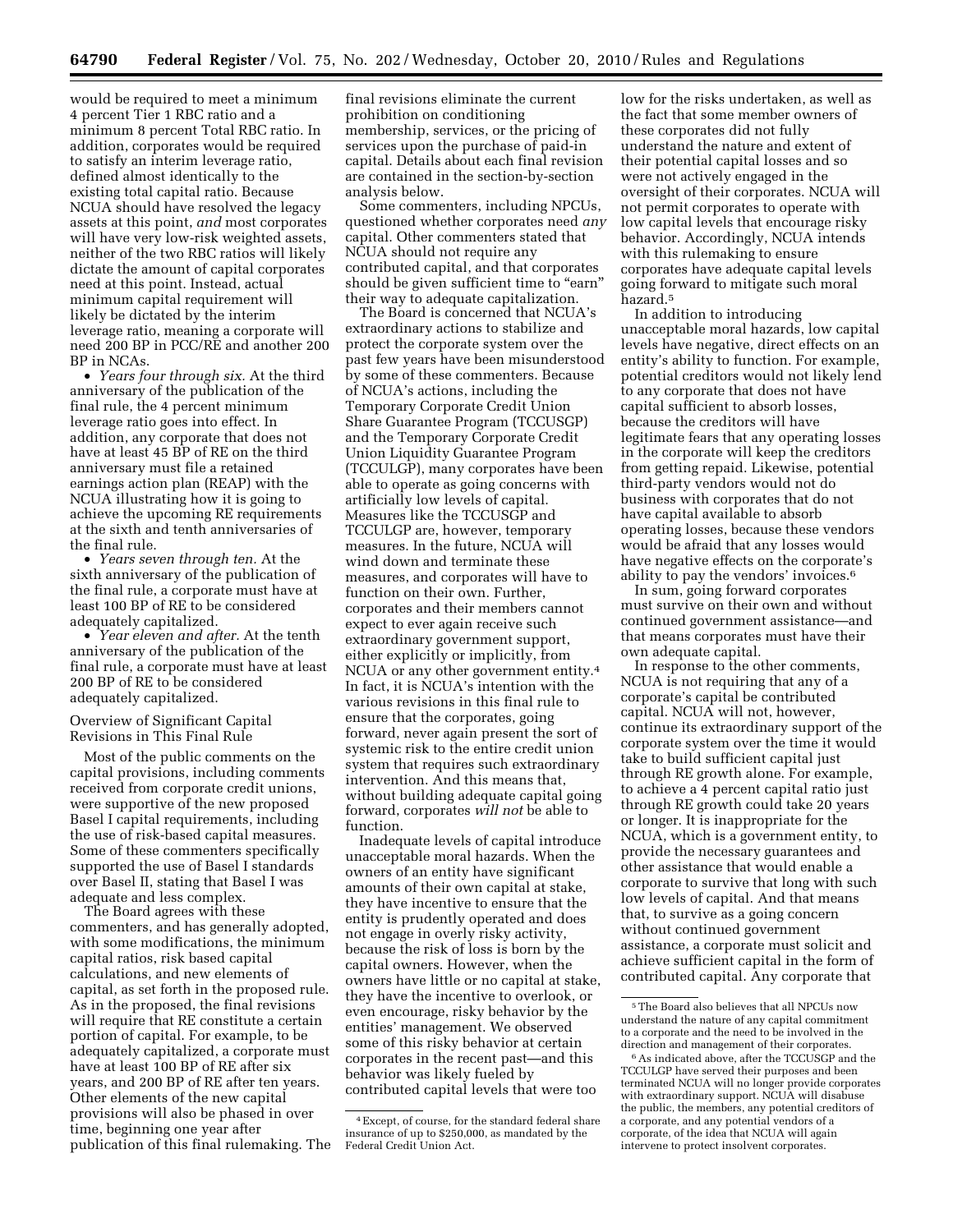would be required to meet a minimum 4 percent Tier 1 RBC ratio and a minimum 8 percent Total RBC ratio. In addition, corporates would be required to satisfy an interim leverage ratio, defined almost identically to the existing total capital ratio. Because NCUA should have resolved the legacy assets at this point, *and* most corporates will have very low-risk weighted assets, neither of the two RBC ratios will likely dictate the amount of capital corporates need at this point. Instead, actual minimum capital requirement will likely be dictated by the interim leverage ratio, meaning a corporate will need 200 BP in PCC/RE and another 200 BP in NCAs.

- *Years four through six.* At the third anniversary of the publication of the final rule, the 4 percent minimum leverage ratio goes into effect. In addition, any corporate that does not have at least 45 BP of RE on the third anniversary must file a retained earnings action plan (REAP) with the NCUA illustrating how it is going to achieve the upcoming RE requirements at the sixth and tenth anniversaries of the final rule.
- *Years seven through ten.* At the sixth anniversary of the publication of the final rule, a corporate must have at least 100 BP of RE to be considered adequately capitalized.
- *Year eleven and after.* At the tenth anniversary of the publication of the final rule, a corporate must have at least 200 BP of RE to be considered adequately capitalized.

## Overview of Significant Capital Revisions in This Final Rule

Most of the public comments on the capital provisions, including comments received from corporate credit unions, were supportive of the new proposed Basel I capital requirements, including the use of risk-based capital measures. Some of these commenters specifically supported the use of Basel I standards over Basel II, stating that Basel I was adequate and less complex.

The Board agrees with these commenters, and has generally adopted, with some modifications, the minimum capital ratios, risk based capital calculations, and new elements of capital, as set forth in the proposed rule. As in the proposed, the final revisions will require that RE constitute a certain portion of capital. For example, to be adequately capitalized, a corporate must have at least 100 BP of RE after six years, and 200 BP of RE after ten years. Other elements of the new capital provisions will also be phased in over time, beginning one year after publication of this final rulemaking. The final revisions eliminate the current prohibition on conditioning membership, services, or the pricing of services upon the purchase of paid-in capital. Details about each final revision are contained in the section-by-section analysis below.

Some commenters, including NPCUs, questioned whether corporates need *any* capital. Other commenters stated that NCUA should not require any contributed capital, and that corporates should be given sufficient time to "earn" their way to adequate capitalization.

The Board is concerned that NCUA's extraordinary actions to stabilize and protect the corporate system over the past few years have been misunderstood by some of these commenters. Because of NCUA's actions, including the Temporary Corporate Credit Union Share Guarantee Program (TCCUSGP) and the Temporary Corporate Credit Union Liquidity Guarantee Program (TCCULGP), many corporates have been able to operate as going concerns with artificially low levels of capital. Measures like the TCCUSGP and TCCULGP are, however, temporary measures. In the future, NCUA will wind down and terminate these measures, and corporates will have to function on their own. Further, corporates and their members cannot expect to ever again receive such extraordinary government support, either explicitly or implicitly, from NCUA or any other government entity.[4] In fact, it is NCUA's intention with the various revisions in this final rule to ensure that the corporates, going forward, never again present the sort of systemic risk to the entire credit union system that requires such extraordinary intervention. And this means that, without building adequate capital going forward, corporates *will not* be able to function.

Inadequate levels of capital introduce unacceptable moral hazards. When the owners of an entity have significant amounts of their own capital at stake, they have incentive to ensure that the entity is prudently operated and does not engage in overly risky activity, because the risk of loss is born by the capital owners. However, when the owners have little or no capital at stake, they have the incentive to overlook, or even encourage, risky behavior by the entities' management. We observed some of this risky behavior at certain corporates in the recent past—and this behavior was likely fueled by contributed capital levels that were too low for the risks undertaken, as well as the fact that some member owners of these corporates did not fully understand the nature and extent of their potential capital losses and so were not actively engaged in the oversight of their corporates. NCUA will not permit corporates to operate with low capital levels that encourage risky behavior. Accordingly, NCUA intends with this rulemaking to ensure corporates have adequate capital levels going forward to mitigate such moral hazard.[5]

In addition to introducing unacceptable moral hazards, low capital levels have negative, direct effects on an entity's ability to function. For example, potential creditors would not likely lend to any corporate that does not have capital sufficient to absorb losses, because the creditors will have legitimate fears that any operating losses in the corporate will keep the creditors from getting repaid. Likewise, potential third-party vendors would not do business with corporates that do not have capital available to absorb operating losses, because these vendors would be afraid that any losses would have negative effects on the corporate's ability to pay the vendors' invoices.[6]

In sum, going forward corporates must survive on their own and without continued government assistance—and that means corporates must have their own adequate capital.

In response to the other comments, NCUA is not requiring that any of a corporate's capital be contributed capital. NCUA will not, however, continue its extraordinary support of the corporate system over the time it would take to build sufficient capital just through RE growth alone. For example, to achieve a 4 percent capital ratio just through RE growth could take 20 years or longer. It is inappropriate for the NCUA, which is a government entity, to provide the necessary guarantees and other assistance that would enable a corporate to survive that long with such low levels of capital. And that means that, to survive as a going concern without continued government assistance, a corporate must solicit and achieve sufficient capital in the form of contributed capital. Any corporate that

---

[4] Except, of course, for the standard federal share insurance of up to $250,000, as mandated by the Federal Credit Union Act.

[5] The Board also believes that all NPCUs now understand the nature of any capital commitment to a corporate and the need to be involved in the direction and management of their corporates.

[6] As indicated above, after the TCCUSGP and the TCCULGP have served their purposes and been terminated NCUA will no longer provide corporates with extraordinary support. NCUA will disabuse the public, the members, any potential creditors of a corporate, and any potential vendors of a corporate, of the idea that NCUA will again intervene to protect insolvent corporates.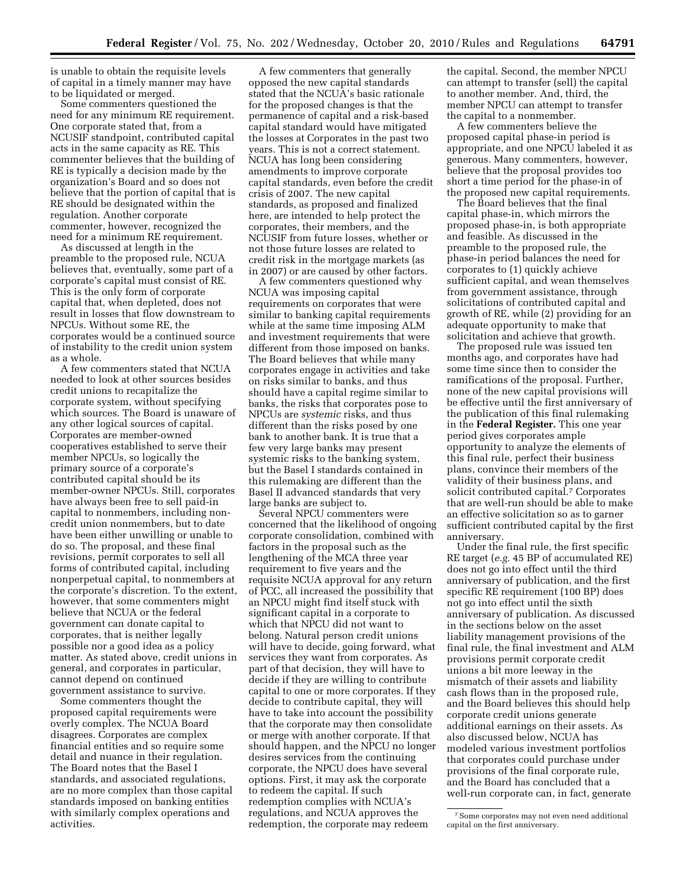is unable to obtain the requisite levels of capital in a timely manner may have to be liquidated or merged.

Some commenters questioned the need for any minimum RE requirement. One corporate stated that, from a NCUSIF standpoint, contributed capital acts in the same capacity as RE. This commenter believes that the building of RE is typically a decision made by the organization's Board and so does not believe that the portion of capital that is RE should be designated within the regulation. Another corporate commenter, however, recognized the need for a minimum RE requirement.

As discussed at length in the preamble to the proposed rule, NCUA believes that, eventually, some part of a corporate's capital must consist of RE. This is the only form of corporate capital that, when depleted, does not result in losses that flow downstream to NPCUs. Without some RE, the corporates would be a continued source of instability to the credit union system as a whole.

A few commenters stated that NCUA needed to look at other sources besides credit unions to recapitalize the corporate system, without specifying which sources. The Board is unaware of any other logical sources of capital. Corporates are member-owned cooperatives established to serve their member NPCUs, so logically the primary source of a corporate's contributed capital should be its member-owner NPCUs. Still, corporates have always been free to sell paid-in capital to nonmembers, including non-credit union nonmembers, but to date have been either unwilling or unable to do so. The proposal, and these final revisions, permit corporates to sell all forms of contributed capital, including nonperpetual capital, to nonmembers at the corporate's discretion. To the extent, however, that some commenters might believe that NCUA or the federal government can donate capital to corporates, that is neither legally possible nor a good idea as a policy matter. As stated above, credit unions in general, and corporates in particular, cannot depend on continued government assistance to survive.

Some commenters thought the proposed capital requirements were overly complex. The NCUA Board disagrees. Corporates are complex financial entities and so require some detail and nuance in their regulation. The Board notes that the Basel I standards, and associated regulations, are no more complex than those capital standards imposed on banking entities with similarly complex operations and activities.

A few commenters that generally opposed the new capital standards stated that the NCUA's basic rationale for the proposed changes is that the permanence of capital and a risk-based capital standard would have mitigated the losses at Corporates in the past two years. This is not a correct statement. NCUA has long been considering amendments to improve corporate capital standards, even before the credit crisis of 2007. The new capital standards, as proposed and finalized here, are intended to help protect the corporates, their members, and the NCUSIF from future losses, whether or not those future losses are related to credit risk in the mortgage markets (as in 2007) or are caused by other factors.

A few commenters questioned why NCUA was imposing capital requirements on corporates that were similar to banking capital requirements while at the same time imposing ALM and investment requirements that were different from those imposed on banks. The Board believes that while many corporates engage in activities and take on risks similar to banks, and thus should have a capital regime similar to banks, the risks that corporates pose to NPCUs are *systemic* risks, and thus different than the risks posed by one bank to another bank. It is true that a few very large banks may present systemic risks to the banking system, but the Basel I standards contained in this rulemaking are different than the Basel II advanced standards that very large banks are subject to.

Several NPCU commenters were concerned that the likelihood of ongoing corporate consolidation, combined with factors in the proposal such as the lengthening of the MCA three year requirement to five years and the requisite NCUA approval for any return of PCC, all increased the possibility that an NPCU might find itself stuck with significant capital in a corporate to which that NPCU did not want to belong. Natural person credit unions will have to decide, going forward, what services they want from corporates. As part of that decision, they will have to decide if they are willing to contribute capital to one or more corporates. If they decide to contribute capital, they will have to take into account the possibility that the corporate may then consolidate or merge with another corporate. If that should happen, and the NPCU no longer desires services from the continuing corporate, the NPCU does have several options. First, it may ask the corporate to redeem the capital. If such redemption complies with NCUA's regulations, and NCUA approves the redemption, the corporate may redeem the capital. Second, the member NPCU can attempt to transfer (sell) the capital to another member. And, third, the member NPCU can attempt to transfer the capital to a nonmember.

A few commenters believe the proposed capital phase-in period is appropriate, and one NPCU labeled it as generous. Many commenters, however, believe that the proposal provides too short a time period for the phase-in of the proposed new capital requirements.

The Board believes that the final capital phase-in, which mirrors the proposed phase-in, is both appropriate and feasible. As discussed in the preamble to the proposed rule, the phase-in period balances the need for corporates to (1) quickly achieve sufficient capital, and wean themselves from government assistance, through solicitations of contributed capital and growth of RE, while (2) providing for an adequate opportunity to make that solicitation and achieve that growth.

The proposed rule was issued ten months ago, and corporates have had some time since then to consider the ramifications of the proposal. Further, none of the new capital provisions will be effective until the first anniversary of the publication of this final rulemaking in the **Federal Register.** This one year period gives corporates ample opportunity to analyze the elements of this final rule, perfect their business plans, convince their members of the validity of their business plans, and solicit contributed capital.[7] Corporates that are well-run should be able to make an effective solicitation so as to garner sufficient contributed capital by the first anniversary.

Under the final rule, the first specific RE target (*e.g.* 45 BP of accumulated RE) does not go into effect until the third anniversary of publication, and the first specific RE requirement (100 BP) does not go into effect until the sixth anniversary of publication. As discussed in the sections below on the asset liability management provisions of the final rule, the final investment and ALM provisions permit corporate credit unions a bit more leeway in the mismatch of their assets and liability cash flows than in the proposed rule, and the Board believes this should help corporate credit unions generate additional earnings on their assets. As also discussed below, NCUA has modeled various investment portfolios that corporates could purchase under provisions of the final corporate rule, and the Board has concluded that a well-run corporate can, in fact, generate

[7] Some corporates may not even need additional capital on the first anniversary.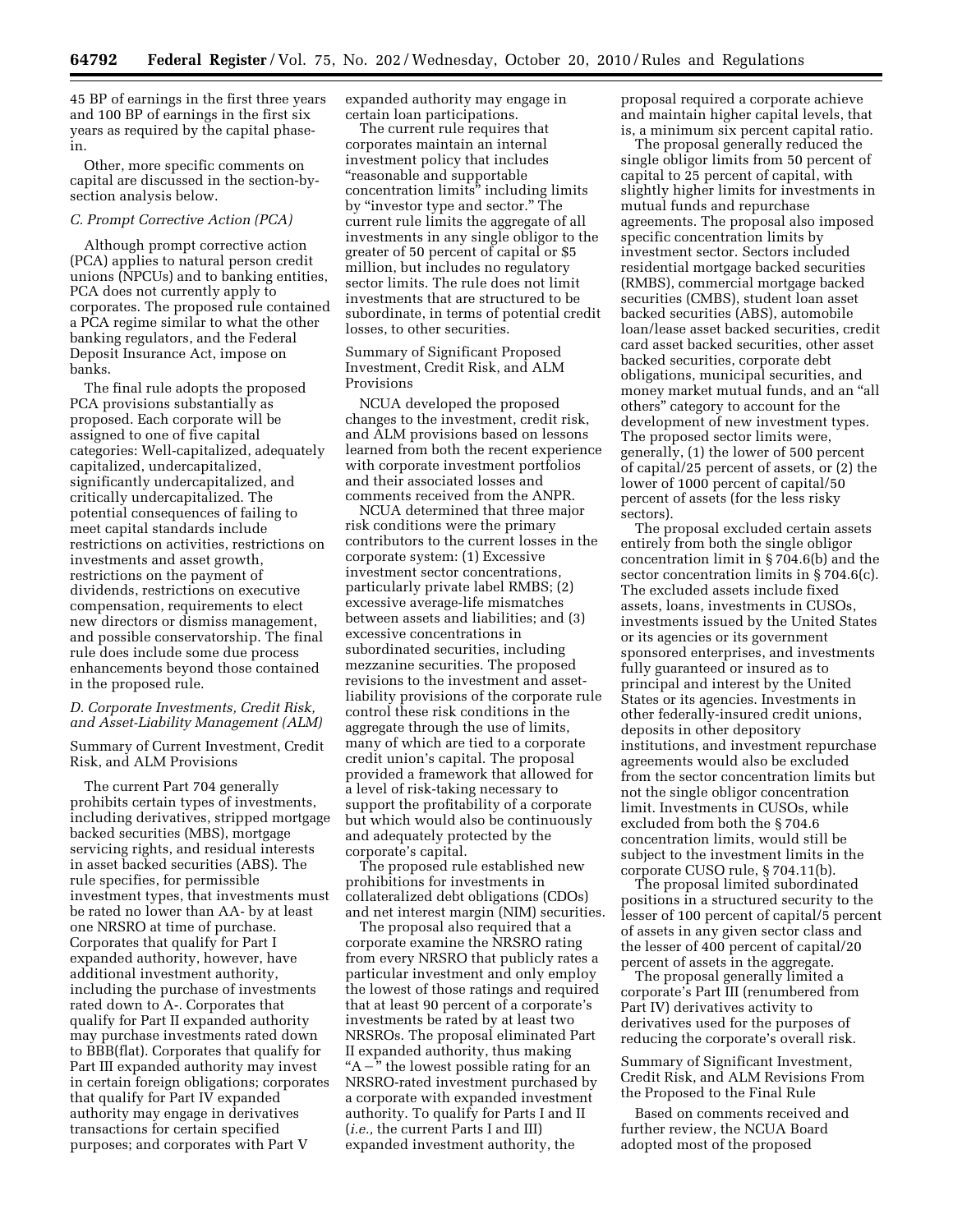45 BP of earnings in the first three years and 100 BP of earnings in the first six years as required by the capital phase-in.

Other, more specific comments on capital are discussed in the section-by-section analysis below.

### *C. Prompt Corrective Action (PCA)*

Although prompt corrective action (PCA) applies to natural person credit unions (NPCUs) and to banking entities, PCA does not currently apply to corporates. The proposed rule contained a PCA regime similar to what the other banking regulators, and the Federal Deposit Insurance Act, impose on banks.

The final rule adopts the proposed PCA provisions substantially as proposed. Each corporate will be assigned to one of five capital categories: Well-capitalized, adequately capitalized, undercapitalized, significantly undercapitalized, and critically undercapitalized. The potential consequences of failing to meet capital standards include restrictions on activities, restrictions on investments and asset growth, restrictions on the payment of dividends, restrictions on executive compensation, requirements to elect new directors or dismiss management, and possible conservatorship. The final rule does include some due process enhancements beyond those contained in the proposed rule.

### *D. Corporate Investments, Credit Risk, and Asset-Liability Management (ALM)*

Summary of Current Investment, Credit Risk, and ALM Provisions

The current Part 704 generally prohibits certain types of investments, including derivatives, stripped mortgage backed securities (MBS), mortgage servicing rights, and residual interests in asset backed securities (ABS). The rule specifies, for permissible investment types, that investments must be rated no lower than AA- by at least one NRSRO at time of purchase. Corporates that qualify for Part I expanded authority, however, have additional investment authority, including the purchase of investments rated down to A-. Corporates that qualify for Part II expanded authority may purchase investments rated down to BBB(flat). Corporates that qualify for Part III expanded authority may invest in certain foreign obligations; corporates that qualify for Part IV expanded authority may engage in derivatives transactions for certain specified purposes; and corporates with Part V expanded authority may engage in certain loan participations.

The current rule requires that corporates maintain an internal investment policy that includes "reasonable and supportable concentration limits" including limits by "investor type and sector." The current rule limits the aggregate of all investments in any single obligor to the greater of 50 percent of capital or $5 million, but includes no regulatory sector limits. The rule does not limit investments that are structured to be subordinate, in terms of potential credit losses, to other securities.

Summary of Significant Proposed Investment, Credit Risk, and ALM Provisions

NCUA developed the proposed changes to the investment, credit risk, and ALM provisions based on lessons learned from both the recent experience with corporate investment portfolios and their associated losses and comments received from the ANPR.

NCUA determined that three major risk conditions were the primary contributors to the current losses in the corporate system: (1) Excessive investment sector concentrations, particularly private label RMBS; (2) excessive average-life mismatches between assets and liabilities; and (3) excessive concentrations in subordinated securities, including mezzanine securities. The proposed revisions to the investment and asset-liability provisions of the corporate rule control these risk conditions in the aggregate through the use of limits, many of which are tied to a corporate credit union's capital. The proposal provided a framework that allowed for a level of risk-taking necessary to support the profitability of a corporate but which would also be continuously and adequately protected by the corporate's capital.

The proposed rule established new prohibitions for investments in collateralized debt obligations (CDOs) and net interest margin (NIM) securities.

The proposal also required that a corporate examine the NRSRO rating from every NRSRO that publicly rates a particular investment and only employ the lowest of those ratings and required that at least 90 percent of a corporate's investments be rated by at least two NRSROs. The proposal eliminated Part II expanded authority, thus making "A−" the lowest possible rating for an NRSRO-rated investment purchased by a corporate with expanded investment authority. To qualify for Parts I and II (*i.e.,* the current Parts I and III) expanded investment authority, the proposal required a corporate achieve and maintain higher capital levels, that is, a minimum six percent capital ratio.

The proposal generally reduced the single obligor limits from 50 percent of capital to 25 percent of capital, with slightly higher limits for investments in mutual funds and repurchase agreements. The proposal also imposed specific concentration limits by investment sector. Sectors included residential mortgage backed securities (RMBS), commercial mortgage backed securities (CMBS), student loan asset backed securities (ABS), automobile loan/lease asset backed securities, credit card asset backed securities, other asset backed securities, corporate debt obligations, municipal securities, and money market mutual funds, and an "all others" category to account for the development of new investment types. The proposed sector limits were, generally, (1) the lower of 500 percent of capital/25 percent of assets, or (2) the lower of 1000 percent of capital/50 percent of assets (for the less risky sectors).

The proposal excluded certain assets entirely from both the single obligor concentration limit in § 704.6(b) and the sector concentration limits in § 704.6(c). The excluded assets include fixed assets, loans, investments in CUSOs, investments issued by the United States or its agencies or its government sponsored enterprises, and investments fully guaranteed or insured as to principal and interest by the United States or its agencies. Investments in other federally-insured credit unions, deposits in other depository institutions, and investment repurchase agreements would also be excluded from the sector concentration limits but not the single obligor concentration limit. Investments in CUSOs, while excluded from both the § 704.6 concentration limits, would still be subject to the investment limits in the corporate CUSO rule, § 704.11(b).

The proposal limited subordinated positions in a structured security to the lesser of 100 percent of capital/5 percent of assets in any given sector class and the lesser of 400 percent of capital/20 percent of assets in the aggregate.

The proposal generally limited a corporate's Part III (renumbered from Part IV) derivatives activity to derivatives used for the purposes of reducing the corporate's overall risk.

Summary of Significant Investment, Credit Risk, and ALM Revisions From the Proposed to the Final Rule

Based on comments received and further review, the NCUA Board adopted most of the proposed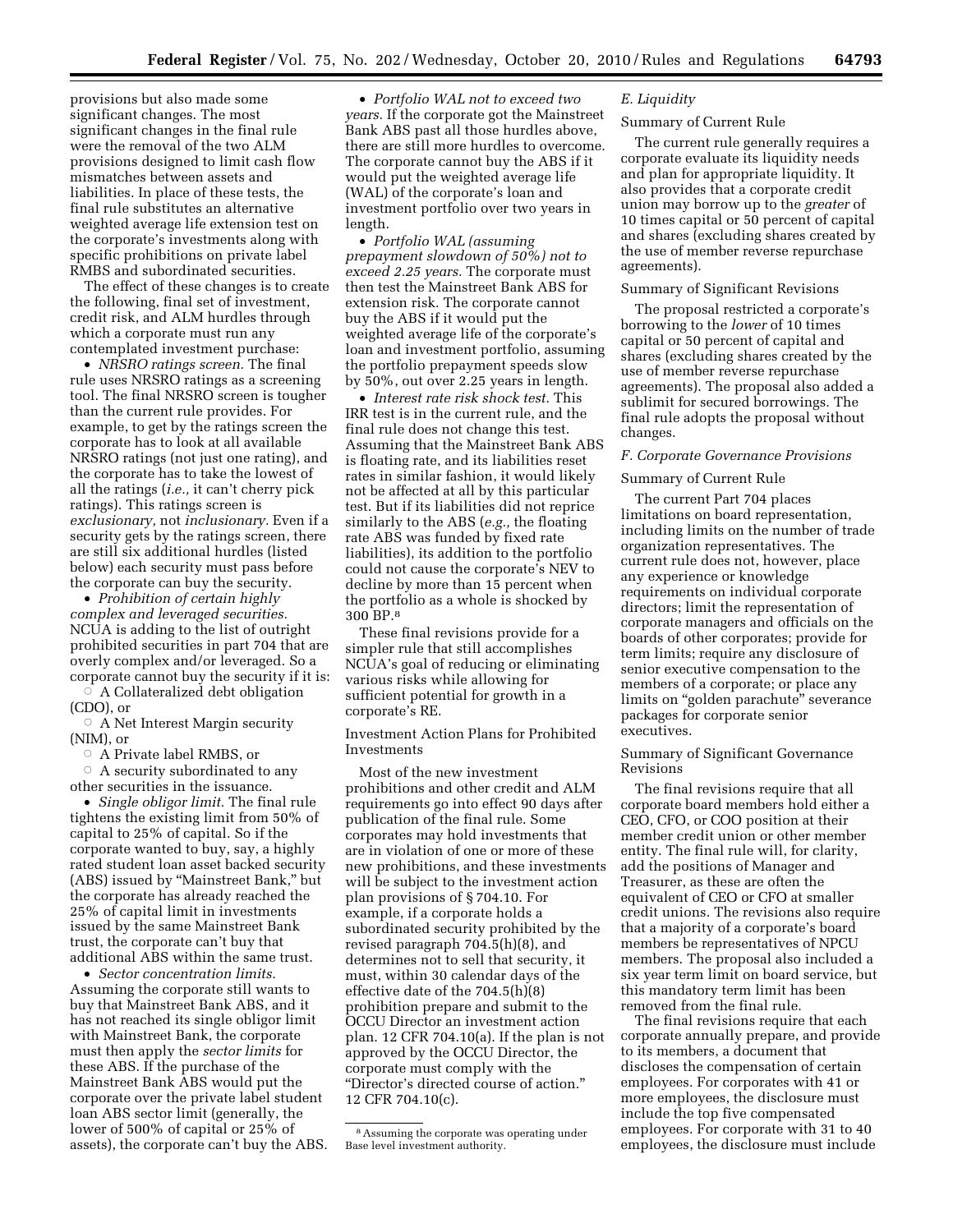provisions but also made some significant changes. The most significant changes in the final rule were the removal of the two ALM provisions designed to limit cash flow mismatches between assets and liabilities. In place of these tests, the final rule substitutes an alternative weighted average life extension test on the corporate's investments along with specific prohibitions on private label RMBS and subordinated securities.

The effect of these changes is to create the following, final set of investment, credit risk, and ALM hurdles through which a corporate must run any contemplated investment purchase:

- *NRSRO ratings screen.* The final rule uses NRSRO ratings as a screening tool. The final NRSRO screen is tougher than the current rule provides. For example, to get by the ratings screen the corporate has to look at all available NRSRO ratings (not just one rating), and the corporate has to take the lowest of all the ratings (*i.e.,* it can't cherry pick ratings). This ratings screen is *exclusionary,* not *inclusionary.* Even if a security gets by the ratings screen, there are still six additional hurdles (listed below) each security must pass before the corporate can buy the security.
- *Prohibition of certain highly complex and leveraged securities.* NCUA is adding to the list of outright prohibited securities in part 704 that are overly complex and/or leveraged. So a corporate cannot buy the security if it is:
    - A Collateralized debt obligation (CDO), or
    - A Net Interest Margin security (NIM), or
    - A Private label RMBS, or
    - A security subordinated to any other securities in the issuance.
- *Single obligor limit.* The final rule tightens the existing limit from 50% of capital to 25% of capital. So if the corporate wanted to buy, say, a highly rated student loan asset backed security (ABS) issued by "Mainstreet Bank," but the corporate has already reached the 25% of capital limit in investments issued by the same Mainstreet Bank trust, the corporate can't buy that additional ABS within the same trust.
- *Sector concentration limits.* Assuming the corporate still wants to buy that Mainstreet Bank ABS, and it has not reached its single obligor limit with Mainstreet Bank, the corporate must then apply the *sector limits* for these ABS. If the purchase of the Mainstreet Bank ABS would put the corporate over the private label student loan ABS sector limit (generally, the lower of 500% of capital or 25% of assets), the corporate can't buy the ABS.
- *Portfolio WAL not to exceed two years.* If the corporate got the Mainstreet Bank ABS past all those hurdles above, there are still more hurdles to overcome. The corporate cannot buy the ABS if it would put the weighted average life (WAL) of the corporate's loan and investment portfolio over two years in length.
- *Portfolio WAL (assuming prepayment slowdown of 50%) not to exceed 2.25 years.* The corporate must then test the Mainstreet Bank ABS for extension risk. The corporate cannot buy the ABS if it would put the weighted average life of the corporate's loan and investment portfolio, assuming the portfolio prepayment speeds slow by 50%, out over 2.25 years in length.
- *Interest rate risk shock test.* This IRR test is in the current rule, and the final rule does not change this test. Assuming that the Mainstreet Bank ABS is floating rate, and its liabilities reset rates in similar fashion, it would likely not be affected at all by this particular test. But if its liabilities did not reprice similarly to the ABS (*e.g.,* the floating rate ABS was funded by fixed rate liabilities), its addition to the portfolio could not cause the corporate's NEV to decline by more than 15 percent when the portfolio as a whole is shocked by 300 BP.[8]

These final revisions provide for a simpler rule that still accomplishes NCUA's goal of reducing or eliminating various risks while allowing for sufficient potential for growth in a corporate's RE.

Investment Action Plans for Prohibited Investments

Most of the new investment prohibitions and other credit and ALM requirements go into effect 90 days after publication of the final rule. Some corporates may hold investments that are in violation of one or more of these new prohibitions, and these investments will be subject to the investment action plan provisions of § 704.10. For example, if a corporate holds a subordinated security prohibited by the revised paragraph 704.5(h)(8), and determines not to sell that security, it must, within 30 calendar days of the effective date of the 704.5(h)(8) prohibition prepare and submit to the OCCU Director an investment action plan. 12 CFR 704.10(a). If the plan is not approved by the OCCU Director, the corporate must comply with the "Director's directed course of action." 12 CFR 704.10(c).

[8] Assuming the corporate was operating under Base level investment authority.

*E. Liquidity*

Summary of Current Rule

The current rule generally requires a corporate evaluate its liquidity needs and plan for appropriate liquidity. It also provides that a corporate credit union may borrow up to the *greater* of 10 times capital or 50 percent of capital and shares (excluding shares created by the use of member reverse repurchase agreements).

Summary of Significant Revisions

The proposal restricted a corporate's borrowing to the *lower* of 10 times capital or 50 percent of capital and shares (excluding shares created by the use of member reverse repurchase agreements). The proposal also added a sublimit for secured borrowings. The final rule adopts the proposal without changes.

*F. Corporate Governance Provisions*

Summary of Current Rule

The current Part 704 places limitations on board representation, including limits on the number of trade organization representatives. The current rule does not, however, place any experience or knowledge requirements on individual corporate directors; limit the representation of corporate managers and officials on the boards of other corporates; provide for term limits; require any disclosure of senior executive compensation to the members of a corporate; or place any limits on "golden parachute" severance packages for corporate senior executives.

Summary of Significant Governance Revisions

The final revisions require that all corporate board members hold either a CEO, CFO, or COO position at their member credit union or other member entity. The final rule will, for clarity, add the positions of Manager and Treasurer, as these are often the equivalent of CEO or CFO at smaller credit unions. The revisions also require that a majority of a corporate's board members be representatives of NPCU members. The proposal also included a six year term limit on board service, but this mandatory term limit has been removed from the final rule.

The final revisions require that each corporate annually prepare, and provide to its members, a document that discloses the compensation of certain employees. For corporates with 41 or more employees, the disclosure must include the top five compensated employees. For corporate with 31 to 40 employees, the disclosure must include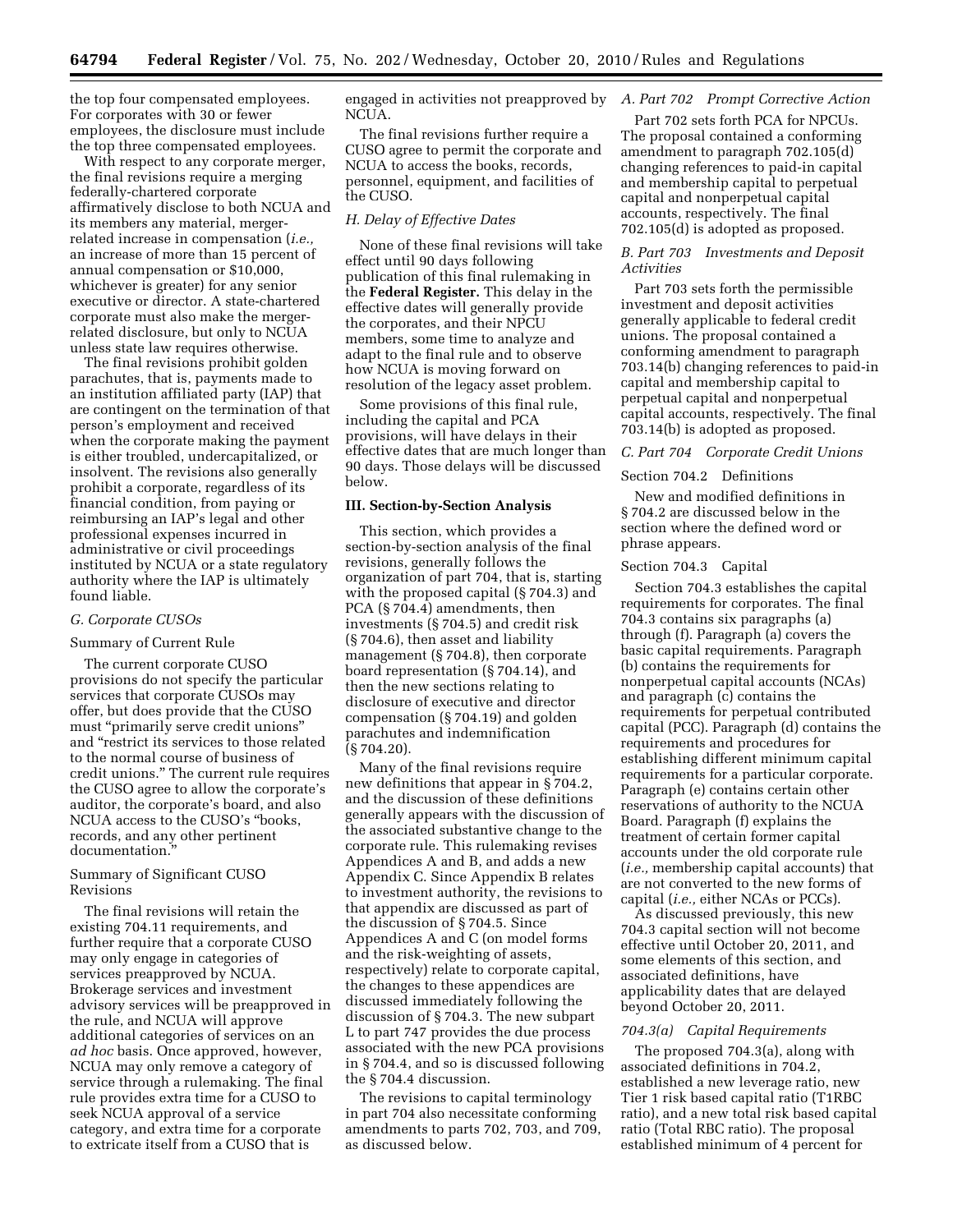the top four compensated employees. For corporates with 30 or fewer employees, the disclosure must include the top three compensated employees.

With respect to any corporate merger, the final revisions require a merging federally-chartered corporate affirmatively disclose to both NCUA and its members any material, merger-related increase in compensation (*i.e.,* an increase of more than 15 percent of annual compensation or $10,000, whichever is greater) for any senior executive or director. A state-chartered corporate must also make the merger-related disclosure, but only to NCUA unless state law requires otherwise.

The final revisions prohibit golden parachutes, that is, payments made to an institution affiliated party (IAP) that are contingent on the termination of that person's employment and received when the corporate making the payment is either troubled, undercapitalized, or insolvent. The revisions also generally prohibit a corporate, regardless of its financial condition, from paying or reimbursing an IAP's legal and other professional expenses incurred in administrative or civil proceedings instituted by NCUA or a state regulatory authority where the IAP is ultimately found liable.

### *G. Corporate CUSOs*

Summary of Current Rule

The current corporate CUSO provisions do not specify the particular services that corporate CUSOs may offer, but does provide that the CUSO must "primarily serve credit unions" and "restrict its services to those related to the normal course of business of credit unions." The current rule requires the CUSO agree to allow the corporate's auditor, the corporate's board, and also NCUA access to the CUSO's "books, records, and any other pertinent documentation."

Summary of Significant CUSO Revisions

The final revisions will retain the existing 704.11 requirements, and further require that a corporate CUSO may only engage in categories of services preapproved by NCUA. Brokerage services and investment advisory services will be preapproved in the rule, and NCUA will approve additional categories of services on an *ad hoc* basis. Once approved, however, NCUA may only remove a category of service through a rulemaking. The final rule provides extra time for a CUSO to seek NCUA approval of a service category, and extra time for a corporate to extricate itself from a CUSO that is engaged in activities not preapproved by NCUA.

The final revisions further require a CUSO agree to permit the corporate and NCUA to access the books, records, personnel, equipment, and facilities of the CUSO.

### *H. Delay of Effective Dates*

None of these final revisions will take effect until 90 days following publication of this final rulemaking in the **Federal Register.** This delay in the effective dates will generally provide the corporates, and their NPCU members, some time to analyze and adapt to the final rule and to observe how NCUA is moving forward on resolution of the legacy asset problem.

Some provisions of this final rule, including the capital and PCA provisions, will have delays in their effective dates that are much longer than 90 days. Those delays will be discussed below.

## III. Section-by-Section Analysis

This section, which provides a section-by-section analysis of the final revisions, generally follows the organization of part 704, that is, starting with the proposed capital (§ 704.3) and PCA (§ 704.4) amendments, then investments (§ 704.5) and credit risk (§ 704.6), then asset and liability management (§ 704.8), then corporate board representation (§ 704.14), and then the new sections relating to disclosure of executive and director compensation (§ 704.19) and golden parachutes and indemnification (§ 704.20).

Many of the final revisions require new definitions that appear in § 704.2, and the discussion of these definitions generally appears with the discussion of the associated substantive change to the corporate rule. This rulemaking revises Appendices A and B, and adds a new Appendix C. Since Appendix B relates to investment authority, the revisions to that appendix are discussed as part of the discussion of § 704.5. Since Appendices A and C (on model forms and the risk-weighting of assets, respectively) relate to corporate capital, the changes to these appendices are discussed immediately following the discussion of § 704.3. The new subpart L to part 747 provides the due process associated with the new PCA provisions in § 704.4, and so is discussed following the § 704.4 discussion.

The revisions to capital terminology in part 704 also necessitate conforming amendments to parts 702, 703, and 709, as discussed below.

### *A. Part 702 Prompt Corrective Action*

Part 702 sets forth PCA for NPCUs. The proposal contained a conforming amendment to paragraph 702.105(d) changing references to paid-in capital and membership capital to perpetual capital and nonperpetual capital accounts, respectively. The final 702.105(d) is adopted as proposed.

### *B. Part 703 Investments and Deposit Activities*

Part 703 sets forth the permissible investment and deposit activities generally applicable to federal credit unions. The proposal contained a conforming amendment to paragraph 703.14(b) changing references to paid-in capital and membership capital to perpetual capital and nonperpetual capital accounts, respectively. The final 703.14(b) is adopted as proposed.

### *C. Part 704 Corporate Credit Unions*

Section 704.2 Definitions

New and modified definitions in § 704.2 are discussed below in the section where the defined word or phrase appears.

Section 704.3 Capital

Section 704.3 establishes the capital requirements for corporates. The final 704.3 contains six paragraphs (a) through (f). Paragraph (a) covers the basic capital requirements. Paragraph (b) contains the requirements for nonperpetual capital accounts (NCAs) and paragraph (c) contains the requirements for perpetual contributed capital (PCC). Paragraph (d) contains the requirements and procedures for establishing different minimum capital requirements for a particular corporate. Paragraph (e) contains certain other reservations of authority to the NCUA Board. Paragraph (f) explains the treatment of certain former capital accounts under the old corporate rule (*i.e.,* membership capital accounts) that are not converted to the new forms of capital (*i.e.,* either NCAs or PCCs).

As discussed previously, this new 704.3 capital section will not become effective until October 20, 2011, and some elements of this section, and associated definitions, have applicability dates that are delayed beyond October 20, 2011.

#### *704.3(a) Capital Requirements*

The proposed 704.3(a), along with associated definitions in 704.2, established a new leverage ratio, new Tier 1 risk based capital ratio (T1RBC ratio), and a new total risk based capital ratio (Total RBC ratio). The proposal established minimum of 4 percent for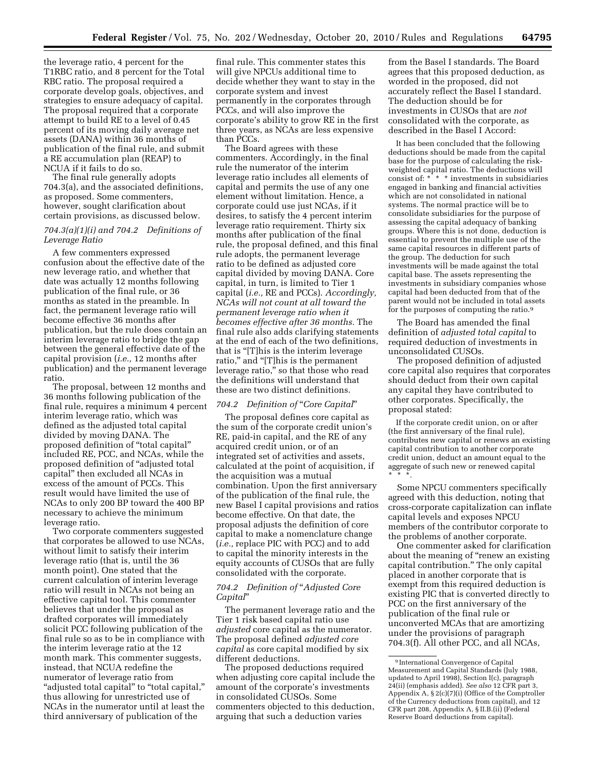the leverage ratio, 4 percent for the T1RBC ratio, and 8 percent for the Total RBC ratio. The proposal required a corporate develop goals, objectives, and strategies to ensure adequacy of capital. The proposal required that a corporate attempt to build RE to a level of 0.45 percent of its moving daily average net assets (DANA) within 36 months of publication of the final rule, and submit a RE accumulation plan (REAP) to NCUA if it fails to do so.

The final rule generally adopts 704.3(a), and the associated definitions, as proposed. Some commenters, however, sought clarification about certain provisions, as discussed below.

### *704.3(a)(1)(i) and 704.2 Definitions of Leverage Ratio*

A few commenters expressed confusion about the effective date of the new leverage ratio, and whether that date was actually 12 months following publication of the final rule, or 36 months as stated in the preamble. In fact, the permanent leverage ratio will become effective 36 months after publication, but the rule does contain an interim leverage ratio to bridge the gap between the general effective date of the capital provision (*i.e.,* 12 months after publication) and the permanent leverage ratio.

The proposal, between 12 months and 36 months following publication of the final rule, requires a minimum 4 percent interim leverage ratio, which was defined as the adjusted total capital divided by moving DANA. The proposed definition of "total capital" included RE, PCC, and NCAs, while the proposed definition of "adjusted total capital" then excluded all NCAs in excess of the amount of PCCs. This result would have limited the use of NCAs to only 200 BP toward the 400 BP necessary to achieve the minimum leverage ratio.

Two corporate commenters suggested that corporates be allowed to use NCAs, without limit to satisfy their interim leverage ratio (that is, until the 36 month point). One stated that the current calculation of interim leverage ratio will result in NCAs not being an effective capital tool. This commenter believes that under the proposal as drafted corporates will immediately solicit PCC following publication of the final rule so as to be in compliance with the interim leverage ratio at the 12 month mark. This commenter suggests, instead, that NCUA redefine the numerator of leverage ratio from "adjusted total capital" to "total capital," thus allowing for unrestricted use of NCAs in the numerator until at least the third anniversary of publication of the final rule. This commenter states this will give NPCUs additional time to decide whether they want to stay in the corporate system and invest permanently in the corporates through PCCs, and will also improve the corporate's ability to grow RE in the first three years, as NCAs are less expensive than PCCs.

The Board agrees with these commenters. Accordingly, in the final rule the numerator of the interim leverage ratio includes all elements of capital and permits the use of any one element without limitation. Hence, a corporate could use just NCAs, if it desires, to satisfy the 4 percent interim leverage ratio requirement. Thirty six months after publication of the final rule, the proposal defined, and this final rule adopts, the permanent leverage ratio to be defined as adjusted core capital divided by moving DANA. Core capital, in turn, is limited to Tier 1 capital (*i.e.,* RE and PCCs). *Accordingly, NCAs will not count at all toward the permanent leverage ratio when it becomes effective after 36 months.* The final rule also adds clarifying statements at the end of each of the two definitions, that is "[T]his is the interim leverage ratio," and "[T]his is the permanent leverage ratio," so that those who read the definitions will understand that these are two distinct definitions.

### *704.2 Definition of "Core Capital"*

The proposal defines core capital as the sum of the corporate credit union's RE, paid-in capital, and the RE of any acquired credit union, or of an integrated set of activities and assets, calculated at the point of acquisition, if the acquisition was a mutual combination. Upon the first anniversary of the publication of the final rule, the new Basel I capital provisions and ratios become effective. On that date, the proposal adjusts the definition of core capital to make a nomenclature change (*i.e.,* replace PIC with PCC) and to add to capital the minority interests in the equity accounts of CUSOs that are fully consolidated with the corporate.

### *704.2 Definition of "Adjusted Core Capital"*

The permanent leverage ratio and the Tier 1 risk based capital ratio use *adjusted* core capital as the numerator. The proposal defined *adjusted core capital* as core capital modified by six different deductions.

The proposed deductions required when adjusting core capital include the amount of the corporate's investments in consolidated CUSOs. Some commenters objected to this deduction, arguing that such a deduction varies from the Basel I standards. The Board agrees that this proposed deduction, as worded in the proposed, did not accurately reflect the Basel I standard. The deduction should be for investments in CUSOs that are *not* consolidated with the corporate, as described in the Basel I Accord:

> It has been concluded that the following deductions should be made from the capital base for the purpose of calculating the risk-weighted capital ratio. The deductions will consist of: * * * investments in subsidiaries engaged in banking and financial activities which are not consolidated in national systems. The normal practice will be to consolidate subsidiaries for the purpose of assessing the capital adequacy of banking groups. Where this is not done, deduction is essential to prevent the multiple use of the same capital resources in different parts of the group. The deduction for such investments will be made against the total capital base. The assets representing the investments in subsidiary companies whose capital had been deducted from that of the parent would not be included in total assets for the purposes of computing the ratio.[9]

The Board has amended the final definition of *adjusted total capital* to required deduction of investments in unconsolidated CUSOs.

The proposed definition of adjusted core capital also requires that corporates should deduct from their own capital any capital they have contributed to other corporates. Specifically, the proposal stated:

> If the corporate credit union, on or after (the first anniversary of the final rule), contributes new capital or renews an existing capital contribution to another corporate credit union, deduct an amount equal to the aggregate of such new or renewed capital * * *.

Some NPCU commenters specifically agreed with this deduction, noting that cross-corporate capitalization can inflate capital levels and exposes NPCU members of the contributor corporate to the problems of another corporate.

One commenter asked for clarification about the meaning of "renew an existing capital contribution." The only capital placed in another corporate that is exempt from this required deduction is existing PIC that is converted directly to PCC on the first anniversary of the publication of the final rule or unconverted MCAs that are amortizing under the provisions of paragraph 704.3(f). All other PCC, and all NCAs,

---

[9] International Convergence of Capital Measurement and Capital Standards (July 1988, updated to April 1998), Section I(c), paragraph 24(ii) (emphasis added). *See also* 12 CFR part 3, Appendix A, § 2(c)(7)(i) (Office of the Comptroller of the Currency deductions from capital), and 12 CFR part 208, Appendix A, § II.B.(ii) (Federal Reserve Board deductions from capital).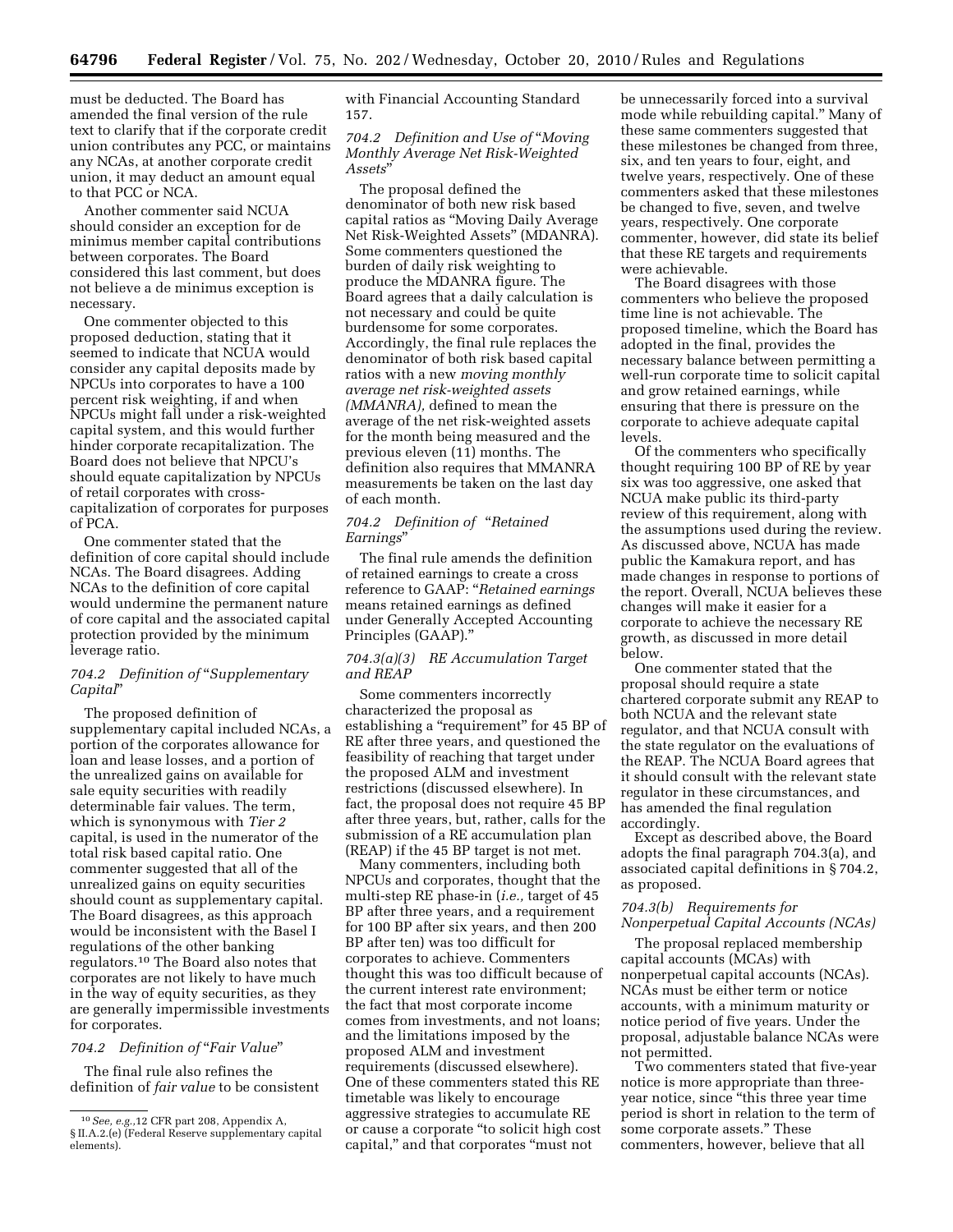must be deducted. The Board has amended the final version of the rule text to clarify that if the corporate credit union contributes any PCC, or maintains any NCAs, at another corporate credit union, it may deduct an amount equal to that PCC or NCA.

Another commenter said NCUA should consider an exception for de minimus member capital contributions between corporates. The Board considered this last comment, but does not believe a de minimus exception is necessary.

One commenter objected to this proposed deduction, stating that it seemed to indicate that NCUA would consider any capital deposits made by NPCUs into corporates to have a 100 percent risk weighting, if and when NPCUs might fall under a risk-weighted capital system, and this would further hinder corporate recapitalization. The Board does not believe that NPCU's should equate capitalization by NPCUs of retail corporates with cross-capitalization of corporates for purposes of PCA.

One commenter stated that the definition of core capital should include NCAs. The Board disagrees. Adding NCAs to the definition of core capital would undermine the permanent nature of core capital and the associated capital protection provided by the minimum leverage ratio.

*704.2 Definition of "Supplementary Capital"*

The proposed definition of supplementary capital included NCAs, a portion of the corporates allowance for loan and lease losses, and a portion of the unrealized gains on available for sale equity securities with readily determinable fair values. The term, which is synonymous with *Tier 2* capital, is used in the numerator of the total risk based capital ratio. One commenter suggested that all of the unrealized gains on equity securities should count as supplementary capital. The Board disagrees, as this approach would be inconsistent with the Basel I regulations of the other banking regulators.[10] The Board also notes that corporates are not likely to have much in the way of equity securities, as they are generally impermissible investments for corporates.

*704.2 Definition of "Fair Value"*

The final rule also refines the definition of *fair value* to be consistent with Financial Accounting Standard 157.

*704.2 Definition and Use of "Moving Monthly Average Net Risk-Weighted Assets"*

The proposal defined the denominator of both new risk based capital ratios as "Moving Daily Average Net Risk-Weighted Assets" (MDANRA). Some commenters questioned the burden of daily risk weighting to produce the MDANRA figure. The Board agrees that a daily calculation is not necessary and could be quite burdensome for some corporates. Accordingly, the final rule replaces the denominator of both risk based capital ratios with a new *moving monthly average net risk-weighted assets (MMANRA),* defined to mean the average of the net risk-weighted assets for the month being measured and the previous eleven (11) months. The definition also requires that MMANRA measurements be taken on the last day of each month.

*704.2 Definition of "Retained Earnings"*

The final rule amends the definition of retained earnings to create a cross reference to GAAP: "*Retained earnings* means retained earnings as defined under Generally Accepted Accounting Principles (GAAP)."

*704.3(a)(3) RE Accumulation Target and REAP*

Some commenters incorrectly characterized the proposal as establishing a "requirement" for 45 BP of RE after three years, and questioned the feasibility of reaching that target under the proposed ALM and investment restrictions (discussed elsewhere). In fact, the proposal does not require 45 BP after three years, but, rather, calls for the submission of a RE accumulation plan (REAP) if the 45 BP target is not met.

Many commenters, including both NPCUs and corporates, thought that the multi-step RE phase-in (*i.e.,* target of 45 BP after three years, and a requirement for 100 BP after six years, and then 200 BP after ten) was too difficult for corporates to achieve. Commenters thought this was too difficult because of the current interest rate environment; the fact that most corporate income comes from investments, and not loans; and the limitations imposed by the proposed ALM and investment requirements (discussed elsewhere). One of these commenters stated this RE timetable was likely to encourage aggressive strategies to accumulate RE or cause a corporate "to solicit high cost capital," and that corporates "must not be unnecessarily forced into a survival mode while rebuilding capital." Many of these same commenters suggested that these milestones be changed from three, six, and ten years to four, eight, and twelve years, respectively. One of these commenters asked that these milestones be changed to five, seven, and twelve years, respectively. One corporate commenter, however, did state its belief that these RE targets and requirements were achievable.

The Board disagrees with those commenters who believe the proposed time line is not achievable. The proposed timeline, which the Board has adopted in the final, provides the necessary balance between permitting a well-run corporate time to solicit capital and grow retained earnings, while ensuring that there is pressure on the corporate to achieve adequate capital levels.

Of the commenters who specifically thought requiring 100 BP of RE by year six was too aggressive, one asked that NCUA make public its third-party review of this requirement, along with the assumptions used during the review. As discussed above, NCUA has made public the Kamakura report, and has made changes in response to portions of the report. Overall, NCUA believes these changes will make it easier for a corporate to achieve the necessary RE growth, as discussed in more detail below.

One commenter stated that the proposal should require a state chartered corporate submit any REAP to both NCUA and the relevant state regulator, and that NCUA consult with the state regulator on the evaluations of the REAP. The NCUA Board agrees that it should consult with the relevant state regulator in these circumstances, and has amended the final regulation accordingly.

Except as described above, the Board adopts the final paragraph 704.3(a), and associated capital definitions in § 704.2, as proposed.

*704.3(b) Requirements for Nonperpetual Capital Accounts (NCAs)*

The proposal replaced membership capital accounts (MCAs) with nonperpetual capital accounts (NCAs). NCAs must be either term or notice accounts, with a minimum maturity or notice period of five years. Under the proposal, adjustable balance NCAs were not permitted.

Two commenters stated that five-year notice is more appropriate than three-year notice, since "this three year time period is short in relation to the term of some corporate assets." These commenters, however, believe that all

[10] *See, e.g.,*12 CFR part 208, Appendix A, § II.A.2.(e) (Federal Reserve supplementary capital elements).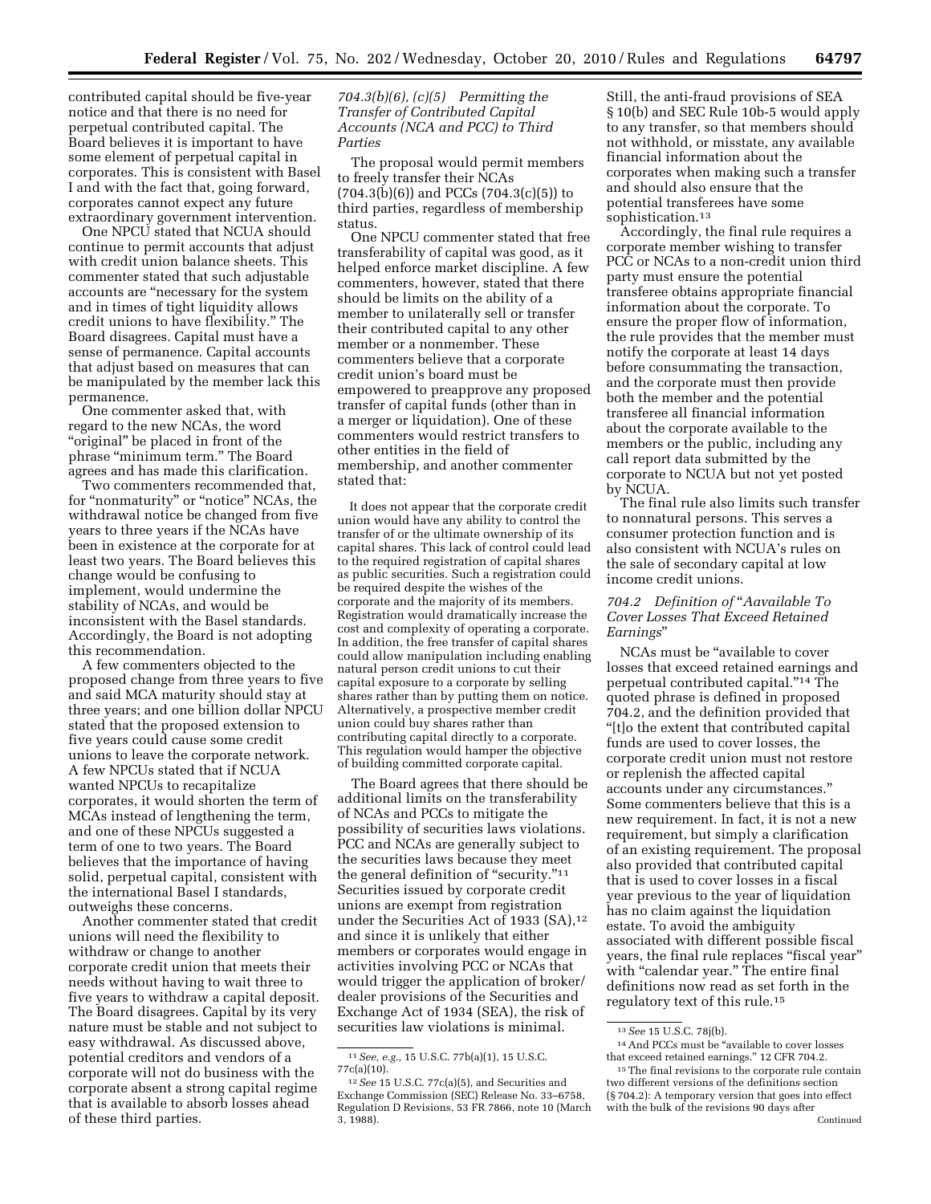contributed capital should be five-year notice and that there is no need for perpetual contributed capital. The Board believes it is important to have some element of perpetual capital in corporates. This is consistent with Basel I and with the fact that, going forward, corporates cannot expect any future extraordinary government intervention.

One NPCU stated that NCUA should continue to permit accounts that adjust with credit union balance sheets. This commenter stated that such adjustable accounts are "necessary for the system and in times of tight liquidity allows credit unions to have flexibility." The Board disagrees. Capital must have a sense of permanence. Capital accounts that adjust based on measures that can be manipulated by the member lack this permanence.

One commenter asked that, with regard to the new NCAs, the word "original" be placed in front of the phrase "minimum term." The Board agrees and has made this clarification.

Two commenters recommended that, for "nonmaturity" or "notice" NCAs, the withdrawal notice be changed from five years to three years if the NCAs have been in existence at the corporate for at least two years. The Board believes this change would be confusing to implement, would undermine the stability of NCAs, and would be inconsistent with the Basel standards. Accordingly, the Board is not adopting this recommendation.

A few commenters objected to the proposed change from three years to five and said MCA maturity should stay at three years; and one billion dollar NPCU stated that the proposed extension to five years could cause some credit unions to leave the corporate network. A few NPCUs stated that if NCUA wanted NPCUs to recapitalize corporates, it would shorten the term of MCAs instead of lengthening the term, and one of these NPCUs suggested a term of one to two years. The Board believes that the importance of having solid, perpetual capital, consistent with the international Basel I standards, outweighs these concerns.

Another commenter stated that credit unions will need the flexibility to withdraw or change to another corporate credit union that meets their needs without having to wait three to five years to withdraw a capital deposit. The Board disagrees. Capital by its very nature must be stable and not subject to easy withdrawal. As discussed above, potential creditors and vendors of a corporate will not do business with the corporate absent a strong capital regime that is available to absorb losses ahead of these third parties.

### *704.3(b)(6), (c)(5) Permitting the Transfer of Contributed Capital Accounts (NCA and PCC) to Third Parties*

The proposal would permit members to freely transfer their NCAs (704.3(b)(6)) and PCCs (704.3(c)(5)) to third parties, regardless of membership status.

One NPCU commenter stated that free transferability of capital was good, as it helped enforce market discipline. A few commenters, however, stated that there should be limits on the ability of a member to unilaterally sell or transfer their contributed capital to any other member or a nonmember. These commenters believe that a corporate credit union's board must be empowered to preapprove any proposed transfer of capital funds (other than in a merger or liquidation). One of these commenters would restrict transfers to other entities in the field of membership, and another commenter stated that:

> It does not appear that the corporate credit union would have any ability to control the transfer of or the ultimate ownership of its capital shares. This lack of control could lead to the required registration of capital shares as public securities. Such a registration could be required despite the wishes of the corporate and the majority of its members. Registration would dramatically increase the cost and complexity of operating a corporate. In addition, the free transfer of capital shares could allow manipulation including enabling natural person credit unions to cut their capital exposure to a corporate by selling shares rather than by putting them on notice. Alternatively, a prospective member credit union could buy shares rather than contributing capital directly to a corporate. This regulation would hamper the objective of building committed corporate capital.

The Board agrees that there should be additional limits on the transferability of NCAs and PCCs to mitigate the possibility of securities laws violations. PCC and NCAs are generally subject to the securities laws because they meet the general definition of "security."[11] Securities issued by corporate credit unions are exempt from registration under the Securities Act of 1933 (SA),[12] and since it is unlikely that either members or corporates would engage in activities involving PCC or NCAs that would trigger the application of broker/dealer provisions of the Securities and Exchange Act of 1934 (SEA), the risk of securities law violations is minimal.

Still, the anti-fraud provisions of SEA § 10(b) and SEC Rule 10b-5 would apply to any transfer, so that members should not withhold, or misstate, any available financial information about the corporates when making such a transfer and should also ensure that the potential transferees have some sophistication.[13]

Accordingly, the final rule requires a corporate member wishing to transfer PCC or NCAs to a non-credit union third party must ensure the potential transferee obtains appropriate financial information about the corporate. To ensure the proper flow of information, the rule provides that the member must notify the corporate at least 14 days before consummating the transaction, and the corporate must then provide both the member and the potential transferee all financial information about the corporate available to the members or the public, including any call report data submitted by the corporate to NCUA but not yet posted by NCUA.

The final rule also limits such transfer to nonnatural persons. This serves a consumer protection function and is also consistent with NCUA's rules on the sale of secondary capital at low income credit unions.

### *704.2 Definition of "Aavailable To Cover Losses That Exceed Retained Earnings"*

NCAs must be "available to cover losses that exceed retained earnings and perpetual contributed capital."[14] The quoted phrase is defined in proposed 704.2, and the definition provided that "[t]o the extent that contributed capital funds are used to cover losses, the corporate credit union must not restore or replenish the affected capital accounts under any circumstances." Some commenters believe that this is a new requirement. In fact, it is not a new requirement, but simply a clarification of an existing requirement. The proposal also provided that contributed capital that is used to cover losses in a fiscal year previous to the year of liquidation has no claim against the liquidation estate. To avoid the ambiguity associated with different possible fiscal years, the final rule replaces "fiscal year" with "calendar year." The entire final definitions now read as set forth in the regulatory text of this rule.[15]

---

[11] *See, e.g.,* 15 U.S.C. 77b(a)(1), 15 U.S.C. 77c(a)(10).

[12] *See* 15 U.S.C. 77c(a)(5), and Securities and Exchange Commission (SEC) Release No. 33–6758, Regulation D Revisions, 53 FR 7866, note 10 (March 3, 1988).

[13] *See* 15 U.S.C. 78j(b).

[14] And PCCs must be "available to cover losses that exceed retained earnings." 12 CFR 704.2.

[15] The final revisions to the corporate rule contain two different versions of the definitions section (§ 704.2): A temporary version that goes into effect with the bulk of the revisions 90 days after

Continued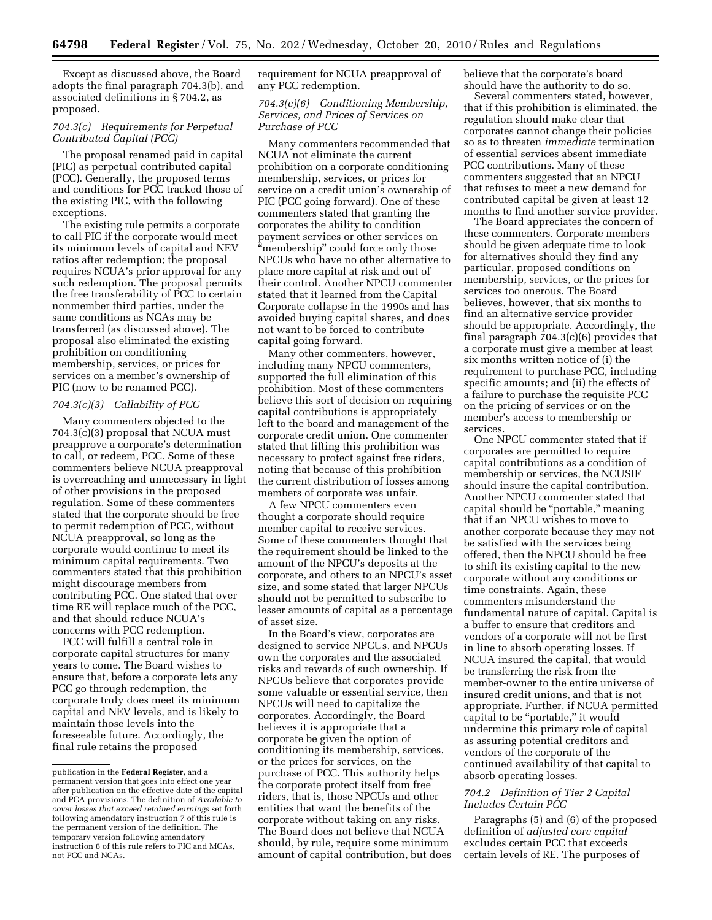Except as discussed above, the Board adopts the final paragraph 704.3(b), and associated definitions in § 704.2, as proposed.

### 704.3(c) Requirements for Perpetual Contributed Capital (PCC)

The proposal renamed paid in capital (PIC) as perpetual contributed capital (PCC). Generally, the proposed terms and conditions for PCC tracked those of the existing PIC, with the following exceptions.

The existing rule permits a corporate to call PIC if the corporate would meet its minimum levels of capital and NEV ratios after redemption; the proposal requires NCUA's prior approval for any such redemption. The proposal permits the free transferability of PCC to certain nonmember third parties, under the same conditions as NCAs may be transferred (as discussed above). The proposal also eliminated the existing prohibition on conditioning membership, services, or prices for services on a member's ownership of PIC (now to be renamed PCC).

### 704.3(c)(3) Callability of PCC

Many commenters objected to the 704.3(c)(3) proposal that NCUA must preapprove a corporate's determination to call, or redeem, PCC. Some of these commenters believe NCUA preapproval is overreaching and unnecessary in light of other provisions in the proposed regulation. Some of these commenters stated that the corporate should be free to permit redemption of PCC, without NCUA preapproval, so long as the corporate would continue to meet its minimum capital requirements. Two commenters stated that this prohibition might discourage members from contributing PCC. One stated that over time RE will replace much of the PCC, and that should reduce NCUA's concerns with PCC redemption.

PCC will fulfill a central role in corporate capital structures for many years to come. The Board wishes to ensure that, before a corporate lets any PCC go through redemption, the corporate truly does meet its minimum capital and NEV levels, and is likely to maintain those levels into the foreseeable future. Accordingly, the final rule retains the proposed requirement for NCUA preapproval of any PCC redemption.

### 704.3(c)(6) Conditioning Membership, Services, and Prices of Services on Purchase of PCC

Many commenters recommended that NCUA not eliminate the current prohibition on a corporate conditioning membership, services, or prices for service on a credit union's ownership of PIC (PCC going forward). One of these commenters stated that granting the corporates the ability to condition payment services or other services on "membership" could force only those NPCUs who have no other alternative to place more capital at risk and out of their control. Another NPCU commenter stated that it learned from the Capital Corporate collapse in the 1990s and has avoided buying capital shares, and does not want to be forced to contribute capital going forward.

Many other commenters, however, including many NPCU commenters, supported the full elimination of this prohibition. Most of these commenters believe this sort of decision on requiring capital contributions is appropriately left to the board and management of the corporate credit union. One commenter stated that lifting this prohibition was necessary to protect against free riders, noting that because of this prohibition the current distribution of losses among members of corporate was unfair.

A few NPCU commenters even thought a corporate should require member capital to receive services. Some of these commenters thought that the requirement should be linked to the amount of the NPCU's deposits at the corporate, and others to an NPCU's asset size, and some stated that larger NPCUs should not be permitted to subscribe to lesser amounts of capital as a percentage of asset size.

In the Board's view, corporates are designed to service NPCUs, and NPCUs own the corporates and the associated risks and rewards of such ownership. If NPCUs believe that corporates provide some valuable or essential service, then NPCUs will need to capitalize the corporates. Accordingly, the Board believes it is appropriate that a corporate be given the option of conditioning its membership, services, or the prices for services, on the purchase of PCC. This authority helps the corporate protect itself from free riders, that is, those NPCUs and other entities that want the benefits of the corporate without taking on any risks. The Board does not believe that NCUA should, by rule, require some minimum amount of capital contribution, but does believe that the corporate's board should have the authority to do so.

Several commenters stated, however, that if this prohibition is eliminated, the regulation should make clear that corporates cannot change their policies so as to threaten *immediate* termination of essential services absent immediate PCC contributions. Many of these commenters suggested that an NPCU that refuses to meet a new demand for contributed capital be given at least 12 months to find another service provider.

The Board appreciates the concern of these commenters. Corporate members should be given adequate time to look for alternatives should they find any particular, proposed conditions on membership, services, or the prices for services too onerous. The Board believes, however, that six months to find an alternative service provider should be appropriate. Accordingly, the final paragraph 704.3(c)(6) provides that a corporate must give a member at least six months written notice of (i) the requirement to purchase PCC, including specific amounts; and (ii) the effects of a failure to purchase the requisite PCC on the pricing of services or on the member's access to membership or services.

One NPCU commenter stated that if corporates are permitted to require capital contributions as a condition of membership or services, the NCUSIF should insure the capital contribution. Another NPCU commenter stated that capital should be "portable," meaning that if an NPCU wishes to move to another corporate because they may not be satisfied with the services being offered, then the NPCU should be free to shift its existing capital to the new corporate without any conditions or time constraints. Again, these commenters misunderstand the fundamental nature of capital. Capital is a buffer to ensure that creditors and vendors of a corporate will not be first in line to absorb operating losses. If NCUA insured the capital, that would be transferring the risk from the member-owner to the entire universe of insured credit unions, and that is not appropriate. Further, if NCUA permitted capital to be "portable," it would undermine this primary role of capital as assuring potential creditors and vendors of the corporate of the continued availability of that capital to absorb operating losses.

### 704.2 Definition of Tier 2 Capital Includes Certain PCC

Paragraphs (5) and (6) of the proposed definition of *adjusted core capital* excludes certain PCC that exceeds certain levels of RE. The purposes of

---

publication in the **Federal Register**, and a permanent version that goes into effect one year after publication on the effective date of the capital and PCA provisions. The definition of *Available to cover losses that exceed retained earnings* set forth following amendatory instruction 7 of this rule is the permanent version of the definition. The temporary version following amendatory instruction 6 of this rule refers to PIC and MCAs, not PCC and NCAs.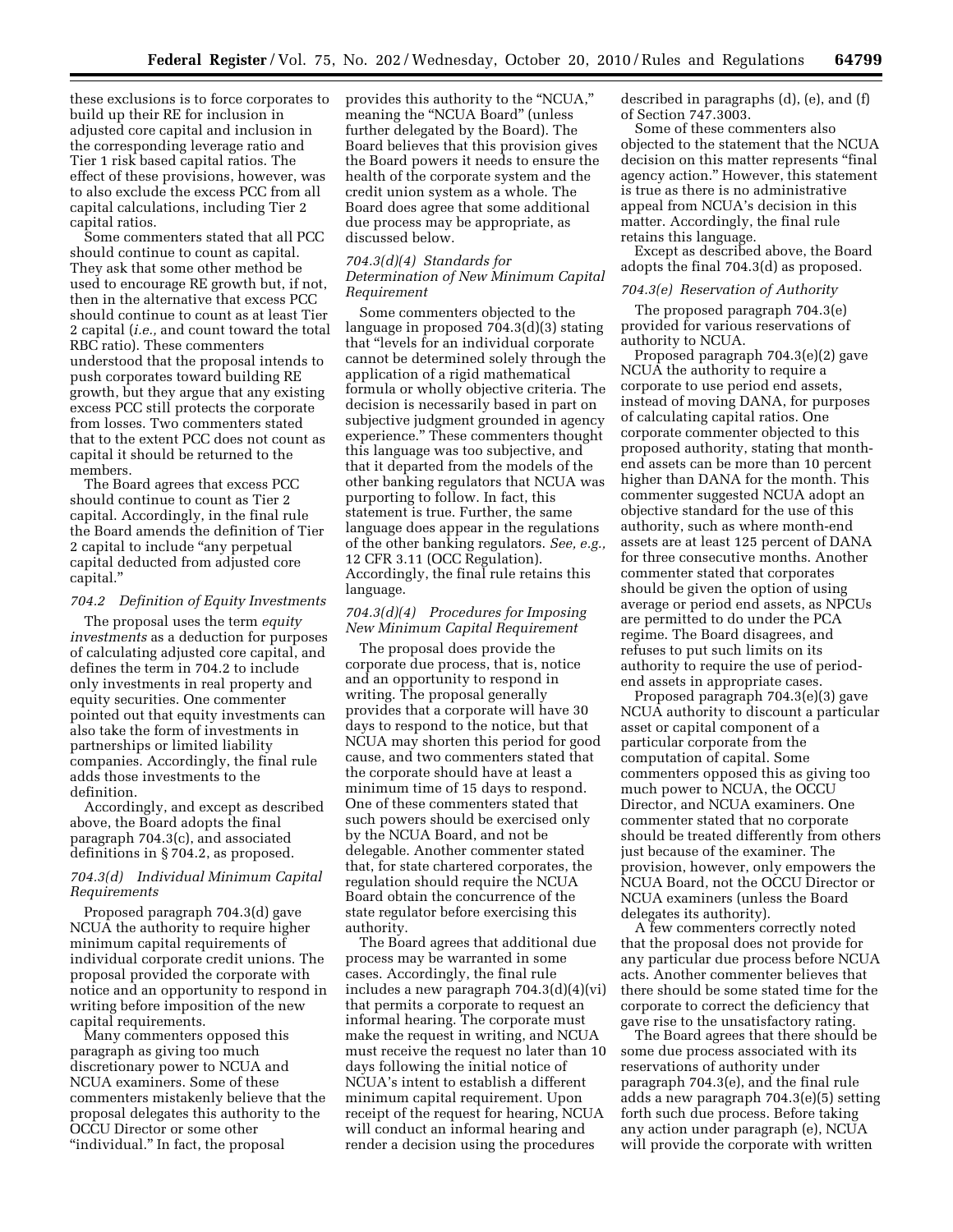these exclusions is to force corporates to build up their RE for inclusion in adjusted core capital and inclusion in the corresponding leverage ratio and Tier 1 risk based capital ratios. The effect of these provisions, however, was to also exclude the excess PCC from all capital calculations, including Tier 2 capital ratios.

Some commenters stated that all PCC should continue to count as capital. They ask that some other method be used to encourage RE growth but, if not, then in the alternative that excess PCC should continue to count as at least Tier 2 capital (*i.e.,* and count toward the total RBC ratio). These commenters understood that the proposal intends to push corporates toward building RE growth, but they argue that any existing excess PCC still protects the corporate from losses. Two commenters stated that to the extent PCC does not count as capital it should be returned to the members.

The Board agrees that excess PCC should continue to count as Tier 2 capital. Accordingly, in the final rule the Board amends the definition of Tier 2 capital to include "any perpetual capital deducted from adjusted core capital."

### *704.2 Definition of Equity Investments*

The proposal uses the term *equity investments* as a deduction for purposes of calculating adjusted core capital, and defines the term in 704.2 to include only investments in real property and equity securities. One commenter pointed out that equity investments can also take the form of investments in partnerships or limited liability companies. Accordingly, the final rule adds those investments to the definition.

Accordingly, and except as described above, the Board adopts the final paragraph 704.3(c), and associated definitions in § 704.2, as proposed.

### *704.3(d) Individual Minimum Capital Requirements*

Proposed paragraph 704.3(d) gave NCUA the authority to require higher minimum capital requirements of individual corporate credit unions. The proposal provided the corporate with notice and an opportunity to respond in writing before imposition of the new capital requirements.

Many commenters opposed this paragraph as giving too much discretionary power to NCUA and NCUA examiners. Some of these commenters mistakenly believe that the proposal delegates this authority to the OCCU Director or some other "individual." In fact, the proposal provides this authority to the "NCUA," meaning the "NCUA Board" (unless further delegated by the Board). The Board believes that this provision gives the Board powers it needs to ensure the health of the corporate system and the credit union system as a whole. The Board does agree that some additional due process may be appropriate, as discussed below.

### *704.3(d)(4) Standards for Determination of New Minimum Capital Requirement*

Some commenters objected to the language in proposed 704.3(d)(3) stating that "levels for an individual corporate cannot be determined solely through the application of a rigid mathematical formula or wholly objective criteria. The decision is necessarily based in part on subjective judgment grounded in agency experience." These commenters thought this language was too subjective, and that it departed from the models of the other banking regulators that NCUA was purporting to follow. In fact, this statement is true. Further, the same language does appear in the regulations of the other banking regulators. *See, e.g.,* 12 CFR 3.11 (OCC Regulation). Accordingly, the final rule retains this language.

### *704.3(d)(4) Procedures for Imposing New Minimum Capital Requirement*

The proposal does provide the corporate due process, that is, notice and an opportunity to respond in writing. The proposal generally provides that a corporate will have 30 days to respond to the notice, but that NCUA may shorten this period for good cause, and two commenters stated that the corporate should have at least a minimum time of 15 days to respond. One of these commenters stated that such powers should be exercised only by the NCUA Board, and not be delegable. Another commenter stated that, for state chartered corporates, the regulation should require the NCUA Board obtain the concurrence of the state regulator before exercising this authority.

The Board agrees that additional due process may be warranted in some cases. Accordingly, the final rule includes a new paragraph 704.3(d)(4)(vi) that permits a corporate to request an informal hearing. The corporate must make the request in writing, and NCUA must receive the request no later than 10 days following the initial notice of NCUA's intent to establish a different minimum capital requirement. Upon receipt of the request for hearing, NCUA will conduct an informal hearing and render a decision using the procedures described in paragraphs (d), (e), and (f) of Section 747.3003.

Some of these commenters also objected to the statement that the NCUA decision on this matter represents "final agency action." However, this statement is true as there is no administrative appeal from NCUA's decision in this matter. Accordingly, the final rule retains this language.

Except as described above, the Board adopts the final 704.3(d) as proposed.

### *704.3(e) Reservation of Authority*

The proposed paragraph 704.3(e) provided for various reservations of authority to NCUA.

Proposed paragraph 704.3(e)(2) gave NCUA the authority to require a corporate to use period end assets, instead of moving DANA, for purposes of calculating capital ratios. One corporate commenter objected to this proposed authority, stating that month-end assets can be more than 10 percent higher than DANA for the month. This commenter suggested NCUA adopt an objective standard for the use of this authority, such as where month-end assets are at least 125 percent of DANA for three consecutive months. Another commenter stated that corporates should be given the option of using average or period end assets, as NPCUs are permitted to do under the PCA regime. The Board disagrees, and refuses to put such limits on its authority to require the use of period-end assets in appropriate cases.

Proposed paragraph 704.3(e)(3) gave NCUA authority to discount a particular asset or capital component of a particular corporate from the computation of capital. Some commenters opposed this as giving too much power to NCUA, the OCCU Director, and NCUA examiners. One commenter stated that no corporate should be treated differently from others just because of the examiner. The provision, however, only empowers the NCUA Board, not the OCCU Director or NCUA examiners (unless the Board delegates its authority).

A few commenters correctly noted that the proposal does not provide for any particular due process before NCUA acts. Another commenter believes that there should be some stated time for the corporate to correct the deficiency that gave rise to the unsatisfactory rating.

The Board agrees that there should be some due process associated with its reservations of authority under paragraph 704.3(e), and the final rule adds a new paragraph 704.3(e)(5) setting forth such due process. Before taking any action under paragraph (e), NCUA will provide the corporate with written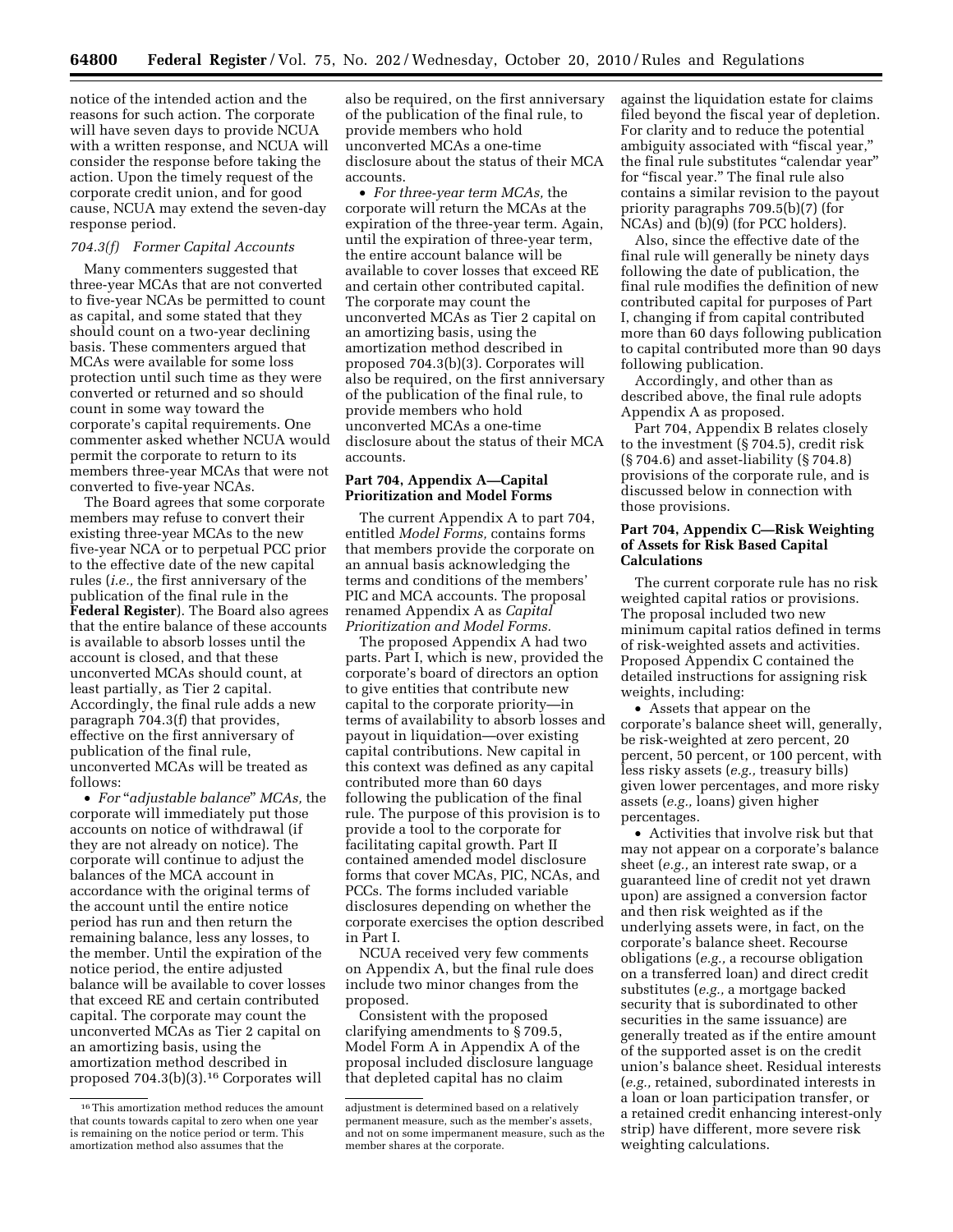notice of the intended action and the reasons for such action. The corporate will have seven days to provide NCUA with a written response, and NCUA will consider the response before taking the action. Upon the timely request of the corporate credit union, and for good cause, NCUA may extend the seven-day response period.

### *704.3(f) Former Capital Accounts*

Many commenters suggested that three-year MCAs that are not converted to five-year NCAs be permitted to count as capital, and some stated that they should count on a two-year declining basis. These commenters argued that MCAs were available for some loss protection until such time as they were converted or returned and so should count in some way toward the corporate's capital requirements. One commenter asked whether NCUA would permit the corporate to return to its members three-year MCAs that were not converted to five-year NCAs.

The Board agrees that some corporate members may refuse to convert their existing three-year MCAs to the new five-year NCA or to perpetual PCC prior to the effective date of the new capital rules (*i.e.,* the first anniversary of the publication of the final rule in the **Federal Register**). The Board also agrees that the entire balance of these accounts is available to absorb losses until the account is closed, and that these unconverted MCAs should count, at least partially, as Tier 2 capital. Accordingly, the final rule adds a new paragraph 704.3(f) that provides, effective on the first anniversary of publication of the final rule, unconverted MCAs will be treated as follows:

- *For "adjustable balance" MCAs,* the corporate will immediately put those accounts on notice of withdrawal (if they are not already on notice). The corporate will continue to adjust the balances of the MCA account in accordance with the original terms of the account until the entire notice period has run and then return the remaining balance, less any losses, to the member. Until the expiration of the notice period, the entire adjusted balance will be available to cover losses that exceed RE and certain contributed capital. The corporate may count the unconverted MCAs as Tier 2 capital on an amortizing basis, using the amortization method described in proposed 704.3(b)(3).[16] Corporates will also be required, on the first anniversary of the publication of the final rule, to provide members who hold unconverted MCAs a one-time disclosure about the status of their MCA accounts.
- *For three-year term MCAs,* the corporate will return the MCAs at the expiration of the three-year term. Again, until the expiration of three-year term, the entire account balance will be available to cover losses that exceed RE and certain other contributed capital. The corporate may count the unconverted MCAs as Tier 2 capital on an amortizing basis, using the amortization method described in proposed 704.3(b)(3). Corporates will also be required, on the first anniversary of the publication of the final rule, to provide members who hold unconverted MCAs a one-time disclosure about the status of their MCA accounts.

### Part 704, Appendix A—Capital Prioritization and Model Forms

The current Appendix A to part 704, entitled *Model Forms,* contains forms that members provide the corporate on an annual basis acknowledging the terms and conditions of the members' PIC and MCA accounts. The proposal renamed Appendix A as *Capital Prioritization and Model Forms.*

The proposed Appendix A had two parts. Part I, which is new, provided the corporate's board of directors an option to give entities that contribute new capital to the corporate priority—in terms of availability to absorb losses and payout in liquidation—over existing capital contributions. New capital in this context was defined as any capital contributed more than 60 days following the publication of the final rule. The purpose of this provision is to provide a tool to the corporate for facilitating capital growth. Part II contained amended model disclosure forms that cover MCAs, PIC, NCAs, and PCCs. The forms included variable disclosures depending on whether the corporate exercises the option described in Part I.

NCUA received very few comments on Appendix A, but the final rule does include two minor changes from the proposed.

Consistent with the proposed clarifying amendments to § 709.5, Model Form A in Appendix A of the proposal included disclosure language that depleted capital has no claim against the liquidation estate for claims filed beyond the fiscal year of depletion. For clarity and to reduce the potential ambiguity associated with "fiscal year," the final rule substitutes "calendar year" for "fiscal year." The final rule also contains a similar revision to the payout priority paragraphs 709.5(b)(7) (for NCAs) and (b)(9) (for PCC holders).

Also, since the effective date of the final rule will generally be ninety days following the date of publication, the final rule modifies the definition of new contributed capital for purposes of Part I, changing if from capital contributed more than 60 days following publication to capital contributed more than 90 days following publication.

Accordingly, and other than as described above, the final rule adopts Appendix A as proposed.

Part 704, Appendix B relates closely to the investment (§ 704.5), credit risk (§ 704.6) and asset-liability (§ 704.8) provisions of the corporate rule, and is discussed below in connection with those provisions.

### Part 704, Appendix C—Risk Weighting of Assets for Risk Based Capital Calculations

The current corporate rule has no risk weighted capital ratios or provisions. The proposal included two new minimum capital ratios defined in terms of risk-weighted assets and activities. Proposed Appendix C contained the detailed instructions for assigning risk weights, including:

- Assets that appear on the corporate's balance sheet will, generally, be risk-weighted at zero percent, 20 percent, 50 percent, or 100 percent, with less risky assets (*e.g.,* treasury bills) given lower percentages, and more risky assets (*e.g.,* loans) given higher percentages.
- Activities that involve risk but that may not appear on a corporate's balance sheet (*e.g.,* an interest rate swap, or a guaranteed line of credit not yet drawn upon) are assigned a conversion factor and then risk weighted as if the underlying assets were, in fact, on the corporate's balance sheet. Recourse obligations (*e.g.,* a recourse obligation on a transferred loan) and direct credit substitutes (*e.g.,* a mortgage backed security that is subordinated to other securities in the same issuance) are generally treated as if the entire amount of the supported asset is on the credit union's balance sheet. Residual interests (*e.g.,* retained, subordinated interests in a loan or loan participation transfer, or a retained credit enhancing interest-only strip) have different, more severe risk weighting calculations.

---

[16] This amortization method reduces the amount that counts towards capital to zero when one year is remaining on the notice period or term. This amortization method also assumes that the adjustment is determined based on a relatively permanent measure, such as the member's assets, and not on some impermanent measure, such as the member shares at the corporate.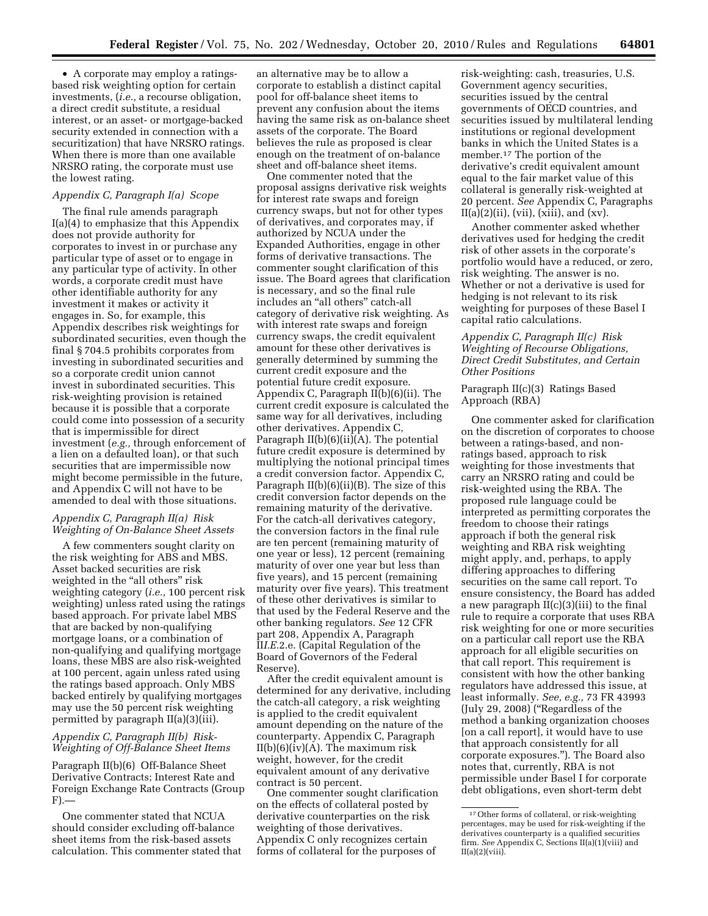• A corporate may employ a ratings-based risk weighting option for certain investments, (*i.e.,* a recourse obligation, a direct credit substitute, a residual interest, or an asset- or mortgage-backed security extended in connection with a securitization) that have NRSRO ratings. When there is more than one available NRSRO rating, the corporate must use the lowest rating.

*Appendix C, Paragraph I(a) Scope*

The final rule amends paragraph I(a)(4) to emphasize that this Appendix does not provide authority for corporates to invest in or purchase any particular type of asset or to engage in any particular type of activity. In other words, a corporate credit must have other identifiable authority for any investment it makes or activity it engages in. So, for example, this Appendix describes risk weightings for subordinated securities, even though the final § 704.5 prohibits corporates from investing in subordinated securities and so a corporate credit union cannot invest in subordinated securities. This risk-weighting provision is retained because it is possible that a corporate could come into possession of a security that is impermissible for direct investment (*e.g.,* through enforcement of a lien on a defaulted loan), or that such securities that are impermissible now might become permissible in the future, and Appendix C will not have to be amended to deal with those situations.

*Appendix C, Paragraph II(a) Risk Weighting of On-Balance Sheet Assets*

A few commenters sought clarity on the risk weighting for ABS and MBS. Asset backed securities are risk weighted in the "all others" risk weighting category (*i.e.,* 100 percent risk weighting) unless rated using the ratings based approach. For private label MBS that are backed by non-qualifying mortgage loans, or a combination of non-qualifying and qualifying mortgage loans, these MBS are also risk-weighted at 100 percent, again unless rated using the ratings based approach. Only MBS backed entirely by qualifying mortgages may use the 50 percent risk weighting permitted by paragraph II(a)(3)(iii).

*Appendix C, Paragraph II(b) Risk-Weighting of Off-Balance Sheet Items*

Paragraph II(b)(6) Off-Balance Sheet Derivative Contracts; Interest Rate and Foreign Exchange Rate Contracts (Group F).—

One commenter stated that NCUA should consider excluding off-balance sheet items from the risk-based assets calculation. This commenter stated that an alternative may be to allow a corporate to establish a distinct capital pool for off-balance sheet items to prevent any confusion about the items having the same risk as on-balance sheet assets of the corporate. The Board believes the rule as proposed is clear enough on the treatment of on-balance sheet and off-balance sheet items.

One commenter noted that the proposal assigns derivative risk weights for interest rate swaps and foreign currency swaps, but not for other types of derivatives, and corporates may, if authorized by NCUA under the Expanded Authorities, engage in other forms of derivative transactions. The commenter sought clarification of this issue. The Board agrees that clarification is necessary, and so the final rule includes an "all others" catch-all category of derivative risk weighting. As with interest rate swaps and foreign currency swaps, the credit equivalent amount for these other derivatives is generally determined by summing the current credit exposure and the potential future credit exposure. Appendix C, Paragraph II(b)(6)(ii). The current credit exposure is calculated the same way for all derivatives, including other derivatives. Appendix C, Paragraph II(b)(6)(ii)(A). The potential future credit exposure is determined by multiplying the notional principal times a credit conversion factor. Appendix C, Paragraph II(b)(6)(ii)(B). The size of this credit conversion factor depends on the remaining maturity of the derivative. For the catch-all derivatives category, the conversion factors in the final rule are ten percent (remaining maturity of one year or less), 12 percent (remaining maturity of over one year but less than five years), and 15 percent (remaining maturity over five years). This treatment of these other derivatives is similar to that used by the Federal Reserve and the other banking regulators. *See* 12 CFR part 208, Appendix A, Paragraph III*.E.*2.e. (Capital Regulation of the Board of Governors of the Federal Reserve).

After the credit equivalent amount is determined for any derivative, including the catch-all category, a risk weighting is applied to the credit equivalent amount depending on the nature of the counterparty. Appendix C, Paragraph II(b)(6)(iv)(A). The maximum risk weight, however, for the credit equivalent amount of any derivative contract is 50 percent.

One commenter sought clarification on the effects of collateral posted by derivative counterparties on the risk weighting of those derivatives. Appendix C only recognizes certain forms of collateral for the purposes of risk-weighting: cash, treasuries, U.S. Government agency securities, securities issued by the central governments of OECD countries, and securities issued by multilateral lending institutions or regional development banks in which the United States is a member.[17] The portion of the derivative's credit equivalent amount equal to the fair market value of this collateral is generally risk-weighted at 20 percent. *See* Appendix C, Paragraphs II(a)(2)(ii), (vii), (xiii), and (xv).

Another commenter asked whether derivatives used for hedging the credit risk of other assets in the corporate's portfolio would have a reduced, or zero, risk weighting. The answer is no. Whether or not a derivative is used for hedging is not relevant to its risk weighting for purposes of these Basel I capital ratio calculations.

*Appendix C, Paragraph II(c) Risk Weighting of Recourse Obligations, Direct Credit Substitutes, and Certain Other Positions*

Paragraph II(c)(3) Ratings Based Approach (RBA)

One commenter asked for clarification on the discretion of corporates to choose between a ratings-based, and non-ratings based, approach to risk weighting for those investments that carry an NRSRO rating and could be risk-weighted using the RBA. The proposed rule language could be interpreted as permitting corporates the freedom to choose their ratings approach if both the general risk weighting and RBA risk weighting might apply, and, perhaps, to apply differing approaches to differing securities on the same call report. To ensure consistency, the Board has added a new paragraph II(c)(3)(iii) to the final rule to require a corporate that uses RBA risk weighting for one or more securities on a particular call report use the RBA approach for all eligible securities on that call report. This requirement is consistent with how the other banking regulators have addressed this issue, at least informally. *See, e.g.,* 73 FR 43993 (July 29, 2008) ("Regardless of the method a banking organization chooses [on a call report], it would have to use that approach consistently for all corporate exposures."). The Board also notes that, currently, RBA is not permissible under Basel I for corporate debt obligations, even short-term debt

[17] Other forms of collateral, or risk-weighting percentages, may be used for risk-weighting if the derivatives counterparty is a qualified securities firm. *See* Appendix C, Sections II(a)(1)(viii) and II(a)(2)(viii).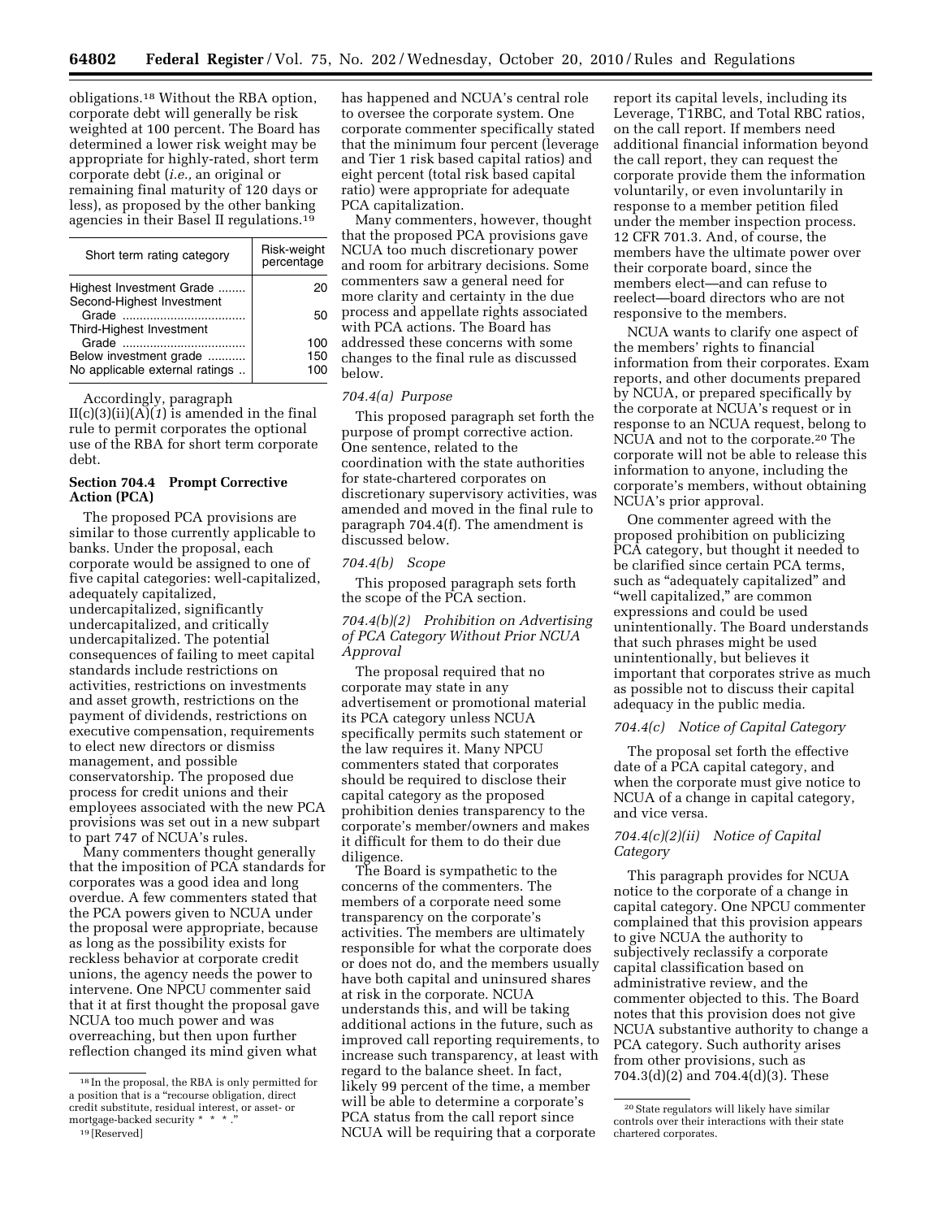obligations.[18] Without the RBA option, corporate debt will generally be risk weighted at 100 percent. The Board has determined a lower risk weight may be appropriate for highly-rated, short term corporate debt (*i.e.,* an original or remaining final maturity of 120 days or less), as proposed by the other banking agencies in their Basel II regulations.[19]

| Short term rating category | Risk-weight percentage |
|---|---|
| Highest Investment Grade | 20 |
| Second-Highest Investment Grade | 50 |
| Third-Highest Investment Grade | 100 |
| Below investment grade | 150 |
| No applicable external ratings | 100 |

Accordingly, paragraph II(c)(3)(ii)(A)(*1*) is amended in the final rule to permit corporates the optional use of the RBA for short term corporate debt.

**Section 704.4 Prompt Corrective Action (PCA)**

The proposed PCA provisions are similar to those currently applicable to banks. Under the proposal, each corporate would be assigned to one of five capital categories: well-capitalized, adequately capitalized, undercapitalized, significantly undercapitalized, and critically undercapitalized. The potential consequences of failing to meet capital standards include restrictions on activities, restrictions on investments and asset growth, restrictions on the payment of dividends, restrictions on executive compensation, requirements to elect new directors or dismiss management, and possible conservatorship. The proposed due process for credit unions and their employees associated with the new PCA provisions was set out in a new subpart to part 747 of NCUA's rules.

Many commenters thought generally that the imposition of PCA standards for corporates was a good idea and long overdue. A few commenters stated that the PCA powers given to NCUA under the proposal were appropriate, because as long as the possibility exists for reckless behavior at corporate credit unions, the agency needs the power to intervene. One NPCU commenter said that it at first thought the proposal gave NCUA too much power and was overreaching, but then upon further reflection changed its mind given what has happened and NCUA's central role to oversee the corporate system. One corporate commenter specifically stated that the minimum four percent (leverage and Tier 1 risk based capital ratios) and eight percent (total risk based capital ratio) were appropriate for adequate PCA capitalization.

Many commenters, however, thought that the proposed PCA provisions gave NCUA too much discretionary power and room for arbitrary decisions. Some commenters saw a general need for more clarity and certainty in the due process and appellate rights associated with PCA actions. The Board has addressed these concerns with some changes to the final rule as discussed below.

*704.4(a) Purpose*

This proposed paragraph set forth the purpose of prompt corrective action. One sentence, related to the coordination with the state authorities for state-chartered corporates on discretionary supervisory activities, was amended and moved in the final rule to paragraph 704.4(f). The amendment is discussed below.

*704.4(b) Scope*

This proposed paragraph sets forth the scope of the PCA section.

*704.4(b)(2) Prohibition on Advertising of PCA Category Without Prior NCUA Approval*

The proposal required that no corporate may state in any advertisement or promotional material its PCA category unless NCUA specifically permits such statement or the law requires it. Many NPCU commenters stated that corporates should be required to disclose their capital category as the proposed prohibition denies transparency to the corporate's member/owners and makes it difficult for them to do their due diligence.

The Board is sympathetic to the concerns of the commenters. The members of a corporate need some transparency on the corporate's activities. The members are ultimately responsible for what the corporate does or does not do, and the members usually have both capital and uninsured shares at risk in the corporate. NCUA understands this, and will be taking additional actions in the future, such as improved call reporting requirements, to increase such transparency, at least with regard to the balance sheet. In fact, likely 99 percent of the time, a member will be able to determine a corporate's PCA status from the call report since NCUA will be requiring that a corporate report its capital levels, including its Leverage, T1RBC, and Total RBC ratios, on the call report. If members need additional financial information beyond the call report, they can request the corporate provide them the information voluntarily, or even involuntarily in response to a member petition filed under the member inspection process. 12 CFR 701.3. And, of course, the members have the ultimate power over their corporate board, since the members elect—and can refuse to reelect—board directors who are not responsive to the members.

NCUA wants to clarify one aspect of the members' rights to financial information from their corporates. Exam reports, and other documents prepared by NCUA, or prepared specifically by the corporate at NCUA's request or in response to an NCUA request, belong to NCUA and not to the corporate.[20] The corporate will not be able to release this information to anyone, including the corporate's members, without obtaining NCUA's prior approval.

One commenter agreed with the proposed prohibition on publicizing PCA category, but thought it needed to be clarified since certain PCA terms, such as "adequately capitalized" and "well capitalized," are common expressions and could be used unintentionally. The Board understands that such phrases might be used unintentionally, but believes it important that corporates strive as much as possible not to discuss their capital adequacy in the public media.

*704.4(c) Notice of Capital Category*

The proposal set forth the effective date of a PCA capital category, and when the corporate must give notice to NCUA of a change in capital category, and vice versa.

*704.4(c)(2)(ii) Notice of Capital Category*

This paragraph provides for NCUA notice to the corporate of a change in capital category. One NPCU commenter complained that this provision appears to give NCUA the authority to subjectively reclassify a corporate capital classification based on administrative review, and the commenter objected to this. The Board notes that this provision does not give NCUA substantive authority to change a PCA category. Such authority arises from other provisions, such as 704.3(d)(2) and 704.4(d)(3). These

[18] In the proposal, the RBA is only permitted for a position that is a "recourse obligation, direct credit substitute, residual interest, or asset- or mortgage-backed security * * *."

[19] [Reserved]

[20] State regulators will likely have similar controls over their interactions with their state chartered corporates.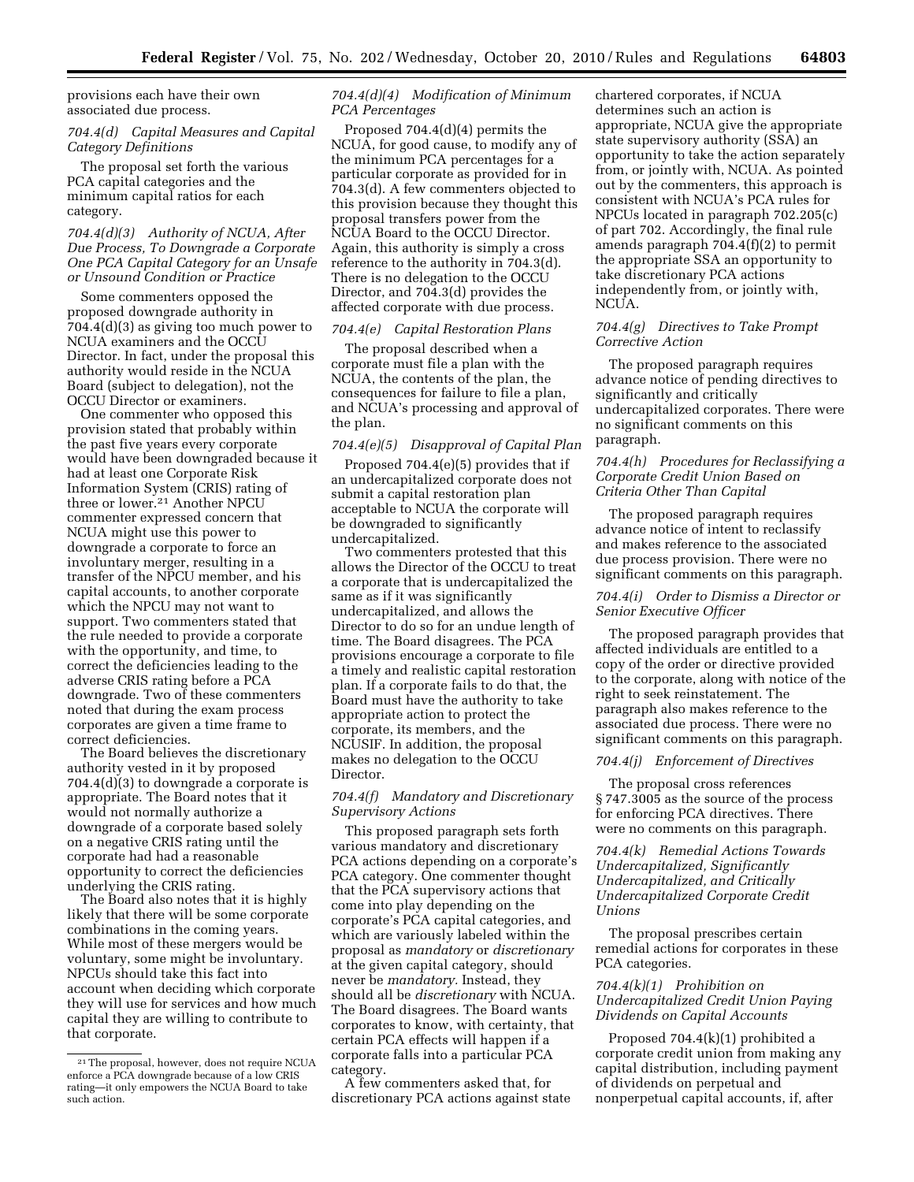provisions each have their own associated due process.

*704.4(d) Capital Measures and Capital Category Definitions*

The proposal set forth the various PCA capital categories and the minimum capital ratios for each category.

*704.4(d)(3) Authority of NCUA, After Due Process, To Downgrade a Corporate One PCA Capital Category for an Unsafe or Unsound Condition or Practice*

Some commenters opposed the proposed downgrade authority in 704.4(d)(3) as giving too much power to NCUA examiners and the OCCU Director. In fact, under the proposal this authority would reside in the NCUA Board (subject to delegation), not the OCCU Director or examiners.

One commenter who opposed this provision stated that probably within the past five years every corporate would have been downgraded because it had at least one Corporate Risk Information System (CRIS) rating of three or lower.[21] Another NPCU commenter expressed concern that NCUA might use this power to downgrade a corporate to force an involuntary merger, resulting in a transfer of the NPCU member, and his capital accounts, to another corporate which the NPCU may not want to support. Two commenters stated that the rule needed to provide a corporate with the opportunity, and time, to correct the deficiencies leading to the adverse CRIS rating before a PCA downgrade. Two of these commenters noted that during the exam process corporates are given a time frame to correct deficiencies.

The Board believes the discretionary authority vested in it by proposed 704.4(d)(3) to downgrade a corporate is appropriate. The Board notes that it would not normally authorize a downgrade of a corporate based solely on a negative CRIS rating until the corporate had had a reasonable opportunity to correct the deficiencies underlying the CRIS rating.

The Board also notes that it is highly likely that there will be some corporate combinations in the coming years. While most of these mergers would be voluntary, some might be involuntary. NPCUs should take this fact into account when deciding which corporate they will use for services and how much capital they are willing to contribute to that corporate.

*704.4(d)(4) Modification of Minimum PCA Percentages*

Proposed 704.4(d)(4) permits the NCUA, for good cause, to modify any of the minimum PCA percentages for a particular corporate as provided for in 704.3(d). A few commenters objected to this provision because they thought this proposal transfers power from the NCUA Board to the OCCU Director. Again, this authority is simply a cross reference to the authority in 704.3(d). There is no delegation to the OCCU Director, and 704.3(d) provides the affected corporate with due process.

*704.4(e) Capital Restoration Plans*

The proposal described when a corporate must file a plan with the NCUA, the contents of the plan, the consequences for failure to file a plan, and NCUA's processing and approval of the plan.

*704.4(e)(5) Disapproval of Capital Plan*

Proposed 704.4(e)(5) provides that if an undercapitalized corporate does not submit a capital restoration plan acceptable to NCUA the corporate will be downgraded to significantly undercapitalized.

Two commenters protested that this allows the Director of the OCCU to treat a corporate that is undercapitalized the same as if it was significantly undercapitalized, and allows the Director to do so for an undue length of time. The Board disagrees. The PCA provisions encourage a corporate to file a timely and realistic capital restoration plan. If a corporate fails to do that, the Board must have the authority to take appropriate action to protect the corporate, its members, and the NCUSIF. In addition, the proposal makes no delegation to the OCCU Director.

*704.4(f) Mandatory and Discretionary Supervisory Actions*

This proposed paragraph sets forth various mandatory and discretionary PCA actions depending on a corporate's PCA category. One commenter thought that the PCA supervisory actions that come into play depending on the corporate's PCA capital categories, and which are variously labeled within the proposal as *mandatory* or *discretionary* at the given capital category, should never be *mandatory*. Instead, they should all be *discretionary* with NCUA. The Board disagrees. The Board wants corporates to know, with certainty, that certain PCA effects will happen if a corporate falls into a particular PCA category.

A few commenters asked that, for discretionary PCA actions against state chartered corporates, if NCUA determines such an action is appropriate, NCUA give the appropriate state supervisory authority (SSA) an opportunity to take the action separately from, or jointly with, NCUA. As pointed out by the commenters, this approach is consistent with NCUA's PCA rules for NPCUs located in paragraph 702.205(c) of part 702. Accordingly, the final rule amends paragraph 704.4(f)(2) to permit the appropriate SSA an opportunity to take discretionary PCA actions independently from, or jointly with, NCUA.

*704.4(g) Directives to Take Prompt Corrective Action*

The proposed paragraph requires advance notice of pending directives to significantly and critically undercapitalized corporates. There were no significant comments on this paragraph.

*704.4(h) Procedures for Reclassifying a Corporate Credit Union Based on Criteria Other Than Capital*

The proposed paragraph requires advance notice of intent to reclassify and makes reference to the associated due process provision. There were no significant comments on this paragraph.

*704.4(i) Order to Dismiss a Director or Senior Executive Officer*

The proposed paragraph provides that affected individuals are entitled to a copy of the order or directive provided to the corporate, along with notice of the right to seek reinstatement. The paragraph also makes reference to the associated due process. There were no significant comments on this paragraph.

*704.4(j) Enforcement of Directives*

The proposal cross references § 747.3005 as the source of the process for enforcing PCA directives. There were no comments on this paragraph.

*704.4(k) Remedial Actions Towards Undercapitalized, Significantly Undercapitalized, and Critically Undercapitalized Corporate Credit Unions*

The proposal prescribes certain remedial actions for corporates in these PCA categories.

*704.4(k)(1) Prohibition on Undercapitalized Credit Union Paying Dividends on Capital Accounts*

Proposed 704.4(k)(1) prohibited a corporate credit union from making any capital distribution, including payment of dividends on perpetual and nonperpetual capital accounts, if, after

[21] The proposal, however, does not require NCUA enforce a PCA downgrade because of a low CRIS rating—it only empowers the NCUA Board to take such action.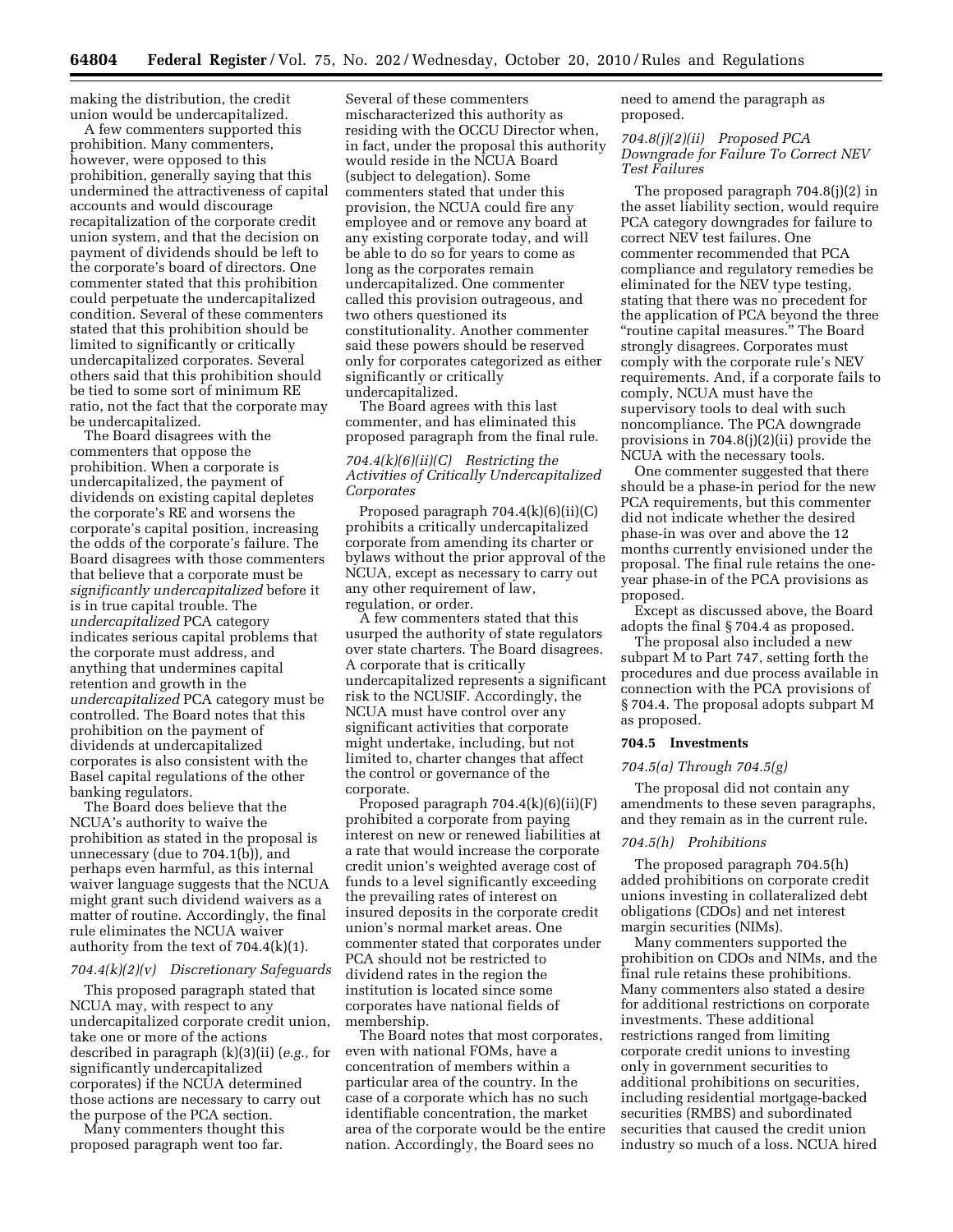making the distribution, the credit union would be undercapitalized.

A few commenters supported this prohibition. Many commenters, however, were opposed to this prohibition, generally saying that this undermined the attractiveness of capital accounts and would discourage recapitalization of the corporate credit union system, and that the decision on payment of dividends should be left to the corporate's board of directors. One commenter stated that this prohibition could perpetuate the undercapitalized condition. Several of these commenters stated that this prohibition should be limited to significantly or critically undercapitalized corporates. Several others said that this prohibition should be tied to some sort of minimum RE ratio, not the fact that the corporate may be undercapitalized.

The Board disagrees with the commenters that oppose the prohibition. When a corporate is undercapitalized, the payment of dividends on existing capital depletes the corporate's RE and worsens the corporate's capital position, increasing the odds of the corporate's failure. The Board disagrees with those commenters that believe that a corporate must be *significantly undercapitalized* before it is in true capital trouble. The *undercapitalized* PCA category indicates serious capital problems that the corporate must address, and anything that undermines capital retention and growth in the *undercapitalized* PCA category must be controlled. The Board notes that this prohibition on the payment of dividends at undercapitalized corporates is also consistent with the Basel capital regulations of the other banking regulators.

The Board does believe that the NCUA's authority to waive the prohibition as stated in the proposal is unnecessary (due to 704.1(b)), and perhaps even harmful, as this internal waiver language suggests that the NCUA might grant such dividend waivers as a matter of routine. Accordingly, the final rule eliminates the NCUA waiver authority from the text of 704.4(k)(1).

#### *704.4(k)(2)(v) Discretionary Safeguards*

This proposed paragraph stated that NCUA may, with respect to any undercapitalized corporate credit union, take one or more of the actions described in paragraph (k)(3)(ii) (*e.g.,* for significantly undercapitalized corporates) if the NCUA determined those actions are necessary to carry out the purpose of the PCA section.

Many commenters thought this proposed paragraph went too far. Several of these commenters mischaracterized this authority as residing with the OCCU Director when, in fact, under the proposal this authority would reside in the NCUA Board (subject to delegation). Some commenters stated that under this provision, the NCUA could fire any employee and or remove any board at any existing corporate today, and will be able to do so for years to come as long as the corporates remain undercapitalized. One commenter called this provision outrageous, and two others questioned its constitutionality. Another commenter said these powers should be reserved only for corporates categorized as either significantly or critically undercapitalized.

The Board agrees with this last commenter, and has eliminated this proposed paragraph from the final rule.

#### *704.4(k)(6)(ii)(C) Restricting the Activities of Critically Undercapitalized Corporates*

Proposed paragraph 704.4(k)(6)(ii)(C) prohibits a critically undercapitalized corporate from amending its charter or bylaws without the prior approval of the NCUA, except as necessary to carry out any other requirement of law, regulation, or order.

A few commenters stated that this usurped the authority of state regulators over state charters. The Board disagrees. A corporate that is critically undercapitalized represents a significant risk to the NCUSIF. Accordingly, the NCUA must have control over any significant activities that corporate might undertake, including, but not limited to, charter changes that affect the control or governance of the corporate.

Proposed paragraph 704.4(k)(6)(ii)(F) prohibited a corporate from paying interest on new or renewed liabilities at a rate that would increase the corporate credit union's weighted average cost of funds to a level significantly exceeding the prevailing rates of interest on insured deposits in the corporate credit union's normal market areas. One commenter stated that corporates under PCA should not be restricted to dividend rates in the region the institution is located since some corporates have national fields of membership.

The Board notes that most corporates, even with national FOMs, have a concentration of members within a particular area of the country. In the case of a corporate which has no such identifiable concentration, the market area of the corporate would be the entire nation. Accordingly, the Board sees no need to amend the paragraph as proposed.

#### *704.8(j)(2)(ii) Proposed PCA Downgrade for Failure To Correct NEV Test Failures*

The proposed paragraph 704.8(j)(2) in the asset liability section, would require PCA category downgrades for failure to correct NEV test failures. One commenter recommended that PCA compliance and regulatory remedies be eliminated for the NEV type testing, stating that there was no precedent for the application of PCA beyond the three "routine capital measures." The Board strongly disagrees. Corporates must comply with the corporate rule's NEV requirements. And, if a corporate fails to comply, NCUA must have the supervisory tools to deal with such noncompliance. The PCA downgrade provisions in 704.8(j)(2)(ii) provide the NCUA with the necessary tools.

One commenter suggested that there should be a phase-in period for the new PCA requirements, but this commenter did not indicate whether the desired phase-in was over and above the 12 months currently envisioned under the proposal. The final rule retains the one-year phase-in of the PCA provisions as proposed.

Except as discussed above, the Board adopts the final § 704.4 as proposed.

The proposal also included a new subpart M to Part 747, setting forth the procedures and due process available in connection with the PCA provisions of § 704.4. The proposal adopts subpart M as proposed.

### 704.5 Investments

#### *704.5(a) Through 704.5(g)*

The proposal did not contain any amendments to these seven paragraphs, and they remain as in the current rule.

#### *704.5(h) Prohibitions*

The proposed paragraph 704.5(h) added prohibitions on corporate credit unions investing in collateralized debt obligations (CDOs) and net interest margin securities (NIMs).

Many commenters supported the prohibition on CDOs and NIMs, and the final rule retains these prohibitions. Many commenters also stated a desire for additional restrictions on corporate investments. These additional restrictions ranged from limiting corporate credit unions to investing only in government securities to additional prohibitions on securities, including residential mortgage-backed securities (RMBS) and subordinated securities that caused the credit union industry so much of a loss. NCUA hired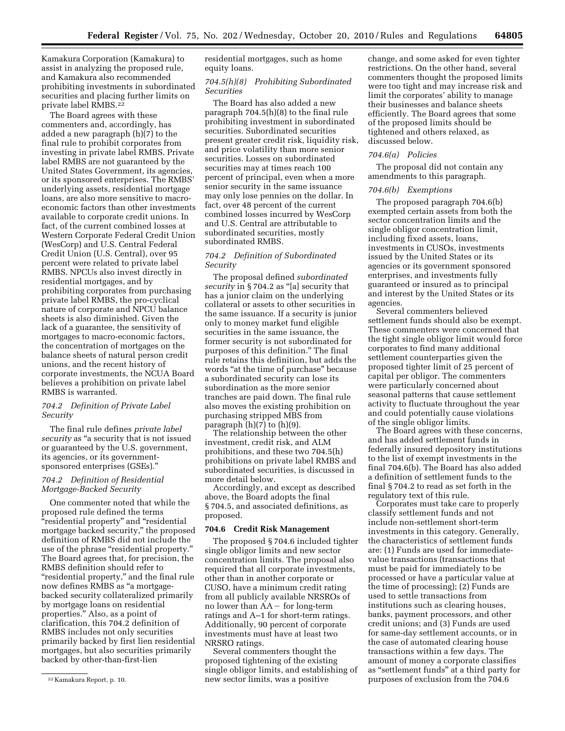Kamakura Corporation (Kamakura) to assist in analyzing the proposed rule, and Kamakura also recommended prohibiting investments in subordinated securities and placing further limits on private label RMBS.[22]

The Board agrees with these commenters and, accordingly, has added a new paragraph (h)(7) to the final rule to prohibit corporates from investing in private label RMBS. Private label RMBS are not guaranteed by the United States Government, its agencies, or its sponsored enterprises. The RMBS' underlying assets, residential mortgage loans, are also more sensitive to macro-economic factors than other investments available to corporate credit unions. In fact, of the current combined losses at Western Corporate Federal Credit Union (WesCorp) and U.S. Central Federal Credit Union (U.S. Central), over 95 percent were related to private label RMBS. NPCUs also invest directly in residential mortgages, and by prohibiting corporates from purchasing private label RMBS, the pro-cyclical nature of corporate and NPCU balance sheets is also diminished. Given the lack of a guarantee, the sensitivity of mortgages to macro-economic factors, the concentration of mortgages on the balance sheets of natural person credit unions, and the recent history of corporate investments, the NCUA Board believes a prohibition on private label RMBS is warranted.

*704.2 Definition of Private Label Security*

The final rule defines *private label security* as "a security that is not issued or guaranteed by the U.S. government, its agencies, or its government-sponsored enterprises (GSEs)."

*704.2 Definition of Residential Mortgage-Backed Security*

One commenter noted that while the proposed rule defined the terms "residential property" and "residential mortgage backed security," the proposed definition of RMBS did not include the use of the phrase "residential property." The Board agrees that, for precision, the RMBS definition should refer to "residential property," and the final rule now defines RMBS as "a mortgage-backed security collateralized primarily by mortgage loans on residential properties." Also, as a point of clarification, this 704.2 definition of RMBS includes not only securities primarily backed by first lien residential mortgages, but also securities primarily backed by other-than-first-lien residential mortgages, such as home equity loans.

*704.5(h)(8) Prohibiting Subordinated Securities*

The Board has also added a new paragraph 704.5(h)(8) to the final rule prohibiting investment in subordinated securities. Subordinated securities present greater credit risk, liquidity risk, and price volatility than more senior securities. Losses on subordinated securities may at times reach 100 percent of principal, even when a more senior security in the same issuance may only lose pennies on the dollar. In fact, over 48 percent of the current combined losses incurred by WesCorp and U.S. Central are attributable to subordinated securities, mostly subordinated RMBS.

*704.2 Definition of Subordinated Security*

The proposal defined *subordinated security* in § 704.2 as "[a] security that has a junior claim on the underlying collateral or assets to other securities in the same issuance. If a security is junior only to money market fund eligible securities in the same issuance, the former security is not subordinated for purposes of this definition." The final rule retains this definition, but adds the words "at the time of purchase" because a subordinated security can lose its subordination as the more senior tranches are paid down. The final rule also moves the existing prohibition on purchasing stripped MBS from paragraph (h)(7) to (h)(9).

The relationship between the other investment, credit risk, and ALM prohibitions, and these two 704.5(h) prohibitions on private label RMBS and subordinated securities, is discussed in more detail below.

Accordingly, and except as described above, the Board adopts the final § 704.5, and associated definitions, as proposed.

**704.6 Credit Risk Management**

The proposed § 704.6 included tighter single obligor limits and new sector concentration limits. The proposal also required that all corporate investments, other than in another corporate or CUSO, have a minimum credit rating from all publicly available NRSROs of no lower than AA− for long-term ratings and A–1 for short-term ratings. Additionally, 90 percent of corporate investments must have at least two NRSRO ratings.

Several commenters thought the proposed tightening of the existing single obligor limits, and establishing of new sector limits, was a positive change, and some asked for even tighter restrictions. On the other hand, several commenters thought the proposed limits were too tight and may increase risk and limit the corporates' ability to manage their businesses and balance sheets efficiently. The Board agrees that some of the proposed limits should be tightened and others relaxed, as discussed below.

*704.6(a) Policies*

The proposal did not contain any amendments to this paragraph.

*704.6(b) Exemptions*

The proposed paragraph 704.6(b) exempted certain assets from both the sector concentration limits and the single obligor concentration limit, including fixed assets, loans, investments in CUSOs, investments issued by the United States or its agencies or its government sponsored enterprises, and investments fully guaranteed or insured as to principal and interest by the United States or its agencies.

Several commenters believed settlement funds should also be exempt. These commenters were concerned that the tight single obligor limit would force corporates to find many additional settlement counterparties given the proposed tighter limit of 25 percent of capital per obligor. The commenters were particularly concerned about seasonal patterns that cause settlement activity to fluctuate throughout the year and could potentially cause violations of the single obligor limits.

The Board agrees with these concerns, and has added settlement funds in federally insured depository institutions to the list of exempt investments in the final 704.6(b). The Board has also added a definition of settlement funds to the final § 704.2 to read as set forth in the regulatory text of this rule.

Corporates must take care to properly classify settlement funds and not include non-settlement short-term investments in this category. Generally, the characteristics of settlement funds are: (1) Funds are used for immediate-value transactions (transactions that must be paid for immediately to be processed or have a particular value at the time of processing); (2) Funds are used to settle transactions from institutions such as clearing houses, banks, payment processors, and other credit unions; and (3) Funds are used for same-day settlement accounts, or in the case of automated clearing house transactions within a few days. The amount of money a corporate classifies as "settlement funds" at a third party for purposes of exclusion from the 704.6

---

[22] Kamakura Report, p. 10.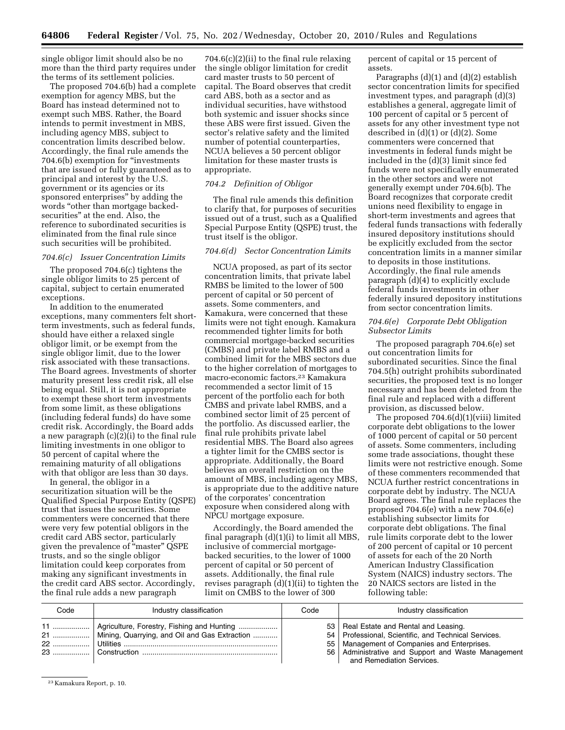single obligor limit should also be no more than the third party requires under the terms of its settlement policies.

The proposed 704.6(b) had a complete exemption for agency MBS, but the Board has instead determined not to exempt such MBS. Rather, the Board intends to permit investment in MBS, including agency MBS, subject to concentration limits described below. Accordingly, the final rule amends the 704.6(b) exemption for "investments that are issued or fully guaranteed as to principal and interest by the U.S. government or its agencies or its sponsored enterprises" by adding the words "other than mortgage backed-securities" at the end. Also, the reference to subordinated securities is eliminated from the final rule since such securities will be prohibited.

*704.6(c) Issuer Concentration Limits*

The proposed 704.6(c) tightens the single obligor limits to 25 percent of capital, subject to certain enumerated exceptions.

In addition to the enumerated exceptions, many commenters felt short-term investments, such as federal funds, should have either a relaxed single obligor limit, or be exempt from the single obligor limit, due to the lower risk associated with these transactions. The Board agrees. Investments of shorter maturity present less credit risk, all else being equal. Still, it is not appropriate to exempt these short term investments from some limit, as these obligations (including federal funds) do have some credit risk. Accordingly, the Board adds a new paragraph (c)(2)(i) to the final rule limiting investments in one obligor to 50 percent of capital where the remaining maturity of all obligations with that obligor are less than 30 days.

In general, the obligor in a securitization situation will be the Qualified Special Purpose Entity (QSPE) trust that issues the securities. Some commenters were concerned that there were very few potential obligors in the credit card ABS sector, particularly given the prevalence of "master" QSPE trusts, and so the single obligor limitation could keep corporates from making any significant investments in the credit card ABS sector. Accordingly, the final rule adds a new paragraph 704.6(c)(2)(ii) to the final rule relaxing the single obligor limitation for credit card master trusts to 50 percent of capital. The Board observes that credit card ABS, both as a sector and as individual securities, have withstood both systemic and issuer shocks since these ABS were first issued. Given the sector's relative safety and the limited number of potential counterparties, NCUA believes a 50 percent obligor limitation for these master trusts is appropriate.

*704.2 Definition of Obligor*

The final rule amends this definition to clarify that, for purposes of securities issued out of a trust, such as a Qualified Special Purpose Entity (QSPE) trust, the trust itself is the obligor.

*704.6(d) Sector Concentration Limits*

NCUA proposed, as part of its sector concentration limits, that private label RMBS be limited to the lower of 500 percent of capital or 50 percent of assets. Some commenters, and Kamakura, were concerned that these limits were not tight enough. Kamakura recommended tighter limits for both commercial mortgage-backed securities (CMBS) and private label RMBS and a combined limit for the MBS sectors due to the higher correlation of mortgages to macro-economic factors.[23] Kamakura recommended a sector limit of 15 percent of the portfolio each for both CMBS and private label RMBS, and a combined sector limit of 25 percent of the portfolio. As discussed earlier, the final rule prohibits private label residential MBS. The Board also agrees a tighter limit for the CMBS sector is appropriate. Additionally, the Board believes an overall restriction on the amount of MBS, including agency MBS, is appropriate due to the additive nature of the corporates' concentration exposure when considered along with NPCU mortgage exposure.

Accordingly, the Board amended the final paragraph (d)(1)(i) to limit all MBS, inclusive of commercial mortgage-backed securities, to the lower of 1000 percent of capital or 50 percent of assets. Additionally, the final rule revises paragraph (d)(1)(ii) to tighten the limit on CMBS to the lower of 300 percent of capital or 15 percent of assets.

Paragraphs (d)(1) and (d)(2) establish sector concentration limits for specified investment types, and paragraph (d)(3) establishes a general, aggregate limit of 100 percent of capital or 5 percent of assets for any other investment type not described in (d)(1) or (d)(2). Some commenters were concerned that investments in federal funds might be included in the (d)(3) limit since fed funds were not specifically enumerated in the other sectors and were not generally exempt under 704.6(b). The Board recognizes that corporate credit unions need flexibility to engage in short-term investments and agrees that federal funds transactions with federally insured depository institutions should be explicitly excluded from the sector concentration limits in a manner similar to deposits in those institutions. Accordingly, the final rule amends paragraph (d)(4) to explicitly exclude federal funds investments in other federally insured depository institutions from sector concentration limits.

*704.6(e) Corporate Debt Obligation Subsector Limits*

The proposed paragraph 704.6(e) set out concentration limits for subordinated securities. Since the final 704.5(h) outright prohibits subordinated securities, the proposed text is no longer necessary and has been deleted from the final rule and replaced with a different provision, as discussed below.

The proposed 704.6(d)(1)(viii) limited corporate debt obligations to the lower of 1000 percent of capital or 50 percent of assets. Some commenters, including some trade associations, thought these limits were not restrictive enough. Some of these commenters recommended that NCUA further restrict concentrations in corporate debt by industry. The NCUA Board agrees. The final rule replaces the proposed 704.6(e) with a new 704.6(e) establishing subsector limits for corporate debt obligations. The final rule limits corporate debt to the lower of 200 percent of capital or 10 percent of assets for each of the 20 North American Industry Classification System (NAICS) industry sectors. The 20 NAICS sectors are listed in the following table:

| Code | Industry classification | Code | Industry classification |
|---|---|---|---|
| 11 | Agriculture, Forestry, Fishing and Hunting | 53 | Real Estate and Rental and Leasing. |
| 21 | Mining, Quarrying, and Oil and Gas Extraction | 54 | Professional, Scientific, and Technical Services. |
| 22 | Utilities | 55 | Management of Companies and Enterprises. |
| 23 | Construction | 56 | Administrative and Support and Waste Management and Remediation Services. |

[23] Kamakura Report, p. 10.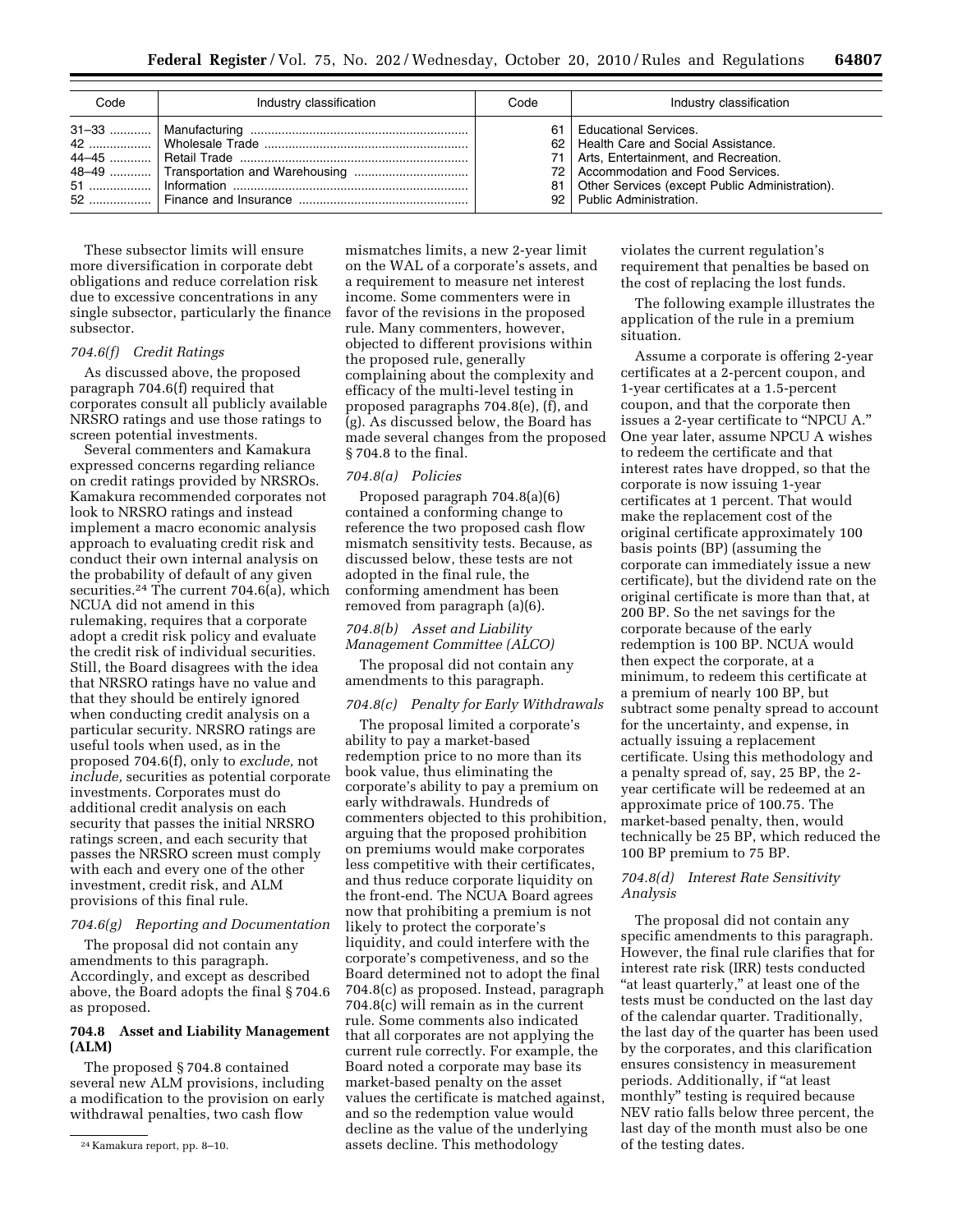| Code | Industry classification | Code | Industry classification |
|---|---|---|---|
| 31–33 | Manufacturing | 61 | Educational Services. |
| 42 | Wholesale Trade | 62 | Health Care and Social Assistance. |
| 44–45 | Retail Trade | 71 | Arts, Entertainment, and Recreation. |
| 48–49 | Transportation and Warehousing | 72 | Accommodation and Food Services. |
| 51 | Information | 81 | Other Services (except Public Administration). |
| 52 | Finance and Insurance | 92 | Public Administration. |

These subsector limits will ensure more diversification in corporate debt obligations and reduce correlation risk due to excessive concentrations in any single subsector, particularly the finance subsector.

*704.6(f) Credit Ratings*

As discussed above, the proposed paragraph 704.6(f) required that corporates consult all publicly available NRSRO ratings and use those ratings to screen potential investments.

Several commenters and Kamakura expressed concerns regarding reliance on credit ratings provided by NRSROs. Kamakura recommended corporates not look to NRSRO ratings and instead implement a macro economic analysis approach to evaluating credit risk and conduct their own internal analysis on the probability of default of any given securities.[24] The current 704.6(a), which NCUA did not amend in this rulemaking, requires that a corporate adopt a credit risk policy and evaluate the credit risk of individual securities. Still, the Board disagrees with the idea that NRSRO ratings have no value and that they should be entirely ignored when conducting credit analysis on a particular security. NRSRO ratings are useful tools when used, as in the proposed 704.6(f), only to *exclude,* not *include,* securities as potential corporate investments. Corporates must do additional credit analysis on each security that passes the initial NRSRO ratings screen, and each security that passes the NRSRO screen must comply with each and every one of the other investment, credit risk, and ALM provisions of this final rule.

*704.6(g) Reporting and Documentation*

The proposal did not contain any amendments to this paragraph. Accordingly, and except as described above, the Board adopts the final § 704.6 as proposed.

**704.8 Asset and Liability Management (ALM)**

The proposed § 704.8 contained several new ALM provisions, including a modification to the provision on early withdrawal penalties, two cash flow mismatches limits, a new 2-year limit on the WAL of a corporate's assets, and a requirement to measure net interest income. Some commenters were in favor of the revisions in the proposed rule. Many commenters, however, objected to different provisions within the proposed rule, generally complaining about the complexity and efficacy of the multi-level testing in proposed paragraphs 704.8(e), (f), and (g). As discussed below, the Board has made several changes from the proposed § 704.8 to the final.

*704.8(a) Policies*

Proposed paragraph 704.8(a)(6) contained a conforming change to reference the two proposed cash flow mismatch sensitivity tests. Because, as discussed below, these tests are not adopted in the final rule, the conforming amendment has been removed from paragraph (a)(6).

*704.8(b) Asset and Liability Management Committee (ALCO)*

The proposal did not contain any amendments to this paragraph.

*704.8(c) Penalty for Early Withdrawals*

The proposal limited a corporate's ability to pay a market-based redemption price to no more than its book value, thus eliminating the corporate's ability to pay a premium on early withdrawals. Hundreds of commenters objected to this prohibition, arguing that the proposed prohibition on premiums would make corporates less competitive with their certificates, and thus reduce corporate liquidity on the front-end. The NCUA Board agrees now that prohibiting a premium is not likely to protect the corporate's liquidity, and could interfere with the corporate's competiveness, and so the Board determined not to adopt the final 704.8(c) as proposed. Instead, paragraph 704.8(c) will remain as in the current rule. Some comments also indicated that all corporates are not applying the current rule correctly. For example, the Board noted a corporate may base its market-based penalty on the asset values the certificate is matched against, and so the redemption value would decline as the value of the underlying assets decline. This methodology violates the current regulation's requirement that penalties be based on the cost of replacing the lost funds.

The following example illustrates the application of the rule in a premium situation.

Assume a corporate is offering 2-year certificates at a 2-percent coupon, and 1-year certificates at a 1.5-percent coupon, and that the corporate then issues a 2-year certificate to "NPCU A." One year later, assume NPCU A wishes to redeem the certificate and that interest rates have dropped, so that the corporate is now issuing 1-year certificates at 1 percent. That would make the replacement cost of the original certificate approximately 100 basis points (BP) (assuming the corporate can immediately issue a new certificate), but the dividend rate on the original certificate is more than that, at 200 BP. So the net savings for the corporate because of the early redemption is 100 BP. NCUA would then expect the corporate, at a minimum, to redeem this certificate at a premium of nearly 100 BP, but subtract some penalty spread to account for the uncertainty, and expense, in actually issuing a replacement certificate. Using this methodology and a penalty spread of, say, 25 BP, the 2-year certificate will be redeemed at an approximate price of 100.75. The market-based penalty, then, would technically be 25 BP, which reduced the 100 BP premium to 75 BP.

*704.8(d) Interest Rate Sensitivity Analysis*

The proposal did not contain any specific amendments to this paragraph. However, the final rule clarifies that for interest rate risk (IRR) tests conducted "at least quarterly," at least one of the tests must be conducted on the last day of the calendar quarter. Traditionally, the last day of the quarter has been used by the corporates, and this clarification ensures consistency in measurement periods. Additionally, if "at least monthly" testing is required because NEV ratio falls below three percent, the last day of the month must also be one of the testing dates.

[24] Kamakura report, pp. 8–10.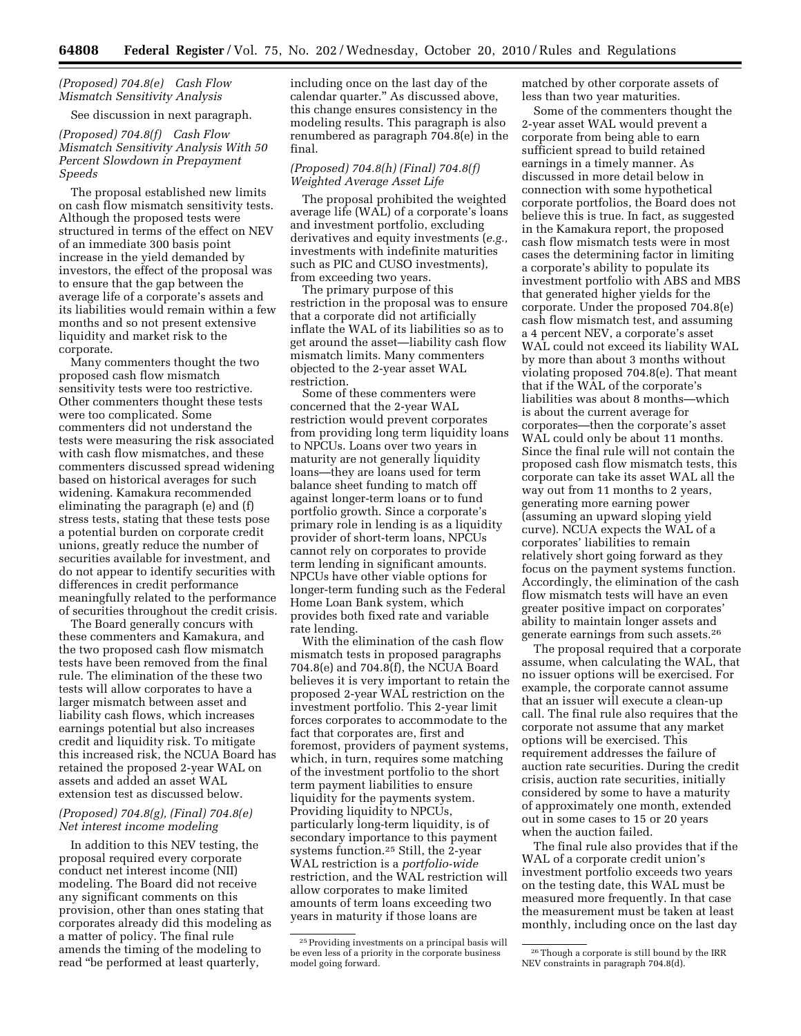*(Proposed) 704.8(e) Cash Flow Mismatch Sensitivity Analysis*

See discussion in next paragraph.

*(Proposed) 704.8(f) Cash Flow Mismatch Sensitivity Analysis With 50 Percent Slowdown in Prepayment Speeds*

The proposal established new limits on cash flow mismatch sensitivity tests. Although the proposed tests were structured in terms of the effect on NEV of an immediate 300 basis point increase in the yield demanded by investors, the effect of the proposal was to ensure that the gap between the average life of a corporate's assets and its liabilities would remain within a few months and so not present extensive liquidity and market risk to the corporate.

Many commenters thought the two proposed cash flow mismatch sensitivity tests were too restrictive. Other commenters thought these tests were too complicated. Some commenters did not understand the tests were measuring the risk associated with cash flow mismatches, and these commenters discussed spread widening based on historical averages for such widening. Kamakura recommended eliminating the paragraph (e) and (f) stress tests, stating that these tests pose a potential burden on corporate credit unions, greatly reduce the number of securities available for investment, and do not appear to identify securities with differences in credit performance meaningfully related to the performance of securities throughout the credit crisis.

The Board generally concurs with these commenters and Kamakura, and the two proposed cash flow mismatch tests have been removed from the final rule. The elimination of the these two tests will allow corporates to have a larger mismatch between asset and liability cash flows, which increases earnings potential but also increases credit and liquidity risk. To mitigate this increased risk, the NCUA Board has retained the proposed 2-year WAL on assets and added an asset WAL extension test as discussed below.

*(Proposed) 704.8(g), (Final) 704.8(e) Net interest income modeling*

In addition to this NEV testing, the proposal required every corporate conduct net interest income (NII) modeling. The Board did not receive any significant comments on this provision, other than ones stating that corporates already did this modeling as a matter of policy. The final rule amends the timing of the modeling to read "be performed at least quarterly, including once on the last day of the calendar quarter." As discussed above, this change ensures consistency in the modeling results. This paragraph is also renumbered as paragraph 704.8(e) in the final.

*(Proposed) 704.8(h) (Final) 704.8(f) Weighted Average Asset Life*

The proposal prohibited the weighted average life (WAL) of a corporate's loans and investment portfolio, excluding derivatives and equity investments (*e.g.,* investments with indefinite maturities such as PIC and CUSO investments), from exceeding two years.

The primary purpose of this restriction in the proposal was to ensure that a corporate did not artificially inflate the WAL of its liabilities so as to get around the asset—liability cash flow mismatch limits. Many commenters objected to the 2-year asset WAL restriction.

Some of these commenters were concerned that the 2-year WAL restriction would prevent corporates from providing long term liquidity loans to NPCUs. Loans over two years in maturity are not generally liquidity loans—they are loans used for term balance sheet funding to match off against longer-term loans or to fund portfolio growth. Since a corporate's primary role in lending is as a liquidity provider of short-term loans, NPCUs cannot rely on corporates to provide term lending in significant amounts. NPCUs have other viable options for longer-term funding such as the Federal Home Loan Bank system, which provides both fixed rate and variable rate lending.

With the elimination of the cash flow mismatch tests in proposed paragraphs 704.8(e) and 704.8(f), the NCUA Board believes it is very important to retain the proposed 2-year WAL restriction on the investment portfolio. This 2-year limit forces corporates to accommodate to the fact that corporates are, first and foremost, providers of payment systems, which, in turn, requires some matching of the investment portfolio to the short term payment liabilities to ensure liquidity for the payments system. Providing liquidity to NPCUs, particularly long-term liquidity, is of secondary importance to this payment systems function.[25] Still, the 2-year WAL restriction is a *portfolio-wide* restriction, and the WAL restriction will allow corporates to make limited amounts of term loans exceeding two years in maturity if those loans are matched by other corporate assets of less than two year maturities.

Some of the commenters thought the 2-year asset WAL would prevent a corporate from being able to earn sufficient spread to build retained earnings in a timely manner. As discussed in more detail below in connection with some hypothetical corporate portfolios, the Board does not believe this is true. In fact, as suggested in the Kamakura report, the proposed cash flow mismatch tests were in most cases the determining factor in limiting a corporate's ability to populate its investment portfolio with ABS and MBS that generated higher yields for the corporate. Under the proposed 704.8(e) cash flow mismatch test, and assuming a 4 percent NEV, a corporate's asset WAL could not exceed its liability WAL by more than about 3 months without violating proposed 704.8(e). That meant that if the WAL of the corporate's liabilities was about 8 months—which is about the current average for corporates—then the corporate's asset WAL could only be about 11 months. Since the final rule will not contain the proposed cash flow mismatch tests, this corporate can take its asset WAL all the way out from 11 months to 2 years, generating more earning power (assuming an upward sloping yield curve). NCUA expects the WAL of a corporates' liabilities to remain relatively short going forward as they focus on the payment systems function. Accordingly, the elimination of the cash flow mismatch tests will have an even greater positive impact on corporates' ability to maintain longer assets and generate earnings from such assets.[26]

The proposal required that a corporate assume, when calculating the WAL, that no issuer options will be exercised. For example, the corporate cannot assume that an issuer will execute a clean-up call. The final rule also requires that the corporate not assume that any market options will be exercised. This requirement addresses the failure of auction rate securities. During the credit crisis, auction rate securities, initially considered by some to have a maturity of approximately one month, extended out in some cases to 15 or 20 years when the auction failed.

The final rule also provides that if the WAL of a corporate credit union's investment portfolio exceeds two years on the testing date, this WAL must be measured more frequently. In that case the measurement must be taken at least monthly, including once on the last day

[25] Providing investments on a principal basis will be even less of a priority in the corporate business model going forward.

[26] Though a corporate is still bound by the IRR NEV constraints in paragraph 704.8(d).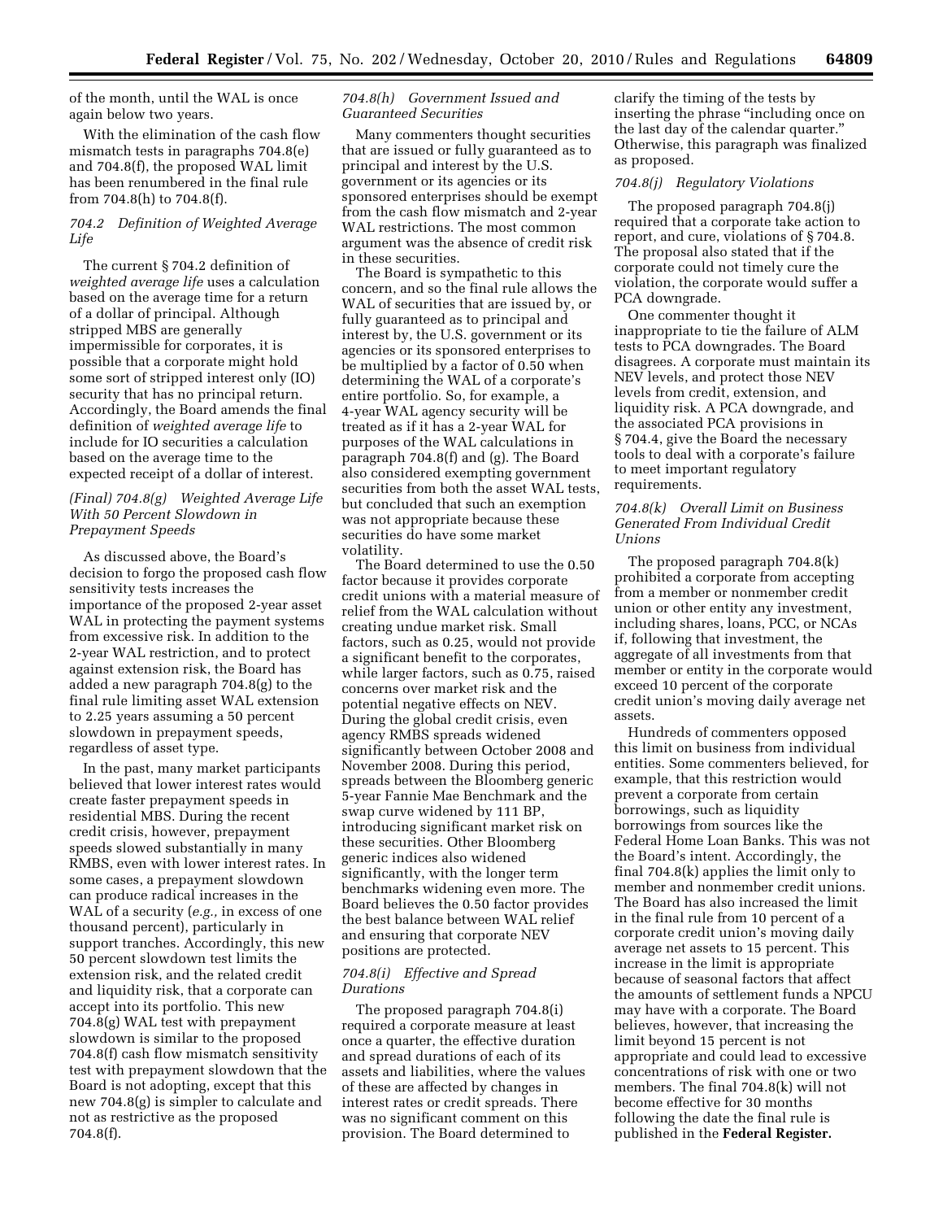of the month, until the WAL is once again below two years.

With the elimination of the cash flow mismatch tests in paragraphs 704.8(e) and 704.8(f), the proposed WAL limit has been renumbered in the final rule from 704.8(h) to 704.8(f).

### *704.2 Definition of Weighted Average Life*

The current § 704.2 definition of *weighted average life* uses a calculation based on the average time for a return of a dollar of principal. Although stripped MBS are generally impermissible for corporates, it is possible that a corporate might hold some sort of stripped interest only (IO) security that has no principal return. Accordingly, the Board amends the final definition of *weighted average life* to include for IO securities a calculation based on the average time to the expected receipt of a dollar of interest.

### *(Final) 704.8(g) Weighted Average Life With 50 Percent Slowdown in Prepayment Speeds*

As discussed above, the Board's decision to forgo the proposed cash flow sensitivity tests increases the importance of the proposed 2-year asset WAL in protecting the payment systems from excessive risk. In addition to the 2-year WAL restriction, and to protect against extension risk, the Board has added a new paragraph 704.8(g) to the final rule limiting asset WAL extension to 2.25 years assuming a 50 percent slowdown in prepayment speeds, regardless of asset type.

In the past, many market participants believed that lower interest rates would create faster prepayment speeds in residential MBS. During the recent credit crisis, however, prepayment speeds slowed substantially in many RMBS, even with lower interest rates. In some cases, a prepayment slowdown can produce radical increases in the WAL of a security (*e.g.,* in excess of one thousand percent), particularly in support tranches. Accordingly, this new 50 percent slowdown test limits the extension risk, and the related credit and liquidity risk, that a corporate can accept into its portfolio. This new 704.8(g) WAL test with prepayment slowdown is similar to the proposed 704.8(f) cash flow mismatch sensitivity test with prepayment slowdown that the Board is not adopting, except that this new 704.8(g) is simpler to calculate and not as restrictive as the proposed 704.8(f).

### *704.8(h) Government Issued and Guaranteed Securities*

Many commenters thought securities that are issued or fully guaranteed as to principal and interest by the U.S. government or its agencies or its sponsored enterprises should be exempt from the cash flow mismatch and 2-year WAL restrictions. The most common argument was the absence of credit risk in these securities.

The Board is sympathetic to this concern, and so the final rule allows the WAL of securities that are issued by, or fully guaranteed as to principal and interest by, the U.S. government or its agencies or its sponsored enterprises to be multiplied by a factor of 0.50 when determining the WAL of a corporate's entire portfolio. So, for example, a 4-year WAL agency security will be treated as if it has a 2-year WAL for purposes of the WAL calculations in paragraph 704.8(f) and (g). The Board also considered exempting government securities from both the asset WAL tests, but concluded that such an exemption was not appropriate because these securities do have some market volatility.

The Board determined to use the 0.50 factor because it provides corporate credit unions with a material measure of relief from the WAL calculation without creating undue market risk. Small factors, such as 0.25, would not provide a significant benefit to the corporates, while larger factors, such as 0.75, raised concerns over market risk and the potential negative effects on NEV. During the global credit crisis, even agency RMBS spreads widened significantly between October 2008 and November 2008. During this period, spreads between the Bloomberg generic 5-year Fannie Mae Benchmark and the swap curve widened by 111 BP, introducing significant market risk on these securities. Other Bloomberg generic indices also widened significantly, with the longer term benchmarks widening even more. The Board believes the 0.50 factor provides the best balance between WAL relief and ensuring that corporate NEV positions are protected.

### *704.8(i) Effective and Spread Durations*

The proposed paragraph 704.8(i) required a corporate measure at least once a quarter, the effective duration and spread durations of each of its assets and liabilities, where the values of these are affected by changes in interest rates or credit spreads. There was no significant comment on this provision. The Board determined to clarify the timing of the tests by inserting the phrase "including once on the last day of the calendar quarter." Otherwise, this paragraph was finalized as proposed.

### *704.8(j) Regulatory Violations*

The proposed paragraph 704.8(j) required that a corporate take action to report, and cure, violations of § 704.8. The proposal also stated that if the corporate could not timely cure the violation, the corporate would suffer a PCA downgrade.

One commenter thought it inappropriate to tie the failure of ALM tests to PCA downgrades. The Board disagrees. A corporate must maintain its NEV levels, and protect those NEV levels from credit, extension, and liquidity risk. A PCA downgrade, and the associated PCA provisions in § 704.4, give the Board the necessary tools to deal with a corporate's failure to meet important regulatory requirements.

### *704.8(k) Overall Limit on Business Generated From Individual Credit Unions*

The proposed paragraph 704.8(k) prohibited a corporate from accepting from a member or nonmember credit union or other entity any investment, including shares, loans, PCC, or NCAs if, following that investment, the aggregate of all investments from that member or entity in the corporate would exceed 10 percent of the corporate credit union's moving daily average net assets.

Hundreds of commenters opposed this limit on business from individual entities. Some commenters believed, for example, that this restriction would prevent a corporate from certain borrowings, such as liquidity borrowings from sources like the Federal Home Loan Banks. This was not the Board's intent. Accordingly, the final 704.8(k) applies the limit only to member and nonmember credit unions. The Board has also increased the limit in the final rule from 10 percent of a corporate credit union's moving daily average net assets to 15 percent. This increase in the limit is appropriate because of seasonal factors that affect the amounts of settlement funds a NPCU may have with a corporate. The Board believes, however, that increasing the limit beyond 15 percent is not appropriate and could lead to excessive concentrations of risk with one or two members. The final 704.8(k) will not become effective for 30 months following the date the final rule is published in the **Federal Register.**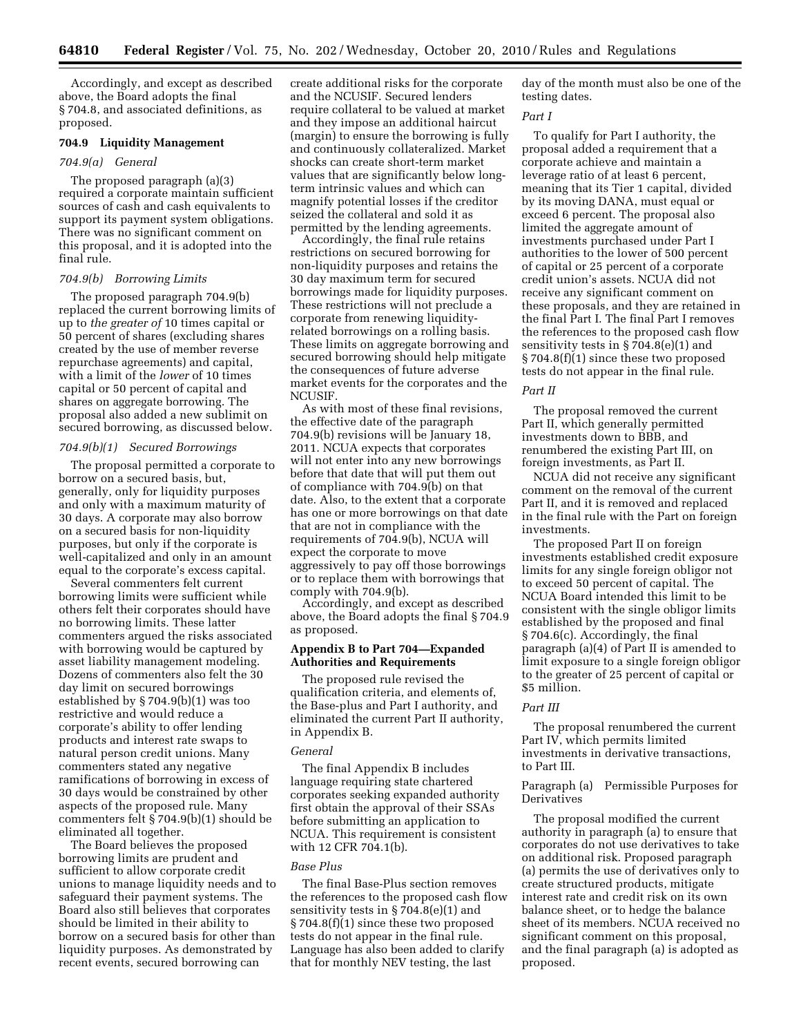Accordingly, and except as described above, the Board adopts the final § 704.8, and associated definitions, as proposed.

**704.9 Liquidity Management**

*704.9(a) General*

The proposed paragraph (a)(3) required a corporate maintain sufficient sources of cash and cash equivalents to support its payment system obligations. There was no significant comment on this proposal, and it is adopted into the final rule.

*704.9(b) Borrowing Limits*

The proposed paragraph 704.9(b) replaced the current borrowing limits of up to *the greater of* 10 times capital or 50 percent of shares (excluding shares created by the use of member reverse repurchase agreements) and capital, with a limit of the *lower* of 10 times capital or 50 percent of capital and shares on aggregate borrowing. The proposal also added a new sublimit on secured borrowing, as discussed below.

*704.9(b)(1) Secured Borrowings*

The proposal permitted a corporate to borrow on a secured basis, but, generally, only for liquidity purposes and only with a maximum maturity of 30 days. A corporate may also borrow on a secured basis for non-liquidity purposes, but only if the corporate is well-capitalized and only in an amount equal to the corporate's excess capital.

Several commenters felt current borrowing limits were sufficient while others felt their corporates should have no borrowing limits. These latter commenters argued the risks associated with borrowing would be captured by asset liability management modeling. Dozens of commenters also felt the 30 day limit on secured borrowings established by § 704.9(b)(1) was too restrictive and would reduce a corporate's ability to offer lending products and interest rate swaps to natural person credit unions. Many commenters stated any negative ramifications of borrowing in excess of 30 days would be constrained by other aspects of the proposed rule. Many commenters felt § 704.9(b)(1) should be eliminated all together.

The Board believes the proposed borrowing limits are prudent and sufficient to allow corporate credit unions to manage liquidity needs and to safeguard their payment systems. The Board also still believes that corporates should be limited in their ability to borrow on a secured basis for other than liquidity purposes. As demonstrated by recent events, secured borrowing can create additional risks for the corporate and the NCUSIF. Secured lenders require collateral to be valued at market and they impose an additional haircut (margin) to ensure the borrowing is fully and continuously collateralized. Market shocks can create short-term market values that are significantly below long-term intrinsic values and which can magnify potential losses if the creditor seized the collateral and sold it as permitted by the lending agreements.

Accordingly, the final rule retains restrictions on secured borrowing for non-liquidity purposes and retains the 30 day maximum term for secured borrowings made for liquidity purposes. These restrictions will not preclude a corporate from renewing liquidity-related borrowings on a rolling basis. These limits on aggregate borrowing and secured borrowing should help mitigate the consequences of future adverse market events for the corporates and the NCUSIF.

As with most of these final revisions, the effective date of the paragraph 704.9(b) revisions will be January 18, 2011. NCUA expects that corporates will not enter into any new borrowings before that date that will put them out of compliance with 704.9(b) on that date. Also, to the extent that a corporate has one or more borrowings on that date that are not in compliance with the requirements of 704.9(b), NCUA will expect the corporate to move aggressively to pay off those borrowings or to replace them with borrowings that comply with 704.9(b).

Accordingly, and except as described above, the Board adopts the final § 704.9 as proposed.

**Appendix B to Part 704—Expanded Authorities and Requirements**

The proposed rule revised the qualification criteria, and elements of, the Base-plus and Part I authority, and eliminated the current Part II authority, in Appendix B.

*General*

The final Appendix B includes language requiring state chartered corporates seeking expanded authority first obtain the approval of their SSAs before submitting an application to NCUA. This requirement is consistent with 12 CFR 704.1(b).

*Base Plus*

The final Base-Plus section removes the references to the proposed cash flow sensitivity tests in § 704.8(e)(1) and § 704.8(f)(1) since these two proposed tests do not appear in the final rule. Language has also been added to clarify that for monthly NEV testing, the last day of the month must also be one of the testing dates.

*Part I*

To qualify for Part I authority, the proposal added a requirement that a corporate achieve and maintain a leverage ratio of at least 6 percent, meaning that its Tier 1 capital, divided by its moving DANA, must equal or exceed 6 percent. The proposal also limited the aggregate amount of investments purchased under Part I authorities to the lower of 500 percent of capital or 25 percent of a corporate credit union's assets. NCUA did not receive any significant comment on these proposals, and they are retained in the final Part I. The final Part I removes the references to the proposed cash flow sensitivity tests in § 704.8(e)(1) and § 704.8(f)(1) since these two proposed tests do not appear in the final rule.

*Part II*

The proposal removed the current Part II, which generally permitted investments down to BBB, and renumbered the existing Part III, on foreign investments, as Part II.

NCUA did not receive any significant comment on the removal of the current Part II, and it is removed and replaced in the final rule with the Part on foreign investments.

The proposed Part II on foreign investments established credit exposure limits for any single foreign obligor not to exceed 50 percent of capital. The NCUA Board intended this limit to be consistent with the single obligor limits established by the proposed and final § 704.6(c). Accordingly, the final paragraph (a)(4) of Part II is amended to limit exposure to a single foreign obligor to the greater of 25 percent of capital or $5 million.

*Part III*

The proposal renumbered the current Part IV, which permits limited investments in derivative transactions, to Part III.

Paragraph (a) Permissible Purposes for Derivatives

The proposal modified the current authority in paragraph (a) to ensure that corporates do not use derivatives to take on additional risk. Proposed paragraph (a) permits the use of derivatives only to create structured products, mitigate interest rate and credit risk on its own balance sheet, or to hedge the balance sheet of its members. NCUA received no significant comment on this proposal, and the final paragraph (a) is adopted as proposed.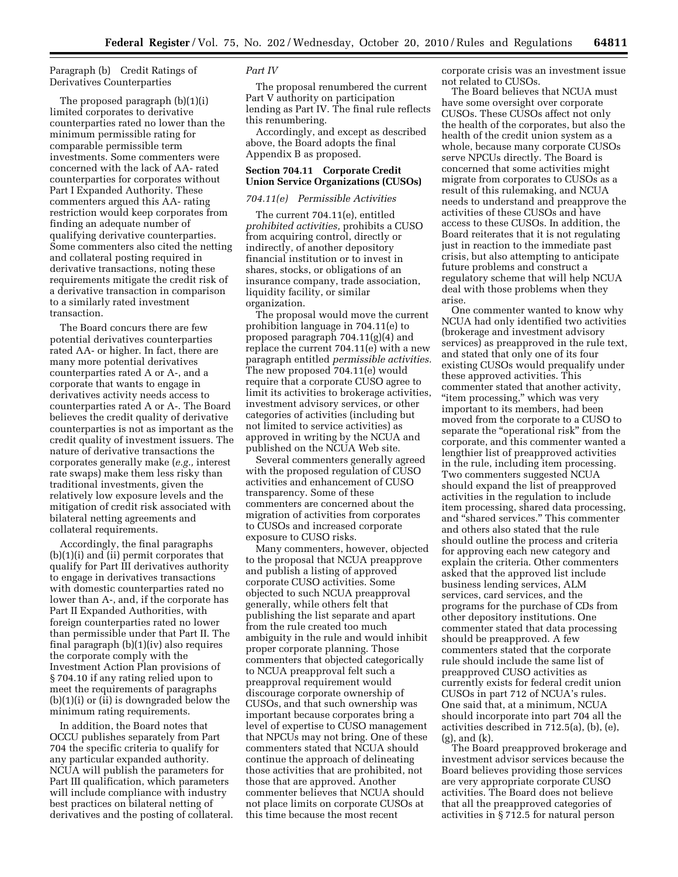Paragraph (b) Credit Ratings of Derivatives Counterparties

The proposed paragraph (b)(1)(i) limited corporates to derivative counterparties rated no lower than the minimum permissible rating for comparable permissible term investments. Some commenters were concerned with the lack of AA- rated counterparties for corporates without Part I Expanded Authority. These commenters argued this AA- rating restriction would keep corporates from finding an adequate number of qualifying derivative counterparties. Some commenters also cited the netting and collateral posting required in derivative transactions, noting these requirements mitigate the credit risk of a derivative transaction in comparison to a similarly rated investment transaction.

The Board concurs there are few potential derivatives counterparties rated AA- or higher. In fact, there are many more potential derivatives counterparties rated A or A-, and a corporate that wants to engage in derivatives activity needs access to counterparties rated A or A-. The Board believes the credit quality of derivative counterparties is not as important as the credit quality of investment issuers. The nature of derivative transactions the corporates generally make (*e.g.,* interest rate swaps) make them less risky than traditional investments, given the relatively low exposure levels and the mitigation of credit risk associated with bilateral netting agreements and collateral requirements.

Accordingly, the final paragraphs (b)(1)(i) and (ii) permit corporates that qualify for Part III derivatives authority to engage in derivatives transactions with domestic counterparties rated no lower than A-, and, if the corporate has Part II Expanded Authorities, with foreign counterparties rated no lower than permissible under that Part II. The final paragraph (b)(1)(iv) also requires the corporate comply with the Investment Action Plan provisions of § 704.10 if any rating relied upon to meet the requirements of paragraphs (b)(1)(i) or (ii) is downgraded below the minimum rating requirements.

In addition, the Board notes that OCCU publishes separately from Part 704 the specific criteria to qualify for any particular expanded authority. NCUA will publish the parameters for Part III qualification, which parameters will include compliance with industry best practices on bilateral netting of derivatives and the posting of collateral.

*Part IV*

The proposal renumbered the current Part V authority on participation lending as Part IV. The final rule reflects this renumbering.

Accordingly, and except as described above, the Board adopts the final Appendix B as proposed.

### Section 704.11 Corporate Credit Union Service Organizations (CUSOs)

*704.11(e) Permissible Activities*

The current 704.11(e), entitled *prohibited activities,* prohibits a CUSO from acquiring control, directly or indirectly, of another depository financial institution or to invest in shares, stocks, or obligations of an insurance company, trade association, liquidity facility, or similar organization.

The proposal would move the current prohibition language in 704.11(e) to proposed paragraph 704.11(g)(4) and replace the current 704.11(e) with a new paragraph entitled *permissible activities.* The new proposed 704.11(e) would require that a corporate CUSO agree to limit its activities to brokerage activities, investment advisory services, or other categories of activities (including but not limited to service activities) as approved in writing by the NCUA and published on the NCUA Web site.

Several commenters generally agreed with the proposed regulation of CUSO activities and enhancement of CUSO transparency. Some of these commenters are concerned about the migration of activities from corporates to CUSOs and increased corporate exposure to CUSO risks.

Many commenters, however, objected to the proposal that NCUA preapprove and publish a listing of approved corporate CUSO activities. Some objected to such NCUA preapproval generally, while others felt that publishing the list separate and apart from the rule created too much ambiguity in the rule and would inhibit proper corporate planning. Those commenters that objected categorically to NCUA preapproval felt such a preapproval requirement would discourage corporate ownership of CUSOs, and that such ownership was important because corporates bring a level of expertise to CUSO management that NPCUs may not bring. One of these commenters stated that NCUA should continue the approach of delineating those activities that are prohibited, not those that are approved. Another commenter believes that NCUA should not place limits on corporate CUSOs at this time because the most recent corporate crisis was an investment issue not related to CUSOs.

The Board believes that NCUA must have some oversight over corporate CUSOs. These CUSOs affect not only the health of the corporates, but also the health of the credit union system as a whole, because many corporate CUSOs serve NPCUs directly. The Board is concerned that some activities might migrate from corporates to CUSOs as a result of this rulemaking, and NCUA needs to understand and preapprove the activities of these CUSOs and have access to these CUSOs. In addition, the Board reiterates that it is not regulating just in reaction to the immediate past crisis, but also attempting to anticipate future problems and construct a regulatory scheme that will help NCUA deal with those problems when they arise.

One commenter wanted to know why NCUA had only identified two activities (brokerage and investment advisory services) as preapproved in the rule text, and stated that only one of its four existing CUSOs would prequalify under these approved activities. This commenter stated that another activity, "item processing," which was very important to its members, had been moved from the corporate to a CUSO to separate the "operational risk" from the corporate, and this commenter wanted a lengthier list of preapproved activities in the rule, including item processing. Two commenters suggested NCUA should expand the list of preapproved activities in the regulation to include item processing, shared data processing, and "shared services." This commenter and others also stated that the rule should outline the process and criteria for approving each new category and explain the criteria. Other commenters asked that the approved list include business lending services, ALM services, card services, and the programs for the purchase of CDs from other depository institutions. One commenter stated that data processing should be preapproved. A few commenters stated that the corporate rule should include the same list of preapproved CUSO activities as currently exists for federal credit union CUSOs in part 712 of NCUA's rules. One said that, at a minimum, NCUA should incorporate into part 704 all the activities described in 712.5(a), (b), (e), (g), and (k).

The Board preapproved brokerage and investment advisor services because the Board believes providing those services are very appropriate corporate CUSO activities. The Board does not believe that all the preapproved categories of activities in § 712.5 for natural person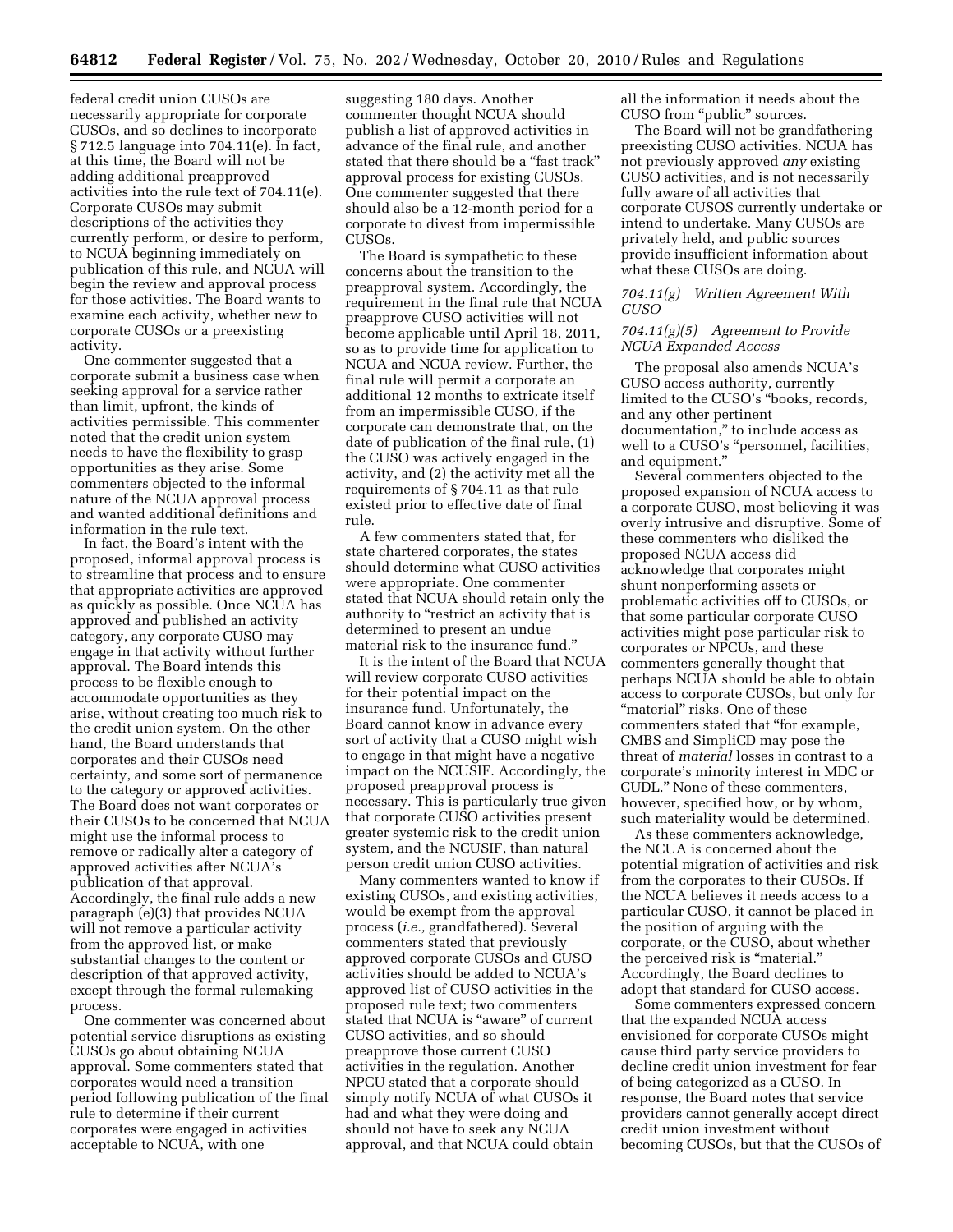federal credit union CUSOs are necessarily appropriate for corporate CUSOs, and so declines to incorporate § 712.5 language into 704.11(e). In fact, at this time, the Board will not be adding additional preapproved activities into the rule text of 704.11(e). Corporate CUSOs may submit descriptions of the activities they currently perform, or desire to perform, to NCUA beginning immediately on publication of this rule, and NCUA will begin the review and approval process for those activities. The Board wants to examine each activity, whether new to corporate CUSOs or a preexisting activity.

One commenter suggested that a corporate submit a business case when seeking approval for a service rather than limit, upfront, the kinds of activities permissible. This commenter noted that the credit union system needs to have the flexibility to grasp opportunities as they arise. Some commenters objected to the informal nature of the NCUA approval process and wanted additional definitions and information in the rule text.

In fact, the Board's intent with the proposed, informal approval process is to streamline that process and to ensure that appropriate activities are approved as quickly as possible. Once NCUA has approved and published an activity category, any corporate CUSO may engage in that activity without further approval. The Board intends this process to be flexible enough to accommodate opportunities as they arise, without creating too much risk to the credit union system. On the other hand, the Board understands that corporates and their CUSOs need certainty, and some sort of permanence to the category or approved activities. The Board does not want corporates or their CUSOs to be concerned that NCUA might use the informal process to remove or radically alter a category of approved activities after NCUA's publication of that approval. Accordingly, the final rule adds a new paragraph (e)(3) that provides NCUA will not remove a particular activity from the approved list, or make substantial changes to the content or description of that approved activity, except through the formal rulemaking process.

One commenter was concerned about potential service disruptions as existing CUSOs go about obtaining NCUA approval. Some commenters stated that corporates would need a transition period following publication of the final rule to determine if their current corporates were engaged in activities acceptable to NCUA, with one suggesting 180 days. Another commenter thought NCUA should publish a list of approved activities in advance of the final rule, and another stated that there should be a "fast track" approval process for existing CUSOs. One commenter suggested that there should also be a 12-month period for a corporate to divest from impermissible CUSOs.

The Board is sympathetic to these concerns about the transition to the preapproval system. Accordingly, the requirement in the final rule that NCUA preapprove CUSO activities will not become applicable until April 18, 2011, so as to provide time for application to NCUA and NCUA review. Further, the final rule will permit a corporate an additional 12 months to extricate itself from an impermissible CUSO, if the corporate can demonstrate that, on the date of publication of the final rule, (1) the CUSO was actively engaged in the activity, and (2) the activity met all the requirements of § 704.11 as that rule existed prior to effective date of final rule.

A few commenters stated that, for state chartered corporates, the states should determine what CUSO activities were appropriate. One commenter stated that NCUA should retain only the authority to "restrict an activity that is determined to present an undue material risk to the insurance fund."

It is the intent of the Board that NCUA will review corporate CUSO activities for their potential impact on the insurance fund. Unfortunately, the Board cannot know in advance every sort of activity that a CUSO might wish to engage in that might have a negative impact on the NCUSIF. Accordingly, the proposed preapproval process is necessary. This is particularly true given that corporate CUSO activities present greater systemic risk to the credit union system, and the NCUSIF, than natural person credit union CUSO activities.

Many commenters wanted to know if existing CUSOs, and existing activities, would be exempt from the approval process (*i.e.,* grandfathered). Several commenters stated that previously approved corporate CUSOs and CUSO activities should be added to NCUA's approved list of CUSO activities in the proposed rule text; two commenters stated that NCUA is "aware" of current CUSO activities, and so should preapprove those current CUSO activities in the regulation. Another NPCU stated that a corporate should simply notify NCUA of what CUSOs it had and what they were doing and should not have to seek any NCUA approval, and that NCUA could obtain all the information it needs about the CUSO from "public" sources.

The Board will not be grandfathering preexisting CUSO activities. NCUA has not previously approved *any* existing CUSO activities, and is not necessarily fully aware of all activities that corporate CUSOS currently undertake or intend to undertake. Many CUSOs are privately held, and public sources provide insufficient information about what these CUSOs are doing.

*704.11(g) Written Agreement With CUSO*

*704.11(g)(5) Agreement to Provide NCUA Expanded Access*

The proposal also amends NCUA's CUSO access authority, currently limited to the CUSO's "books, records, and any other pertinent documentation," to include access as well to a CUSO's "personnel, facilities, and equipment."

Several commenters objected to the proposed expansion of NCUA access to a corporate CUSO, most believing it was overly intrusive and disruptive. Some of these commenters who disliked the proposed NCUA access did acknowledge that corporates might shunt nonperforming assets or problematic activities off to CUSOs, or that some particular corporate CUSO activities might pose particular risk to corporates or NPCUs, and these commenters generally thought that perhaps NCUA should be able to obtain access to corporate CUSOs, but only for "material" risks. One of these commenters stated that "for example, CMBS and SimpliCD may pose the threat of *material* losses in contrast to a corporate's minority interest in MDC or CUDL." None of these commenters, however, specified how, or by whom, such materiality would be determined.

As these commenters acknowledge, the NCUA is concerned about the potential migration of activities and risk from the corporates to their CUSOs. If the NCUA believes it needs access to a particular CUSO, it cannot be placed in the position of arguing with the corporate, or the CUSO, about whether the perceived risk is "material." Accordingly, the Board declines to adopt that standard for CUSO access.

Some commenters expressed concern that the expanded NCUA access envisioned for corporate CUSOs might cause third party service providers to decline credit union investment for fear of being categorized as a CUSO. In response, the Board notes that service providers cannot generally accept direct credit union investment without becoming CUSOs, but that the CUSOs of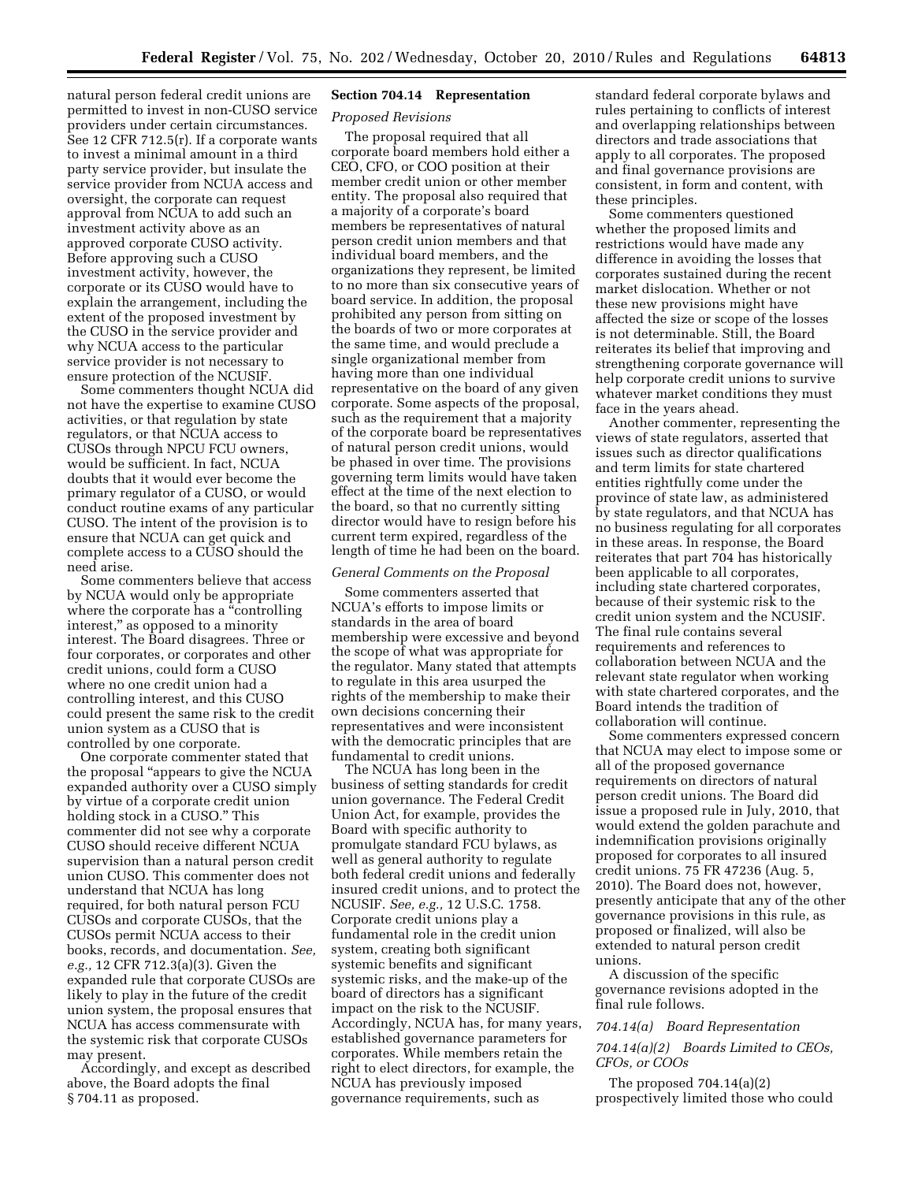natural person federal credit unions are permitted to invest in non-CUSO service providers under certain circumstances. See 12 CFR 712.5(r). If a corporate wants to invest a minimal amount in a third party service provider, but insulate the service provider from NCUA access and oversight, the corporate can request approval from NCUA to add such an investment activity above as an approved corporate CUSO activity. Before approving such a CUSO investment activity, however, the corporate or its CUSO would have to explain the arrangement, including the extent of the proposed investment by the CUSO in the service provider and why NCUA access to the particular service provider is not necessary to ensure protection of the NCUSIF.

Some commenters thought NCUA did not have the expertise to examine CUSO activities, or that regulation by state regulators, or that NCUA access to CUSOs through NPCU FCU owners, would be sufficient. In fact, NCUA doubts that it would ever become the primary regulator of a CUSO, or would conduct routine exams of any particular CUSO. The intent of the provision is to ensure that NCUA can get quick and complete access to a CUSO should the need arise.

Some commenters believe that access by NCUA would only be appropriate where the corporate has a "controlling interest," as opposed to a minority interest. The Board disagrees. Three or four corporates, or corporates and other credit unions, could form a CUSO where no one credit union had a controlling interest, and this CUSO could present the same risk to the credit union system as a CUSO that is controlled by one corporate.

One corporate commenter stated that the proposal "appears to give the NCUA expanded authority over a CUSO simply by virtue of a corporate credit union holding stock in a CUSO." This commenter did not see why a corporate CUSO should receive different NCUA supervision than a natural person credit union CUSO. This commenter does not understand that NCUA has long required, for both natural person FCU CUSOs and corporate CUSOs, that the CUSOs permit NCUA access to their books, records, and documentation. *See, e.g.,* 12 CFR 712.3(a)(3). Given the expanded rule that corporate CUSOs are likely to play in the future of the credit union system, the proposal ensures that NCUA has access commensurate with the systemic risk that corporate CUSOs may present.

Accordingly, and except as described above, the Board adopts the final § 704.11 as proposed.

### Section 704.14 Representation

*Proposed Revisions*

The proposal required that all corporate board members hold either a CEO, CFO, or COO position at their member credit union or other member entity. The proposal also required that a majority of a corporate's board members be representatives of natural person credit union members and that individual board members, and the organizations they represent, be limited to no more than six consecutive years of board service. In addition, the proposal prohibited any person from sitting on the boards of two or more corporates at the same time, and would preclude a single organizational member from having more than one individual representative on the board of any given corporate. Some aspects of the proposal, such as the requirement that a majority of the corporate board be representatives of natural person credit unions, would be phased in over time. The provisions governing term limits would have taken effect at the time of the next election to the board, so that no currently sitting director would have to resign before his current term expired, regardless of the length of time he had been on the board.

*General Comments on the Proposal*

Some commenters asserted that NCUA's efforts to impose limits or standards in the area of board membership were excessive and beyond the scope of what was appropriate for the regulator. Many stated that attempts to regulate in this area usurped the rights of the membership to make their own decisions concerning their representatives and were inconsistent with the democratic principles that are fundamental to credit unions.

The NCUA has long been in the business of setting standards for credit union governance. The Federal Credit Union Act, for example, provides the Board with specific authority to promulgate standard FCU bylaws, as well as general authority to regulate both federal credit unions and federally insured credit unions, and to protect the NCUSIF. *See, e.g.,* 12 U.S.C. 1758. Corporate credit unions play a fundamental role in the credit union system, creating both significant systemic benefits and significant systemic risks, and the make-up of the board of directors has a significant impact on the risk to the NCUSIF. Accordingly, NCUA has, for many years, established governance parameters for corporates. While members retain the right to elect directors, for example, the NCUA has previously imposed governance requirements, such as standard federal corporate bylaws and rules pertaining to conflicts of interest and overlapping relationships between directors and trade associations that apply to all corporates. The proposed and final governance provisions are consistent, in form and content, with these principles.

Some commenters questioned whether the proposed limits and restrictions would have made any difference in avoiding the losses that corporates sustained during the recent market dislocation. Whether or not these new provisions might have affected the size or scope of the losses is not determinable. Still, the Board reiterates its belief that improving and strengthening corporate governance will help corporate credit unions to survive whatever market conditions they must face in the years ahead.

Another commenter, representing the views of state regulators, asserted that issues such as director qualifications and term limits for state chartered entities rightfully come under the province of state law, as administered by state regulators, and that NCUA has no business regulating for all corporates in these areas. In response, the Board reiterates that part 704 has historically been applicable to all corporates, including state chartered corporates, because of their systemic risk to the credit union system and the NCUSIF. The final rule contains several requirements and references to collaboration between NCUA and the relevant state regulator when working with state chartered corporates, and the Board intends the tradition of collaboration will continue.

Some commenters expressed concern that NCUA may elect to impose some or all of the proposed governance requirements on directors of natural person credit unions. The Board did issue a proposed rule in July, 2010, that would extend the golden parachute and indemnification provisions originally proposed for corporates to all insured credit unions. 75 FR 47236 (Aug. 5, 2010). The Board does not, however, presently anticipate that any of the other governance provisions in this rule, as proposed or finalized, will also be extended to natural person credit unions.

A discussion of the specific governance revisions adopted in the final rule follows.

*704.14(a) Board Representation*

*704.14(a)(2) Boards Limited to CEOs, CFOs, or COOs*

The proposed 704.14(a)(2) prospectively limited those who could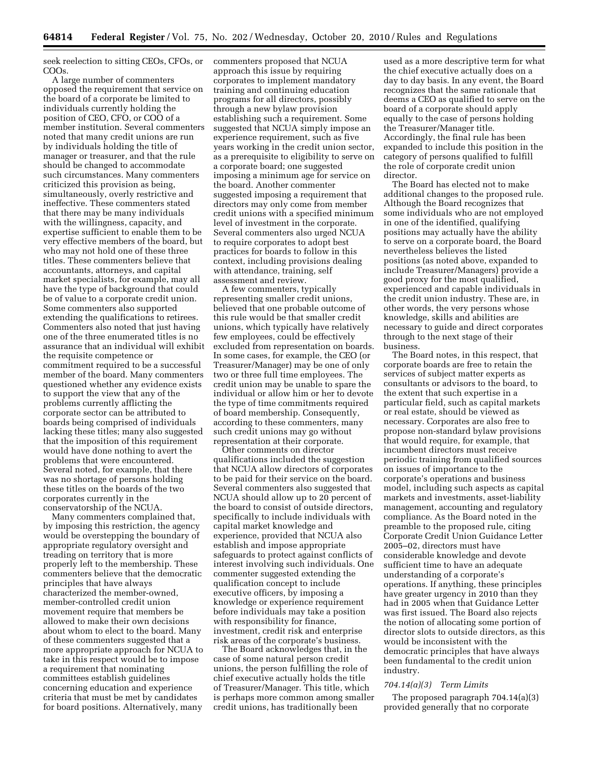seek reelection to sitting CEOs, CFOs, or COOs.

A large number of commenters opposed the requirement that service on the board of a corporate be limited to individuals currently holding the position of CEO, CFO, or COO of a member institution. Several commenters noted that many credit unions are run by individuals holding the title of manager or treasurer, and that the rule should be changed to accommodate such circumstances. Many commenters criticized this provision as being, simultaneously, overly restrictive and ineffective. These commenters stated that there may be many individuals with the willingness, capacity, and expertise sufficient to enable them to be very effective members of the board, but who may not hold one of these three titles. These commenters believe that accountants, attorneys, and capital market specialists, for example, may all have the type of background that could be of value to a corporate credit union. Some commenters also supported extending the qualifications to retirees. Commenters also noted that just having one of the three enumerated titles is no assurance that an individual will exhibit the requisite competence or commitment required to be a successful member of the board. Many commenters questioned whether any evidence exists to support the view that any of the problems currently afflicting the corporate sector can be attributed to boards being comprised of individuals lacking these titles; many also suggested that the imposition of this requirement would have done nothing to avert the problems that were encountered. Several noted, for example, that there was no shortage of persons holding these titles on the boards of the two corporates currently in the conservatorship of the NCUA.

Many commenters complained that, by imposing this restriction, the agency would be overstepping the boundary of appropriate regulatory oversight and treading on territory that is more properly left to the membership. These commenters believe that the democratic principles that have always characterized the member-owned, member-controlled credit union movement require that members be allowed to make their own decisions about whom to elect to the board. Many of these commenters suggested that a more appropriate approach for NCUA to take in this respect would be to impose a requirement that nominating committees establish guidelines concerning education and experience criteria that must be met by candidates for board positions. Alternatively, many commenters proposed that NCUA approach this issue by requiring corporates to implement mandatory training and continuing education programs for all directors, possibly through a new bylaw provision establishing such a requirement. Some suggested that NCUA simply impose an experience requirement, such as five years working in the credit union sector, as a prerequisite to eligibility to serve on a corporate board; one suggested imposing a minimum age for service on the board. Another commenter suggested imposing a requirement that directors may only come from member credit unions with a specified minimum level of investment in the corporate. Several commenters also urged NCUA to require corporates to adopt best practices for boards to follow in this context, including provisions dealing with attendance, training, self assessment and review.

A few commenters, typically representing smaller credit unions, believed that one probable outcome of this rule would be that smaller credit unions, which typically have relatively few employees, could be effectively excluded from representation on boards. In some cases, for example, the CEO (or Treasurer/Manager) may be one of only two or three full time employees. The credit union may be unable to spare the individual or allow him or her to devote the type of time commitments required of board membership. Consequently, according to these commenters, many such credit unions may go without representation at their corporate.

Other comments on director qualifications included the suggestion that NCUA allow directors of corporates to be paid for their service on the board. Several commenters also suggested that NCUA should allow up to 20 percent of the board to consist of outside directors, specifically to include individuals with capital market knowledge and experience, provided that NCUA also establish and impose appropriate safeguards to protect against conflicts of interest involving such individuals. One commenter suggested extending the qualification concept to include executive officers, by imposing a knowledge or experience requirement before individuals may take a position with responsibility for finance, investment, credit risk and enterprise risk areas of the corporate's business.

The Board acknowledges that, in the case of some natural person credit unions, the person fulfilling the role of chief executive actually holds the title of Treasurer/Manager. This title, which is perhaps more common among smaller credit unions, has traditionally been used as a more descriptive term for what the chief executive actually does on a day to day basis. In any event, the Board recognizes that the same rationale that deems a CEO as qualified to serve on the board of a corporate should apply equally to the case of persons holding the Treasurer/Manager title. Accordingly, the final rule has been expanded to include this position in the category of persons qualified to fulfill the role of corporate credit union director.

The Board has elected not to make additional changes to the proposed rule. Although the Board recognizes that some individuals who are not employed in one of the identified, qualifying positions may actually have the ability to serve on a corporate board, the Board nevertheless believes the listed positions (as noted above, expanded to include Treasurer/Managers) provide a good proxy for the most qualified, experienced and capable individuals in the credit union industry. These are, in other words, the very persons whose knowledge, skills and abilities are necessary to guide and direct corporates through to the next stage of their business.

The Board notes, in this respect, that corporate boards are free to retain the services of subject matter experts as consultants or advisors to the board, to the extent that such expertise in a particular field, such as capital markets or real estate, should be viewed as necessary. Corporates are also free to propose non-standard bylaw provisions that would require, for example, that incumbent directors must receive periodic training from qualified sources on issues of importance to the corporate's operations and business model, including such aspects as capital markets and investments, asset-liability management, accounting and regulatory compliance. As the Board noted in the preamble to the proposed rule, citing Corporate Credit Union Guidance Letter 2005–02, directors must have considerable knowledge and devote sufficient time to have an adequate understanding of a corporate's operations. If anything, these principles have greater urgency in 2010 than they had in 2005 when that Guidance Letter was first issued. The Board also rejects the notion of allocating some portion of director slots to outside directors, as this would be inconsistent with the democratic principles that have always been fundamental to the credit union industry.

*704.14(a)(3) Term Limits*

The proposed paragraph 704.14(a)(3) provided generally that no corporate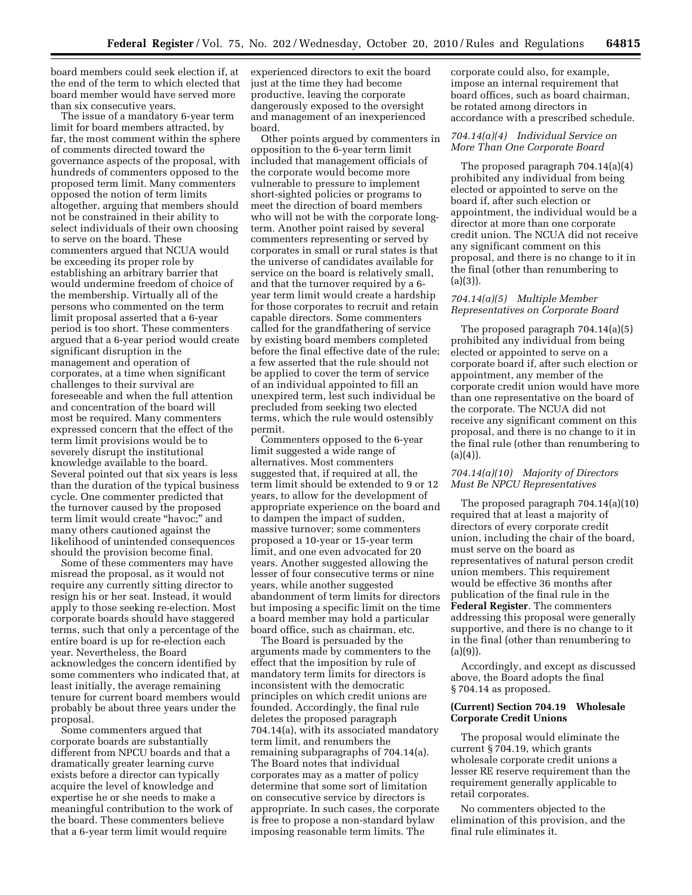board members could seek election if, at the end of the term to which elected that board member would have served more than six consecutive years.

The issue of a mandatory 6-year term limit for board members attracted, by far, the most comment within the sphere of comments directed toward the governance aspects of the proposal, with hundreds of commenters opposed to the proposed term limit. Many commenters opposed the notion of term limits altogether, arguing that members should not be constrained in their ability to select individuals of their own choosing to serve on the board. These commenters argued that NCUA would be exceeding its proper role by establishing an arbitrary barrier that would undermine freedom of choice of the membership. Virtually all of the persons who commented on the term limit proposal asserted that a 6-year period is too short. These commenters argued that a 6-year period would create significant disruption in the management and operation of corporates, at a time when significant challenges to their survival are foreseeable and when the full attention and concentration of the board will most be required. Many commenters expressed concern that the effect of the term limit provisions would be to severely disrupt the institutional knowledge available to the board. Several pointed out that six years is less than the duration of the typical business cycle. One commenter predicted that the turnover caused by the proposed term limit would create "havoc;" and many others cautioned against the likelihood of unintended consequences should the provision become final.

Some of these commenters may have misread the proposal, as it would not require any currently sitting director to resign his or her seat. Instead, it would apply to those seeking re-election. Most corporate boards should have staggered terms, such that only a percentage of the entire board is up for re-election each year. Nevertheless, the Board acknowledges the concern identified by some commenters who indicated that, at least initially, the average remaining tenure for current board members would probably be about three years under the proposal.

Some commenters argued that corporate boards are substantially different from NPCU boards and that a dramatically greater learning curve exists before a director can typically acquire the level of knowledge and expertise he or she needs to make a meaningful contribution to the work of the board. These commenters believe that a 6-year term limit would require experienced directors to exit the board just at the time they had become productive, leaving the corporate dangerously exposed to the oversight and management of an inexperienced board.

Other points argued by commenters in opposition to the 6-year term limit included that management officials of the corporate would become more vulnerable to pressure to implement short-sighted policies or programs to meet the direction of board members who will not be with the corporate long-term. Another point raised by several commenters representing or served by corporates in small or rural states is that the universe of candidates available for service on the board is relatively small, and that the turnover required by a 6-year term limit would create a hardship for those corporates to recruit and retain capable directors. Some commenters called for the grandfathering of service by existing board members completed before the final effective date of the rule; a few asserted that the rule should not be applied to cover the term of service of an individual appointed to fill an unexpired term, lest such individual be precluded from seeking two elected terms, which the rule would ostensibly permit.

Commenters opposed to the 6-year limit suggested a wide range of alternatives. Most commenters suggested that, if required at all, the term limit should be extended to 9 or 12 years, to allow for the development of appropriate experience on the board and to dampen the impact of sudden, massive turnover; some commenters proposed a 10-year or 15-year term limit, and one even advocated for 20 years. Another suggested allowing the lesser of four consecutive terms or nine years, while another suggested abandonment of term limits for directors but imposing a specific limit on the time a board member may hold a particular board office, such as chairman, etc.

The Board is persuaded by the arguments made by commenters to the effect that the imposition by rule of mandatory term limits for directors is inconsistent with the democratic principles on which credit unions are founded. Accordingly, the final rule deletes the proposed paragraph 704.14(a), with its associated mandatory term limit, and renumbers the remaining subparagraphs of 704.14(a). The Board notes that individual corporates may as a matter of policy determine that some sort of limitation on consecutive service by directors is appropriate. In such cases, the corporate is free to propose a non-standard bylaw imposing reasonable term limits. The corporate could also, for example, impose an internal requirement that board offices, such as board chairman, be rotated among directors in accordance with a prescribed schedule.

#### *704.14(a)(4) Individual Service on More Than One Corporate Board*

The proposed paragraph 704.14(a)(4) prohibited any individual from being elected or appointed to serve on the board if, after such election or appointment, the individual would be a director at more than one corporate credit union. The NCUA did not receive any significant comment on this proposal, and there is no change to it in the final (other than renumbering to (a)(3)).

#### *704.14(a)(5) Multiple Member Representatives on Corporate Board*

The proposed paragraph 704.14(a)(5) prohibited any individual from being elected or appointed to serve on a corporate board if, after such election or appointment, any member of the corporate credit union would have more than one representative on the board of the corporate. The NCUA did not receive any significant comment on this proposal, and there is no change to it in the final rule (other than renumbering to (a)(4)).

#### *704.14(a)(10) Majority of Directors Must Be NPCU Representatives*

The proposed paragraph 704.14(a)(10) required that at least a majority of directors of every corporate credit union, including the chair of the board, must serve on the board as representatives of natural person credit union members. This requirement would be effective 36 months after publication of the final rule in the **Federal Register**. The commenters addressing this proposal were generally supportive, and there is no change to it in the final (other than renumbering to (a)(9)).

Accordingly, and except as discussed above, the Board adopts the final § 704.14 as proposed.

### (Current) Section 704.19 Wholesale Corporate Credit Unions

The proposal would eliminate the current § 704.19, which grants wholesale corporate credit unions a lesser RE reserve requirement than the requirement generally applicable to retail corporates.

No commenters objected to the elimination of this provision, and the final rule eliminates it.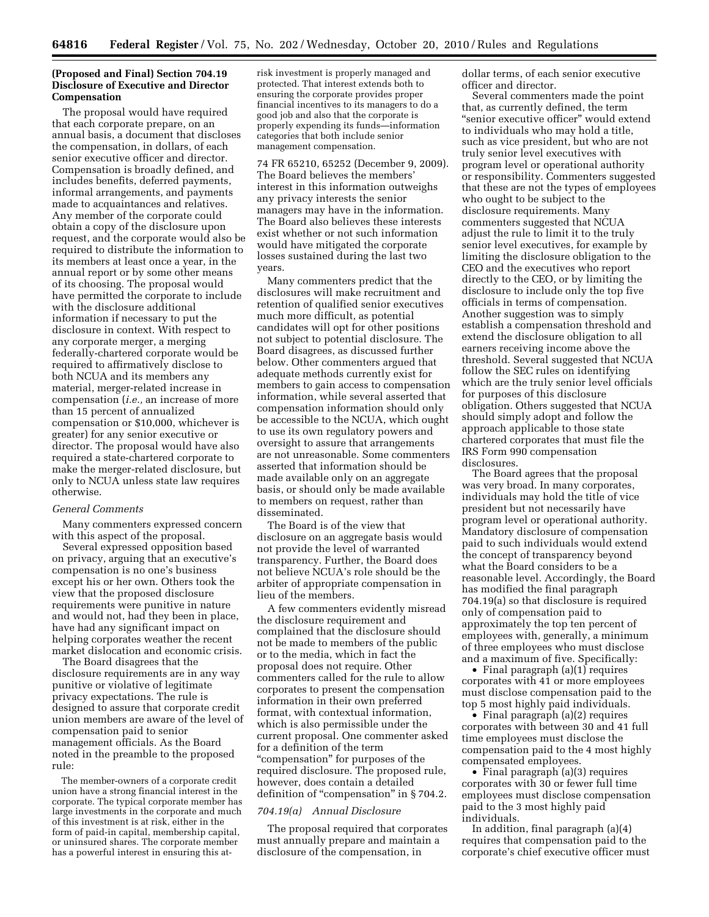**(Proposed and Final) Section 704.19 Disclosure of Executive and Director Compensation**

The proposal would have required that each corporate prepare, on an annual basis, a document that discloses the compensation, in dollars, of each senior executive officer and director. Compensation is broadly defined, and includes benefits, deferred payments, informal arrangements, and payments made to acquaintances and relatives. Any member of the corporate could obtain a copy of the disclosure upon request, and the corporate would also be required to distribute the information to its members at least once a year, in the annual report or by some other means of its choosing. The proposal would have permitted the corporate to include with the disclosure additional information if necessary to put the disclosure in context. With respect to any corporate merger, a merging federally-chartered corporate would be required to affirmatively disclose to both NCUA and its members any material, merger-related increase in compensation (*i.e.,* an increase of more than 15 percent of annualized compensation or $10,000, whichever is greater) for any senior executive or director. The proposal would have also required a state-chartered corporate to make the merger-related disclosure, but only to NCUA unless state law requires otherwise.

*General Comments*

Many commenters expressed concern with this aspect of the proposal.

Several expressed opposition based on privacy, arguing that an executive's compensation is no one's business except his or her own. Others took the view that the proposed disclosure requirements were punitive in nature and would not, had they been in place, have had any significant impact on helping corporates weather the recent market dislocation and economic crisis.

The Board disagrees that the disclosure requirements are in any way punitive or violative of legitimate privacy expectations. The rule is designed to assure that corporate credit union members are aware of the level of compensation paid to senior management officials. As the Board noted in the preamble to the proposed rule:

> The member-owners of a corporate credit union have a strong financial interest in the corporate. The typical corporate member has large investments in the corporate and much of this investment is at risk, either in the form of paid-in capital, membership capital, or uninsured shares. The corporate member has a powerful interest in ensuring this at-risk investment is properly managed and protected. That interest extends both to ensuring the corporate provides proper financial incentives to its managers to do a good job and also that the corporate is properly expending its funds—information categories that both include senior management compensation.

74 FR 65210, 65252 (December 9, 2009). The Board believes the members' interest in this information outweighs any privacy interests the senior managers may have in the information. The Board also believes these interests exist whether or not such information would have mitigated the corporate losses sustained during the last two years.

Many commenters predict that the disclosures will make recruitment and retention of qualified senior executives much more difficult, as potential candidates will opt for other positions not subject to potential disclosure. The Board disagrees, as discussed further below. Other commenters argued that adequate methods currently exist for members to gain access to compensation information, while several asserted that compensation information should only be accessible to the NCUA, which ought to use its own regulatory powers and oversight to assure that arrangements are not unreasonable. Some commenters asserted that information should be made available only on an aggregate basis, or should only be made available to members on request, rather than disseminated.

The Board is of the view that disclosure on an aggregate basis would not provide the level of warranted transparency. Further, the Board does not believe NCUA's role should be the arbiter of appropriate compensation in lieu of the members.

A few commenters evidently misread the disclosure requirement and complained that the disclosure should not be made to members of the public or to the media, which in fact the proposal does not require. Other commenters called for the rule to allow corporates to present the compensation information in their own preferred format, with contextual information, which is also permissible under the current proposal. One commenter asked for a definition of the term "compensation" for purposes of the required disclosure. The proposed rule, however, does contain a detailed definition of "compensation" in § 704.2.

*704.19(a) Annual Disclosure*

The proposal required that corporates must annually prepare and maintain a disclosure of the compensation, in dollar terms, of each senior executive officer and director.

Several commenters made the point that, as currently defined, the term "senior executive officer" would extend to individuals who may hold a title, such as vice president, but who are not truly senior level executives with program level or operational authority or responsibility. Commenters suggested that these are not the types of employees who ought to be subject to the disclosure requirements. Many commenters suggested that NCUA adjust the rule to limit it to the truly senior level executives, for example by limiting the disclosure obligation to the CEO and the executives who report directly to the CEO, or by limiting the disclosure to include only the top five officials in terms of compensation. Another suggestion was to simply establish a compensation threshold and extend the disclosure obligation to all earners receiving income above the threshold. Several suggested that NCUA follow the SEC rules on identifying which are the truly senior level officials for purposes of this disclosure obligation. Others suggested that NCUA should simply adopt and follow the approach applicable to those state chartered corporates that must file the IRS Form 990 compensation disclosures.

The Board agrees that the proposal was very broad. In many corporates, individuals may hold the title of vice president but not necessarily have program level or operational authority. Mandatory disclosure of compensation paid to such individuals would extend the concept of transparency beyond what the Board considers to be a reasonable level. Accordingly, the Board has modified the final paragraph 704.19(a) so that disclosure is required only of compensation paid to approximately the top ten percent of employees with, generally, a minimum of three employees who must disclose and a maximum of five. Specifically:

- Final paragraph (a)(1) requires corporates with 41 or more employees must disclose compensation paid to the top 5 most highly paid individuals.
- Final paragraph (a)(2) requires corporates with between 30 and 41 full time employees must disclose the compensation paid to the 4 most highly compensated employees.
- Final paragraph (a)(3) requires corporates with 30 or fewer full time employees must disclose compensation paid to the 3 most highly paid individuals.

In addition, final paragraph (a)(4) requires that compensation paid to the corporate's chief executive officer must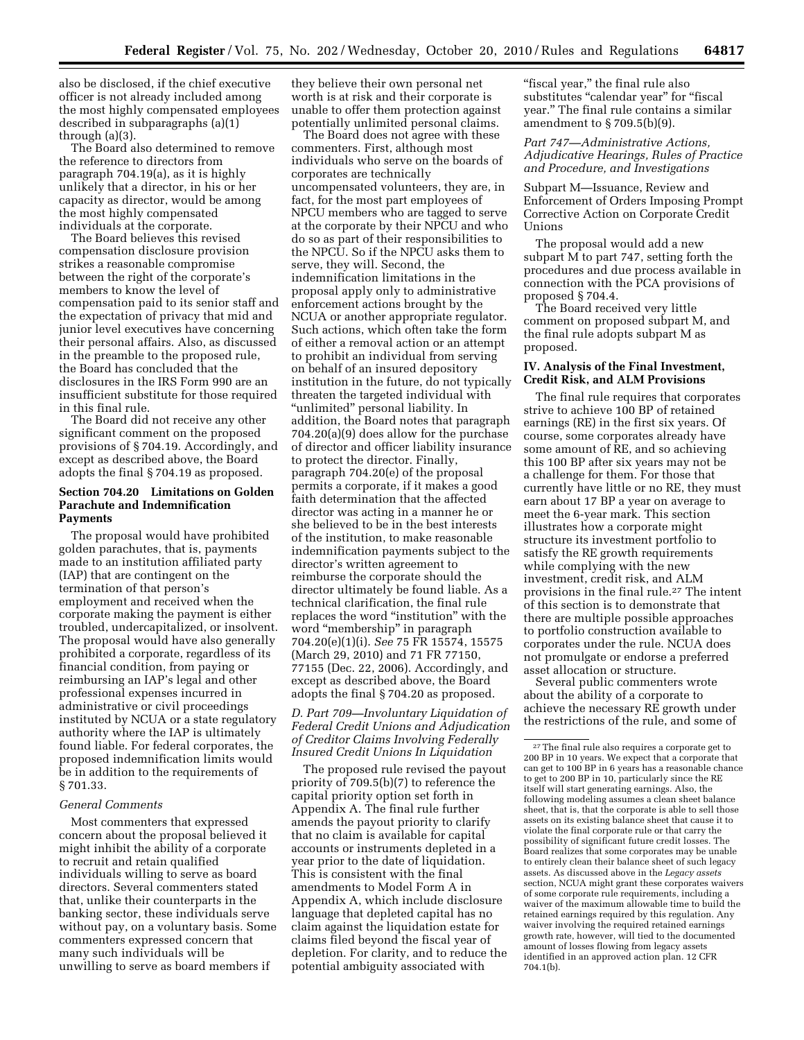also be disclosed, if the chief executive officer is not already included among the most highly compensated employees described in subparagraphs (a)(1) through (a)(3).

The Board also determined to remove the reference to directors from paragraph 704.19(a), as it is highly unlikely that a director, in his or her capacity as director, would be among the most highly compensated individuals at the corporate.

The Board believes this revised compensation disclosure provision strikes a reasonable compromise between the right of the corporate's members to know the level of compensation paid to its senior staff and the expectation of privacy that mid and junior level executives have concerning their personal affairs. Also, as discussed in the preamble to the proposed rule, the Board has concluded that the disclosures in the IRS Form 990 are an insufficient substitute for those required in this final rule.

The Board did not receive any other significant comment on the proposed provisions of § 704.19. Accordingly, and except as described above, the Board adopts the final § 704.19 as proposed.

#### Section 704.20 Limitations on Golden Parachute and Indemnification Payments

The proposal would have prohibited golden parachutes, that is, payments made to an institution affiliated party (IAP) that are contingent on the termination of that person's employment and received when the corporate making the payment is either troubled, undercapitalized, or insolvent. The proposal would have also generally prohibited a corporate, regardless of its financial condition, from paying or reimbursing an IAP's legal and other professional expenses incurred in administrative or civil proceedings instituted by NCUA or a state regulatory authority where the IAP is ultimately found liable. For federal corporates, the proposed indemnification limits would be in addition to the requirements of § 701.33.

*General Comments*

Most commenters that expressed concern about the proposal believed it might inhibit the ability of a corporate to recruit and retain qualified individuals willing to serve as board directors. Several commenters stated that, unlike their counterparts in the banking sector, these individuals serve without pay, on a voluntary basis. Some commenters expressed concern that many such individuals will be unwilling to serve as board members if they believe their own personal net worth is at risk and their corporate is unable to offer them protection against potentially unlimited personal claims.

The Board does not agree with these commenters. First, although most individuals who serve on the boards of corporates are technically uncompensated volunteers, they are, in fact, for the most part employees of NPCU members who are tagged to serve at the corporate by their NPCU and who do so as part of their responsibilities to the NPCU. So if the NPCU asks them to serve, they will. Second, the indemnification limitations in the proposal apply only to administrative enforcement actions brought by the NCUA or another appropriate regulator. Such actions, which often take the form of either a removal action or an attempt to prohibit an individual from serving on behalf of an insured depository institution in the future, do not typically threaten the targeted individual with "unlimited" personal liability. In addition, the Board notes that paragraph 704.20(a)(9) does allow for the purchase of director and officer liability insurance to protect the director. Finally, paragraph 704.20(e) of the proposal permits a corporate, if it makes a good faith determination that the affected director was acting in a manner he or she believed to be in the best interests of the institution, to make reasonable indemnification payments subject to the director's written agreement to reimburse the corporate should the director ultimately be found liable. As a technical clarification, the final rule replaces the word "institution" with the word "membership" in paragraph 704.20(e)(1)(i). *See* 75 FR 15574, 15575 (March 29, 2010) and 71 FR 77150, 77155 (Dec. 22, 2006). Accordingly, and except as described above, the Board adopts the final § 704.20 as proposed.

### *D. Part 709—Involuntary Liquidation of Federal Credit Unions and Adjudication of Creditor Claims Involving Federally Insured Credit Unions In Liquidation*

The proposed rule revised the payout priority of 709.5(b)(7) to reference the capital priority option set forth in Appendix A. The final rule further amends the payout priority to clarify that no claim is available for capital accounts or instruments depleted in a year prior to the date of liquidation. This is consistent with the final amendments to Model Form A in Appendix A, which include disclosure language that depleted capital has no claim against the liquidation estate for claims filed beyond the fiscal year of depletion. For clarity, and to reduce the potential ambiguity associated with "fiscal year," the final rule also substitutes "calendar year" for "fiscal year." The final rule contains a similar amendment to § 709.5(b)(9).

### *Part 747—Administrative Actions, Adjudicative Hearings, Rules of Practice and Procedure, and Investigations*

Subpart M—Issuance, Review and Enforcement of Orders Imposing Prompt Corrective Action on Corporate Credit Unions

The proposal would add a new subpart M to part 747, setting forth the procedures and due process available in connection with the PCA provisions of proposed § 704.4.

The Board received very little comment on proposed subpart M, and the final rule adopts subpart M as proposed.

## IV. Analysis of the Final Investment, Credit Risk, and ALM Provisions

The final rule requires that corporates strive to achieve 100 BP of retained earnings (RE) in the first six years. Of course, some corporates already have some amount of RE, and so achieving this 100 BP after six years may not be a challenge for them. For those that currently have little or no RE, they must earn about 17 BP a year on average to meet the 6-year mark. This section illustrates how a corporate might structure its investment portfolio to satisfy the RE growth requirements while complying with the new investment, credit risk, and ALM provisions in the final rule.[27] The intent of this section is to demonstrate that there are multiple possible approaches to portfolio construction available to corporates under the rule. NCUA does not promulgate or endorse a preferred asset allocation or structure.

Several public commenters wrote about the ability of a corporate to achieve the necessary RE growth under the restrictions of the rule, and some of

[27] The final rule also requires a corporate get to 200 BP in 10 years. We expect that a corporate that can get to 100 BP in 6 years has a reasonable chance to get to 200 BP in 10, particularly since the RE itself will start generating earnings. Also, the following modeling assumes a clean sheet balance sheet, that is, that the corporate is able to sell those assets on its existing balance sheet that cause it to violate the final corporate rule or that carry the possibility of significant future credit losses. The Board realizes that some corporates may be unable to entirely clean their balance sheet of such legacy assets. As discussed above in the *Legacy assets* section, NCUA might grant these corporates waivers of some corporate rule requirements, including a waiver of the maximum allowable time to build the retained earnings required by this regulation. Any waiver involving the required retained earnings growth rate, however, will tied to the documented amount of losses flowing from legacy assets identified in an approved action plan. 12 CFR 704.1(b).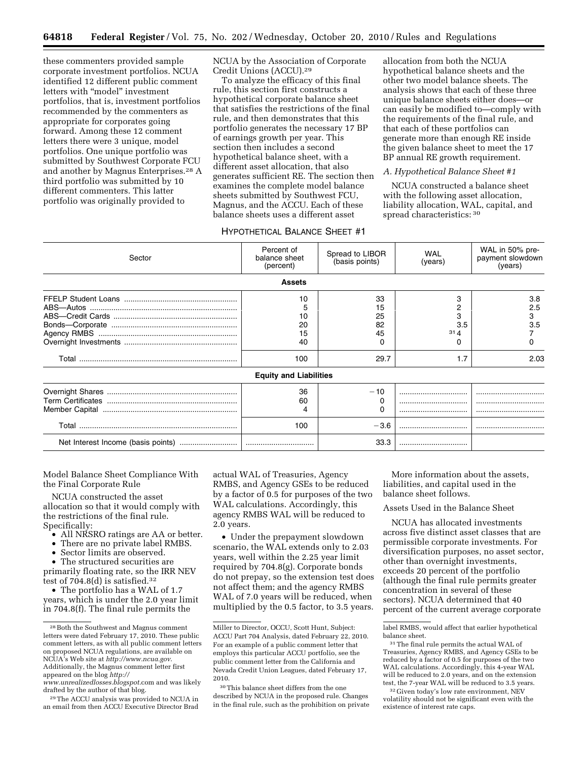these commenters provided sample corporate investment portfolios. NCUA identified 12 different public comment letters with "model" investment portfolios, that is, investment portfolios recommended by the commenters as appropriate for corporates going forward. Among these 12 comment letters there were 3 unique, model portfolios. One unique portfolio was submitted by Southwest Corporate FCU and another by Magnus Enterprises.[28] A third portfolio was submitted by 10 different commenters. This latter portfolio was originally provided to NCUA by the Association of Corporate Credit Unions (ACCU).[29]

To analyze the efficacy of this final rule, this section first constructs a hypothetical corporate balance sheet that satisfies the restrictions of the final rule, and then demonstrates that this portfolio generates the necessary 17 BP of earnings growth per year. This section then includes a second hypothetical balance sheet, with a different asset allocation, that also generates sufficient RE. The section then examines the complete model balance sheets submitted by Southwest FCU, Magnus, and the ACCU. Each of these balance sheets uses a different asset allocation from both the NCUA hypothetical balance sheets and the other two model balance sheets. The analysis shows that each of these three unique balance sheets either does—or can easily be modified to—comply with the requirements of the final rule, and that each of these portfolios can generate more than enough RE inside the given balance sheet to meet the 17 BP annual RE growth requirement.

*A. Hypothetical Balance Sheet #1*

NCUA constructed a balance sheet with the following asset allocation, liability allocation, WAL, capital, and spread characteristics: [30]

HYPOTHETICAL BALANCE SHEET #1

| Sector | Percent of balance sheet (percent) | Spread to LIBOR (basis points) | WAL (years) | WAL in 50% prepayment slowdown (years) |
|---|---|---|---|---|
| **Assets** | | | | |
| FFELP Student Loans | 10 | 33 | 3 | 3.8 |
| ABS—Autos | 5 | 15 | 2 | 2.5 |
| ABS—Credit Cards | 10 | 25 | 3 | 3 |
| Bonds—Corporate | 20 | 82 | 3.5 | 3.5 |
| Agency RMBS | 15 | 45 | [31] 4 | 7 |
| Overnight Investments | 40 | 0 | 0 | 0 |
| Total | 100 | 29.7 | 1.7 | 2.03 |
| **Equity and Liabilities** | | | | |
| Overnight Shares | 36 | −10 | | |
| Term Certificates | 60 | 0 | | |
| Member Capital | 4 | 0 | | |
| Total | 100 | −3.6 | | |
| Net Interest Income (basis points) | | 33.3 | | |

Model Balance Sheet Compliance With the Final Corporate Rule

NCUA constructed the asset allocation so that it would comply with the restrictions of the final rule. Specifically:

- All NRSRO ratings are AA or better.
- There are no private label RMBS.
- Sector limits are observed.
- The structured securities are primarily floating rate, so the IRR NEV test of 704.8(d) is satisfied.[32]
- The portfolio has a WAL of 1.7 years, which is under the 2.0 year limit in 704.8(f). The final rule permits the actual WAL of Treasuries, Agency RMBS, and Agency GSEs to be reduced by a factor of 0.5 for purposes of the two WAL calculations. Accordingly, this agency RMBS WAL will be reduced to 2.0 years.
- Under the prepayment slowdown scenario, the WAL extends only to 2.03 years, well within the 2.25 year limit required by 704.8(g). Corporate bonds do not prepay, so the extension test does not affect them; and the agency RMBS WAL of 7.0 years will be reduced, when multiplied by the 0.5 factor, to 3.5 years.

More information about the assets, liabilities, and capital used in the balance sheet follows.

Assets Used in the Balance Sheet

NCUA has allocated investments across five distinct asset classes that are permissible corporate investments. For diversification purposes, no asset sector, other than overnight investments, exceeds 20 percent of the portfolio (although the final rule permits greater concentration in several of these sectors). NCUA determined that 40 percent of the current average corporate

[28] Both the Southwest and Magnus comment letters were dated February 17, 2010. These public comment letters, as with all public comment letters on proposed NCUA regulations, are available on NCUA's Web site at *http://www.ncua.gov*. Additionally, the Magnus comment letter first appeared on the blog *http://www.unrealizedlosses.blogspot.com* and was likely drafted by the author of that blog.

[29] The ACCU analysis was provided to NCUA in an email from then ACCU Executive Director Brad Miller to Director, OCCU, Scott Hunt, Subject: ACCU Part 704 Analysis, dated February 22, 2010. For an example of a public comment letter that employs this particular ACCU portfolio, see the public comment letter from the California and Nevada Credit Union Leagues, dated February 17, 2010.

[30] This balance sheet differs from the one described by NCUA in the proposed rule. Changes in the final rule, such as the prohibition on private label RMBS, would affect that earlier hypothetical balance sheet.

[31] The final rule permits the actual WAL of Treasuries, Agency RMBS, and Agency GSEs to be reduced by a factor of 0.5 for purposes of the two WAL calculations. Accordingly, this 4-year WAL will be reduced to 2.0 years, and on the extension test, the 7-year WAL will be reduced to 3.5 years.

[32] Given today's low rate environment, NEV volatility should not be significant even with the existence of interest rate caps.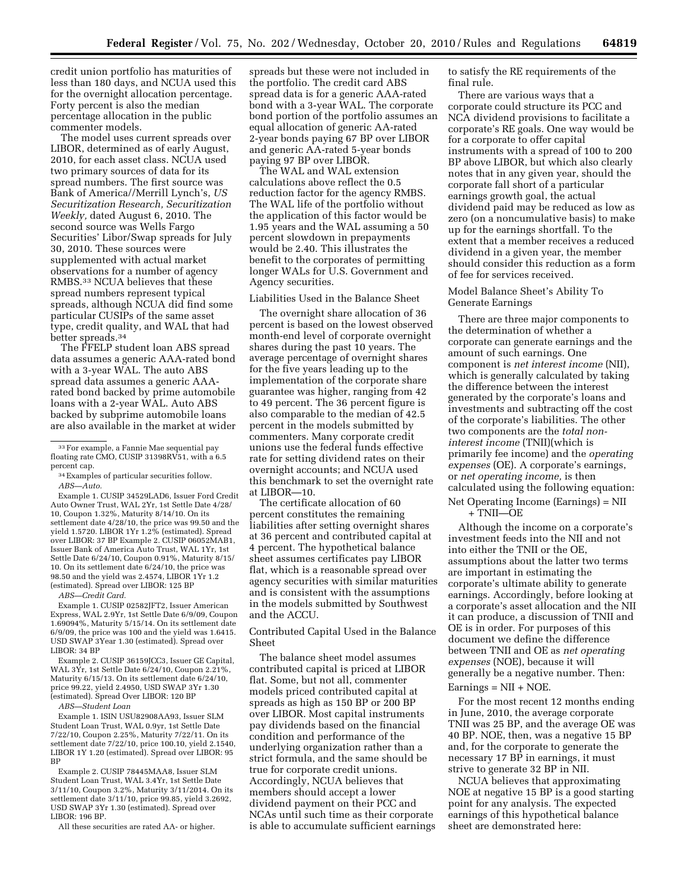credit union portfolio has maturities of less than 180 days, and NCUA used this for the overnight allocation percentage. Forty percent is also the median percentage allocation in the public commenter models.

The model uses current spreads over LIBOR, determined as of early August, 2010, for each asset class. NCUA used two primary sources of data for its spread numbers. The first source was Bank of America//Merrill Lynch's, *US Securitization Research, Securitization Weekly,* dated August 6, 2010. The second source was Wells Fargo Securities' Libor/Swap spreads for July 30, 2010. These sources were supplemented with actual market observations for a number of agency RMBS.[33] NCUA believes that these spread numbers represent typical spreads, although NCUA did find some particular CUSIPs of the same asset type, credit quality, and WAL that had better spreads.[34]

The FFELP student loan ABS spread data assumes a generic AAA-rated bond with a 3-year WAL. The auto ABS spread data assumes a generic AAA-rated bond backed by prime automobile loans with a 2-year WAL. Auto ABS backed by subprime automobile loans are also available in the market at wider spreads but these were not included in the portfolio. The credit card ABS spread data is for a generic AAA-rated bond with a 3-year WAL. The corporate bond portion of the portfolio assumes an equal allocation of generic AA-rated 2-year bonds paying 67 BP over LIBOR and generic AA-rated 5-year bonds paying 97 BP over LIBOR.

The WAL and WAL extension calculations above reflect the 0.5 reduction factor for the agency RMBS. The WAL life of the portfolio without the application of this factor would be 1.95 years and the WAL assuming a 50 percent slowdown in prepayments would be 2.40. This illustrates the benefit to the corporates of permitting longer WALs for U.S. Government and Agency securities.

Liabilities Used in the Balance Sheet

The overnight share allocation of 36 percent is based on the lowest observed month-end level of corporate overnight shares during the past 10 years. The average percentage of overnight shares for the five years leading up to the implementation of the corporate share guarantee was higher, ranging from 42 to 49 percent. The 36 percent figure is also comparable to the median of 42.5 percent in the models submitted by commenters. Many corporate credit unions use the federal funds effective rate for setting dividend rates on their overnight accounts; and NCUA used this benchmark to set the overnight rate at LIBOR—10.

The certificate allocation of 60 percent constitutes the remaining liabilities after setting overnight shares at 36 percent and contributed capital at 4 percent. The hypothetical balance sheet assumes certificates pay LIBOR flat, which is a reasonable spread over agency securities with similar maturities and is consistent with the assumptions in the models submitted by Southwest and the ACCU.

Contributed Capital Used in the Balance Sheet

The balance sheet model assumes contributed capital is priced at LIBOR flat. Some, but not all, commenter models priced contributed capital at spreads as high as 150 BP or 200 BP over LIBOR. Most capital instruments pay dividends based on the financial condition and performance of the underlying organization rather than a strict formula, and the same should be true for corporate credit unions. Accordingly, NCUA believes that members should accept a lower dividend payment on their PCC and NCAs until such time as their corporate is able to accumulate sufficient earnings to satisfy the RE requirements of the final rule.

There are various ways that a corporate could structure its PCC and NCA dividend provisions to facilitate a corporate's RE goals. One way would be for a corporate to offer capital instruments with a spread of 100 to 200 BP above LIBOR, but which also clearly notes that in any given year, should the corporate fall short of a particular earnings growth goal, the actual dividend paid may be reduced as low as zero (on a noncumulative basis) to make up for the earnings shortfall. To the extent that a member receives a reduced dividend in a given year, the member should consider this reduction as a form of fee for services received.

Model Balance Sheet's Ability To Generate Earnings

There are three major components to the determination of whether a corporate can generate earnings and the amount of such earnings. One component is *net interest income* (NII), which is generally calculated by taking the difference between the interest generated by the corporate's loans and investments and subtracting off the cost of the corporate's liabilities. The other two components are the *total non-interest income* (TNII)(which is primarily fee income) and the *operating expenses* (OE). A corporate's earnings, or *net operating income,* is then calculated using the following equation:

Net Operating Income (Earnings) = NII + TNII—OE

Although the income on a corporate's investment feeds into the NII and not into either the TNII or the OE, assumptions about the latter two terms are important in estimating the corporate's ultimate ability to generate earnings. Accordingly, before looking at a corporate's asset allocation and the NII it can produce, a discussion of TNII and OE is in order. For purposes of this document we define the difference between TNII and OE as *net operating expenses* (NOE), because it will generally be a negative number. Then:

Earnings = NII + NOE.

For the most recent 12 months ending in June, 2010, the average corporate TNII was 25 BP, and the average OE was 40 BP. NOE, then, was a negative 15 BP and, for the corporate to generate the necessary 17 BP in earnings, it must strive to generate 32 BP in NII.

NCUA believes that approximating NOE at negative 15 BP is a good starting point for any analysis. The expected earnings of this hypothetical balance sheet are demonstrated here:

---

[33] For example, a Fannie Mae sequential pay floating rate CMO, CUSIP 31398RV51, with a 6.5 percent cap.

[34] Examples of particular securities follow.

*ABS—Auto.*

Example 1. CUSIP 34529LAD6, Issuer Ford Credit Auto Owner Trust, WAL 2Yr, 1st Settle Date 4/28/10, Coupon 1.32%, Maturity 8/14/10. On its settlement date 4/28/10, the price was 99.50 and the yield 1.5720. LIBOR 1Yr 1.2% (estimated). Spread over LIBOR: 37 BP Example 2. CUSIP 06052MAB1, Issuer Bank of America Auto Trust, WAL 1Yr, 1st Settle Date 6/24/10, Coupon 0.91%, Maturity 8/15/10. On its settlement date 6/24/10, the price was 98.50 and the yield was 2.4574, LIBOR 1Yr 1.2 (estimated). Spread over LIBOR: 125 BP

*ABS—Credit Card.*

Example 1. CUSIP 02582JFT2, Issuer American Express, WAL 2.9Yr, 1st Settle Date 6/9/09, Coupon 1.69094%, Maturity 5/15/14. On its settlement date 6/9/09, the price was 100 and the yield was 1.6415. USD SWAP 3Year 1.30 (estimated). Spread over LIBOR: 34 BP

Example 2. CUSIP 36159JCC3, Issuer GE Capital, WAL 3Yr, 1st Settle Date 6/24/10, Coupon 2.21%, Maturity 6/15/13. On its settlement date 6/24/10, price 99.22, yield 2.4950, USD SWAP 3Yr 1.30 (estimated). Spread Over LIBOR: 120 BP

*ABS—Student Loan*

Example 1. ISIN USU82908AA93, Issuer SLM Student Loan Trust, WAL 0.9yr, 1st Settle Date 7/22/10, Coupon 2.25%, Maturity 7/22/11. On its settlement date 7/22/10, price 100.10, yield 2.1540, LIBOR 1Y 1.20 (estimated). Spread over LIBOR: 95 BP

Example 2. CUSIP 78445MAA8, Issuer SLM Student Loan Trust, WAL 3.4Yr, 1st Settle Date 3/11/10, Coupon 3.2%, Maturity 3/11/2014. On its settlement date 3/11/10, price 99.85, yield 3.2692, USD SWAP 3Yr 1.30 (estimated). Spread over LIBOR: 196 BP.

All these securities are rated AA- or higher.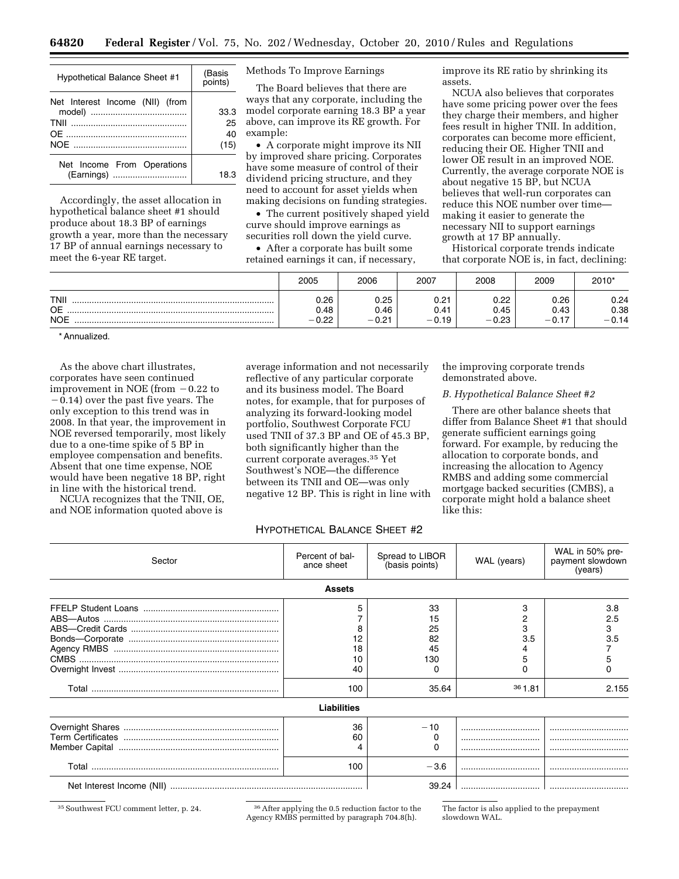| Hypothetical Balance Sheet #1 | (Basis points) |
|---|---|
| Net Interest Income (NII) (from model) | 33.3 |
| TNII | 25 |
| OE | 40 |
| NOE | (15) |
| Net Income From Operations (Earnings) | 18.3 |

Accordingly, the asset allocation in hypothetical balance sheet #1 should produce about 18.3 BP of earnings growth a year, more than the necessary 17 BP of annual earnings necessary to meet the 6-year RE target.

Methods To Improve Earnings

The Board believes that there are ways that any corporate, including the model corporate earning 18.3 BP a year above, can improve its RE growth. For example:

- A corporate might improve its NII by improved share pricing. Corporates have some measure of control of their dividend pricing structure, and they need to account for asset yields when making decisions on funding strategies.
- The current positively shaped yield curve should improve earnings as securities roll down the yield curve.
- After a corporate has built some retained earnings it can, if necessary, improve its RE ratio by shrinking its assets.

NCUA also believes that corporates have some pricing power over the fees they charge their members, and higher fees result in higher TNII. In addition, corporates can become more efficient, reducing their OE. Higher TNII and lower OE result in an improved NOE. Currently, the average corporate NOE is about negative 15 BP, but NCUA believes that well-run corporates can reduce this NOE number over time—making it easier to generate the necessary NII to support earnings growth at 17 BP annually.

Historical corporate trends indicate that corporate NOE is, in fact, declining:

| | 2005 | 2006 | 2007 | 2008 | 2009 | 2010* |
|---|---|---|---|---|---|---|
| TNII | 0.26 | 0.25 | 0.21 | 0.22 | 0.26 | 0.24 |
| OE | 0.48 | 0.46 | 0.41 | 0.45 | 0.43 | 0.38 |
| NOE | −0.22 | −0.21 | −0.19 | −0.23 | −0.17 | −0.14 |

\* Annualized.

As the above chart illustrates, corporates have seen continued improvement in NOE (from −0.22 to −0.14) over the past five years. The only exception to this trend was in 2008. In that year, the improvement in NOE reversed temporarily, most likely due to a one-time spike of 5 BP in employee compensation and benefits. Absent that one time expense, NOE would have been negative 18 BP, right in line with the historical trend.

NCUA recognizes that the TNII, OE, and NOE information quoted above is average information and not necessarily reflective of any particular corporate and its business model. The Board notes, for example, that for purposes of analyzing its forward-looking model portfolio, Southwest Corporate FCU used TNII of 37.3 BP and OE of 45.3 BP, both significantly higher than the current corporate averages.[35] Yet Southwest's NOE—the difference between its TNII and OE—was only negative 12 BP. This is right in line with the improving corporate trends demonstrated above.

*B. Hypothetical Balance Sheet #2*

There are other balance sheets that differ from Balance Sheet #1 that should generate sufficient earnings going forward. For example, by reducing the allocation to corporate bonds, and increasing the allocation to Agency RMBS and adding some commercial mortgage backed securities (CMBS), a corporate might hold a balance sheet like this:

HYPOTHETICAL BALANCE SHEET #2

| Sector | Percent of balance sheet | Spread to LIBOR (basis points) | WAL (years) | WAL in 50% prepayment slowdown (years) |
|---|---|---|---|---|
| **Assets** | | | | |
| FFELP Student Loans | 5 | 33 | 3 | 3.8 |
| ABS—Autos | 7 | 15 | 2 | 2.5 |
| ABS—Credit Cards | 8 | 25 | 3 | 3 |
| Bonds—Corporate | 12 | 82 | 3.5 | 3.5 |
| Agency RMBS | 18 | 45 | 4 | 7 |
| CMBS | 10 | 130 | 5 | 5 |
| Overnight Invest | 40 | 0 | 0 | 0 |
| Total | 100 | 35.64 | [36] 1.81 | 2.155 |
| **Liabilities** | | | | |
| Overnight Shares | 36 | −10 | | |
| Term Certificates | 60 | 0 | | |
| Member Capital | 4 | 0 | | |
| Total | 100 | −3.6 | | |
| Net Interest Income (NII) | | 39.24 | | |

[35] Southwest FCU comment letter, p. 24.

[36] After applying the 0.5 reduction factor to the Agency RMBS permitted by paragraph 704.8(h). The factor is also applied to the prepayment slowdown WAL.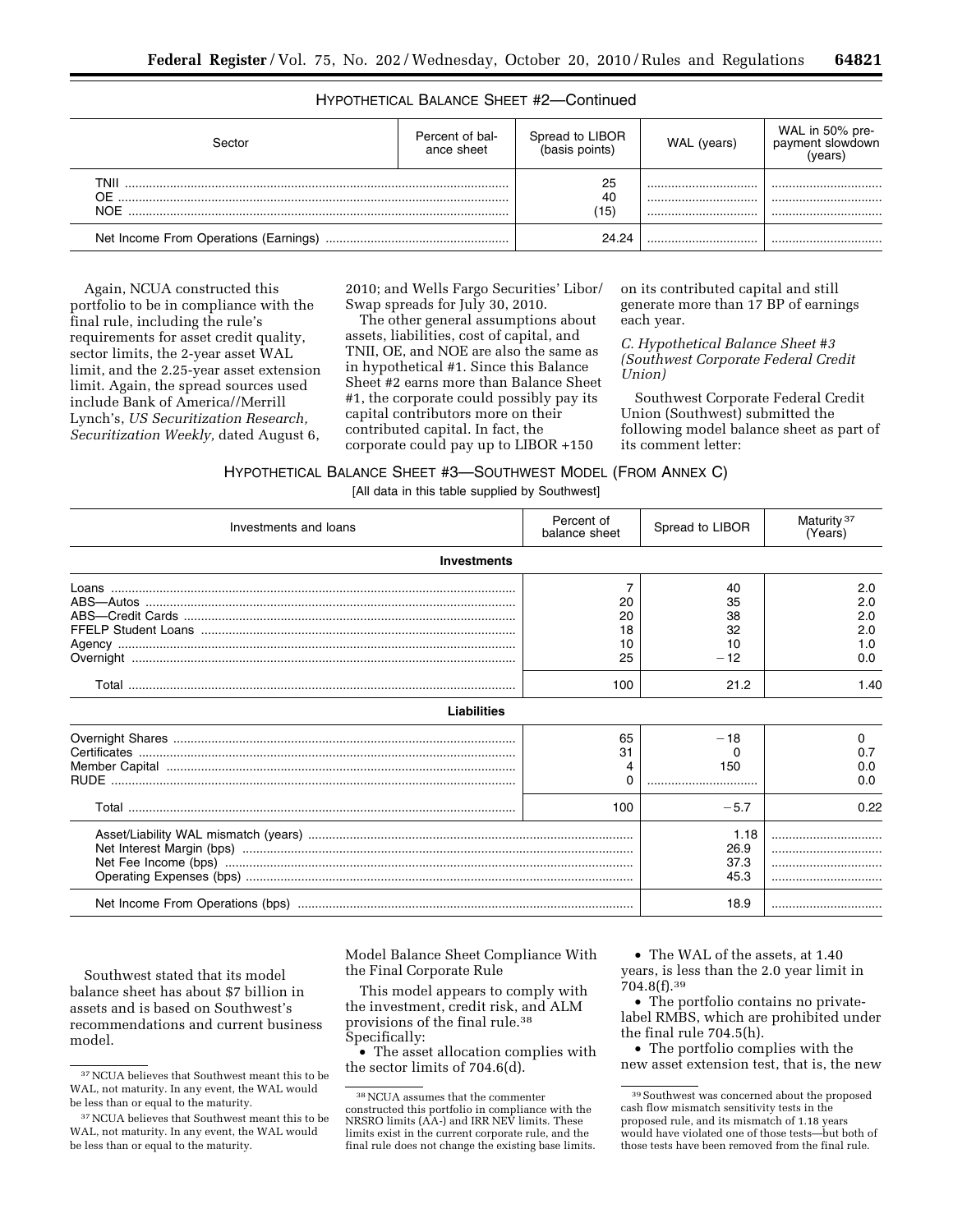HYPOTHETICAL BALANCE SHEET #2—Continued

| Sector | Percent of balance sheet | Spread to LIBOR (basis points) | WAL (years) | WAL in 50% prepayment slowdown (years) |
|---|---|---|---|---|
| TNII | | 25 | | |
| OE | | 40 | | |
| NOE | | (15) | | |
| Net Income From Operations (Earnings) | | 24.24 | | |

Again, NCUA constructed this portfolio to be in compliance with the final rule, including the rule's requirements for asset credit quality, sector limits, the 2-year asset WAL limit, and the 2.25-year asset extension limit. Again, the spread sources used include Bank of America//Merrill Lynch's, *US Securitization Research, Securitization Weekly,* dated August 6, 2010; and Wells Fargo Securities' Libor/Swap spreads for July 30, 2010.

The other general assumptions about assets, liabilities, cost of capital, and TNII, OE, and NOE are also the same as in hypothetical #1. Since this Balance Sheet #2 earns more than Balance Sheet #1, the corporate could possibly pay its capital contributors more on their contributed capital. In fact, the corporate could pay up to LIBOR +150 on its contributed capital and still generate more than 17 BP of earnings each year.

### *C. Hypothetical Balance Sheet #3 (Southwest Corporate Federal Credit Union)*

Southwest Corporate Federal Credit Union (Southwest) submitted the following model balance sheet as part of its comment letter:

HYPOTHETICAL BALANCE SHEET #3—SOUTHWEST MODEL (FROM ANNEX C)

[All data in this table supplied by Southwest]

| Investments and loans | Percent of balance sheet | Spread to LIBOR | Maturity[37] (Years) |
|---|---|---|---|
| **Investments** | | | |
| Loans | 7 | 40 | 2.0 |
| ABS—Autos | 20 | 35 | 2.0 |
| ABS—Credit Cards | 20 | 38 | 2.0 |
| FFELP Student Loans | 18 | 32 | 2.0 |
| Agency | 10 | 10 | 1.0 |
| Overnight | 25 | −12 | 0.0 |
| Total | 100 | 21.2 | 1.40 |
| **Liabilities** | | | |
| Overnight Shares | 65 | −18 | 0 |
| Certificates | 31 | 0 | 0.7 |
| Member Capital | 4 | 150 | 0.0 |
| RUDE | 0 | | 0.0 |
| Total | 100 | −5.7 | 0.22 |
| Asset/Liability WAL mismatch (years) | | 1.18 | |
| Net Interest Margin (bps) | | 26.9 | |
| Net Fee Income (bps) | | 37.3 | |
| Operating Expenses (bps) | | 45.3 | |
| Net Income From Operations (bps) | | 18.9 | |

Southwest stated that its model balance sheet has about $7 billion in assets and is based on Southwest's recommendations and current business model.

Model Balance Sheet Compliance With the Final Corporate Rule

This model appears to comply with the investment, credit risk, and ALM provisions of the final rule.[38] Specifically:

- The asset allocation complies with the sector limits of 704.6(d).
- The WAL of the assets, at 1.40 years, is less than the 2.0 year limit in 704.8(f).[39]
- The portfolio contains no private-label RMBS, which are prohibited under the final rule 704.5(h).
- The portfolio complies with the new asset extension test, that is, the new

---

[37] NCUA believes that Southwest meant this to be WAL, not maturity. In any event, the WAL would be less than or equal to the maturity.

[37] NCUA believes that Southwest meant this to be WAL, not maturity. In any event, the WAL would be less than or equal to the maturity.

[38] NCUA assumes that the commenter constructed this portfolio in compliance with the NRSRO limits (AA-) and IRR NEV limits. These limits exist in the current corporate rule, and the final rule does not change the existing base limits.

[39] Southwest was concerned about the proposed cash flow mismatch sensitivity tests in the proposed rule, and its mismatch of 1.18 years would have violated one of those tests—but both of those tests have been removed from the final rule.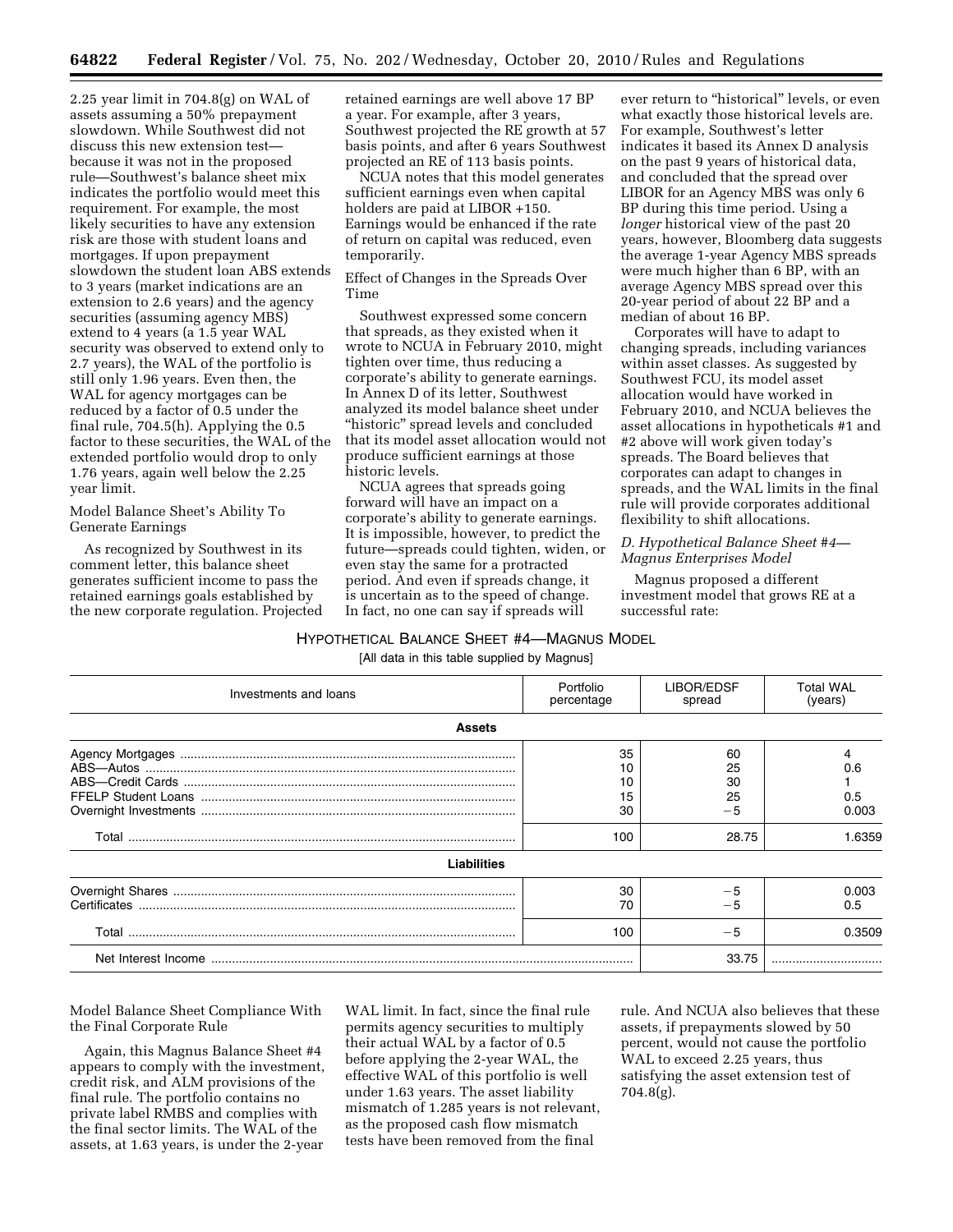2.25 year limit in 704.8(g) on WAL of assets assuming a 50% prepayment slowdown. While Southwest did not discuss this new extension test—because it was not in the proposed rule—Southwest's balance sheet mix indicates the portfolio would meet this requirement. For example, the most likely securities to have any extension risk are those with student loans and mortgages. If upon prepayment slowdown the student loan ABS extends to 3 years (market indications are an extension to 2.6 years) and the agency securities (assuming agency MBS) extend to 4 years (a 1.5 year WAL security was observed to extend only to 2.7 years), the WAL of the portfolio is still only 1.96 years. Even then, the WAL for agency mortgages can be reduced by a factor of 0.5 under the final rule, 704.5(h). Applying the 0.5 factor to these securities, the WAL of the extended portfolio would drop to only 1.76 years, again well below the 2.25 year limit.

Model Balance Sheet's Ability To Generate Earnings

As recognized by Southwest in its comment letter, this balance sheet generates sufficient income to pass the retained earnings goals established by the new corporate regulation. Projected retained earnings are well above 17 BP a year. For example, after 3 years, Southwest projected the RE growth at 57 basis points, and after 6 years Southwest projected an RE of 113 basis points.

NCUA notes that this model generates sufficient earnings even when capital holders are paid at LIBOR +150. Earnings would be enhanced if the rate of return on capital was reduced, even temporarily.

Effect of Changes in the Spreads Over Time

Southwest expressed some concern that spreads, as they existed when it wrote to NCUA in February 2010, might tighten over time, thus reducing a corporate's ability to generate earnings. In Annex D of its letter, Southwest analyzed its model balance sheet under "historic" spread levels and concluded that its model asset allocation would not produce sufficient earnings at those historic levels.

NCUA agrees that spreads going forward will have an impact on a corporate's ability to generate earnings. It is impossible, however, to predict the future—spreads could tighten, widen, or even stay the same for a protracted period. And even if spreads change, it is uncertain as to the speed of change. In fact, no one can say if spreads will ever return to "historical" levels, or even what exactly those historical levels are. For example, Southwest's letter indicates it based its Annex D analysis on the past 9 years of historical data, and concluded that the spread over LIBOR for an Agency MBS was only 6 BP during this time period. Using a *longer* historical view of the past 20 years, however, Bloomberg data suggests the average 1-year Agency MBS spreads were much higher than 6 BP, with an average Agency MBS spread over this 20-year period of about 22 BP and a median of about 16 BP.

Corporates will have to adapt to changing spreads, including variances within asset classes. As suggested by Southwest FCU, its model asset allocation would have worked in February 2010, and NCUA believes the asset allocations in hypotheticals #1 and #2 above will work given today's spreads. The Board believes that corporates can adapt to changes in spreads, and the WAL limits in the final rule will provide corporates additional flexibility to shift allocations.

*D. Hypothetical Balance Sheet #4—Magnus Enterprises Model*

Magnus proposed a different investment model that grows RE at a successful rate:

HYPOTHETICAL BALANCE SHEET #4—MAGNUS MODEL

[All data in this table supplied by Magnus]

| Investments and loans | Portfolio percentage | LIBOR/EDSF spread | Total WAL (years) |
|---|---|---|---|
| **Assets** | | | |
| Agency Mortgages | 35 | 60 | 4 |
| ABS—Autos | 10 | 25 | 0.6 |
| ABS—Credit Cards | 10 | 30 | 1 |
| FFELP Student Loans | 15 | 25 | 0.5 |
| Overnight Investments | 30 | −5 | 0.003 |
| Total | 100 | 28.75 | 1.6359 |
| **Liabilities** | | | |
| Overnight Shares | 30 | −5 | 0.003 |
| Certificates | 70 | −5 | 0.5 |
| Total | 100 | −5 | 0.3509 |
| Net Interest Income | | 33.75 | |

Model Balance Sheet Compliance With the Final Corporate Rule

Again, this Magnus Balance Sheet #4 appears to comply with the investment, credit risk, and ALM provisions of the final rule. The portfolio contains no private label RMBS and complies with the final sector limits. The WAL of the assets, at 1.63 years, is under the 2-year WAL limit. In fact, since the final rule permits agency securities to multiply their actual WAL by a factor of 0.5 before applying the 2-year WAL, the effective WAL of this portfolio is well under 1.63 years. The asset liability mismatch of 1.285 years is not relevant, as the proposed cash flow mismatch tests have been removed from the final rule. And NCUA also believes that these assets, if prepayments slowed by 50 percent, would not cause the portfolio WAL to exceed 2.25 years, thus satisfying the asset extension test of 704.8(g).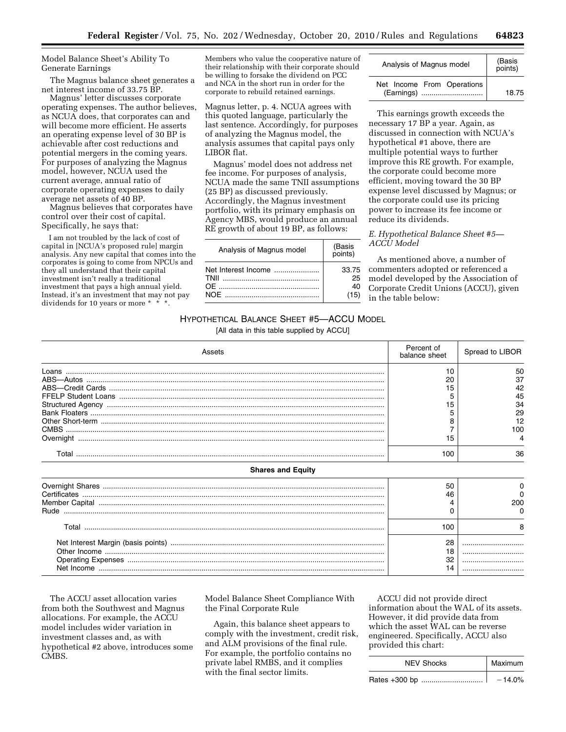Model Balance Sheet's Ability To Generate Earnings

The Magnus balance sheet generates a net interest income of 33.75 BP.

Magnus' letter discusses corporate operating expenses. The author believes, as NCUA does, that corporates can and will become more efficient. He asserts an operating expense level of 30 BP is achievable after cost reductions and potential mergers in the coming years. For purposes of analyzing the Magnus model, however, NCUA used the current average, annual ratio of corporate operating expenses to daily average net assets of 40 BP.

Magnus believes that corporates have control over their cost of capital. Specifically, he says that:

> I am not troubled by the lack of cost of capital in [NCUA's proposed rule] margin analysis. Any new capital that comes into the corporates is going to come from NPCUs and they all understand that their capital investment isn't really a traditional investment that pays a high annual yield. Instead, it's an investment that may not pay dividends for 10 years or more * * *. Members who value the cooperative nature of their relationship with their corporate should be willing to forsake the dividend on PCC and NCA in the short run in order for the corporate to rebuild retained earnings.

Magnus letter, p. 4. NCUA agrees with this quoted language, particularly the last sentence. Accordingly, for purposes of analyzing the Magnus model, the analysis assumes that capital pays only LIBOR flat.

Magnus' model does not address net fee income. For purposes of analysis, NCUA made the same TNII assumptions (25 BP) as discussed previously. Accordingly, the Magnus investment portfolio, with its primary emphasis on Agency MBS, would produce an annual RE growth of about 19 BP, as follows:

| Analysis of Magnus model | (Basis points) |
|---|---|
| Net Interest Income | 33.75 |
| TNII | 25 |
| OE | 40 |
| NOE | (15) |

| Analysis of Magnus model | (Basis points) |
|---|---|
| Net Income From Operations (Earnings) | 18.75 |

This earnings growth exceeds the necessary 17 BP a year. Again, as discussed in connection with NCUA's hypothetical #1 above, there are multiple potential ways to further improve this RE growth. For example, the corporate could become more efficient, moving toward the 30 BP expense level discussed by Magnus; or the corporate could use its pricing power to increase its fee income or reduce its dividends.

*E. Hypothetical Balance Sheet #5—ACCU Model*

As mentioned above, a number of commenters adopted or referenced a model developed by the Association of Corporate Credit Unions (ACCU), given in the table below:

HYPOTHETICAL BALANCE SHEET #5—ACCU MODEL

[All data in this table supplied by ACCU]

| Assets | Percent of balance sheet | Spread to LIBOR |
|---|---|---|
| Loans | 10 | 50 |
| ABS—Autos | 20 | 37 |
| ABS—Credit Cards | 15 | 42 |
| FFELP Student Loans | 5 | 45 |
| Structured Agency | 15 | 34 |
| Bank Floaters | 5 | 29 |
| Other Short-term | 8 | 12 |
| CMBS | 7 | 100 |
| Overnight | 15 | 4 |
| Total | 100 | 36 |
| **Shares and Equity** | | |
| Overnight Shares | 50 | 0 |
| Certificates | 46 | 0 |
| Member Capital | 4 | 200 |
| Rude | 0 | 0 |
| Total | 100 | 8 |
| Net Interest Margin (basis points) | 28 | |
| Other Income | 18 | |
| Operating Expenses | 32 | |
| Net Income | 14 | |

The ACCU asset allocation varies from both the Southwest and Magnus allocations. For example, the ACCU model includes wider variation in investment classes and, as with hypothetical #2 above, introduces some CMBS.

Model Balance Sheet Compliance With the Final Corporate Rule

Again, this balance sheet appears to comply with the investment, credit risk, and ALM provisions of the final rule. For example, the portfolio contains no private label RMBS, and it complies with the final sector limits.

ACCU did not provide direct information about the WAL of its assets. However, it did provide data from which the asset WAL can be reverse engineered. Specifically, ACCU also provided this chart:

| NEV Shocks | Maximum |
|---|---|
| Rates +300 bp | −14.0% |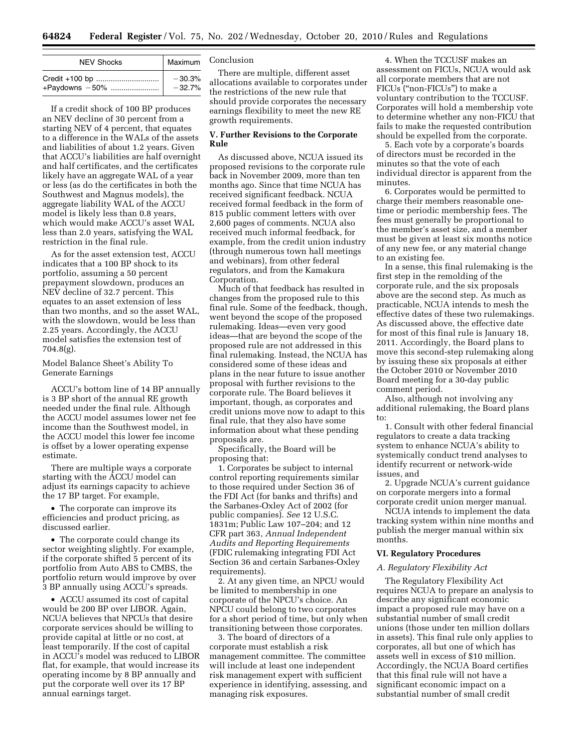| NEV Shocks | Maximum |
|---|---|
| Credit +100 bp | −30.3% |
| +Paydowns −50% | −32.7% |

If a credit shock of 100 BP produces an NEV decline of 30 percent from a starting NEV of 4 percent, that equates to a difference in the WALs of the assets and liabilities of about 1.2 years. Given that ACCU's liabilities are half overnight and half certificates, and the certificates likely have an aggregate WAL of a year or less (as do the certificates in both the Southwest and Magnus models), the aggregate liability WAL of the ACCU model is likely less than 0.8 years, which would make ACCU's asset WAL less than 2.0 years, satisfying the WAL restriction in the final rule.

As for the asset extension test, ACCU indicates that a 100 BP shock to its portfolio, assuming a 50 percent prepayment slowdown, produces an NEV decline of 32.7 percent. This equates to an asset extension of less than two months, and so the asset WAL, with the slowdown, would be less than 2.25 years. Accordingly, the ACCU model satisfies the extension test of 704.8(g).

Model Balance Sheet's Ability To Generate Earnings

ACCU's bottom line of 14 BP annually is 3 BP short of the annual RE growth needed under the final rule. Although the ACCU model assumes lower net fee income than the Southwest model, in the ACCU model this lower fee income is offset by a lower operating expense estimate.

There are multiple ways a corporate starting with the ACCU model can adjust its earnings capacity to achieve the 17 BP target. For example,

- The corporate can improve its efficiencies and product pricing, as discussed earlier.
- The corporate could change its sector weighting slightly. For example, if the corporate shifted 5 percent of its portfolio from Auto ABS to CMBS, the portfolio return would improve by over 3 BP annually using ACCU's spreads.
- ACCU assumed its cost of capital would be 200 BP over LIBOR. Again, NCUA believes that NPCUs that desire corporate services should be willing to provide capital at little or no cost, at least temporarily. If the cost of capital in ACCU's model was reduced to LIBOR flat, for example, that would increase its operating income by 8 BP annually and put the corporate well over its 17 BP annual earnings target.

Conclusion

There are multiple, different asset allocations available to corporates under the restrictions of the new rule that should provide corporates the necessary earnings flexibility to meet the new RE growth requirements.

## V. Further Revisions to the Corporate Rule

As discussed above, NCUA issued its proposed revisions to the corporate rule back in November 2009, more than ten months ago. Since that time NCUA has received significant feedback. NCUA received formal feedback in the form of 815 public comment letters with over 2,600 pages of comments. NCUA also received much informal feedback, for example, from the credit union industry (through numerous town hall meetings and webinars), from other federal regulators, and from the Kamakura Corporation.

Much of that feedback has resulted in changes from the proposed rule to this final rule. Some of the feedback, though, went beyond the scope of the proposed rulemaking. Ideas—even very good ideas—that are beyond the scope of the proposed rule are not addressed in this final rulemaking. Instead, the NCUA has considered some of these ideas and plans in the near future to issue another proposal with further revisions to the corporate rule. The Board believes it important, though, as corporates and credit unions move now to adapt to this final rule, that they also have some information about what these pending proposals are.

Specifically, the Board will be proposing that:

1. Corporates be subject to internal control reporting requirements similar to those required under Section 36 of the FDI Act (for banks and thrifts) and the Sarbanes-Oxley Act of 2002 (for public companies). *See* 12 U.S.C. 1831m; Public Law 107–204; and 12 CFR part 363, *Annual Independent Audits and Reporting Requirements* (FDIC rulemaking integrating FDI Act Section 36 and certain Sarbanes-Oxley requirements).

2. At any given time, an NPCU would be limited to membership in one corporate of the NPCU's choice. An NPCU could belong to two corporates for a short period of time, but only when transitioning between those corporates.

3. The board of directors of a corporate must establish a risk management committee. The committee will include at least one independent risk management expert with sufficient experience in identifying, assessing, and managing risk exposures.

4. When the TCCUSF makes an assessment on FICUs, NCUA would ask all corporate members that are not FICUs ("non-FICUs") to make a voluntary contribution to the TCCUSF. Corporates will hold a membership vote to determine whether any non-FICU that fails to make the requested contribution should be expelled from the corporate.

5. Each vote by a corporate's boards of directors must be recorded in the minutes so that the vote of each individual director is apparent from the minutes.

6. Corporates would be permitted to charge their members reasonable one-time or periodic membership fees. The fees must generally be proportional to the member's asset size, and a member must be given at least six months notice of any new fee, or any material change to an existing fee.

In a sense, this final rulemaking is the first step in the remolding of the corporate rule, and the six proposals above are the second step. As much as practicable, NCUA intends to mesh the effective dates of these two rulemakings. As discussed above, the effective date for most of this final rule is January 18, 2011. Accordingly, the Board plans to move this second-step rulemaking along by issuing these six proposals at either the October 2010 or November 2010 Board meeting for a 30-day public comment period.

Also, although not involving any additional rulemaking, the Board plans to:

1. Consult with other federal financial regulators to create a data tracking system to enhance NCUA's ability to systemically conduct trend analyses to identify recurrent or network-wide issues, and

2. Upgrade NCUA's current guidance on corporate mergers into a formal corporate credit union merger manual.

NCUA intends to implement the data tracking system within nine months and publish the merger manual within six months.

## VI. Regulatory Procedures

### *A. Regulatory Flexibility Act*

The Regulatory Flexibility Act requires NCUA to prepare an analysis to describe any significant economic impact a proposed rule may have on a substantial number of small credit unions (those under ten million dollars in assets). This final rule only applies to corporates, all but one of which has assets well in excess of $10 million. Accordingly, the NCUA Board certifies that this final rule will not have a significant economic impact on a substantial number of small credit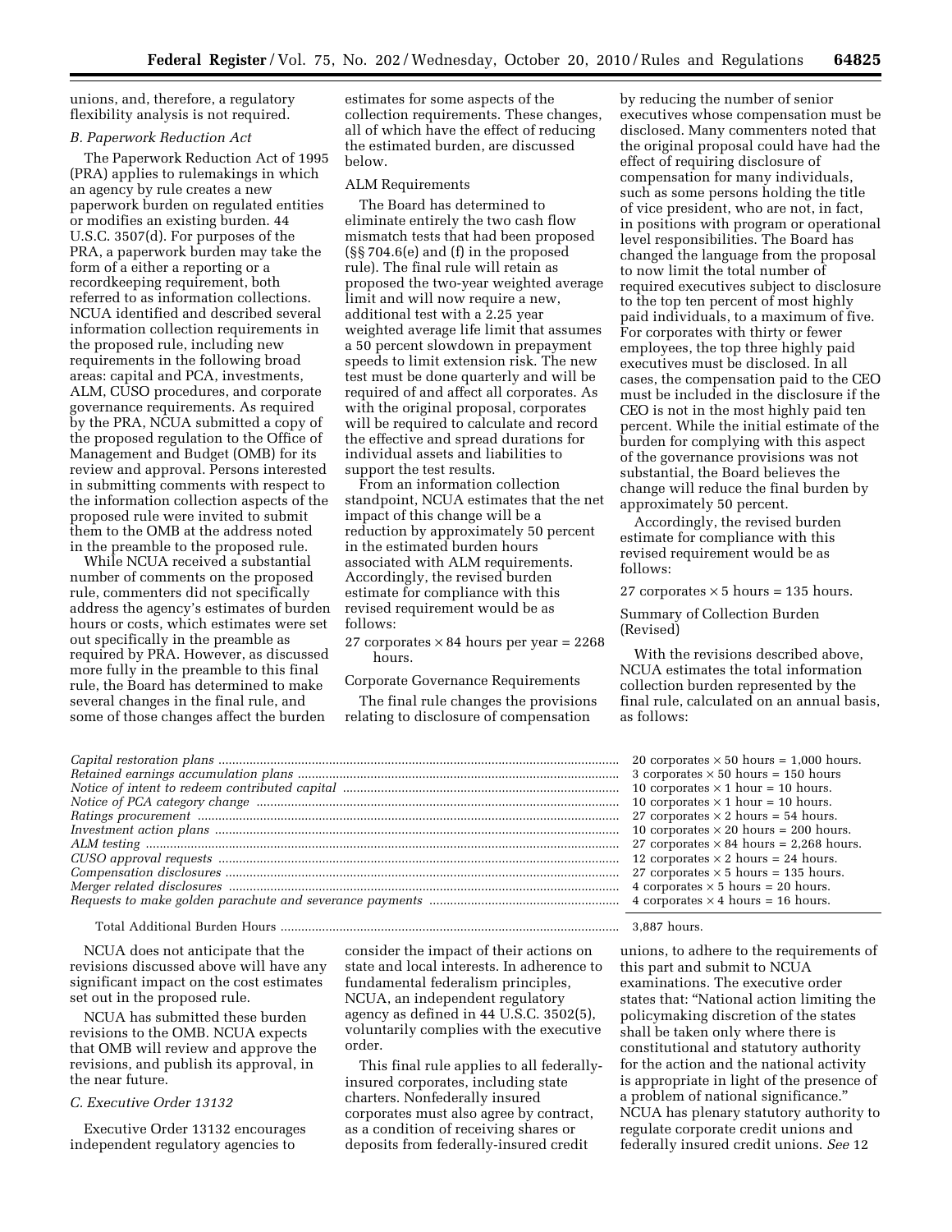unions, and, therefore, a regulatory flexibility analysis is not required.

*B. Paperwork Reduction Act*

The Paperwork Reduction Act of 1995 (PRA) applies to rulemakings in which an agency by rule creates a new paperwork burden on regulated entities or modifies an existing burden. 44 U.S.C. 3507(d). For purposes of the PRA, a paperwork burden may take the form of a either a reporting or a recordkeeping requirement, both referred to as information collections. NCUA identified and described several information collection requirements in the proposed rule, including new requirements in the following broad areas: capital and PCA, investments, ALM, CUSO procedures, and corporate governance requirements. As required by the PRA, NCUA submitted a copy of the proposed regulation to the Office of Management and Budget (OMB) for its review and approval. Persons interested in submitting comments with respect to the information collection aspects of the proposed rule were invited to submit them to the OMB at the address noted in the preamble to the proposed rule.

While NCUA received a substantial number of comments on the proposed rule, commenters did not specifically address the agency's estimates of burden hours or costs, which estimates were set out specifically in the preamble as required by PRA. However, as discussed more fully in the preamble to this final rule, the Board has determined to make several changes in the final rule, and some of those changes affect the burden estimates for some aspects of the collection requirements. These changes, all of which have the effect of reducing the estimated burden, are discussed below.

ALM Requirements

The Board has determined to eliminate entirely the two cash flow mismatch tests that had been proposed (§§ 704.6(e) and (f) in the proposed rule). The final rule will retain as proposed the two-year weighted average limit and will now require a new, additional test with a 2.25 year weighted average life limit that assumes a 50 percent slowdown in prepayment speeds to limit extension risk. The new test must be done quarterly and will be required of and affect all corporates. As with the original proposal, corporates will be required to calculate and record the effective and spread durations for individual assets and liabilities to support the test results.

From an information collection standpoint, NCUA estimates that the net impact of this change will be a reduction by approximately 50 percent in the estimated burden hours associated with ALM requirements. Accordingly, the revised burden estimate for compliance with this revised requirement would be as follows:

27 corporates × 84 hours per year = 2268 hours.

Corporate Governance Requirements

The final rule changes the provisions relating to disclosure of compensation by reducing the number of senior executives whose compensation must be disclosed. Many commenters noted that the original proposal could have had the effect of requiring disclosure of compensation for many individuals, such as some persons holding the title of vice president, who are not, in fact, in positions with program or operational level responsibilities. The Board has changed the language from the proposal to now limit the total number of required executives subject to disclosure to the top ten percent of most highly paid individuals, to a maximum of five. For corporates with thirty or fewer employees, the top three highly paid executives must be disclosed. In all cases, the compensation paid to the CEO must be included in the disclosure if the CEO is not in the most highly paid ten percent. While the initial estimate of the burden for complying with this aspect of the governance provisions was not substantial, the Board believes the change will reduce the final burden by approximately 50 percent.

Accordingly, the revised burden estimate for compliance with this revised requirement would be as follows:

27 corporates × 5 hours = 135 hours.

Summary of Collection Burden (Revised)

With the revisions described above, NCUA estimates the total information collection burden represented by the final rule, calculated on an annual basis, as follows:

| | |
|---|---|
| *Capital restoration plans* | 20 corporates × 50 hours = 1,000 hours. |
| *Retained earnings accumulation plans* | 3 corporates × 50 hours = 150 hours |
| *Notice of intent to redeem contributed capital* | 10 corporates × 1 hour = 10 hours. |
| *Notice of PCA category change* | 10 corporates × 1 hour = 10 hours. |
| *Ratings procurement* | 27 corporates × 2 hours = 54 hours. |
| *Investment action plans* | 10 corporates × 20 hours = 200 hours. |
| *ALM testing* | 27 corporates × 84 hours = 2,268 hours. |
| *CUSO approval requests* | 12 corporates × 2 hours = 24 hours. |
| *Compensation disclosures* | 27 corporates × 5 hours = 135 hours. |
| *Merger related disclosures* | 4 corporates × 5 hours = 20 hours. |
| *Requests to make golden parachute and severance payments* | 4 corporates × 4 hours = 16 hours. |
| Total Additional Burden Hours | 3,887 hours. |

NCUA does not anticipate that the revisions discussed above will have any significant impact on the cost estimates set out in the proposed rule.

NCUA has submitted these burden revisions to the OMB. NCUA expects that OMB will review and approve the revisions, and publish its approval, in the near future.

*C. Executive Order 13132*

Executive Order 13132 encourages independent regulatory agencies to consider the impact of their actions on state and local interests. In adherence to fundamental federalism principles, NCUA, an independent regulatory agency as defined in 44 U.S.C. 3502(5), voluntarily complies with the executive order.

This final rule applies to all federally-insured corporates, including state charters. Nonfederally insured corporates must also agree by contract, as a condition of receiving shares or deposits from federally-insured credit unions, to adhere to the requirements of this part and submit to NCUA examinations. The executive order states that: "National action limiting the policymaking discretion of the states shall be taken only where there is constitutional and statutory authority for the action and the national activity is appropriate in light of the presence of a problem of national significance." NCUA has plenary statutory authority to regulate corporate credit unions and federally insured credit unions. *See* 12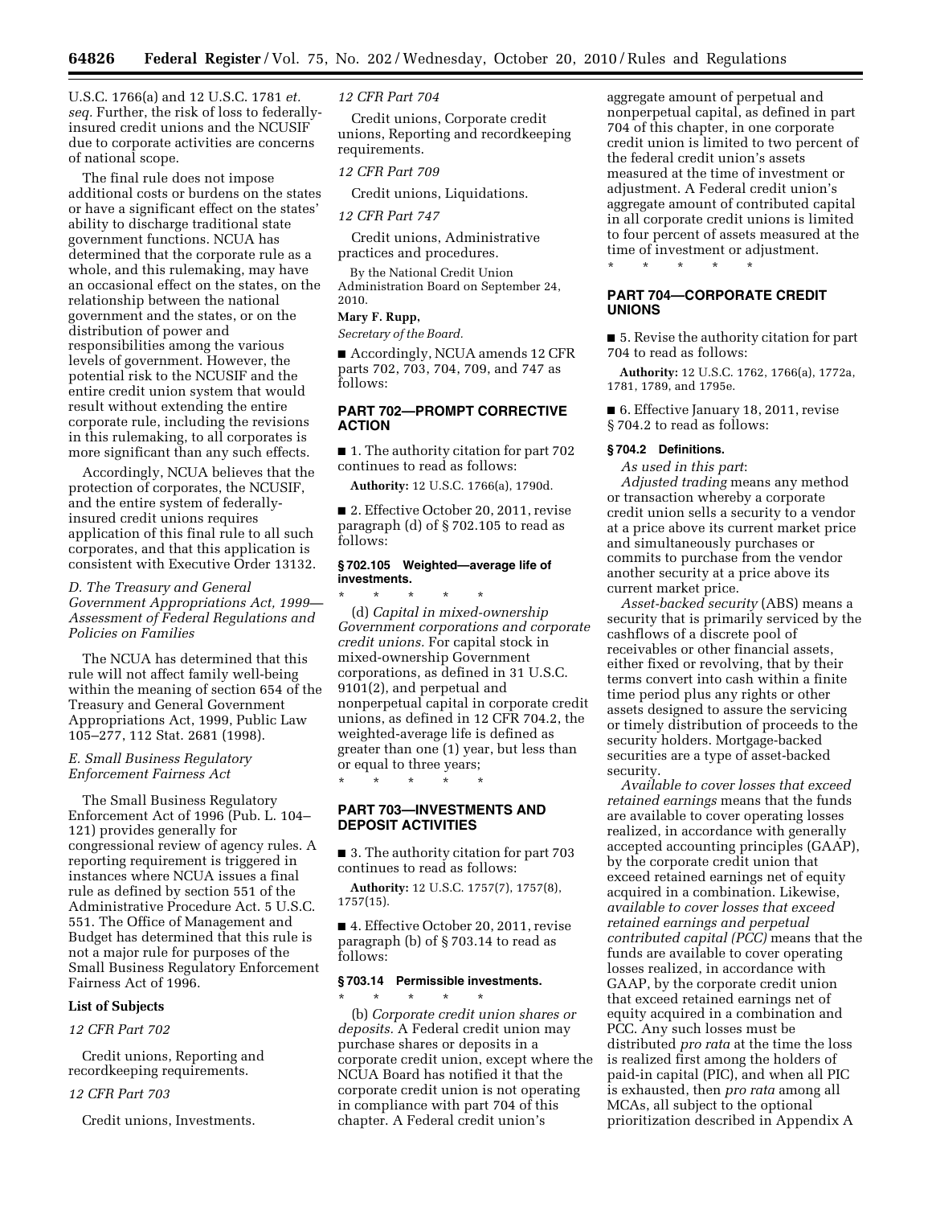U.S.C. 1766(a) and 12 U.S.C. 1781 *et. seq.* Further, the risk of loss to federally-insured credit unions and the NCUSIF due to corporate activities are concerns of national scope.

The final rule does not impose additional costs or burdens on the states or have a significant effect on the states' ability to discharge traditional state government functions. NCUA has determined that the corporate rule as a whole, and this rulemaking, may have an occasional effect on the states, on the relationship between the national government and the states, or on the distribution of power and responsibilities among the various levels of government. However, the potential risk to the NCUSIF and the entire credit union system that would result without extending the entire corporate rule, including the revisions in this rulemaking, to all corporates is more significant than any such effects.

Accordingly, NCUA believes that the protection of corporates, the NCUSIF, and the entire system of federally-insured credit unions requires application of this final rule to all such corporates, and that this application is consistent with Executive Order 13132.

*D. The Treasury and General Government Appropriations Act, 1999—Assessment of Federal Regulations and Policies on Families*

The NCUA has determined that this rule will not affect family well-being within the meaning of section 654 of the Treasury and General Government Appropriations Act, 1999, Public Law 105–277, 112 Stat. 2681 (1998).

*E. Small Business Regulatory Enforcement Fairness Act*

The Small Business Regulatory Enforcement Act of 1996 (Pub. L. 104–121) provides generally for congressional review of agency rules. A reporting requirement is triggered in instances where NCUA issues a final rule as defined by section 551 of the Administrative Procedure Act. 5 U.S.C. 551. The Office of Management and Budget has determined that this rule is not a major rule for purposes of the Small Business Regulatory Enforcement Fairness Act of 1996.

**List of Subjects**

*12 CFR Part 702*

Credit unions, Reporting and recordkeeping requirements.

*12 CFR Part 703*

Credit unions, Investments.

*12 CFR Part 704*

Credit unions, Corporate credit unions, Reporting and recordkeeping requirements.

*12 CFR Part 709*

Credit unions, Liquidations.

*12 CFR Part 747*

Credit unions, Administrative practices and procedures.

By the National Credit Union Administration Board on September 24, 2010.

**Mary F. Rupp,**

*Secretary of the Board.*

■ Accordingly, NCUA amends 12 CFR parts 702, 703, 704, 709, and 747 as follows:

## PART 702—PROMPT CORRECTIVE ACTION

■ 1. The authority citation for part 702 continues to read as follows:

**Authority:** 12 U.S.C. 1766(a), 1790d.

■ 2. Effective October 20, 2011, revise paragraph (d) of § 702.105 to read as follows:

### § 702.105 Weighted—average life of investments.

\* \* \* \* \*

(d) *Capital in mixed-ownership Government corporations and corporate credit unions.* For capital stock in mixed-ownership Government corporations, as defined in 31 U.S.C. 9101(2), and perpetual and nonperpetual capital in corporate credit unions, as defined in 12 CFR 704.2, the weighted-average life is defined as greater than one (1) year, but less than or equal to three years;

\* \* \* \* \*

## PART 703—INVESTMENTS AND DEPOSIT ACTIVITIES

■ 3. The authority citation for part 703 continues to read as follows:

**Authority:** 12 U.S.C. 1757(7), 1757(8), 1757(15).

■ 4. Effective October 20, 2011, revise paragraph (b) of § 703.14 to read as follows:

### § 703.14 Permissible investments.

\* \* \* \* \*

(b) *Corporate credit union shares or deposits.* A Federal credit union may purchase shares or deposits in a corporate credit union, except where the NCUA Board has notified it that the corporate credit union is not operating in compliance with part 704 of this chapter. A Federal credit union's aggregate amount of perpetual and nonperpetual capital, as defined in part 704 of this chapter, in one corporate credit union is limited to two percent of the federal credit union's assets measured at the time of investment or adjustment. A Federal credit union's aggregate amount of contributed capital in all corporate credit unions is limited to four percent of assets measured at the time of investment or adjustment.

\* \* \* \* \*

## PART 704—CORPORATE CREDIT UNIONS

■ 5. Revise the authority citation for part 704 to read as follows:

**Authority:** 12 U.S.C. 1762, 1766(a), 1772a, 1781, 1789, and 1795e.

■ 6. Effective January 18, 2011, revise § 704.2 to read as follows:

### § 704.2 Definitions.

*As used in this part*:

*Adjusted trading* means any method or transaction whereby a corporate credit union sells a security to a vendor at a price above its current market price and simultaneously purchases or commits to purchase from the vendor another security at a price above its current market price.

*Asset-backed security* (ABS) means a security that is primarily serviced by the cashflows of a discrete pool of receivables or other financial assets, either fixed or revolving, that by their terms convert into cash within a finite time period plus any rights or other assets designed to assure the servicing or timely distribution of proceeds to the security holders. Mortgage-backed securities are a type of asset-backed security.

*Available to cover losses that exceed retained earnings* means that the funds are available to cover operating losses realized, in accordance with generally accepted accounting principles (GAAP), by the corporate credit union that exceed retained earnings net of equity acquired in a combination. Likewise, *available to cover losses that exceed retained earnings and perpetual contributed capital (PCC)* means that the funds are available to cover operating losses realized, in accordance with GAAP, by the corporate credit union that exceed retained earnings net of equity acquired in a combination and PCC. Any such losses must be distributed *pro rata* at the time the loss is realized first among the holders of paid-in capital (PIC), and when all PIC is exhausted, then *pro rata* among all MCAs, all subject to the optional prioritization described in Appendix A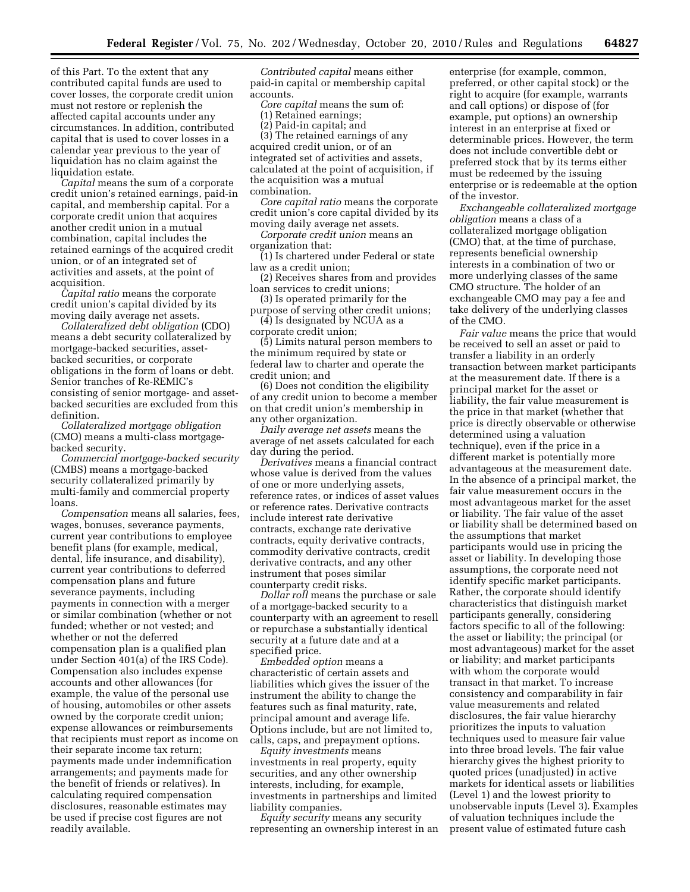of this Part. To the extent that any contributed capital funds are used to cover losses, the corporate credit union must not restore or replenish the affected capital accounts under any circumstances. In addition, contributed capital that is used to cover losses in a calendar year previous to the year of liquidation has no claim against the liquidation estate.

*Capital* means the sum of a corporate credit union's retained earnings, paid-in capital, and membership capital. For a corporate credit union that acquires another credit union in a mutual combination, capital includes the retained earnings of the acquired credit union, or of an integrated set of activities and assets, at the point of acquisition.

*Capital ratio* means the corporate credit union's capital divided by its moving daily average net assets.

*Collateralized debt obligation* (CDO) means a debt security collateralized by mortgage-backed securities, asset-backed securities, or corporate obligations in the form of loans or debt. Senior tranches of Re-REMIC's consisting of senior mortgage- and asset-backed securities are excluded from this definition.

*Collateralized mortgage obligation* (CMO) means a multi-class mortgage-backed security.

*Commercial mortgage-backed security* (CMBS) means a mortgage-backed security collateralized primarily by multi-family and commercial property loans.

*Compensation* means all salaries, fees, wages, bonuses, severance payments, current year contributions to employee benefit plans (for example, medical, dental, life insurance, and disability), current year contributions to deferred compensation plans and future severance payments, including payments in connection with a merger or similar combination (whether or not funded; whether or not vested; and whether or not the deferred compensation plan is a qualified plan under Section 401(a) of the IRS Code). Compensation also includes expense accounts and other allowances (for example, the value of the personal use of housing, automobiles or other assets owned by the corporate credit union; expense allowances or reimbursements that recipients must report as income on their separate income tax return; payments made under indemnification arrangements; and payments made for the benefit of friends or relatives). In calculating required compensation disclosures, reasonable estimates may be used if precise cost figures are not readily available.

*Contributed capital* means either paid-in capital or membership capital accounts.

*Core capital* means the sum of:

(1) Retained earnings;

(2) Paid-in capital; and

(3) The retained earnings of any acquired credit union, or of an integrated set of activities and assets, calculated at the point of acquisition, if the acquisition was a mutual combination.

*Core capital ratio* means the corporate credit union's core capital divided by its moving daily average net assets.

*Corporate credit union* means an organization that:

(1) Is chartered under Federal or state law as a credit union;

(2) Receives shares from and provides loan services to credit unions;

(3) Is operated primarily for the purpose of serving other credit unions;

(4) Is designated by NCUA as a corporate credit union;

(5) Limits natural person members to the minimum required by state or federal law to charter and operate the credit union; and

(6) Does not condition the eligibility of any credit union to become a member on that credit union's membership in any other organization.

*Daily average net assets* means the average of net assets calculated for each day during the period.

*Derivatives* means a financial contract whose value is derived from the values of one or more underlying assets, reference rates, or indices of asset values or reference rates. Derivative contracts include interest rate derivative contracts, exchange rate derivative contracts, equity derivative contracts, commodity derivative contracts, credit derivative contracts, and any other instrument that poses similar counterparty credit risks.

*Dollar roll* means the purchase or sale of a mortgage-backed security to a counterparty with an agreement to resell or repurchase a substantially identical security at a future date and at a specified price.

*Embedded option* means a characteristic of certain assets and liabilities which gives the issuer of the instrument the ability to change the features such as final maturity, rate, principal amount and average life. Options include, but are not limited to, calls, caps, and prepayment options.

*Equity investments* means investments in real property, equity securities, and any other ownership interests, including, for example, investments in partnerships and limited liability companies.

*Equity security* means any security representing an ownership interest in an enterprise (for example, common, preferred, or other capital stock) or the right to acquire (for example, warrants and call options) or dispose of (for example, put options) an ownership interest in an enterprise at fixed or determinable prices. However, the term does not include convertible debt or preferred stock that by its terms either must be redeemed by the issuing enterprise or is redeemable at the option of the investor.

*Exchangeable collateralized mortgage obligation* means a class of a collateralized mortgage obligation (CMO) that, at the time of purchase, represents beneficial ownership interests in a combination of two or more underlying classes of the same CMO structure. The holder of an exchangeable CMO may pay a fee and take delivery of the underlying classes of the CMO.

*Fair value* means the price that would be received to sell an asset or paid to transfer a liability in an orderly transaction between market participants at the measurement date. If there is a principal market for the asset or liability, the fair value measurement is the price in that market (whether that price is directly observable or otherwise determined using a valuation technique), even if the price in a different market is potentially more advantageous at the measurement date. In the absence of a principal market, the fair value measurement occurs in the most advantageous market for the asset or liability. The fair value of the asset or liability shall be determined based on the assumptions that market participants would use in pricing the asset or liability. In developing those assumptions, the corporate need not identify specific market participants. Rather, the corporate should identify characteristics that distinguish market participants generally, considering factors specific to all of the following: the asset or liability; the principal (or most advantageous) market for the asset or liability; and market participants with whom the corporate would transact in that market. To increase consistency and comparability in fair value measurements and related disclosures, the fair value hierarchy prioritizes the inputs to valuation techniques used to measure fair value into three broad levels. The fair value hierarchy gives the highest priority to quoted prices (unadjusted) in active markets for identical assets or liabilities (Level 1) and the lowest priority to unobservable inputs (Level 3). Examples of valuation techniques include the present value of estimated future cash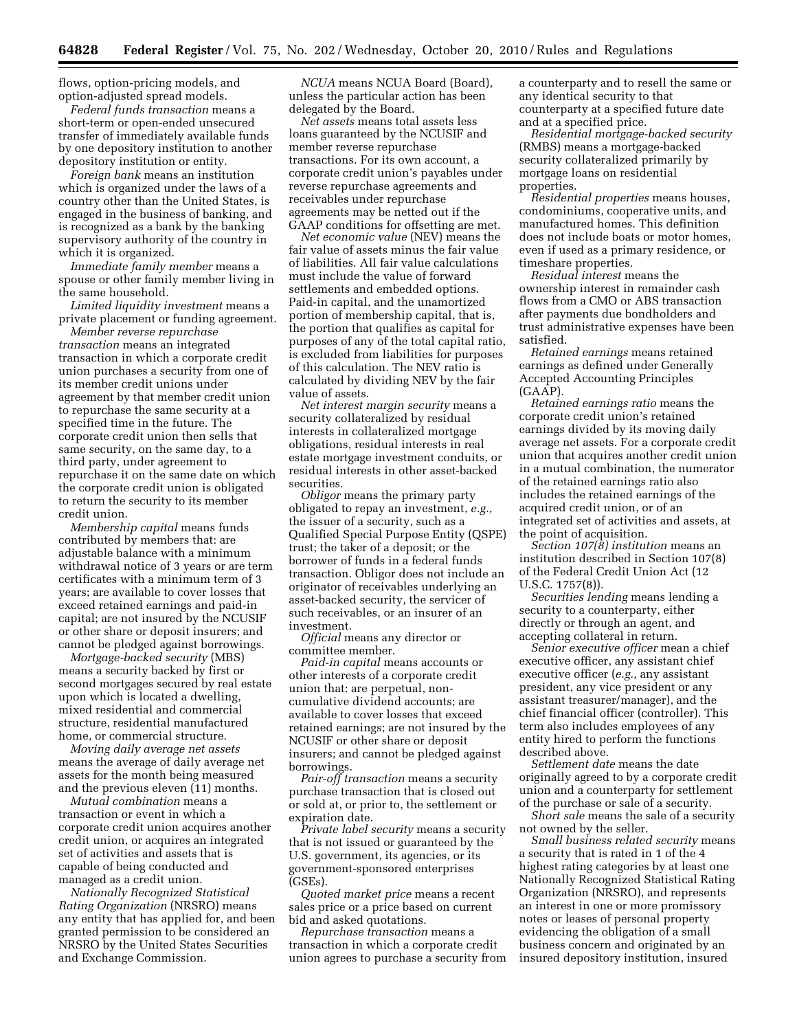flows, option-pricing models, and option-adjusted spread models.

*Federal funds transaction* means a short-term or open-ended unsecured transfer of immediately available funds by one depository institution to another depository institution or entity.

*Foreign bank* means an institution which is organized under the laws of a country other than the United States, is engaged in the business of banking, and is recognized as a bank by the banking supervisory authority of the country in which it is organized.

*Immediate family member* means a spouse or other family member living in the same household.

*Limited liquidity investment* means a private placement or funding agreement.

*Member reverse repurchase transaction* means an integrated transaction in which a corporate credit union purchases a security from one of its member credit unions under agreement by that member credit union to repurchase the same security at a specified time in the future. The corporate credit union then sells that same security, on the same day, to a third party, under agreement to repurchase it on the same date on which the corporate credit union is obligated to return the security to its member credit union.

*Membership capital* means funds contributed by members that: are adjustable balance with a minimum withdrawal notice of 3 years or are term certificates with a minimum term of 3 years; are available to cover losses that exceed retained earnings and paid-in capital; are not insured by the NCUSIF or other share or deposit insurers; and cannot be pledged against borrowings.

*Mortgage-backed security* (MBS) means a security backed by first or second mortgages secured by real estate upon which is located a dwelling, mixed residential and commercial structure, residential manufactured home, or commercial structure.

*Moving daily average net assets* means the average of daily average net assets for the month being measured and the previous eleven (11) months.

*Mutual combination* means a transaction or event in which a corporate credit union acquires another credit union, or acquires an integrated set of activities and assets that is capable of being conducted and managed as a credit union.

*Nationally Recognized Statistical Rating Organization* (NRSRO) means any entity that has applied for, and been granted permission to be considered an NRSRO by the United States Securities and Exchange Commission.

*NCUA* means NCUA Board (Board), unless the particular action has been delegated by the Board.

*Net assets* means total assets less loans guaranteed by the NCUSIF and member reverse repurchase transactions. For its own account, a corporate credit union's payables under reverse repurchase agreements and receivables under repurchase agreements may be netted out if the GAAP conditions for offsetting are met.

*Net economic value* (NEV) means the fair value of assets minus the fair value of liabilities. All fair value calculations must include the value of forward settlements and embedded options. Paid-in capital, and the unamortized portion of membership capital, that is, the portion that qualifies as capital for purposes of any of the total capital ratio, is excluded from liabilities for purposes of this calculation. The NEV ratio is calculated by dividing NEV by the fair value of assets.

*Net interest margin security* means a security collateralized by residual interests in collateralized mortgage obligations, residual interests in real estate mortgage investment conduits, or residual interests in other asset-backed securities.

*Obligor* means the primary party obligated to repay an investment, *e.g.,* the issuer of a security, such as a Qualified Special Purpose Entity (QSPE) trust; the taker of a deposit; or the borrower of funds in a federal funds transaction. Obligor does not include an originator of receivables underlying an asset-backed security, the servicer of such receivables, or an insurer of an investment.

*Official* means any director or committee member.

*Paid-in capital* means accounts or other interests of a corporate credit union that: are perpetual, non-cumulative dividend accounts; are available to cover losses that exceed retained earnings; are not insured by the NCUSIF or other share or deposit insurers; and cannot be pledged against borrowings.

*Pair-off transaction* means a security purchase transaction that is closed out or sold at, or prior to, the settlement or expiration date.

*Private label security* means a security that is not issued or guaranteed by the U.S. government, its agencies, or its government-sponsored enterprises (GSEs).

*Quoted market price* means a recent sales price or a price based on current bid and asked quotations.

*Repurchase transaction* means a transaction in which a corporate credit union agrees to purchase a security from a counterparty and to resell the same or any identical security to that counterparty at a specified future date and at a specified price.

*Residential mortgage-backed security* (RMBS) means a mortgage-backed security collateralized primarily by mortgage loans on residential properties.

*Residential properties* means houses, condominiums, cooperative units, and manufactured homes. This definition does not include boats or motor homes, even if used as a primary residence, or timeshare properties.

*Residual interest* means the ownership interest in remainder cash flows from a CMO or ABS transaction after payments due bondholders and trust administrative expenses have been satisfied.

*Retained earnings* means retained earnings as defined under Generally Accepted Accounting Principles (GAAP).

*Retained earnings ratio* means the corporate credit union's retained earnings divided by its moving daily average net assets. For a corporate credit union that acquires another credit union in a mutual combination, the numerator of the retained earnings ratio also includes the retained earnings of the acquired credit union, or of an integrated set of activities and assets, at the point of acquisition.

*Section 107(8) institution* means an institution described in Section 107(8) of the Federal Credit Union Act (12 U.S.C. 1757(8)).

*Securities lending* means lending a security to a counterparty, either directly or through an agent, and accepting collateral in return.

*Senior executive officer* mean a chief executive officer, any assistant chief executive officer (*e.g.,* any assistant president, any vice president or any assistant treasurer/manager), and the chief financial officer (controller). This term also includes employees of any entity hired to perform the functions described above.

*Settlement date* means the date originally agreed to by a corporate credit union and a counterparty for settlement of the purchase or sale of a security.

*Short sale* means the sale of a security not owned by the seller.

*Small business related security* means a security that is rated in 1 of the 4 highest rating categories by at least one Nationally Recognized Statistical Rating Organization (NRSRO), and represents an interest in one or more promissory notes or leases of personal property evidencing the obligation of a small business concern and originated by an insured depository institution, insured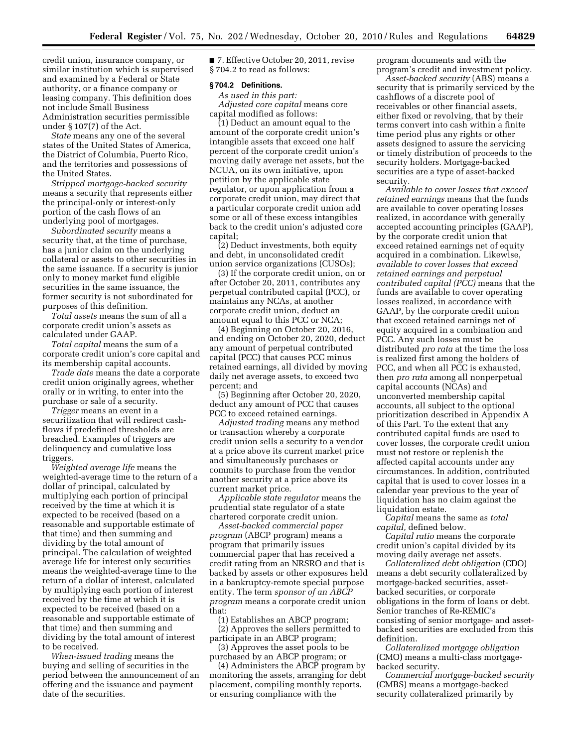credit union, insurance company, or similar institution which is supervised and examined by a Federal or State authority, or a finance company or leasing company. This definition does not include Small Business Administration securities permissible under § 107(7) of the Act.

*State* means any one of the several states of the United States of America, the District of Columbia, Puerto Rico, and the territories and possessions of the United States.

*Stripped mortgage-backed security* means a security that represents either the principal-only or interest-only portion of the cash flows of an underlying pool of mortgages.

*Subordinated security* means a security that, at the time of purchase, has a junior claim on the underlying collateral or assets to other securities in the same issuance. If a security is junior only to money market fund eligible securities in the same issuance, the former security is not subordinated for purposes of this definition.

*Total assets* means the sum of all a corporate credit union's assets as calculated under GAAP.

*Total capital* means the sum of a corporate credit union's core capital and its membership capital accounts.

*Trade date* means the date a corporate credit union originally agrees, whether orally or in writing, to enter into the purchase or sale of a security.

*Trigger* means an event in a securitization that will redirect cash-flows if predefined thresholds are breached. Examples of triggers are delinquency and cumulative loss triggers.

*Weighted average life* means the weighted-average time to the return of a dollar of principal, calculated by multiplying each portion of principal received by the time at which it is expected to be received (based on a reasonable and supportable estimate of that time) and then summing and dividing by the total amount of principal. The calculation of weighted average life for interest only securities means the weighted-average time to the return of a dollar of interest, calculated by multiplying each portion of interest received by the time at which it is expected to be received (based on a reasonable and supportable estimate of that time) and then summing and dividing by the total amount of interest to be received.

*When-issued trading* means the buying and selling of securities in the period between the announcement of an offering and the issuance and payment date of the securities.

■ 7. Effective October 20, 2011, revise § 704.2 to read as follows:

**§ 704.2 Definitions.**

*As used in this part:*

*Adjusted core capital* means core capital modified as follows:

(1) Deduct an amount equal to the amount of the corporate credit union's intangible assets that exceed one half percent of the corporate credit union's moving daily average net assets, but the NCUA, on its own initiative, upon petition by the applicable state regulator, or upon application from a corporate credit union, may direct that a particular corporate credit union add some or all of these excess intangibles back to the credit union's adjusted core capital;

(2) Deduct investments, both equity and debt, in unconsolidated credit union service organizations (CUSOs);

(3) If the corporate credit union, on or after October 20, 2011, contributes any perpetual contributed capital (PCC), or maintains any NCAs, at another corporate credit union, deduct an amount equal to this PCC or NCA;

(4) Beginning on October 20, 2016, and ending on October 20, 2020, deduct any amount of perpetual contributed capital (PCC) that causes PCC minus retained earnings, all divided by moving daily net average assets, to exceed two percent; and

(5) Beginning after October 20, 2020, deduct any amount of PCC that causes PCC to exceed retained earnings.

*Adjusted trading* means any method or transaction whereby a corporate credit union sells a security to a vendor at a price above its current market price and simultaneously purchases or commits to purchase from the vendor another security at a price above its current market price.

*Applicable state regulator* means the prudential state regulator of a state chartered corporate credit union.

*Asset-backed commercial paper program* (ABCP program) means a program that primarily issues commercial paper that has received a credit rating from an NRSRO and that is backed by assets or other exposures held in a bankruptcy-remote special purpose entity. The term *sponsor of an ABCP program* means a corporate credit union that:

(1) Establishes an ABCP program;

(2) Approves the sellers permitted to participate in an ABCP program;

(3) Approves the asset pools to be purchased by an ABCP program; or

(4) Administers the ABCP program by monitoring the assets, arranging for debt placement, compiling monthly reports, or ensuring compliance with the program documents and with the program's credit and investment policy.

*Asset-backed security* (ABS) means a security that is primarily serviced by the cashflows of a discrete pool of receivables or other financial assets, either fixed or revolving, that by their terms convert into cash within a finite time period plus any rights or other assets designed to assure the servicing or timely distribution of proceeds to the security holders. Mortgage-backed securities are a type of asset-backed security.

*Available to cover losses that exceed retained earnings* means that the funds are available to cover operating losses realized, in accordance with generally accepted accounting principles (GAAP), by the corporate credit union that exceed retained earnings net of equity acquired in a combination. Likewise, *available to cover losses that exceed retained earnings and perpetual contributed capital (PCC)* means that the funds are available to cover operating losses realized, in accordance with GAAP, by the corporate credit union that exceed retained earnings net of equity acquired in a combination and PCC. Any such losses must be distributed *pro rata* at the time the loss is realized first among the holders of PCC, and when all PCC is exhausted, then *pro rata* among all nonperpetual capital accounts (NCAs) and unconverted membership capital accounts, all subject to the optional prioritization described in Appendix A of this Part. To the extent that any contributed capital funds are used to cover losses, the corporate credit union must not restore or replenish the affected capital accounts under any circumstances. In addition, contributed capital that is used to cover losses in a calendar year previous to the year of liquidation has no claim against the liquidation estate.

*Capital* means the same as *total capital,* defined below.

*Capital ratio* means the corporate credit union's capital divided by its moving daily average net assets.

*Collateralized debt obligation* (CDO) means a debt security collateralized by mortgage-backed securities, asset-backed securities, or corporate obligations in the form of loans or debt. Senior tranches of Re-REMIC's consisting of senior mortgage- and asset-backed securities are excluded from this definition.

*Collateralized mortgage obligation* (CMO) means a multi-class mortgage-backed security.

*Commercial mortgage-backed security* (CMBS) means a mortgage-backed security collateralized primarily by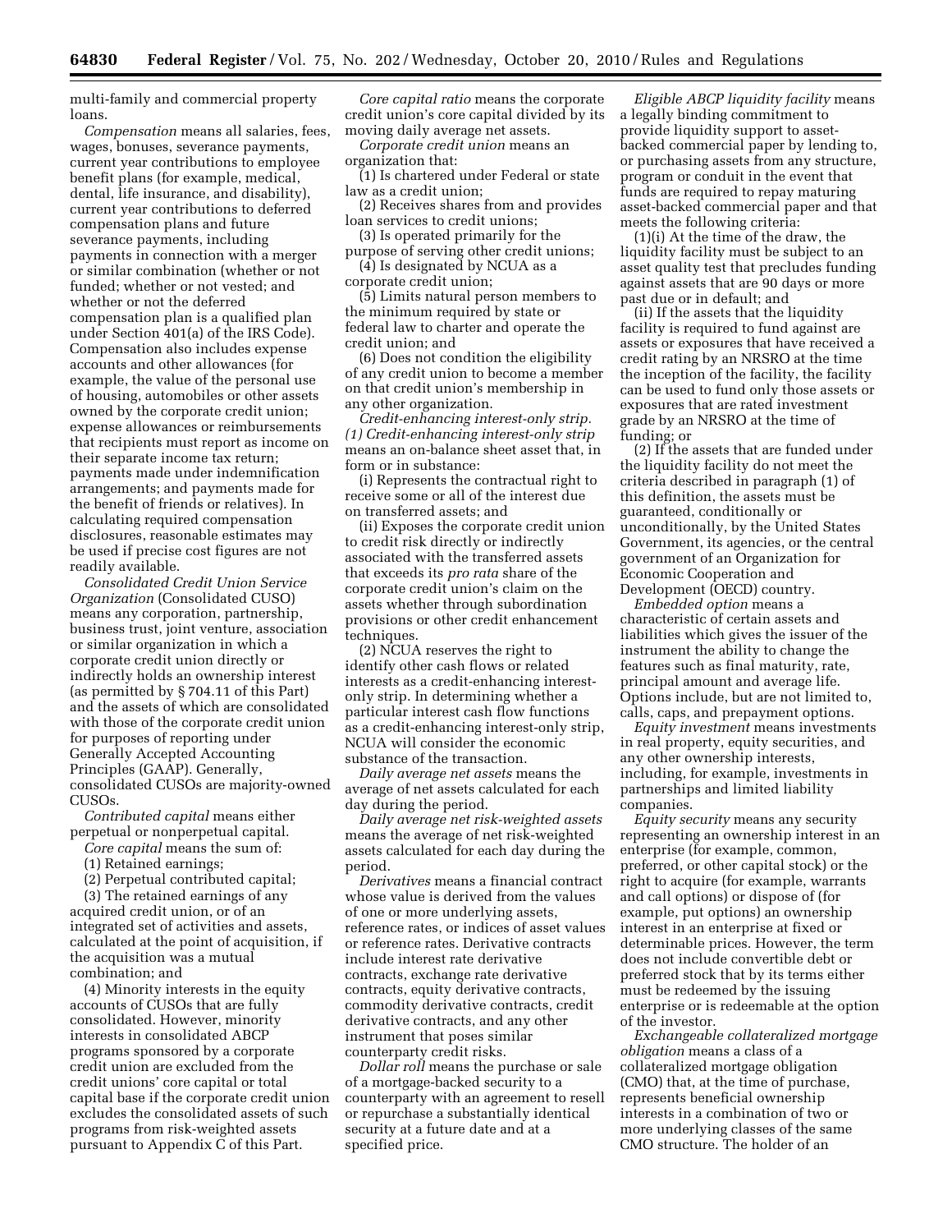multi-family and commercial property loans.

*Compensation* means all salaries, fees, wages, bonuses, severance payments, current year contributions to employee benefit plans (for example, medical, dental, life insurance, and disability), current year contributions to deferred compensation plans and future severance payments, including payments in connection with a merger or similar combination (whether or not funded; whether or not vested; and whether or not the deferred compensation plan is a qualified plan under Section 401(a) of the IRS Code). Compensation also includes expense accounts and other allowances (for example, the value of the personal use of housing, automobiles or other assets owned by the corporate credit union; expense allowances or reimbursements that recipients must report as income on their separate income tax return; payments made under indemnification arrangements; and payments made for the benefit of friends or relatives). In calculating required compensation disclosures, reasonable estimates may be used if precise cost figures are not readily available.

*Consolidated Credit Union Service Organization* (Consolidated CUSO) means any corporation, partnership, business trust, joint venture, association or similar organization in which a corporate credit union directly or indirectly holds an ownership interest (as permitted by § 704.11 of this Part) and the assets of which are consolidated with those of the corporate credit union for purposes of reporting under Generally Accepted Accounting Principles (GAAP). Generally, consolidated CUSOs are majority-owned CUSOs.

*Contributed capital* means either perpetual or nonperpetual capital.

*Core capital* means the sum of:

(1) Retained earnings;

(2) Perpetual contributed capital;

(3) The retained earnings of any acquired credit union, or of an integrated set of activities and assets, calculated at the point of acquisition, if the acquisition was a mutual combination; and

(4) Minority interests in the equity accounts of CUSOs that are fully consolidated. However, minority interests in consolidated ABCP programs sponsored by a corporate credit union are excluded from the credit unions' core capital or total capital base if the corporate credit union excludes the consolidated assets of such programs from risk-weighted assets pursuant to Appendix C of this Part.

*Core capital ratio* means the corporate credit union's core capital divided by its moving daily average net assets.

*Corporate credit union* means an organization that:

(1) Is chartered under Federal or state law as a credit union;

(2) Receives shares from and provides loan services to credit unions;

(3) Is operated primarily for the purpose of serving other credit unions;

(4) Is designated by NCUA as a corporate credit union;

(5) Limits natural person members to the minimum required by state or federal law to charter and operate the credit union; and

(6) Does not condition the eligibility of any credit union to become a member on that credit union's membership in any other organization.

*Credit-enhancing interest-only strip. (1) Credit-enhancing interest-only strip* means an on-balance sheet asset that, in form or in substance:

(i) Represents the contractual right to receive some or all of the interest due on transferred assets; and

(ii) Exposes the corporate credit union to credit risk directly or indirectly associated with the transferred assets that exceeds its *pro rata* share of the corporate credit union's claim on the assets whether through subordination provisions or other credit enhancement techniques.

(2) NCUA reserves the right to identify other cash flows or related interests as a credit-enhancing interest-only strip. In determining whether a particular interest cash flow functions as a credit-enhancing interest-only strip, NCUA will consider the economic substance of the transaction.

*Daily average net assets* means the average of net assets calculated for each day during the period.

*Daily average net risk-weighted assets* means the average of net risk-weighted assets calculated for each day during the period.

*Derivatives* means a financial contract whose value is derived from the values of one or more underlying assets, reference rates, or indices of asset values or reference rates. Derivative contracts include interest rate derivative contracts, exchange rate derivative contracts, equity derivative contracts, commodity derivative contracts, credit derivative contracts, and any other instrument that poses similar counterparty credit risks.

*Dollar roll* means the purchase or sale of a mortgage-backed security to a counterparty with an agreement to resell or repurchase a substantially identical security at a future date and at a specified price.

*Eligible ABCP liquidity facility* means a legally binding commitment to provide liquidity support to asset-backed commercial paper by lending to, or purchasing assets from any structure, program or conduit in the event that funds are required to repay maturing asset-backed commercial paper and that meets the following criteria:

(1)(i) At the time of the draw, the liquidity facility must be subject to an asset quality test that precludes funding against assets that are 90 days or more past due or in default; and

(ii) If the assets that the liquidity facility is required to fund against are assets or exposures that have received a credit rating by an NRSRO at the time the inception of the facility, the facility can be used to fund only those assets or exposures that are rated investment grade by an NRSRO at the time of funding; or

(2) If the assets that are funded under the liquidity facility do not meet the criteria described in paragraph (1) of this definition, the assets must be guaranteed, conditionally or unconditionally, by the United States Government, its agencies, or the central government of an Organization for Economic Cooperation and Development (OECD) country.

*Embedded option* means a characteristic of certain assets and liabilities which gives the issuer of the instrument the ability to change the features such as final maturity, rate, principal amount and average life. Options include, but are not limited to, calls, caps, and prepayment options.

*Equity investment* means investments in real property, equity securities, and any other ownership interests, including, for example, investments in partnerships and limited liability companies.

*Equity security* means any security representing an ownership interest in an enterprise (for example, common, preferred, or other capital stock) or the right to acquire (for example, warrants and call options) or dispose of (for example, put options) an ownership interest in an enterprise at fixed or determinable prices. However, the term does not include convertible debt or preferred stock that by its terms either must be redeemed by the issuing enterprise or is redeemable at the option of the investor.

*Exchangeable collateralized mortgage obligation* means a class of a collateralized mortgage obligation (CMO) that, at the time of purchase, represents beneficial ownership interests in a combination of two or more underlying classes of the same CMO structure. The holder of an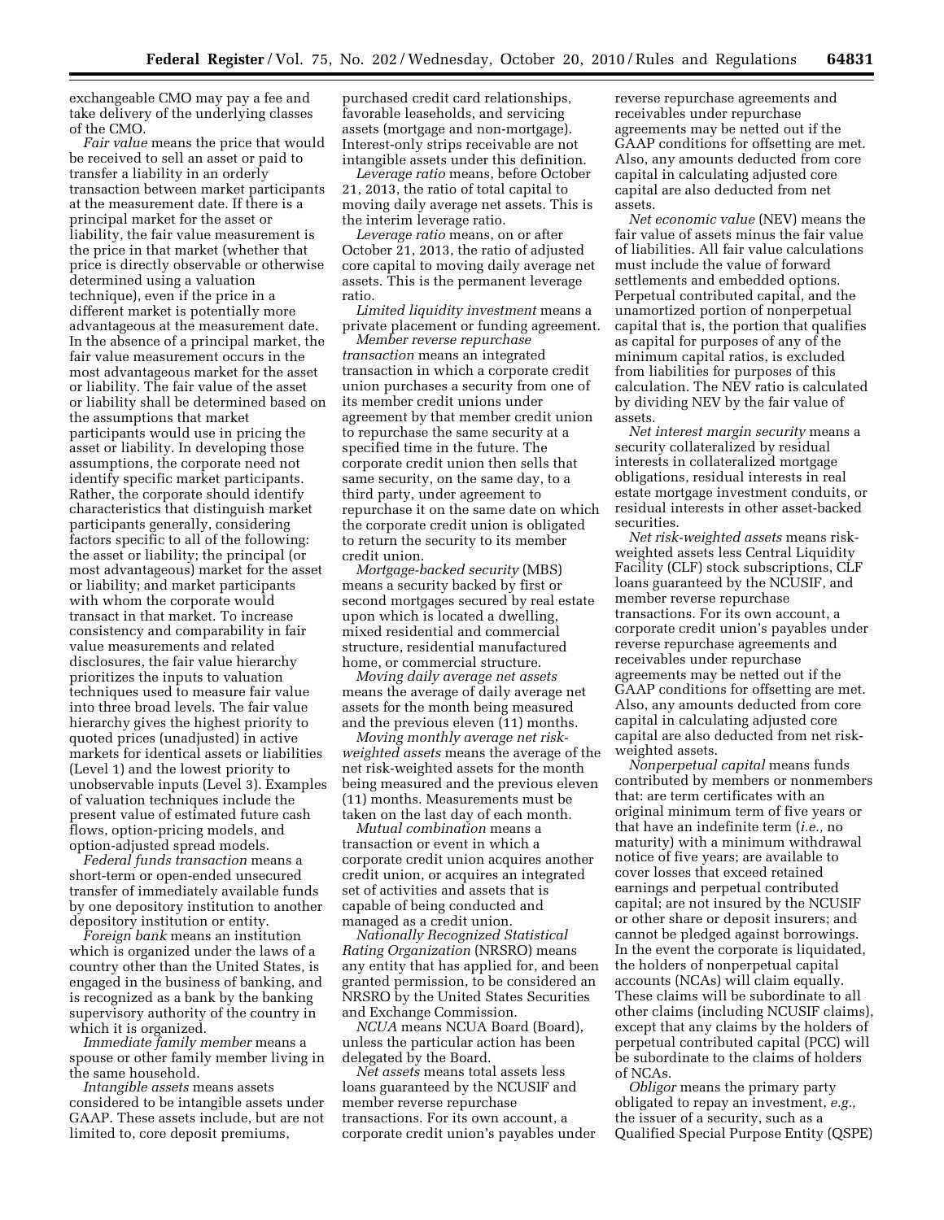exchangeable CMO may pay a fee and take delivery of the underlying classes of the CMO.

*Fair value* means the price that would be received to sell an asset or paid to transfer a liability in an orderly transaction between market participants at the measurement date. If there is a principal market for the asset or liability, the fair value measurement is the price in that market (whether that price is directly observable or otherwise determined using a valuation technique), even if the price in a different market is potentially more advantageous at the measurement date. In the absence of a principal market, the fair value measurement occurs in the most advantageous market for the asset or liability. The fair value of the asset or liability shall be determined based on the assumptions that market participants would use in pricing the asset or liability. In developing those assumptions, the corporate need not identify specific market participants. Rather, the corporate should identify characteristics that distinguish market participants generally, considering factors specific to all of the following: the asset or liability; the principal (or most advantageous) market for the asset or liability; and market participants with whom the corporate would transact in that market. To increase consistency and comparability in fair value measurements and related disclosures, the fair value hierarchy prioritizes the inputs to valuation techniques used to measure fair value into three broad levels. The fair value hierarchy gives the highest priority to quoted prices (unadjusted) in active markets for identical assets or liabilities (Level 1) and the lowest priority to unobservable inputs (Level 3). Examples of valuation techniques include the present value of estimated future cash flows, option-pricing models, and option-adjusted spread models.

*Federal funds transaction* means a short-term or open-ended unsecured transfer of immediately available funds by one depository institution to another depository institution or entity.

*Foreign bank* means an institution which is organized under the laws of a country other than the United States, is engaged in the business of banking, and is recognized as a bank by the banking supervisory authority of the country in which it is organized.

*Immediate family member* means a spouse or other family member living in the same household.

*Intangible assets* means assets considered to be intangible assets under GAAP. These assets include, but are not limited to, core deposit premiums, purchased credit card relationships, favorable leaseholds, and servicing assets (mortgage and non-mortgage). Interest-only strips receivable are not intangible assets under this definition.

*Leverage ratio* means, before October 21, 2013, the ratio of total capital to moving daily average net assets. This is the interim leverage ratio.

*Leverage ratio* means, on or after October 21, 2013, the ratio of adjusted core capital to moving daily average net assets. This is the permanent leverage ratio.

*Limited liquidity investment* means a private placement or funding agreement.

*Member reverse repurchase transaction* means an integrated transaction in which a corporate credit union purchases a security from one of its member credit unions under agreement by that member credit union to repurchase the same security at a specified time in the future. The corporate credit union then sells that same security, on the same day, to a third party, under agreement to repurchase it on the same date on which the corporate credit union is obligated to return the security to its member credit union.

*Mortgage-backed security* (MBS) means a security backed by first or second mortgages secured by real estate upon which is located a dwelling, mixed residential and commercial structure, residential manufactured home, or commercial structure.

*Moving daily average net assets* means the average of daily average net assets for the month being measured and the previous eleven (11) months.

*Moving monthly average net risk-weighted assets* means the average of the net risk-weighted assets for the month being measured and the previous eleven (11) months. Measurements must be taken on the last day of each month.

*Mutual combination* means a transaction or event in which a corporate credit union acquires another credit union, or acquires an integrated set of activities and assets that is capable of being conducted and managed as a credit union.

*Nationally Recognized Statistical Rating Organization* (NRSRO) means any entity that has applied for, and been granted permission, to be considered an NRSRO by the United States Securities and Exchange Commission.

*NCUA* means NCUA Board (Board), unless the particular action has been delegated by the Board.

*Net assets* means total assets less loans guaranteed by the NCUSIF and member reverse repurchase transactions. For its own account, a corporate credit union's payables under reverse repurchase agreements and receivables under repurchase agreements may be netted out if the GAAP conditions for offsetting are met. Also, any amounts deducted from core capital in calculating adjusted core capital are also deducted from net assets.

*Net economic value* (NEV) means the fair value of assets minus the fair value of liabilities. All fair value calculations must include the value of forward settlements and embedded options. Perpetual contributed capital, and the unamortized portion of nonperpetual capital that is, the portion that qualifies as capital for purposes of any of the minimum capital ratios, is excluded from liabilities for purposes of this calculation. The NEV ratio is calculated by dividing NEV by the fair value of assets.

*Net interest margin security* means a security collateralized by residual interests in collateralized mortgage obligations, residual interests in real estate mortgage investment conduits, or residual interests in other asset-backed securities.

*Net risk-weighted assets* means risk-weighted assets less Central Liquidity Facility (CLF) stock subscriptions, CLF loans guaranteed by the NCUSIF, and member reverse repurchase transactions. For its own account, a corporate credit union's payables under reverse repurchase agreements and receivables under repurchase agreements may be netted out if the GAAP conditions for offsetting are met. Also, any amounts deducted from core capital in calculating adjusted core capital are also deducted from net risk-weighted assets.

*Nonperpetual capital* means funds contributed by members or nonmembers that: are term certificates with an original minimum term of five years or that have an indefinite term (*i.e.,* no maturity) with a minimum withdrawal notice of five years; are available to cover losses that exceed retained earnings and perpetual contributed capital; are not insured by the NCUSIF or other share or deposit insurers; and cannot be pledged against borrowings. In the event the corporate is liquidated, the holders of nonperpetual capital accounts (NCAs) will claim equally. These claims will be subordinate to all other claims (including NCUSIF claims), except that any claims by the holders of perpetual contributed capital (PCC) will be subordinate to the claims of holders of NCAs.

*Obligor* means the primary party obligated to repay an investment, *e.g.,* the issuer of a security, such as a Qualified Special Purpose Entity (QSPE)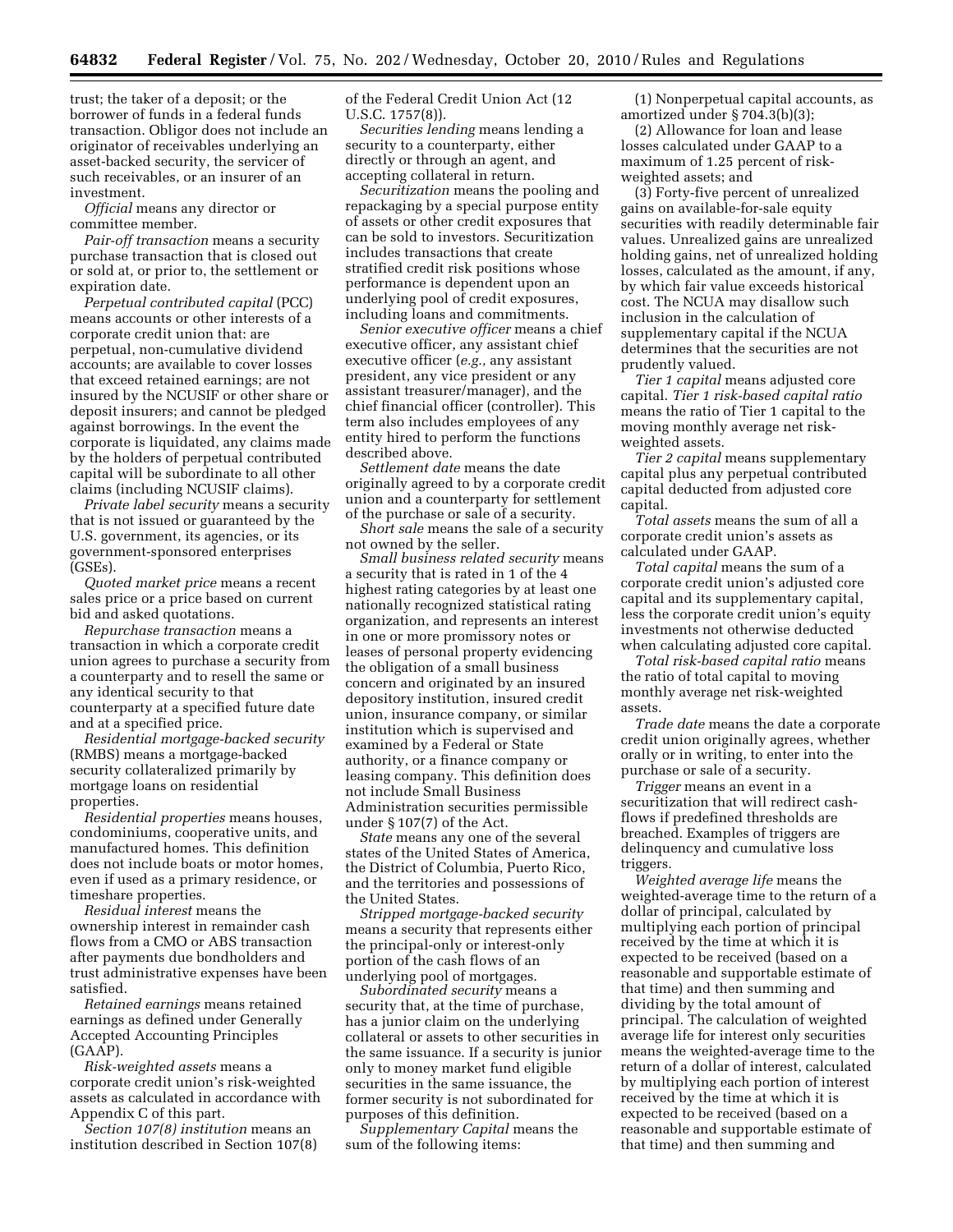trust; the taker of a deposit; or the borrower of funds in a federal funds transaction. Obligor does not include an originator of receivables underlying an asset-backed security, the servicer of such receivables, or an insurer of an investment.

*Official* means any director or committee member.

*Pair-off transaction* means a security purchase transaction that is closed out or sold at, or prior to, the settlement or expiration date.

*Perpetual contributed capital* (PCC) means accounts or other interests of a corporate credit union that: are perpetual, non-cumulative dividend accounts; are available to cover losses that exceed retained earnings; are not insured by the NCUSIF or other share or deposit insurers; and cannot be pledged against borrowings. In the event the corporate is liquidated, any claims made by the holders of perpetual contributed capital will be subordinate to all other claims (including NCUSIF claims).

*Private label security* means a security that is not issued or guaranteed by the U.S. government, its agencies, or its government-sponsored enterprises (GSEs).

*Quoted market price* means a recent sales price or a price based on current bid and asked quotations.

*Repurchase transaction* means a transaction in which a corporate credit union agrees to purchase a security from a counterparty and to resell the same or any identical security to that counterparty at a specified future date and at a specified price.

*Residential mortgage-backed security* (RMBS) means a mortgage-backed security collateralized primarily by mortgage loans on residential properties.

*Residential properties* means houses, condominiums, cooperative units, and manufactured homes. This definition does not include boats or motor homes, even if used as a primary residence, or timeshare properties.

*Residual interest* means the ownership interest in remainder cash flows from a CMO or ABS transaction after payments due bondholders and trust administrative expenses have been satisfied.

*Retained earnings* means retained earnings as defined under Generally Accepted Accounting Principles (GAAP).

*Risk-weighted assets* means a corporate credit union's risk-weighted assets as calculated in accordance with Appendix C of this part.

*Section 107(8) institution* means an institution described in Section 107(8) of the Federal Credit Union Act (12 U.S.C. 1757(8)).

*Securities lending* means lending a security to a counterparty, either directly or through an agent, and accepting collateral in return.

*Securitization* means the pooling and repackaging by a special purpose entity of assets or other credit exposures that can be sold to investors. Securitization includes transactions that create stratified credit risk positions whose performance is dependent upon an underlying pool of credit exposures, including loans and commitments.

*Senior executive officer* means a chief executive officer, any assistant chief executive officer (*e.g.,* any assistant president, any vice president or any assistant treasurer/manager), and the chief financial officer (controller). This term also includes employees of any entity hired to perform the functions described above.

*Settlement date* means the date originally agreed to by a corporate credit union and a counterparty for settlement of the purchase or sale of a security.

*Short sale* means the sale of a security not owned by the seller.

*Small business related security* means a security that is rated in 1 of the 4 highest rating categories by at least one nationally recognized statistical rating organization, and represents an interest in one or more promissory notes or leases of personal property evidencing the obligation of a small business concern and originated by an insured depository institution, insured credit union, insurance company, or similar institution which is supervised and examined by a Federal or State authority, or a finance company or leasing company. This definition does not include Small Business Administration securities permissible under § 107(7) of the Act.

*State* means any one of the several states of the United States of America, the District of Columbia, Puerto Rico, and the territories and possessions of the United States.

*Stripped mortgage-backed security* means a security that represents either the principal-only or interest-only portion of the cash flows of an underlying pool of mortgages.

*Subordinated security* means a security that, at the time of purchase, has a junior claim on the underlying collateral or assets to other securities in the same issuance. If a security is junior only to money market fund eligible securities in the same issuance, the former security is not subordinated for purposes of this definition.

*Supplementary Capital* means the sum of the following items:

(1) Nonperpetual capital accounts, as amortized under § 704.3(b)(3);

(2) Allowance for loan and lease losses calculated under GAAP to a maximum of 1.25 percent of risk-weighted assets; and

(3) Forty-five percent of unrealized gains on available-for-sale equity securities with readily determinable fair values. Unrealized gains are unrealized holding gains, net of unrealized holding losses, calculated as the amount, if any, by which fair value exceeds historical cost. The NCUA may disallow such inclusion in the calculation of supplementary capital if the NCUA determines that the securities are not prudently valued.

*Tier 1 capital* means adjusted core capital. *Tier 1 risk-based capital ratio* means the ratio of Tier 1 capital to the moving monthly average net risk-weighted assets.

*Tier 2 capital* means supplementary capital plus any perpetual contributed capital deducted from adjusted core capital.

*Total assets* means the sum of all a corporate credit union's assets as calculated under GAAP.

*Total capital* means the sum of a corporate credit union's adjusted core capital and its supplementary capital, less the corporate credit union's equity investments not otherwise deducted when calculating adjusted core capital.

*Total risk-based capital ratio* means the ratio of total capital to moving monthly average net risk-weighted assets.

*Trade date* means the date a corporate credit union originally agrees, whether orally or in writing, to enter into the purchase or sale of a security.

*Trigger* means an event in a securitization that will redirect cash-flows if predefined thresholds are breached. Examples of triggers are delinquency and cumulative loss triggers.

*Weighted average life* means the weighted-average time to the return of a dollar of principal, calculated by multiplying each portion of principal received by the time at which it is expected to be received (based on a reasonable and supportable estimate of that time) and then summing and dividing by the total amount of principal. The calculation of weighted average life for interest only securities means the weighted-average time to the return of a dollar of interest, calculated by multiplying each portion of interest received by the time at which it is expected to be received (based on a reasonable and supportable estimate of that time) and then summing and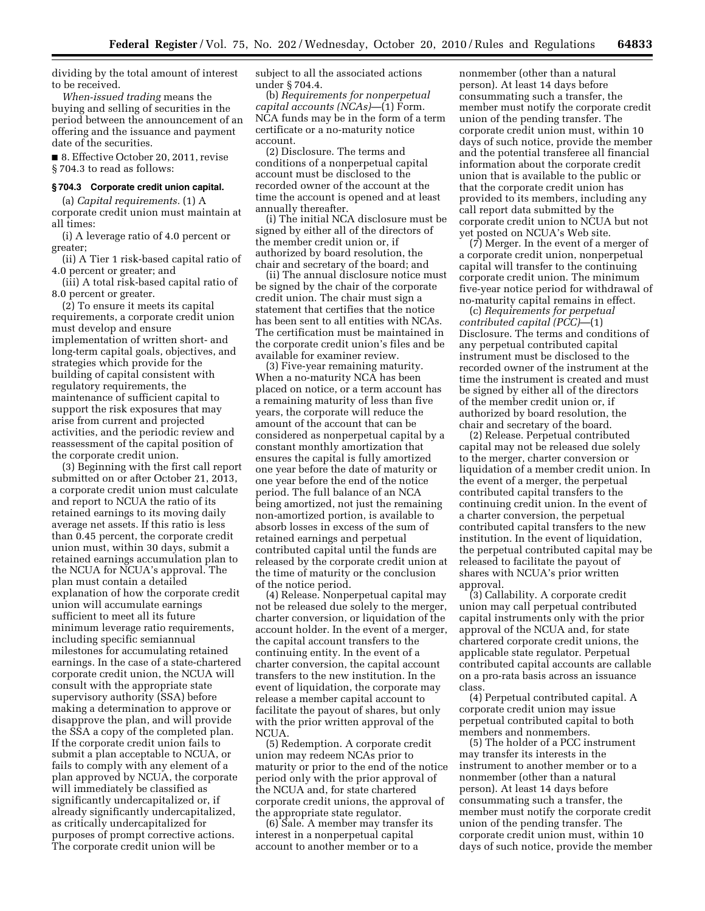dividing by the total amount of interest to be received.

*When-issued trading* means the buying and selling of securities in the period between the announcement of an offering and the issuance and payment date of the securities.

■ 8. Effective October 20, 2011, revise § 704.3 to read as follows:

### § 704.3 Corporate credit union capital.

(a) *Capital requirements.* (1) A corporate credit union must maintain at all times:

(i) A leverage ratio of 4.0 percent or greater;

(ii) A Tier 1 risk-based capital ratio of 4.0 percent or greater; and

(iii) A total risk-based capital ratio of 8.0 percent or greater.

(2) To ensure it meets its capital requirements, a corporate credit union must develop and ensure implementation of written short- and long-term capital goals, objectives, and strategies which provide for the building of capital consistent with regulatory requirements, the maintenance of sufficient capital to support the risk exposures that may arise from current and projected activities, and the periodic review and reassessment of the capital position of the corporate credit union.

(3) Beginning with the first call report submitted on or after October 21, 2013, a corporate credit union must calculate and report to NCUA the ratio of its retained earnings to its moving daily average net assets. If this ratio is less than 0.45 percent, the corporate credit union must, within 30 days, submit a retained earnings accumulation plan to the NCUA for NCUA's approval. The plan must contain a detailed explanation of how the corporate credit union will accumulate earnings sufficient to meet all its future minimum leverage ratio requirements, including specific semiannual milestones for accumulating retained earnings. In the case of a state-chartered corporate credit union, the NCUA will consult with the appropriate state supervisory authority (SSA) before making a determination to approve or disapprove the plan, and will provide the SSA a copy of the completed plan. If the corporate credit union fails to submit a plan acceptable to NCUA, or fails to comply with any element of a plan approved by NCUA, the corporate will immediately be classified as significantly undercapitalized or, if already significantly undercapitalized, as critically undercapitalized for purposes of prompt corrective actions. The corporate credit union will be subject to all the associated actions under § 704.4.

(b) *Requirements for nonperpetual capital accounts (NCAs)*—(1) Form. NCA funds may be in the form of a term certificate or a no-maturity notice account.

(2) Disclosure. The terms and conditions of a nonperpetual capital account must be disclosed to the recorded owner of the account at the time the account is opened and at least annually thereafter.

(i) The initial NCA disclosure must be signed by either all of the directors of the member credit union or, if authorized by board resolution, the chair and secretary of the board; and

(ii) The annual disclosure notice must be signed by the chair of the corporate credit union. The chair must sign a statement that certifies that the notice has been sent to all entities with NCAs. The certification must be maintained in the corporate credit union's files and be available for examiner review.

(3) Five-year remaining maturity. When a no-maturity NCA has been placed on notice, or a term account has a remaining maturity of less than five years, the corporate will reduce the amount of the account that can be considered as nonperpetual capital by a constant monthly amortization that ensures the capital is fully amortized one year before the date of maturity or one year before the end of the notice period. The full balance of an NCA being amortized, not just the remaining non-amortized portion, is available to absorb losses in excess of the sum of retained earnings and perpetual contributed capital until the funds are released by the corporate credit union at the time of maturity or the conclusion of the notice period.

(4) Release. Nonperpetual capital may not be released due solely to the merger, charter conversion, or liquidation of the account holder. In the event of a merger, the capital account transfers to the continuing entity. In the event of a charter conversion, the capital account transfers to the new institution. In the event of liquidation, the corporate may release a member capital account to facilitate the payout of shares, but only with the prior written approval of the NCUA.

(5) Redemption. A corporate credit union may redeem NCAs prior to maturity or prior to the end of the notice period only with the prior approval of the NCUA and, for state chartered corporate credit unions, the approval of the appropriate state regulator.

(6) Sale. A member may transfer its interest in a nonperpetual capital account to another member or to a nonmember (other than a natural person). At least 14 days before consummating such a transfer, the member must notify the corporate credit union of the pending transfer. The corporate credit union must, within 10 days of such notice, provide the member and the potential transferee all financial information about the corporate credit union that is available to the public or that the corporate credit union has provided to its members, including any call report data submitted by the corporate credit union to NCUA but not yet posted on NCUA's Web site.

(7) Merger. In the event of a merger of a corporate credit union, nonperpetual capital will transfer to the continuing corporate credit union. The minimum five-year notice period for withdrawal of no-maturity capital remains in effect.

(c) *Requirements for perpetual contributed capital (PCC)*—(1) Disclosure. The terms and conditions of any perpetual contributed capital instrument must be disclosed to the recorded owner of the instrument at the time the instrument is created and must be signed by either all of the directors of the member credit union or, if authorized by board resolution, the chair and secretary of the board.

(2) Release. Perpetual contributed capital may not be released due solely to the merger, charter conversion or liquidation of a member credit union. In the event of a merger, the perpetual contributed capital transfers to the continuing credit union. In the event of a charter conversion, the perpetual contributed capital transfers to the new institution. In the event of liquidation, the perpetual contributed capital may be released to facilitate the payout of shares with NCUA's prior written approval.

(3) Callability. A corporate credit union may call perpetual contributed capital instruments only with the prior approval of the NCUA and, for state chartered corporate credit unions, the applicable state regulator. Perpetual contributed capital accounts are callable on a pro-rata basis across an issuance class.

(4) Perpetual contributed capital. A corporate credit union may issue perpetual contributed capital to both members and nonmembers.

(5) The holder of a PCC instrument may transfer its interests in the instrument to another member or to a nonmember (other than a natural person). At least 14 days before consummating such a transfer, the member must notify the corporate credit union of the pending transfer. The corporate credit union must, within 10 days of such notice, provide the member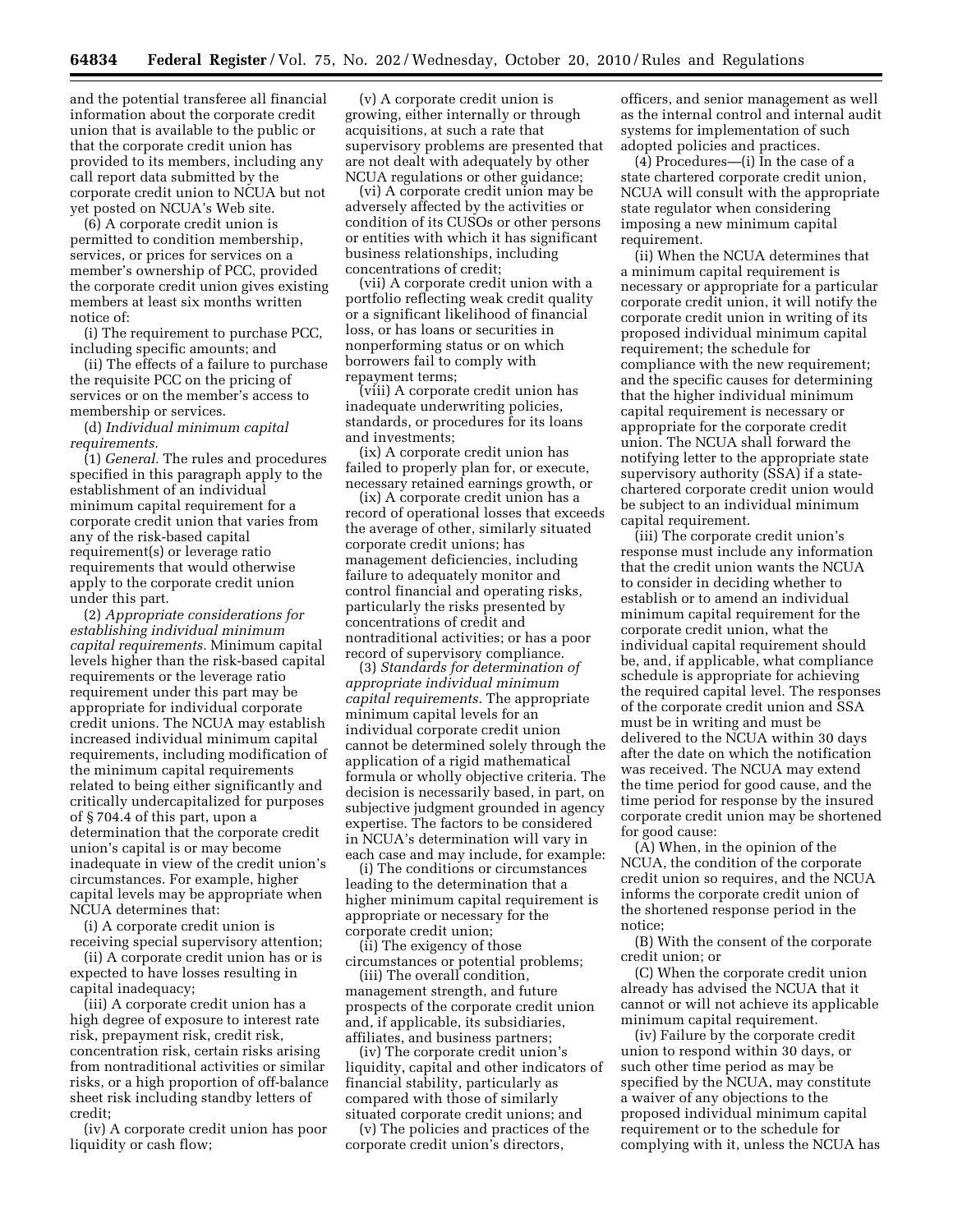and the potential transferee all financial information about the corporate credit union that is available to the public or that the corporate credit union has provided to its members, including any call report data submitted by the corporate credit union to NCUA but not yet posted on NCUA's Web site.

(6) A corporate credit union is permitted to condition membership, services, or prices for services on a member's ownership of PCC, provided the corporate credit union gives existing members at least six months written notice of:

(i) The requirement to purchase PCC, including specific amounts; and

(ii) The effects of a failure to purchase the requisite PCC on the pricing of services or on the member's access to membership or services.

(d) *Individual minimum capital requirements.*

(1) *General.* The rules and procedures specified in this paragraph apply to the establishment of an individual minimum capital requirement for a corporate credit union that varies from any of the risk-based capital requirement(s) or leverage ratio requirements that would otherwise apply to the corporate credit union under this part.

(2) *Appropriate considerations for establishing individual minimum capital requirements.* Minimum capital levels higher than the risk-based capital requirements or the leverage ratio requirement under this part may be appropriate for individual corporate credit unions. The NCUA may establish increased individual minimum capital requirements, including modification of the minimum capital requirements related to being either significantly and critically undercapitalized for purposes of § 704.4 of this part, upon a determination that the corporate credit union's capital is or may become inadequate in view of the credit union's circumstances. For example, higher capital levels may be appropriate when NCUA determines that:

(i) A corporate credit union is receiving special supervisory attention;

(ii) A corporate credit union has or is expected to have losses resulting in capital inadequacy;

(iii) A corporate credit union has a high degree of exposure to interest rate risk, prepayment risk, credit risk, concentration risk, certain risks arising from nontraditional activities or similar risks, or a high proportion of off-balance sheet risk including standby letters of credit;

(iv) A corporate credit union has poor liquidity or cash flow;

(v) A corporate credit union is growing, either internally or through acquisitions, at such a rate that supervisory problems are presented that are not dealt with adequately by other NCUA regulations or other guidance;

(vi) A corporate credit union may be adversely affected by the activities or condition of its CUSOs or other persons or entities with which it has significant business relationships, including concentrations of credit;

(vii) A corporate credit union with a portfolio reflecting weak credit quality or a significant likelihood of financial loss, or has loans or securities in nonperforming status or on which borrowers fail to comply with repayment terms;

(viii) A corporate credit union has inadequate underwriting policies, standards, or procedures for its loans and investments;

(ix) A corporate credit union has failed to properly plan for, or execute, necessary retained earnings growth, or

(ix) A corporate credit union has a record of operational losses that exceeds the average of other, similarly situated corporate credit unions; has management deficiencies, including failure to adequately monitor and control financial and operating risks, particularly the risks presented by concentrations of credit and nontraditional activities; or has a poor record of supervisory compliance.

(3) *Standards for determination of appropriate individual minimum capital requirements.* The appropriate minimum capital levels for an individual corporate credit union cannot be determined solely through the application of a rigid mathematical formula or wholly objective criteria. The decision is necessarily based, in part, on subjective judgment grounded in agency expertise. The factors to be considered in NCUA's determination will vary in each case and may include, for example:

(i) The conditions or circumstances leading to the determination that a higher minimum capital requirement is appropriate or necessary for the corporate credit union;

(ii) The exigency of those circumstances or potential problems;

(iii) The overall condition, management strength, and future prospects of the corporate credit union and, if applicable, its subsidiaries, affiliates, and business partners;

(iv) The corporate credit union's liquidity, capital and other indicators of financial stability, particularly as compared with those of similarly situated corporate credit unions; and

(v) The policies and practices of the corporate credit union's directors, officers, and senior management as well as the internal control and internal audit systems for implementation of such adopted policies and practices.

(4) Procedures—(i) In the case of a state chartered corporate credit union, NCUA will consult with the appropriate state regulator when considering imposing a new minimum capital requirement.

(ii) When the NCUA determines that a minimum capital requirement is necessary or appropriate for a particular corporate credit union, it will notify the corporate credit union in writing of its proposed individual minimum capital requirement; the schedule for compliance with the new requirement; and the specific causes for determining that the higher individual minimum capital requirement is necessary or appropriate for the corporate credit union. The NCUA shall forward the notifying letter to the appropriate state supervisory authority (SSA) if a state-chartered corporate credit union would be subject to an individual minimum capital requirement.

(iii) The corporate credit union's response must include any information that the credit union wants the NCUA to consider in deciding whether to establish or to amend an individual minimum capital requirement for the corporate credit union, what the individual capital requirement should be, and, if applicable, what compliance schedule is appropriate for achieving the required capital level. The responses of the corporate credit union and SSA must be in writing and must be delivered to the NCUA within 30 days after the date on which the notification was received. The NCUA may extend the time period for good cause, and the time period for response by the insured corporate credit union may be shortened for good cause:

(A) When, in the opinion of the NCUA, the condition of the corporate credit union so requires, and the NCUA informs the corporate credit union of the shortened response period in the notice;

(B) With the consent of the corporate credit union; or

(C) When the corporate credit union already has advised the NCUA that it cannot or will not achieve its applicable minimum capital requirement.

(iv) Failure by the corporate credit union to respond within 30 days, or such other time period as may be specified by the NCUA, may constitute a waiver of any objections to the proposed individual minimum capital requirement or to the schedule for complying with it, unless the NCUA has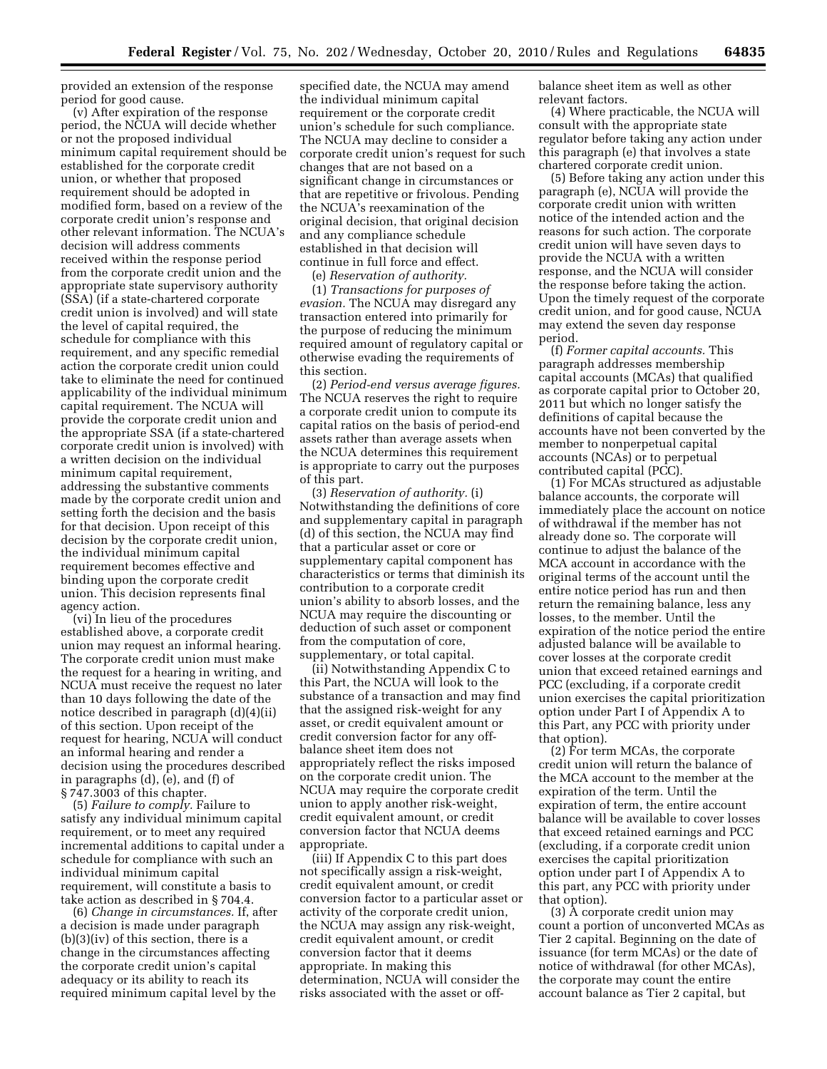provided an extension of the response period for good cause.

(v) After expiration of the response period, the NCUA will decide whether or not the proposed individual minimum capital requirement should be established for the corporate credit union, or whether that proposed requirement should be adopted in modified form, based on a review of the corporate credit union's response and other relevant information. The NCUA's decision will address comments received within the response period from the corporate credit union and the appropriate state supervisory authority (SSA) (if a state-chartered corporate credit union is involved) and will state the level of capital required, the schedule for compliance with this requirement, and any specific remedial action the corporate credit union could take to eliminate the need for continued applicability of the individual minimum capital requirement. The NCUA will provide the corporate credit union and the appropriate SSA (if a state-chartered corporate credit union is involved) with a written decision on the individual minimum capital requirement, addressing the substantive comments made by the corporate credit union and setting forth the decision and the basis for that decision. Upon receipt of this decision by the corporate credit union, the individual minimum capital requirement becomes effective and binding upon the corporate credit union. This decision represents final agency action.

(vi) In lieu of the procedures established above, a corporate credit union may request an informal hearing. The corporate credit union must make the request for a hearing in writing, and NCUA must receive the request no later than 10 days following the date of the notice described in paragraph (d)(4)(ii) of this section. Upon receipt of the request for hearing, NCUA will conduct an informal hearing and render a decision using the procedures described in paragraphs (d), (e), and (f) of § 747.3003 of this chapter.

(5) *Failure to comply.* Failure to satisfy any individual minimum capital requirement, or to meet any required incremental additions to capital under a schedule for compliance with such an individual minimum capital requirement, will constitute a basis to take action as described in § 704.4.

(6) *Change in circumstances.* If, after a decision is made under paragraph (b)(3)(iv) of this section, there is a change in the circumstances affecting the corporate credit union's capital adequacy or its ability to reach its required minimum capital level by the specified date, the NCUA may amend the individual minimum capital requirement or the corporate credit union's schedule for such compliance. The NCUA may decline to consider a corporate credit union's request for such changes that are not based on a significant change in circumstances or that are repetitive or frivolous. Pending the NCUA's reexamination of the original decision, that original decision and any compliance schedule established in that decision will continue in full force and effect.

(e) *Reservation of authority.*

(1) *Transactions for purposes of evasion.* The NCUA may disregard any transaction entered into primarily for the purpose of reducing the minimum required amount of regulatory capital or otherwise evading the requirements of this section.

(2) *Period-end versus average figures.* The NCUA reserves the right to require a corporate credit union to compute its capital ratios on the basis of period-end assets rather than average assets when the NCUA determines this requirement is appropriate to carry out the purposes of this part.

(3) *Reservation of authority.* (i) Notwithstanding the definitions of core and supplementary capital in paragraph (d) of this section, the NCUA may find that a particular asset or core or supplementary capital component has characteristics or terms that diminish its contribution to a corporate credit union's ability to absorb losses, and the NCUA may require the discounting or deduction of such asset or component from the computation of core, supplementary, or total capital.

(ii) Notwithstanding Appendix C to this Part, the NCUA will look to the substance of a transaction and may find that the assigned risk-weight for any asset, or credit equivalent amount or credit conversion factor for any off-balance sheet item does not appropriately reflect the risks imposed on the corporate credit union. The NCUA may require the corporate credit union to apply another risk-weight, credit equivalent amount, or credit conversion factor that NCUA deems appropriate.

(iii) If Appendix C to this part does not specifically assign a risk-weight, credit equivalent amount, or credit conversion factor to a particular asset or activity of the corporate credit union, the NCUA may assign any risk-weight, credit equivalent amount, or credit conversion factor that it deems appropriate. In making this determination, NCUA will consider the risks associated with the asset or off-balance sheet item as well as other relevant factors.

(4) Where practicable, the NCUA will consult with the appropriate state regulator before taking any action under this paragraph (e) that involves a state chartered corporate credit union.

(5) Before taking any action under this paragraph (e), NCUA will provide the corporate credit union with written notice of the intended action and the reasons for such action. The corporate credit union will have seven days to provide the NCUA with a written response, and the NCUA will consider the response before taking the action. Upon the timely request of the corporate credit union, and for good cause, NCUA may extend the seven day response period.

(f) *Former capital accounts.* This paragraph addresses membership capital accounts (MCAs) that qualified as corporate capital prior to October 20, 2011 but which no longer satisfy the definitions of capital because the accounts have not been converted by the member to nonperpetual capital accounts (NCAs) or to perpetual contributed capital (PCC).

(1) For MCAs structured as adjustable balance accounts, the corporate will immediately place the account on notice of withdrawal if the member has not already done so. The corporate will continue to adjust the balance of the MCA account in accordance with the original terms of the account until the entire notice period has run and then return the remaining balance, less any losses, to the member. Until the expiration of the notice period the entire adjusted balance will be available to cover losses at the corporate credit union that exceed retained earnings and PCC (excluding, if a corporate credit union exercises the capital prioritization option under Part I of Appendix A to this Part, any PCC with priority under that option).

(2) For term MCAs, the corporate credit union will return the balance of the MCA account to the member at the expiration of the term. Until the expiration of term, the entire account balance will be available to cover losses that exceed retained earnings and PCC (excluding, if a corporate credit union exercises the capital prioritization option under part I of Appendix A to this part, any PCC with priority under that option).

(3) A corporate credit union may count a portion of unconverted MCAs as Tier 2 capital. Beginning on the date of issuance (for term MCAs) or the date of notice of withdrawal (for other MCAs), the corporate may count the entire account balance as Tier 2 capital, but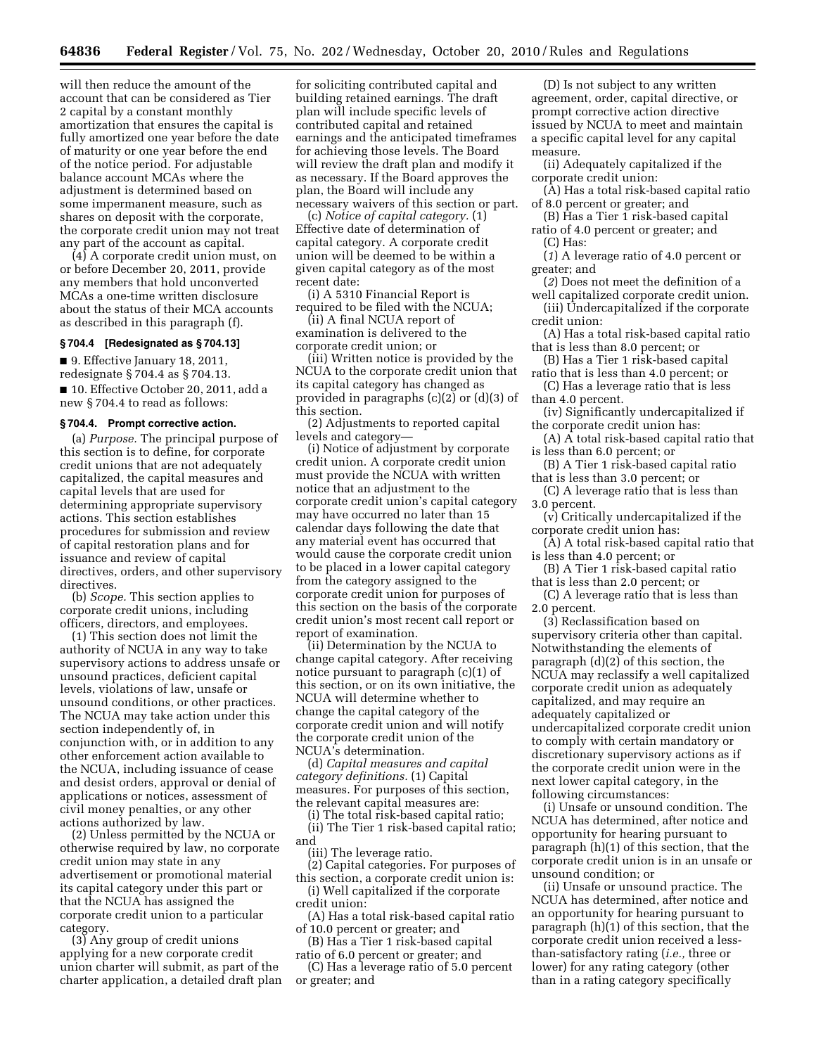will then reduce the amount of the account that can be considered as Tier 2 capital by a constant monthly amortization that ensures the capital is fully amortized one year before the date of maturity or one year before the end of the notice period. For adjustable balance account MCAs where the adjustment is determined based on some impermanent measure, such as shares on deposit with the corporate, the corporate credit union may not treat any part of the account as capital.

(4) A corporate credit union must, on or before December 20, 2011, provide any members that hold unconverted MCAs a one-time written disclosure about the status of their MCA accounts as described in this paragraph (f).

**§ 704.4 [Redesignated as § 704.13]**

■ 9. Effective January 18, 2011, redesignate § 704.4 as § 704.13.

■ 10. Effective October 20, 2011, add a new § 704.4 to read as follows:

**§ 704.4. Prompt corrective action.**

(a) *Purpose.* The principal purpose of this section is to define, for corporate credit unions that are not adequately capitalized, the capital measures and capital levels that are used for determining appropriate supervisory actions. This section establishes procedures for submission and review of capital restoration plans and for issuance and review of capital directives, orders, and other supervisory directives.

(b) *Scope.* This section applies to corporate credit unions, including officers, directors, and employees.

(1) This section does not limit the authority of NCUA in any way to take supervisory actions to address unsafe or unsound practices, deficient capital levels, violations of law, unsafe or unsound conditions, or other practices. The NCUA may take action under this section independently of, in conjunction with, or in addition to any other enforcement action available to the NCUA, including issuance of cease and desist orders, approval or denial of applications or notices, assessment of civil money penalties, or any other actions authorized by law.

(2) Unless permitted by the NCUA or otherwise required by law, no corporate credit union may state in any advertisement or promotional material its capital category under this part or that the NCUA has assigned the corporate credit union to a particular category.

(3) Any group of credit unions applying for a new corporate credit union charter will submit, as part of the charter application, a detailed draft plan for soliciting contributed capital and building retained earnings. The draft plan will include specific levels of contributed capital and retained earnings and the anticipated timeframes for achieving those levels. The Board will review the draft plan and modify it as necessary. If the Board approves the plan, the Board will include any necessary waivers of this section or part.

(c) *Notice of capital category.* (1) Effective date of determination of capital category. A corporate credit union will be deemed to be within a given capital category as of the most recent date:

(i) A 5310 Financial Report is required to be filed with the NCUA;

(ii) A final NCUA report of examination is delivered to the corporate credit union; or

(iii) Written notice is provided by the NCUA to the corporate credit union that its capital category has changed as provided in paragraphs (c)(2) or (d)(3) of this section.

(2) Adjustments to reported capital levels and category—

(i) Notice of adjustment by corporate credit union. A corporate credit union must provide the NCUA with written notice that an adjustment to the corporate credit union's capital category may have occurred no later than 15 calendar days following the date that any material event has occurred that would cause the corporate credit union to be placed in a lower capital category from the category assigned to the corporate credit union for purposes of this section on the basis of the corporate credit union's most recent call report or report of examination.

(ii) Determination by the NCUA to change capital category. After receiving notice pursuant to paragraph (c)(1) of this section, or on its own initiative, the NCUA will determine whether to change the capital category of the corporate credit union and will notify the corporate credit union of the NCUA's determination.

(d) *Capital measures and capital category definitions.* (1) Capital measures. For purposes of this section, the relevant capital measures are:

(i) The total risk-based capital ratio;

(ii) The Tier 1 risk-based capital ratio; and

(iii) The leverage ratio.

(2) Capital categories. For purposes of this section, a corporate credit union is:

(i) Well capitalized if the corporate credit union:

(A) Has a total risk-based capital ratio of 10.0 percent or greater; and

(B) Has a Tier 1 risk-based capital ratio of 6.0 percent or greater; and

(C) Has a leverage ratio of 5.0 percent or greater; and

(D) Is not subject to any written agreement, order, capital directive, or prompt corrective action directive issued by NCUA to meet and maintain a specific capital level for any capital measure.

(ii) Adequately capitalized if the corporate credit union:

(A) Has a total risk-based capital ratio of 8.0 percent or greater; and

(B) Has a Tier 1 risk-based capital ratio of 4.0 percent or greater; and

(C) Has:

(*1*) A leverage ratio of 4.0 percent or greater; and

(*2*) Does not meet the definition of a well capitalized corporate credit union.

(iii) Undercapitalized if the corporate credit union:

(A) Has a total risk-based capital ratio that is less than 8.0 percent; or

(B) Has a Tier 1 risk-based capital ratio that is less than 4.0 percent; or

(C) Has a leverage ratio that is less than 4.0 percent.

(iv) Significantly undercapitalized if the corporate credit union has:

(A) A total risk-based capital ratio that is less than 6.0 percent; or

(B) A Tier 1 risk-based capital ratio that is less than 3.0 percent; or

(C) A leverage ratio that is less than 3.0 percent.

(v) Critically undercapitalized if the corporate credit union has:

(A) A total risk-based capital ratio that is less than 4.0 percent; or

(B) A Tier 1 risk-based capital ratio that is less than 2.0 percent; or

(C) A leverage ratio that is less than 2.0 percent.

(3) Reclassification based on supervisory criteria other than capital. Notwithstanding the elements of paragraph (d)(2) of this section, the NCUA may reclassify a well capitalized corporate credit union as adequately capitalized, and may require an adequately capitalized or undercapitalized corporate credit union to comply with certain mandatory or discretionary supervisory actions as if the corporate credit union were in the next lower capital category, in the following circumstances:

(i) Unsafe or unsound condition. The NCUA has determined, after notice and opportunity for hearing pursuant to paragraph (h)(1) of this section, that the corporate credit union is in an unsafe or unsound condition; or

(ii) Unsafe or unsound practice. The NCUA has determined, after notice and an opportunity for hearing pursuant to paragraph (h)(1) of this section, that the corporate credit union received a less-than-satisfactory rating (*i.e.,* three or lower) for any rating category (other than in a rating category specifically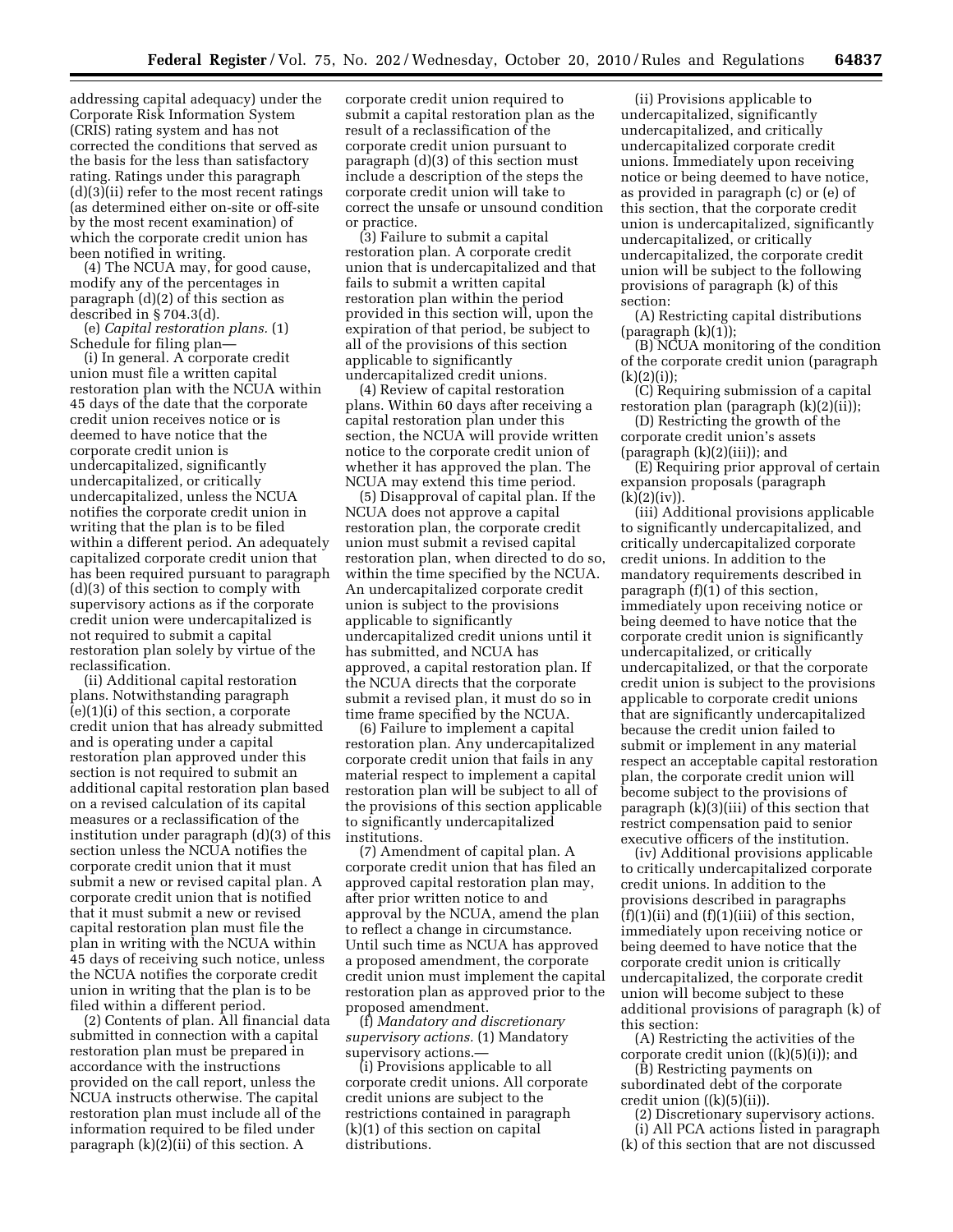addressing capital adequacy) under the Corporate Risk Information System (CRIS) rating system and has not corrected the conditions that served as the basis for the less than satisfactory rating. Ratings under this paragraph (d)(3)(ii) refer to the most recent ratings (as determined either on-site or off-site by the most recent examination) of which the corporate credit union has been notified in writing.

(4) The NCUA may, for good cause, modify any of the percentages in paragraph (d)(2) of this section as described in § 704.3(d).

(e) *Capital restoration plans.* (1) Schedule for filing plan—

(i) In general. A corporate credit union must file a written capital restoration plan with the NCUA within 45 days of the date that the corporate credit union receives notice or is deemed to have notice that the corporate credit union is undercapitalized, significantly undercapitalized, or critically undercapitalized, unless the NCUA notifies the corporate credit union in writing that the plan is to be filed within a different period. An adequately capitalized corporate credit union that has been required pursuant to paragraph (d)(3) of this section to comply with supervisory actions as if the corporate credit union were undercapitalized is not required to submit a capital restoration plan solely by virtue of the reclassification.

(ii) Additional capital restoration plans. Notwithstanding paragraph (e)(1)(i) of this section, a corporate credit union that has already submitted and is operating under a capital restoration plan approved under this section is not required to submit an additional capital restoration plan based on a revised calculation of its capital measures or a reclassification of the institution under paragraph (d)(3) of this section unless the NCUA notifies the corporate credit union that it must submit a new or revised capital plan. A corporate credit union that is notified that it must submit a new or revised capital restoration plan must file the plan in writing with the NCUA within 45 days of receiving such notice, unless the NCUA notifies the corporate credit union in writing that the plan is to be filed within a different period.

(2) Contents of plan. All financial data submitted in connection with a capital restoration plan must be prepared in accordance with the instructions provided on the call report, unless the NCUA instructs otherwise. The capital restoration plan must include all of the information required to be filed under paragraph (k)(2)(ii) of this section. A corporate credit union required to submit a capital restoration plan as the result of a reclassification of the corporate credit union pursuant to paragraph (d)(3) of this section must include a description of the steps the corporate credit union will take to correct the unsafe or unsound condition or practice.

(3) Failure to submit a capital restoration plan. A corporate credit union that is undercapitalized and that fails to submit a written capital restoration plan within the period provided in this section will, upon the expiration of that period, be subject to all of the provisions of this section applicable to significantly undercapitalized credit unions.

(4) Review of capital restoration plans. Within 60 days after receiving a capital restoration plan under this section, the NCUA will provide written notice to the corporate credit union of whether it has approved the plan. The NCUA may extend this time period.

(5) Disapproval of capital plan. If the NCUA does not approve a capital restoration plan, the corporate credit union must submit a revised capital restoration plan, when directed to do so, within the time specified by the NCUA. An undercapitalized corporate credit union is subject to the provisions applicable to significantly undercapitalized credit unions until it has submitted, and NCUA has approved, a capital restoration plan. If the NCUA directs that the corporate submit a revised plan, it must do so in time frame specified by the NCUA.

(6) Failure to implement a capital restoration plan. Any undercapitalized corporate credit union that fails in any material respect to implement a capital restoration plan will be subject to all of the provisions of this section applicable to significantly undercapitalized institutions.

(7) Amendment of capital plan. A corporate credit union that has filed an approved capital restoration plan may, after prior written notice to and approval by the NCUA, amend the plan to reflect a change in circumstance. Until such time as NCUA has approved a proposed amendment, the corporate credit union must implement the capital restoration plan as approved prior to the proposed amendment.

(f) *Mandatory and discretionary supervisory actions.* (1) Mandatory supervisory actions.—

(i) Provisions applicable to all corporate credit unions. All corporate credit unions are subject to the restrictions contained in paragraph (k)(1) of this section on capital distributions.

(ii) Provisions applicable to undercapitalized, significantly undercapitalized, and critically undercapitalized corporate credit unions. Immediately upon receiving notice or being deemed to have notice, as provided in paragraph (c) or (e) of this section, that the corporate credit union is undercapitalized, significantly undercapitalized, or critically undercapitalized, the corporate credit union will be subject to the following provisions of paragraph (k) of this section:

(A) Restricting capital distributions (paragraph (k)(1));

(B) NCUA monitoring of the condition of the corporate credit union (paragraph (k)(2)(i));

(C) Requiring submission of a capital restoration plan (paragraph (k)(2)(ii));

(D) Restricting the growth of the corporate credit union's assets (paragraph (k)(2)(iii)); and

(E) Requiring prior approval of certain expansion proposals (paragraph (k)(2)(iv)).

(iii) Additional provisions applicable to significantly undercapitalized, and critically undercapitalized corporate credit unions. In addition to the mandatory requirements described in paragraph (f)(1) of this section, immediately upon receiving notice or being deemed to have notice that the corporate credit union is significantly undercapitalized, or critically undercapitalized, or that the corporate credit union is subject to the provisions applicable to corporate credit unions that are significantly undercapitalized because the credit union failed to submit or implement in any material respect an acceptable capital restoration plan, the corporate credit union will become subject to the provisions of paragraph (k)(3)(iii) of this section that restrict compensation paid to senior executive officers of the institution.

(iv) Additional provisions applicable to critically undercapitalized corporate credit unions. In addition to the provisions described in paragraphs (f)(1)(ii) and (f)(1)(iii) of this section, immediately upon receiving notice or being deemed to have notice that the corporate credit union is critically undercapitalized, the corporate credit union will become subject to these additional provisions of paragraph (k) of this section:

(A) Restricting the activities of the corporate credit union ((k)(5)(i)); and

(B) Restricting payments on subordinated debt of the corporate credit union ((k)(5)(ii)).

(2) Discretionary supervisory actions. (i) All PCA actions listed in paragraph (k) of this section that are not discussed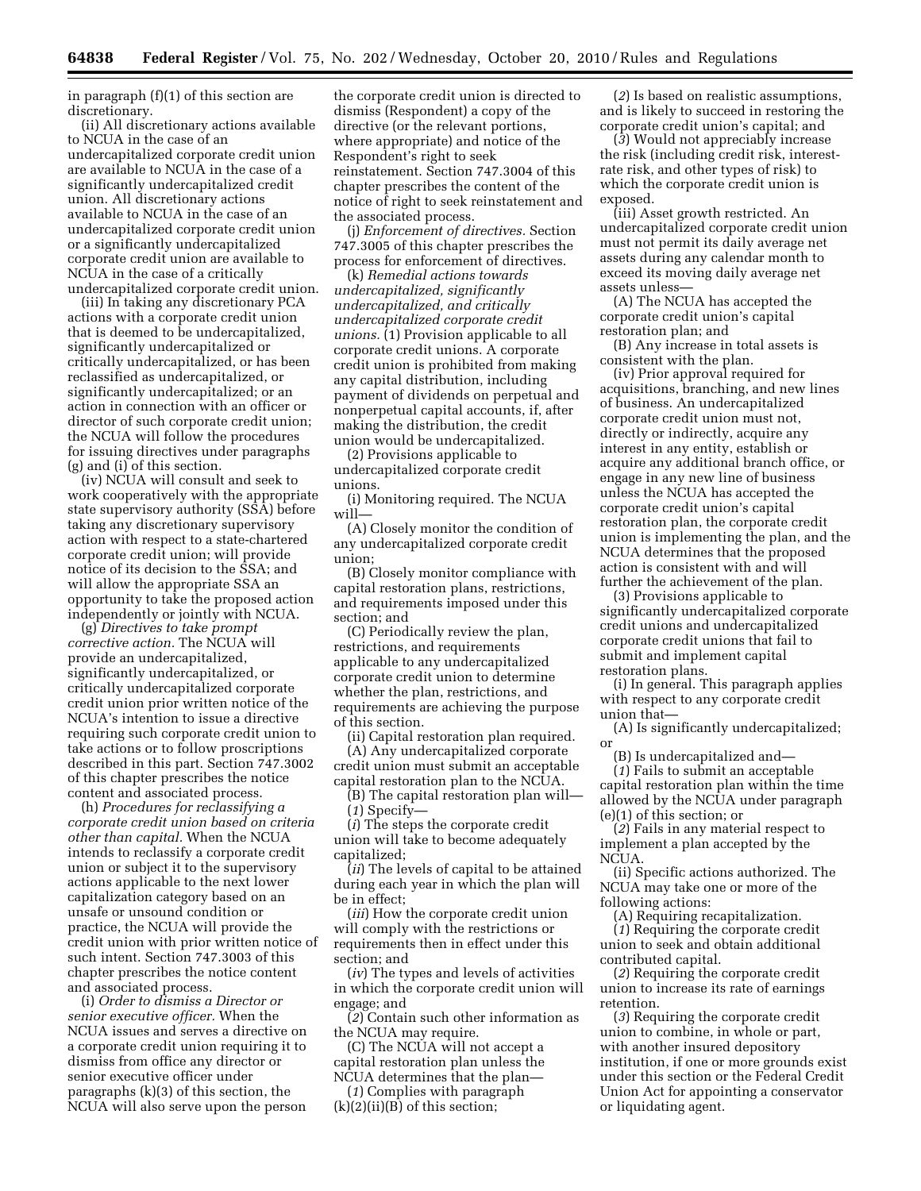in paragraph (f)(1) of this section are discretionary.

(ii) All discretionary actions available to NCUA in the case of an undercapitalized corporate credit union are available to NCUA in the case of a significantly undercapitalized credit union. All discretionary actions available to NCUA in the case of an undercapitalized corporate credit union or a significantly undercapitalized corporate credit union are available to NCUA in the case of a critically undercapitalized corporate credit union.

(iii) In taking any discretionary PCA actions with a corporate credit union that is deemed to be undercapitalized, significantly undercapitalized or critically undercapitalized, or has been reclassified as undercapitalized, or significantly undercapitalized; or an action in connection with an officer or director of such corporate credit union; the NCUA will follow the procedures for issuing directives under paragraphs (g) and (i) of this section.

(iv) NCUA will consult and seek to work cooperatively with the appropriate state supervisory authority (SSA) before taking any discretionary supervisory action with respect to a state-chartered corporate credit union; will provide notice of its decision to the SSA; and will allow the appropriate SSA an opportunity to take the proposed action independently or jointly with NCUA.

(g) *Directives to take prompt corrective action.* The NCUA will provide an undercapitalized, significantly undercapitalized, or critically undercapitalized corporate credit union prior written notice of the NCUA's intention to issue a directive requiring such corporate credit union to take actions or to follow proscriptions described in this part. Section 747.3002 of this chapter prescribes the notice content and associated process.

(h) *Procedures for reclassifying a corporate credit union based on criteria other than capital.* When the NCUA intends to reclassify a corporate credit union or subject it to the supervisory actions applicable to the next lower capitalization category based on an unsafe or unsound condition or practice, the NCUA will provide the credit union with prior written notice of such intent. Section 747.3003 of this chapter prescribes the notice content and associated process.

(i) *Order to dismiss a Director or senior executive officer.* When the NCUA issues and serves a directive on a corporate credit union requiring it to dismiss from office any director or senior executive officer under paragraphs (k)(3) of this section, the NCUA will also serve upon the person the corporate credit union is directed to dismiss (Respondent) a copy of the directive (or the relevant portions, where appropriate) and notice of the Respondent's right to seek reinstatement. Section 747.3004 of this chapter prescribes the content of the notice of right to seek reinstatement and the associated process.

(j) *Enforcement of directives.* Section 747.3005 of this chapter prescribes the process for enforcement of directives.

(k) *Remedial actions towards undercapitalized, significantly undercapitalized, and critically undercapitalized corporate credit unions.* (1) Provision applicable to all corporate credit unions. A corporate credit union is prohibited from making any capital distribution, including payment of dividends on perpetual and nonperpetual capital accounts, if, after making the distribution, the credit union would be undercapitalized.

(2) Provisions applicable to undercapitalized corporate credit unions.

(i) Monitoring required. The NCUA will—

(A) Closely monitor the condition of any undercapitalized corporate credit union;

(B) Closely monitor compliance with capital restoration plans, restrictions, and requirements imposed under this section; and

(C) Periodically review the plan, restrictions, and requirements applicable to any undercapitalized corporate credit union to determine whether the plan, restrictions, and requirements are achieving the purpose of this section.

(ii) Capital restoration plan required.

(A) Any undercapitalized corporate credit union must submit an acceptable capital restoration plan to the NCUA.

(B) The capital restoration plan will—

(*1*) Specify—

(*i*) The steps the corporate credit union will take to become adequately capitalized;

(*ii*) The levels of capital to be attained during each year in which the plan will be in effect;

(*iii*) How the corporate credit union will comply with the restrictions or requirements then in effect under this section; and

(*iv*) The types and levels of activities in which the corporate credit union will engage; and

(*2*) Contain such other information as the NCUA may require.

(C) The NCUA will not accept a capital restoration plan unless the NCUA determines that the plan—

(*1*) Complies with paragraph (k)(2)(ii)(B) of this section;

(*2*) Is based on realistic assumptions, and is likely to succeed in restoring the corporate credit union's capital; and

(*3*) Would not appreciably increase the risk (including credit risk, interest-rate risk, and other types of risk) to which the corporate credit union is exposed.

(iii) Asset growth restricted. An undercapitalized corporate credit union must not permit its daily average net assets during any calendar month to exceed its moving daily average net assets unless—

(A) The NCUA has accepted the corporate credit union's capital restoration plan; and

(B) Any increase in total assets is consistent with the plan.

(iv) Prior approval required for acquisitions, branching, and new lines of business. An undercapitalized corporate credit union must not, directly or indirectly, acquire any interest in any entity, establish or acquire any additional branch office, or engage in any new line of business unless the NCUA has accepted the corporate credit union's capital restoration plan, the corporate credit union is implementing the plan, and the NCUA determines that the proposed action is consistent with and will further the achievement of the plan.

(3) Provisions applicable to significantly undercapitalized corporate credit unions and undercapitalized corporate credit unions that fail to submit and implement capital restoration plans.

(i) In general. This paragraph applies with respect to any corporate credit union that—

(A) Is significantly undercapitalized; or

(B) Is undercapitalized and—

(*1*) Fails to submit an acceptable capital restoration plan within the time allowed by the NCUA under paragraph (e)(1) of this section; or

(*2*) Fails in any material respect to implement a plan accepted by the NCUA.

(ii) Specific actions authorized. The NCUA may take one or more of the following actions:

(A) Requiring recapitalization.

(*1*) Requiring the corporate credit union to seek and obtain additional contributed capital.

(*2*) Requiring the corporate credit union to increase its rate of earnings retention.

(*3*) Requiring the corporate credit union to combine, in whole or part, with another insured depository institution, if one or more grounds exist under this section or the Federal Credit Union Act for appointing a conservator or liquidating agent.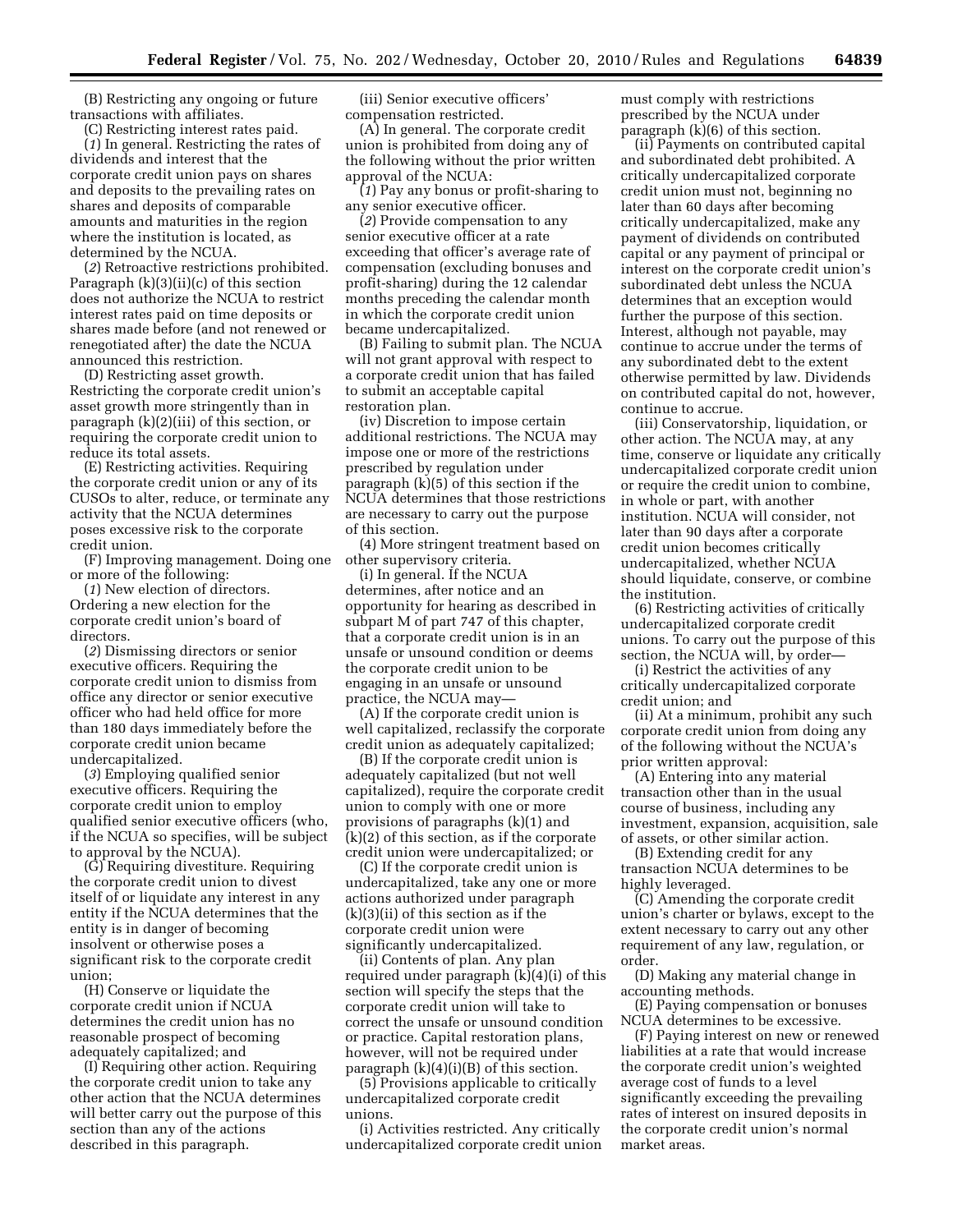(B) Restricting any ongoing or future transactions with affiliates.

(C) Restricting interest rates paid.

(*1*) In general. Restricting the rates of dividends and interest that the corporate credit union pays on shares and deposits to the prevailing rates on shares and deposits of comparable amounts and maturities in the region where the institution is located, as determined by the NCUA.

(*2*) Retroactive restrictions prohibited. Paragraph (k)(3)(ii)(c) of this section does not authorize the NCUA to restrict interest rates paid on time deposits or shares made before (and not renewed or renegotiated after) the date the NCUA announced this restriction.

(D) Restricting asset growth. Restricting the corporate credit union's asset growth more stringently than in paragraph (k)(2)(iii) of this section, or requiring the corporate credit union to reduce its total assets.

(E) Restricting activities. Requiring the corporate credit union or any of its CUSOs to alter, reduce, or terminate any activity that the NCUA determines poses excessive risk to the corporate credit union.

(F) Improving management. Doing one or more of the following:

(*1*) New election of directors. Ordering a new election for the corporate credit union's board of directors.

(*2*) Dismissing directors or senior executive officers. Requiring the corporate credit union to dismiss from office any director or senior executive officer who had held office for more than 180 days immediately before the corporate credit union became undercapitalized.

(*3*) Employing qualified senior executive officers. Requiring the corporate credit union to employ qualified senior executive officers (who, if the NCUA so specifies, will be subject to approval by the NCUA).

(G) Requiring divestiture. Requiring the corporate credit union to divest itself of or liquidate any interest in any entity if the NCUA determines that the entity is in danger of becoming insolvent or otherwise poses a significant risk to the corporate credit union;

(H) Conserve or liquidate the corporate credit union if NCUA determines the credit union has no reasonable prospect of becoming adequately capitalized; and

(I) Requiring other action. Requiring the corporate credit union to take any other action that the NCUA determines will better carry out the purpose of this section than any of the actions described in this paragraph.

(iii) Senior executive officers' compensation restricted.

(A) In general. The corporate credit union is prohibited from doing any of the following without the prior written approval of the NCUA:

(*1*) Pay any bonus or profit-sharing to any senior executive officer.

(*2*) Provide compensation to any senior executive officer at a rate exceeding that officer's average rate of compensation (excluding bonuses and profit-sharing) during the 12 calendar months preceding the calendar month in which the corporate credit union became undercapitalized.

(B) Failing to submit plan. The NCUA will not grant approval with respect to a corporate credit union that has failed to submit an acceptable capital restoration plan.

(iv) Discretion to impose certain additional restrictions. The NCUA may impose one or more of the restrictions prescribed by regulation under paragraph (k)(5) of this section if the NCUA determines that those restrictions are necessary to carry out the purpose of this section.

(4) More stringent treatment based on other supervisory criteria.

(i) In general. If the NCUA determines, after notice and an opportunity for hearing as described in subpart M of part 747 of this chapter, that a corporate credit union is in an unsafe or unsound condition or deems the corporate credit union to be engaging in an unsafe or unsound practice, the NCUA may—

(A) If the corporate credit union is well capitalized, reclassify the corporate credit union as adequately capitalized;

(B) If the corporate credit union is adequately capitalized (but not well capitalized), require the corporate credit union to comply with one or more provisions of paragraphs (k)(1) and (k)(2) of this section, as if the corporate credit union were undercapitalized; or

(C) If the corporate credit union is undercapitalized, take any one or more actions authorized under paragraph (k)(3)(ii) of this section as if the corporate credit union were significantly undercapitalized.

(ii) Contents of plan. Any plan required under paragraph (k)(4)(i) of this section will specify the steps that the corporate credit union will take to correct the unsafe or unsound condition or practice. Capital restoration plans, however, will not be required under paragraph (k)(4)(i)(B) of this section.

(5) Provisions applicable to critically undercapitalized corporate credit unions.

(i) Activities restricted. Any critically undercapitalized corporate credit union must comply with restrictions prescribed by the NCUA under paragraph (k)(6) of this section.

(ii) Payments on contributed capital and subordinated debt prohibited. A critically undercapitalized corporate credit union must not, beginning no later than 60 days after becoming critically undercapitalized, make any payment of dividends on contributed capital or any payment of principal or interest on the corporate credit union's subordinated debt unless the NCUA determines that an exception would further the purpose of this section. Interest, although not payable, may continue to accrue under the terms of any subordinated debt to the extent otherwise permitted by law. Dividends on contributed capital do not, however, continue to accrue.

(iii) Conservatorship, liquidation, or other action. The NCUA may, at any time, conserve or liquidate any critically undercapitalized corporate credit union or require the credit union to combine, in whole or part, with another institution. NCUA will consider, not later than 90 days after a corporate credit union becomes critically undercapitalized, whether NCUA should liquidate, conserve, or combine the institution.

(6) Restricting activities of critically undercapitalized corporate credit unions. To carry out the purpose of this section, the NCUA will, by order—

(i) Restrict the activities of any critically undercapitalized corporate credit union; and

(ii) At a minimum, prohibit any such corporate credit union from doing any of the following without the NCUA's prior written approval:

(A) Entering into any material transaction other than in the usual course of business, including any investment, expansion, acquisition, sale of assets, or other similar action.

(B) Extending credit for any transaction NCUA determines to be highly leveraged.

(C) Amending the corporate credit union's charter or bylaws, except to the extent necessary to carry out any other requirement of any law, regulation, or order.

(D) Making any material change in accounting methods.

(E) Paying compensation or bonuses NCUA determines to be excessive.

(F) Paying interest on new or renewed liabilities at a rate that would increase the corporate credit union's weighted average cost of funds to a level significantly exceeding the prevailing rates of interest on insured deposits in the corporate credit union's normal market areas.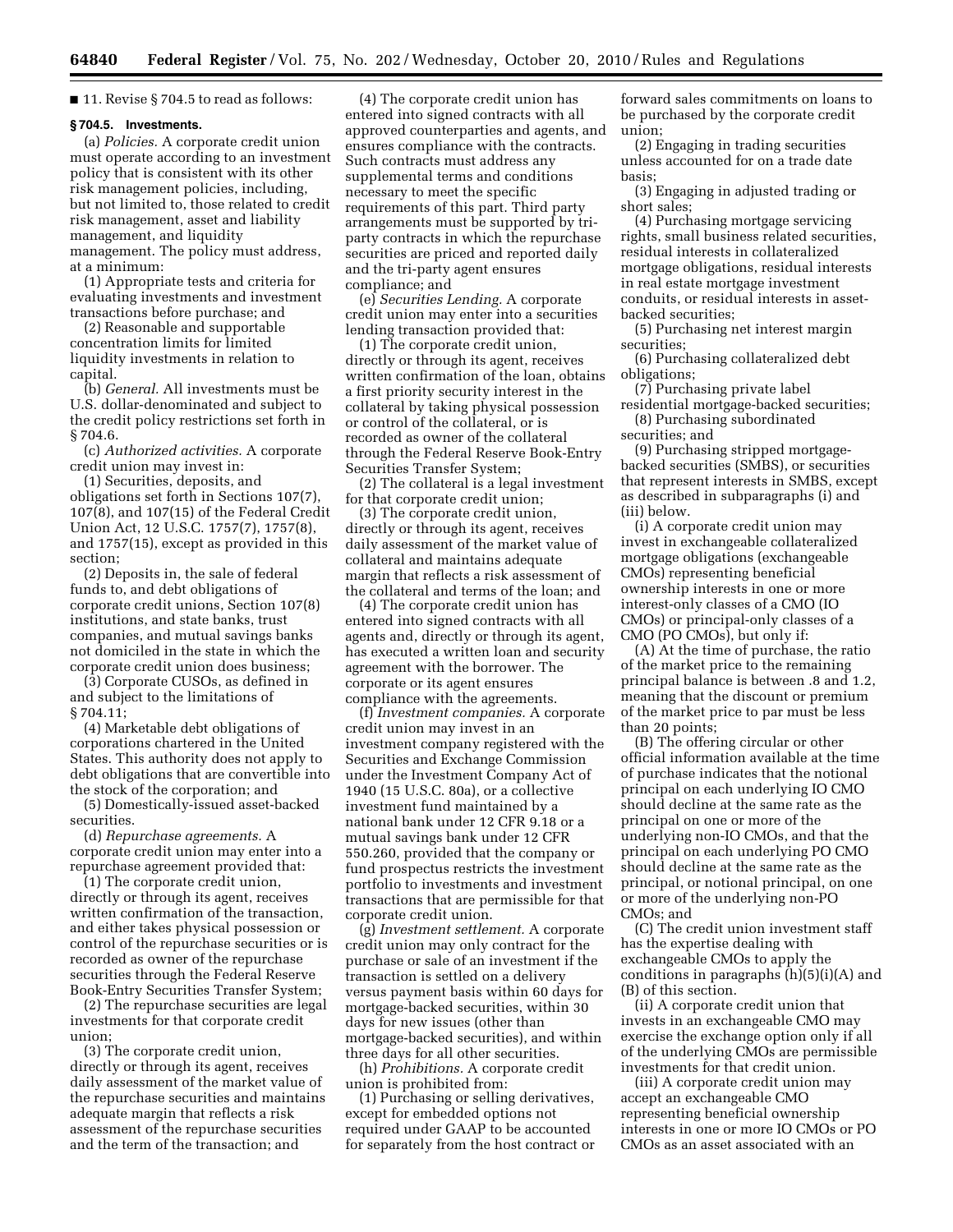■ 11. Revise § 704.5 to read as follows:

**§ 704.5. Investments.**

(a) *Policies.* A corporate credit union must operate according to an investment policy that is consistent with its other risk management policies, including, but not limited to, those related to credit risk management, asset and liability management, and liquidity management. The policy must address, at a minimum:

(1) Appropriate tests and criteria for evaluating investments and investment transactions before purchase; and

(2) Reasonable and supportable concentration limits for limited liquidity investments in relation to capital.

(b) *General.* All investments must be U.S. dollar-denominated and subject to the credit policy restrictions set forth in § 704.6.

(c) *Authorized activities.* A corporate credit union may invest in:

(1) Securities, deposits, and obligations set forth in Sections 107(7), 107(8), and 107(15) of the Federal Credit Union Act, 12 U.S.C. 1757(7), 1757(8), and 1757(15), except as provided in this section;

(2) Deposits in, the sale of federal funds to, and debt obligations of corporate credit unions, Section 107(8) institutions, and state banks, trust companies, and mutual savings banks not domiciled in the state in which the corporate credit union does business;

(3) Corporate CUSOs, as defined in and subject to the limitations of § 704.11;

(4) Marketable debt obligations of corporations chartered in the United States. This authority does not apply to debt obligations that are convertible into the stock of the corporation; and

(5) Domestically-issued asset-backed securities.

(d) *Repurchase agreements.* A corporate credit union may enter into a repurchase agreement provided that:

(1) The corporate credit union, directly or through its agent, receives written confirmation of the transaction, and either takes physical possession or control of the repurchase securities or is recorded as owner of the repurchase securities through the Federal Reserve Book-Entry Securities Transfer System;

(2) The repurchase securities are legal investments for that corporate credit union;

(3) The corporate credit union, directly or through its agent, receives daily assessment of the market value of the repurchase securities and maintains adequate margin that reflects a risk assessment of the repurchase securities and the term of the transaction; and

(4) The corporate credit union has entered into signed contracts with all approved counterparties and agents, and ensures compliance with the contracts. Such contracts must address any supplemental terms and conditions necessary to meet the specific requirements of this part. Third party arrangements must be supported by tri-party contracts in which the repurchase securities are priced and reported daily and the tri-party agent ensures compliance; and

(e) *Securities Lending.* A corporate credit union may enter into a securities lending transaction provided that:

(1) The corporate credit union, directly or through its agent, receives written confirmation of the loan, obtains a first priority security interest in the collateral by taking physical possession or control of the collateral, or is recorded as owner of the collateral through the Federal Reserve Book-Entry Securities Transfer System;

(2) The collateral is a legal investment for that corporate credit union;

(3) The corporate credit union, directly or through its agent, receives daily assessment of the market value of collateral and maintains adequate margin that reflects a risk assessment of the collateral and terms of the loan; and

(4) The corporate credit union has entered into signed contracts with all agents and, directly or through its agent, has executed a written loan and security agreement with the borrower. The corporate or its agent ensures compliance with the agreements.

(f) *Investment companies.* A corporate credit union may invest in an investment company registered with the Securities and Exchange Commission under the Investment Company Act of 1940 (15 U.S.C. 80a), or a collective investment fund maintained by a national bank under 12 CFR 9.18 or a mutual savings bank under 12 CFR 550.260, provided that the company or fund prospectus restricts the investment portfolio to investments and investment transactions that are permissible for that corporate credit union.

(g) *Investment settlement.* A corporate credit union may only contract for the purchase or sale of an investment if the transaction is settled on a delivery versus payment basis within 60 days for mortgage-backed securities, within 30 days for new issues (other than mortgage-backed securities), and within three days for all other securities.

(h) *Prohibitions.* A corporate credit union is prohibited from:

(1) Purchasing or selling derivatives, except for embedded options not required under GAAP to be accounted for separately from the host contract or forward sales commitments on loans to be purchased by the corporate credit union;

(2) Engaging in trading securities unless accounted for on a trade date basis;

(3) Engaging in adjusted trading or short sales;

(4) Purchasing mortgage servicing rights, small business related securities, residual interests in collateralized mortgage obligations, residual interests in real estate mortgage investment conduits, or residual interests in asset-backed securities;

(5) Purchasing net interest margin securities;

(6) Purchasing collateralized debt obligations;

(7) Purchasing private label residential mortgage-backed securities;

(8) Purchasing subordinated securities; and

(9) Purchasing stripped mortgage-backed securities (SMBS), or securities that represent interests in SMBS, except as described in subparagraphs (i) and (iii) below.

(i) A corporate credit union may invest in exchangeable collateralized mortgage obligations (exchangeable CMOs) representing beneficial ownership interests in one or more interest-only classes of a CMO (IO CMOs) or principal-only classes of a CMO (PO CMOs), but only if:

(A) At the time of purchase, the ratio of the market price to the remaining principal balance is between .8 and 1.2, meaning that the discount or premium of the market price to par must be less than 20 points;

(B) The offering circular or other official information available at the time of purchase indicates that the notional principal on each underlying IO CMO should decline at the same rate as the principal on one or more of the underlying non-IO CMOs, and that the principal on each underlying PO CMO should decline at the same rate as the principal, or notional principal, on one or more of the underlying non-PO CMOs; and

(C) The credit union investment staff has the expertise dealing with exchangeable CMOs to apply the conditions in paragraphs (h)(5)(i)(A) and (B) of this section.

(ii) A corporate credit union that invests in an exchangeable CMO may exercise the exchange option only if all of the underlying CMOs are permissible investments for that credit union.

(iii) A corporate credit union may accept an exchangeable CMO representing beneficial ownership interests in one or more IO CMOs or PO CMOs as an asset associated with an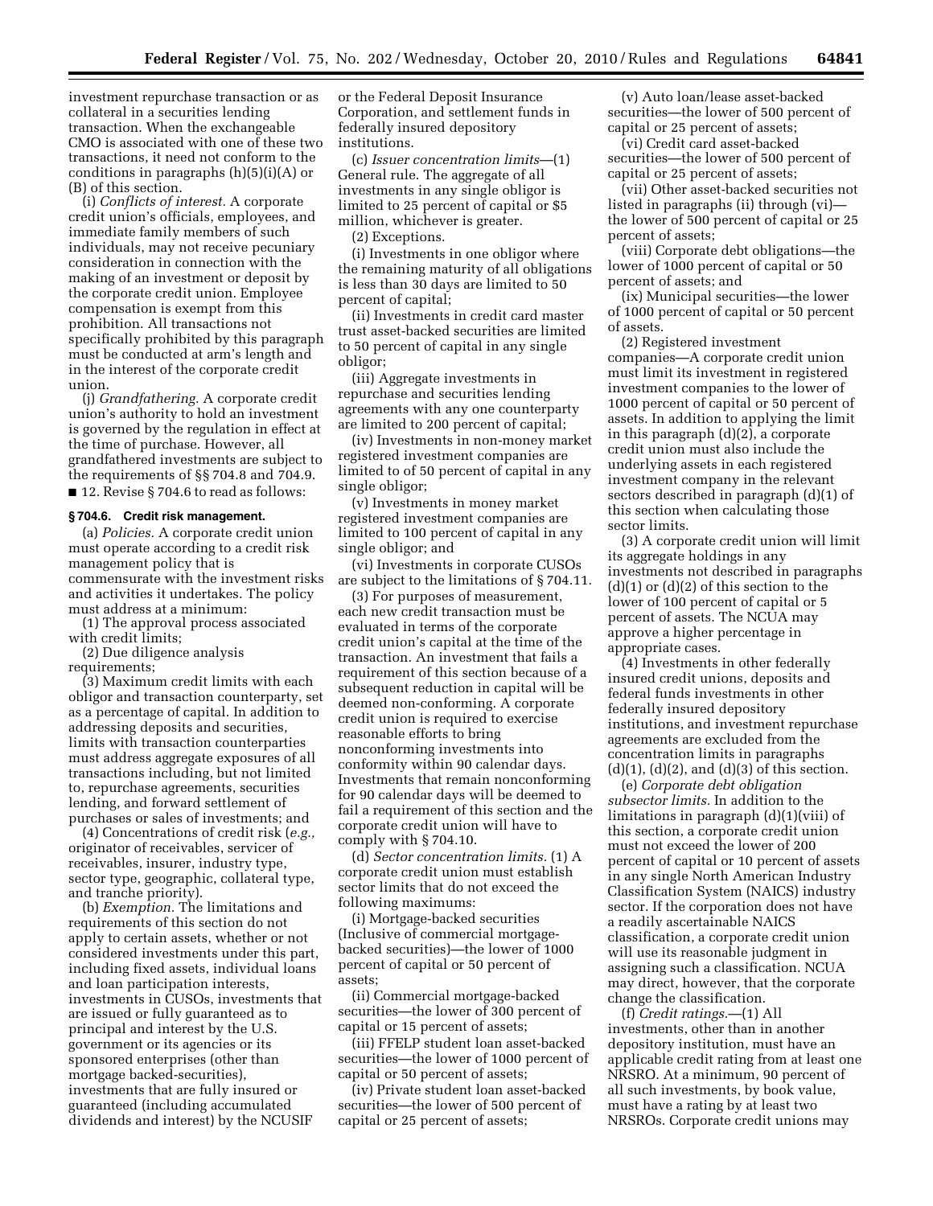investment repurchase transaction or as collateral in a securities lending transaction. When the exchangeable CMO is associated with one of these two transactions, it need not conform to the conditions in paragraphs (h)(5)(i)(A) or (B) of this section.

(i) *Conflicts of interest.* A corporate credit union's officials, employees, and immediate family members of such individuals, may not receive pecuniary consideration in connection with the making of an investment or deposit by the corporate credit union. Employee compensation is exempt from this prohibition. All transactions not specifically prohibited by this paragraph must be conducted at arm's length and in the interest of the corporate credit union.

(j) *Grandfathering.* A corporate credit union's authority to hold an investment is governed by the regulation in effect at the time of purchase. However, all grandfathered investments are subject to the requirements of §§ 704.8 and 704.9.

■ 12. Revise § 704.6 to read as follows:

**§ 704.6. Credit risk management.**

(a) *Policies.* A corporate credit union must operate according to a credit risk management policy that is commensurate with the investment risks and activities it undertakes. The policy must address at a minimum:

(1) The approval process associated with credit limits;

(2) Due diligence analysis requirements;

(3) Maximum credit limits with each obligor and transaction counterparty, set as a percentage of capital. In addition to addressing deposits and securities, limits with transaction counterparties must address aggregate exposures of all transactions including, but not limited to, repurchase agreements, securities lending, and forward settlement of purchases or sales of investments; and

(4) Concentrations of credit risk (*e.g.,* originator of receivables, servicer of receivables, insurer, industry type, sector type, geographic, collateral type, and tranche priority).

(b) *Exemption.* The limitations and requirements of this section do not apply to certain assets, whether or not considered investments under this part, including fixed assets, individual loans and loan participation interests, investments in CUSOs, investments that are issued or fully guaranteed as to principal and interest by the U.S. government or its agencies or its sponsored enterprises (other than mortgage backed-securities), investments that are fully insured or guaranteed (including accumulated dividends and interest) by the NCUSIF or the Federal Deposit Insurance Corporation, and settlement funds in federally insured depository institutions.

(c) *Issuer concentration limits*—(1) General rule. The aggregate of all investments in any single obligor is limited to 25 percent of capital or $5 million, whichever is greater.

(2) Exceptions.

(i) Investments in one obligor where the remaining maturity of all obligations is less than 30 days are limited to 50 percent of capital;

(ii) Investments in credit card master trust asset-backed securities are limited to 50 percent of capital in any single obligor;

(iii) Aggregate investments in repurchase and securities lending agreements with any one counterparty are limited to 200 percent of capital;

(iv) Investments in non-money market registered investment companies are limited to of 50 percent of capital in any single obligor;

(v) Investments in money market registered investment companies are limited to 100 percent of capital in any single obligor; and

(vi) Investments in corporate CUSOs are subject to the limitations of § 704.11.

(3) For purposes of measurement, each new credit transaction must be evaluated in terms of the corporate credit union's capital at the time of the transaction. An investment that fails a requirement of this section because of a subsequent reduction in capital will be deemed non-conforming. A corporate credit union is required to exercise reasonable efforts to bring nonconforming investments into conformity within 90 calendar days. Investments that remain nonconforming for 90 calendar days will be deemed to fail a requirement of this section and the corporate credit union will have to comply with § 704.10.

(d) *Sector concentration limits.* (1) A corporate credit union must establish sector limits that do not exceed the following maximums:

(i) Mortgage-backed securities (Inclusive of commercial mortgage-backed securities)—the lower of 1000 percent of capital or 50 percent of assets;

(ii) Commercial mortgage-backed securities—the lower of 300 percent of capital or 15 percent of assets;

(iii) FFELP student loan asset-backed securities—the lower of 1000 percent of capital or 50 percent of assets;

(iv) Private student loan asset-backed securities—the lower of 500 percent of capital or 25 percent of assets;

(v) Auto loan/lease asset-backed securities—the lower of 500 percent of capital or 25 percent of assets;

(vi) Credit card asset-backed securities—the lower of 500 percent of capital or 25 percent of assets;

(vii) Other asset-backed securities not listed in paragraphs (ii) through (vi)—the lower of 500 percent of capital or 25 percent of assets;

(viii) Corporate debt obligations—the lower of 1000 percent of capital or 50 percent of assets; and

(ix) Municipal securities—the lower of 1000 percent of capital or 50 percent of assets.

(2) Registered investment companies—A corporate credit union must limit its investment in registered investment companies to the lower of 1000 percent of capital or 50 percent of assets. In addition to applying the limit in this paragraph (d)(2), a corporate credit union must also include the underlying assets in each registered investment company in the relevant sectors described in paragraph (d)(1) of this section when calculating those sector limits.

(3) A corporate credit union will limit its aggregate holdings in any investments not described in paragraphs (d)(1) or (d)(2) of this section to the lower of 100 percent of capital or 5 percent of assets. The NCUA may approve a higher percentage in appropriate cases.

(4) Investments in other federally insured credit unions, deposits and federal funds investments in other federally insured depository institutions, and investment repurchase agreements are excluded from the concentration limits in paragraphs (d)(1), (d)(2), and (d)(3) of this section.

(e) *Corporate debt obligation subsector limits.* In addition to the limitations in paragraph (d)(1)(viii) of this section, a corporate credit union must not exceed the lower of 200 percent of capital or 10 percent of assets in any single North American Industry Classification System (NAICS) industry sector. If the corporation does not have a readily ascertainable NAICS classification, a corporate credit union will use its reasonable judgment in assigning such a classification. NCUA may direct, however, that the corporate change the classification.

(f) *Credit ratings.*—(1) All investments, other than in another depository institution, must have an applicable credit rating from at least one NRSRO. At a minimum, 90 percent of all such investments, by book value, must have a rating by at least two NRSROs. Corporate credit unions may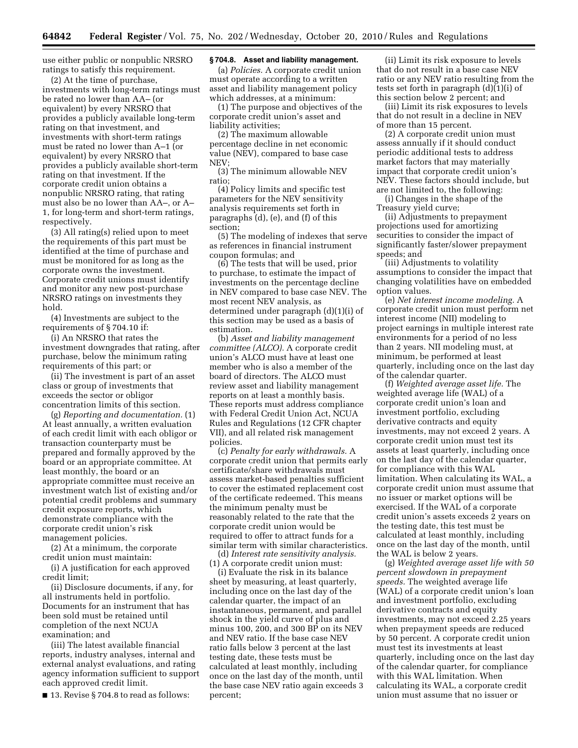use either public or nonpublic NRSRO ratings to satisfy this requirement.

(2) At the time of purchase, investments with long-term ratings must be rated no lower than AA– (or equivalent) by every NRSRO that provides a publicly available long-term rating on that investment, and investments with short-term ratings must be rated no lower than A–1 (or equivalent) by every NRSRO that provides a publicly available short-term rating on that investment. If the corporate credit union obtains a nonpublic NRSRO rating, that rating must also be no lower than AA–, or A–1, for long-term and short-term ratings, respectively.

(3) All rating(s) relied upon to meet the requirements of this part must be identified at the time of purchase and must be monitored for as long as the corporate owns the investment. Corporate credit unions must identify and monitor any new post-purchase NRSRO ratings on investments they hold.

(4) Investments are subject to the requirements of § 704.10 if:

(i) An NRSRO that rates the investment downgrades that rating, after purchase, below the minimum rating requirements of this part; or

(ii) The investment is part of an asset class or group of investments that exceeds the sector or obligor concentration limits of this section.

(g) *Reporting and documentation.* (1) At least annually, a written evaluation of each credit limit with each obligor or transaction counterparty must be prepared and formally approved by the board or an appropriate committee. At least monthly, the board or an appropriate committee must receive an investment watch list of existing and/or potential credit problems and summary credit exposure reports, which demonstrate compliance with the corporate credit union's risk management policies.

(2) At a minimum, the corporate credit union must maintain:

(i) A justification for each approved credit limit;

(ii) Disclosure documents, if any, for all instruments held in portfolio. Documents for an instrument that has been sold must be retained until completion of the next NCUA examination; and

(iii) The latest available financial reports, industry analyses, internal and external analyst evaluations, and rating agency information sufficient to support each approved credit limit.

■ 13. Revise § 704.8 to read as follows:

**§ 704.8. Asset and liability management.**

(a) *Policies.* A corporate credit union must operate according to a written asset and liability management policy which addresses, at a minimum:

(1) The purpose and objectives of the corporate credit union's asset and liability activities;

(2) The maximum allowable percentage decline in net economic value (NEV), compared to base case NEV;

(3) The minimum allowable NEV ratio;

(4) Policy limits and specific test parameters for the NEV sensitivity analysis requirements set forth in paragraphs (d), (e), and (f) of this section;

(5) The modeling of indexes that serve as references in financial instrument coupon formulas; and

(6) The tests that will be used, prior to purchase, to estimate the impact of investments on the percentage decline in NEV compared to base case NEV. The most recent NEV analysis, as determined under paragraph (d)(1)(i) of this section may be used as a basis of estimation.

(b) *Asset and liability management committee (ALCO).* A corporate credit union's ALCO must have at least one member who is also a member of the board of directors. The ALCO must review asset and liability management reports on at least a monthly basis. These reports must address compliance with Federal Credit Union Act, NCUA Rules and Regulations (12 CFR chapter VII), and all related risk management policies.

(c) *Penalty for early withdrawals.* A corporate credit union that permits early certificate/share withdrawals must assess market-based penalties sufficient to cover the estimated replacement cost of the certificate redeemed. This means the minimum penalty must be reasonably related to the rate that the corporate credit union would be required to offer to attract funds for a similar term with similar characteristics.

(d) *Interest rate sensitivity analysis.* (1) A corporate credit union must:

(i) Evaluate the risk in its balance sheet by measuring, at least quarterly, including once on the last day of the calendar quarter, the impact of an instantaneous, permanent, and parallel shock in the yield curve of plus and minus 100, 200, and 300 BP on its NEV and NEV ratio. If the base case NEV ratio falls below 3 percent at the last testing date, these tests must be calculated at least monthly, including once on the last day of the month, until the base case NEV ratio again exceeds 3 percent;

(ii) Limit its risk exposure to levels that do not result in a base case NEV ratio or any NEV ratio resulting from the tests set forth in paragraph (d)(1)(i) of this section below 2 percent; and

(iii) Limit its risk exposures to levels that do not result in a decline in NEV of more than 15 percent.

(2) A corporate credit union must assess annually if it should conduct periodic additional tests to address market factors that may materially impact that corporate credit union's NEV. These factors should include, but are not limited to, the following:

(i) Changes in the shape of the Treasury yield curve;

(ii) Adjustments to prepayment projections used for amortizing securities to consider the impact of significantly faster/slower prepayment speeds; and

(iii) Adjustments to volatility assumptions to consider the impact that changing volatilities have on embedded option values.

(e) *Net interest income modeling.* A corporate credit union must perform net interest income (NII) modeling to project earnings in multiple interest rate environments for a period of no less than 2 years. NII modeling must, at minimum, be performed at least quarterly, including once on the last day of the calendar quarter.

(f) *Weighted average asset life.* The weighted average life (WAL) of a corporate credit union's loan and investment portfolio, excluding derivative contracts and equity investments, may not exceed 2 years. A corporate credit union must test its assets at least quarterly, including once on the last day of the calendar quarter, for compliance with this WAL limitation. When calculating its WAL, a corporate credit union must assume that no issuer or market options will be exercised. If the WAL of a corporate credit union's assets exceeds 2 years on the testing date, this test must be calculated at least monthly, including once on the last day of the month, until the WAL is below 2 years.

(g) *Weighted average asset life with 50 percent slowdown in prepayment speeds.* The weighted average life (WAL) of a corporate credit union's loan and investment portfolio, excluding derivative contracts and equity investments, may not exceed 2.25 years when prepayment speeds are reduced by 50 percent. A corporate credit union must test its investments at least quarterly, including once on the last day of the calendar quarter, for compliance with this WAL limitation. When calculating its WAL, a corporate credit union must assume that no issuer or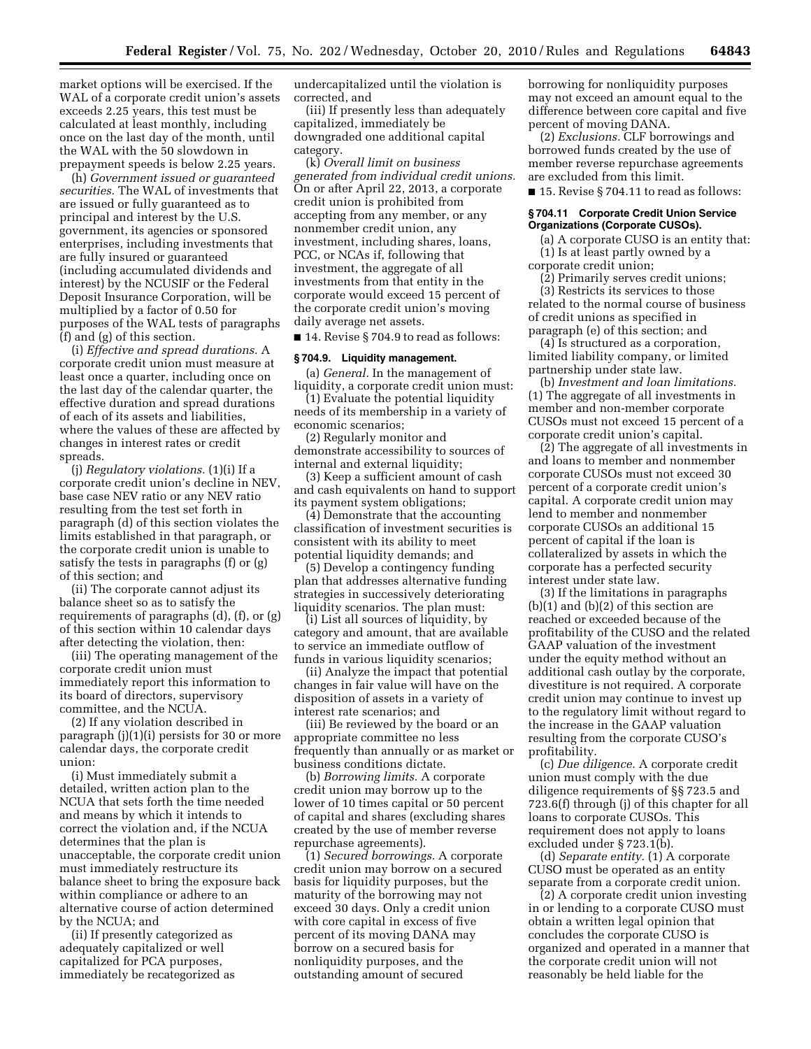market options will be exercised. If the WAL of a corporate credit union's assets exceeds 2.25 years, this test must be calculated at least monthly, including once on the last day of the month, until the WAL with the 50 slowdown in prepayment speeds is below 2.25 years.

(h) *Government issued or guaranteed securities.* The WAL of investments that are issued or fully guaranteed as to principal and interest by the U.S. government, its agencies or sponsored enterprises, including investments that are fully insured or guaranteed (including accumulated dividends and interest) by the NCUSIF or the Federal Deposit Insurance Corporation, will be multiplied by a factor of 0.50 for purposes of the WAL tests of paragraphs (f) and (g) of this section.

(i) *Effective and spread durations.* A corporate credit union must measure at least once a quarter, including once on the last day of the calendar quarter, the effective duration and spread durations of each of its assets and liabilities, where the values of these are affected by changes in interest rates or credit spreads.

(j) *Regulatory violations.* (1)(i) If a corporate credit union's decline in NEV, base case NEV ratio or any NEV ratio resulting from the test set forth in paragraph (d) of this section violates the limits established in that paragraph, or the corporate credit union is unable to satisfy the tests in paragraphs (f) or (g) of this section; and

(ii) The corporate cannot adjust its balance sheet so as to satisfy the requirements of paragraphs (d), (f), or (g) of this section within 10 calendar days after detecting the violation, then:

(iii) The operating management of the corporate credit union must immediately report this information to its board of directors, supervisory committee, and the NCUA.

(2) If any violation described in paragraph (j)(1)(i) persists for 30 or more calendar days, the corporate credit union:

(i) Must immediately submit a detailed, written action plan to the NCUA that sets forth the time needed and means by which it intends to correct the violation and, if the NCUA determines that the plan is unacceptable, the corporate credit union must immediately restructure its balance sheet to bring the exposure back within compliance or adhere to an alternative course of action determined by the NCUA; and

(ii) If presently categorized as adequately capitalized or well capitalized for PCA purposes, immediately be recategorized as undercapitalized until the violation is corrected, and

(iii) If presently less than adequately capitalized, immediately be downgraded one additional capital category.

(k) *Overall limit on business generated from individual credit unions.* On or after April 22, 2013, a corporate credit union is prohibited from accepting from any member, or any nonmember credit union, any investment, including shares, loans, PCC, or NCAs if, following that investment, the aggregate of all investments from that entity in the corporate would exceed 15 percent of the corporate credit union's moving daily average net assets.

■ 14. Revise § 704.9 to read as follows:

### § 704.9. Liquidity management.

(a) *General.* In the management of liquidity, a corporate credit union must:

(1) Evaluate the potential liquidity needs of its membership in a variety of economic scenarios;

(2) Regularly monitor and demonstrate accessibility to sources of internal and external liquidity;

(3) Keep a sufficient amount of cash and cash equivalents on hand to support its payment system obligations;

(4) Demonstrate that the accounting classification of investment securities is consistent with its ability to meet potential liquidity demands; and

(5) Develop a contingency funding plan that addresses alternative funding strategies in successively deteriorating liquidity scenarios. The plan must:

(i) List all sources of liquidity, by category and amount, that are available to service an immediate outflow of funds in various liquidity scenarios;

(ii) Analyze the impact that potential changes in fair value will have on the disposition of assets in a variety of interest rate scenarios; and

(iii) Be reviewed by the board or an appropriate committee no less frequently than annually or as market or business conditions dictate.

(b) *Borrowing limits.* A corporate credit union may borrow up to the lower of 10 times capital or 50 percent of capital and shares (excluding shares created by the use of member reverse repurchase agreements).

(1) *Secured borrowings.* A corporate credit union may borrow on a secured basis for liquidity purposes, but the maturity of the borrowing may not exceed 30 days. Only a credit union with core capital in excess of five percent of its moving DANA may borrow on a secured basis for nonliquidity purposes, and the outstanding amount of secured borrowing for nonliquidity purposes may not exceed an amount equal to the difference between core capital and five percent of moving DANA.

(2) *Exclusions.* CLF borrowings and borrowed funds created by the use of member reverse repurchase agreements are excluded from this limit.

■ 15. Revise § 704.11 to read as follows:

### § 704.11 Corporate Credit Union Service Organizations (Corporate CUSOs).

(a) A corporate CUSO is an entity that:

(1) Is at least partly owned by a corporate credit union;

(2) Primarily serves credit unions;

(3) Restricts its services to those related to the normal course of business of credit unions as specified in paragraph (e) of this section; and

(4) Is structured as a corporation, limited liability company, or limited partnership under state law.

(b) *Investment and loan limitations.* (1) The aggregate of all investments in member and non-member corporate CUSOs must not exceed 15 percent of a corporate credit union's capital.

(2) The aggregate of all investments in and loans to member and nonmember corporate CUSOs must not exceed 30 percent of a corporate credit union's capital. A corporate credit union may lend to member and nonmember corporate CUSOs an additional 15 percent of capital if the loan is collateralized by assets in which the corporate has a perfected security interest under state law.

(3) If the limitations in paragraphs (b)(1) and (b)(2) of this section are reached or exceeded because of the profitability of the CUSO and the related GAAP valuation of the investment under the equity method without an additional cash outlay by the corporate, divestiture is not required. A corporate credit union may continue to invest up to the regulatory limit without regard to the increase in the GAAP valuation resulting from the corporate CUSO's profitability.

(c) *Due diligence.* A corporate credit union must comply with the due diligence requirements of §§ 723.5 and 723.6(f) through (j) of this chapter for all loans to corporate CUSOs. This requirement does not apply to loans excluded under § 723.1(b).

(d) *Separate entity.* (1) A corporate CUSO must be operated as an entity separate from a corporate credit union.

(2) A corporate credit union investing in or lending to a corporate CUSO must obtain a written legal opinion that concludes the corporate CUSO is organized and operated in a manner that the corporate credit union will not reasonably be held liable for the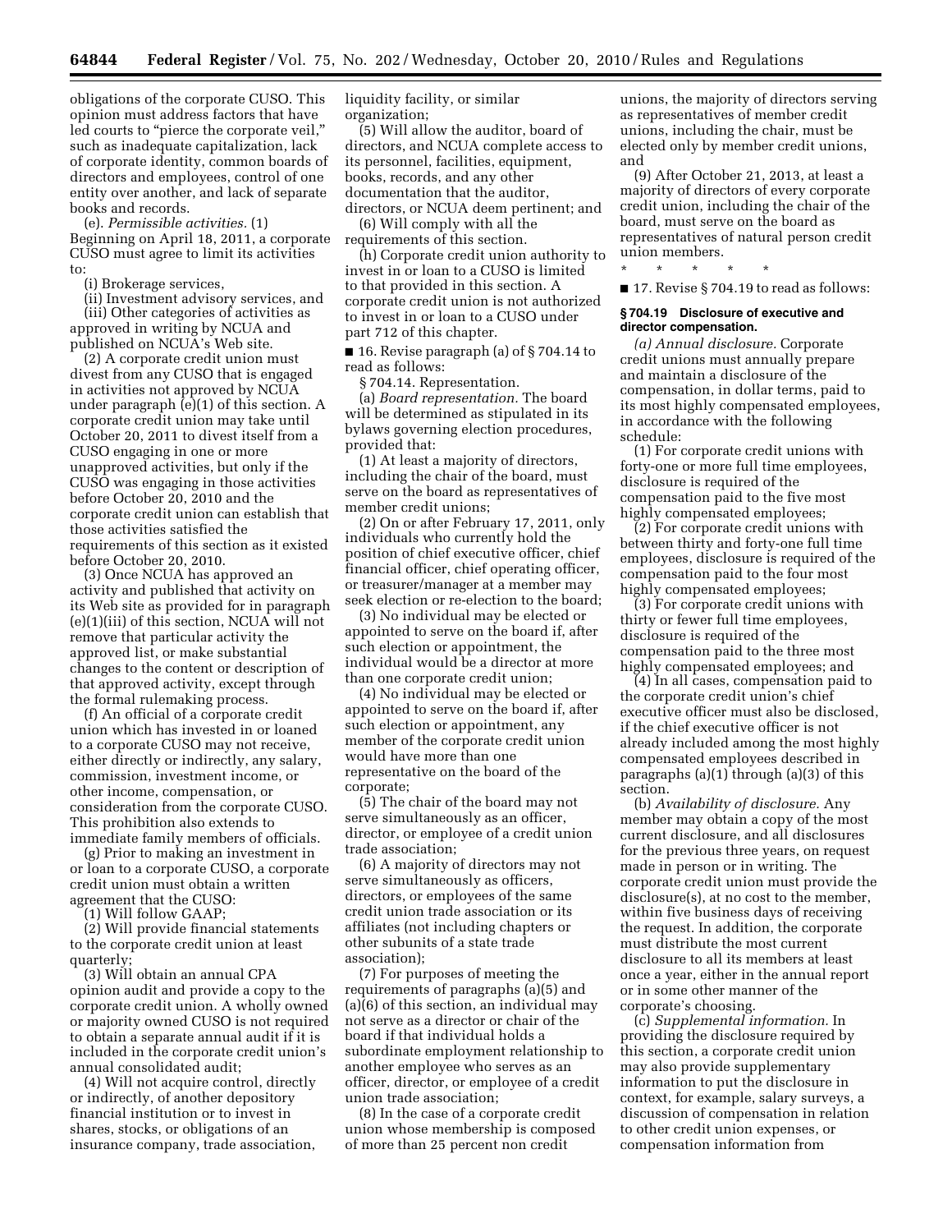obligations of the corporate CUSO. This opinion must address factors that have led courts to "pierce the corporate veil," such as inadequate capitalization, lack of corporate identity, common boards of directors and employees, control of one entity over another, and lack of separate books and records.

(e). *Permissible activities.* (1) Beginning on April 18, 2011, a corporate CUSO must agree to limit its activities to:

(i) Brokerage services,

(ii) Investment advisory services, and

(iii) Other categories of activities as approved in writing by NCUA and published on NCUA's Web site.

(2) A corporate credit union must divest from any CUSO that is engaged in activities not approved by NCUA under paragraph (e)(1) of this section. A corporate credit union may take until October 20, 2011 to divest itself from a CUSO engaging in one or more unapproved activities, but only if the CUSO was engaging in those activities before October 20, 2010 and the corporate credit union can establish that those activities satisfied the requirements of this section as it existed before October 20, 2010.

(3) Once NCUA has approved an activity and published that activity on its Web site as provided for in paragraph (e)(1)(iii) of this section, NCUA will not remove that particular activity the approved list, or make substantial changes to the content or description of that approved activity, except through the formal rulemaking process.

(f) An official of a corporate credit union which has invested in or loaned to a corporate CUSO may not receive, either directly or indirectly, any salary, commission, investment income, or other income, compensation, or consideration from the corporate CUSO. This prohibition also extends to immediate family members of officials.

(g) Prior to making an investment in or loan to a corporate CUSO, a corporate credit union must obtain a written agreement that the CUSO:

(1) Will follow GAAP;

(2) Will provide financial statements to the corporate credit union at least quarterly;

(3) Will obtain an annual CPA opinion audit and provide a copy to the corporate credit union. A wholly owned or majority owned CUSO is not required to obtain a separate annual audit if it is included in the corporate credit union's annual consolidated audit;

(4) Will not acquire control, directly or indirectly, of another depository financial institution or to invest in shares, stocks, or obligations of an insurance company, trade association, liquidity facility, or similar organization;

(5) Will allow the auditor, board of directors, and NCUA complete access to its personnel, facilities, equipment, books, records, and any other documentation that the auditor, directors, or NCUA deem pertinent; and

(6) Will comply with all the requirements of this section.

(h) Corporate credit union authority to invest in or loan to a CUSO is limited to that provided in this section. A corporate credit union is not authorized to invest in or loan to a CUSO under part 712 of this chapter.

■ 16. Revise paragraph (a) of § 704.14 to read as follows:

§ 704.14. Representation.

(a) *Board representation.* The board will be determined as stipulated in its bylaws governing election procedures, provided that:

(1) At least a majority of directors, including the chair of the board, must serve on the board as representatives of member credit unions;

(2) On or after February 17, 2011, only individuals who currently hold the position of chief executive officer, chief financial officer, chief operating officer, or treasurer/manager at a member may seek election or re-election to the board;

(3) No individual may be elected or appointed to serve on the board if, after such election or appointment, the individual would be a director at more than one corporate credit union;

(4) No individual may be elected or appointed to serve on the board if, after such election or appointment, any member of the corporate credit union would have more than one representative on the board of the corporate;

(5) The chair of the board may not serve simultaneously as an officer, director, or employee of a credit union trade association;

(6) A majority of directors may not serve simultaneously as officers, directors, or employees of the same credit union trade association or its affiliates (not including chapters or other subunits of a state trade association);

(7) For purposes of meeting the requirements of paragraphs (a)(5) and (a)(6) of this section, an individual may not serve as a director or chair of the board if that individual holds a subordinate employment relationship to another employee who serves as an officer, director, or employee of a credit union trade association;

(8) In the case of a corporate credit union whose membership is composed of more than 25 percent non credit unions, the majority of directors serving as representatives of member credit unions, including the chair, must be elected only by member credit unions, and

(9) After October 21, 2013, at least a majority of directors of every corporate credit union, including the chair of the board, must serve on the board as representatives of natural person credit union members.

\* \* \* \* \*

■ 17. Revise § 704.19 to read as follows:

**§ 704.19 Disclosure of executive and director compensation.**

*(a) Annual disclosure.* Corporate credit unions must annually prepare and maintain a disclosure of the compensation, in dollar terms, paid to its most highly compensated employees, in accordance with the following schedule:

(1) For corporate credit unions with forty-one or more full time employees, disclosure is required of the compensation paid to the five most highly compensated employees;

(2) For corporate credit unions with between thirty and forty-one full time employees, disclosure is required of the compensation paid to the four most highly compensated employees;

(3) For corporate credit unions with thirty or fewer full time employees, disclosure is required of the compensation paid to the three most highly compensated employees; and

(4) In all cases, compensation paid to the corporate credit union's chief executive officer must also be disclosed, if the chief executive officer is not already included among the most highly compensated employees described in paragraphs (a)(1) through (a)(3) of this section.

(b) *Availability of disclosure.* Any member may obtain a copy of the most current disclosure, and all disclosures for the previous three years, on request made in person or in writing. The corporate credit union must provide the disclosure(s), at no cost to the member, within five business days of receiving the request. In addition, the corporate must distribute the most current disclosure to all its members at least once a year, either in the annual report or in some other manner of the corporate's choosing.

(c) *Supplemental information.* In providing the disclosure required by this section, a corporate credit union may also provide supplementary information to put the disclosure in context, for example, salary surveys, a discussion of compensation in relation to other credit union expenses, or compensation information from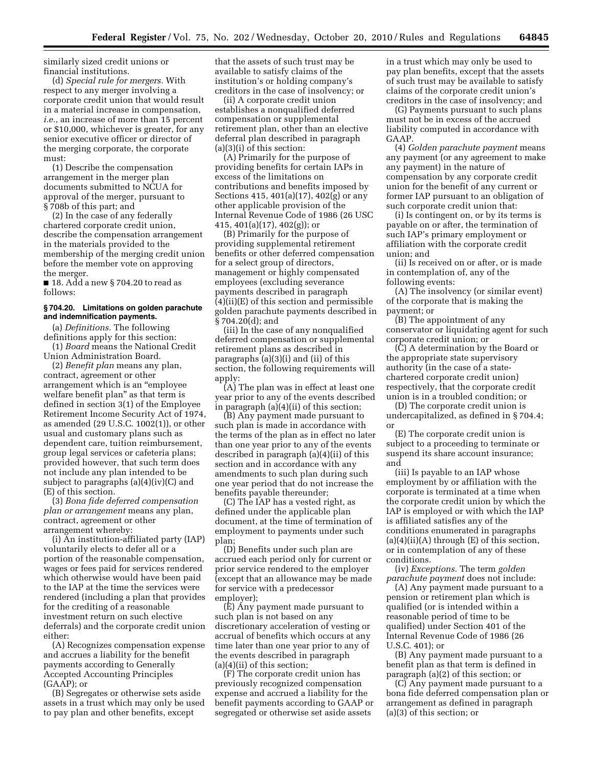similarly sized credit unions or financial institutions.

(d) *Special rule for mergers.* With respect to any merger involving a corporate credit union that would result in a material increase in compensation, *i.e.,* an increase of more than 15 percent or $10,000, whichever is greater, for any senior executive officer or director of the merging corporate, the corporate must:

(1) Describe the compensation arrangement in the merger plan documents submitted to NCUA for approval of the merger, pursuant to § 708b of this part; and

(2) In the case of any federally chartered corporate credit union, describe the compensation arrangement in the materials provided to the membership of the merging credit union before the member vote on approving the merger.

■ 18. Add a new § 704.20 to read as follows:

#### § 704.20. Limitations on golden parachute and indemnification payments.

(a) *Definitions.* The following definitions apply for this section:

(1) *Board* means the National Credit Union Administration Board.

(2) *Benefit plan* means any plan, contract, agreement or other arrangement which is an "employee welfare benefit plan" as that term is defined in section 3(1) of the Employee Retirement Income Security Act of 1974, as amended (29 U.S.C. 1002(1)), or other usual and customary plans such as dependent care, tuition reimbursement, group legal services or cafeteria plans; provided however, that such term does not include any plan intended to be subject to paragraphs (a)(4)(iv)(C) and (E) of this section.

(3) *Bona fide deferred compensation plan or arrangement* means any plan, contract, agreement or other arrangement whereby:

(i) An institution-affiliated party (IAP) voluntarily elects to defer all or a portion of the reasonable compensation, wages or fees paid for services rendered which otherwise would have been paid to the IAP at the time the services were rendered (including a plan that provides for the crediting of a reasonable investment return on such elective deferrals) and the corporate credit union either:

(A) Recognizes compensation expense and accrues a liability for the benefit payments according to Generally Accepted Accounting Principles (GAAP); or

(B) Segregates or otherwise sets aside assets in a trust which may only be used to pay plan and other benefits, except that the assets of such trust may be available to satisfy claims of the institution's or holding company's creditors in the case of insolvency; or

(ii) A corporate credit union establishes a nonqualified deferred compensation or supplemental retirement plan, other than an elective deferral plan described in paragraph (a)(3)(i) of this section:

(A) Primarily for the purpose of providing benefits for certain IAPs in excess of the limitations on contributions and benefits imposed by Sections 415, 401(a)(17), 402(g) or any other applicable provision of the Internal Revenue Code of 1986 (26 USC 415, 401(a)(17), 402(g)); or

(B) Primarily for the purpose of providing supplemental retirement benefits or other deferred compensation for a select group of directors, management or highly compensated employees (excluding severance payments described in paragraph (4)(ii)(E) of this section and permissible golden parachute payments described in § 704.20(d); and

(iii) In the case of any nonqualified deferred compensation or supplemental retirement plans as described in paragraphs (a)(3)(i) and (ii) of this section, the following requirements will apply:

(A) The plan was in effect at least one year prior to any of the events described in paragraph (a)(4)(ii) of this section;

(B) Any payment made pursuant to such plan is made in accordance with the terms of the plan as in effect no later than one year prior to any of the events described in paragraph (a)(4)(ii) of this section and in accordance with any amendments to such plan during such one year period that do not increase the benefits payable thereunder;

(C) The IAP has a vested right, as defined under the applicable plan document, at the time of termination of employment to payments under such plan;

(D) Benefits under such plan are accrued each period only for current or prior service rendered to the employer (except that an allowance may be made for service with a predecessor employer);

(E) Any payment made pursuant to such plan is not based on any discretionary acceleration of vesting or accrual of benefits which occurs at any time later than one year prior to any of the events described in paragraph (a)(4)(ii) of this section;

(F) The corporate credit union has previously recognized compensation expense and accrued a liability for the benefit payments according to GAAP or segregated or otherwise set aside assets in a trust which may only be used to pay plan benefits, except that the assets of such trust may be available to satisfy claims of the corporate credit union's creditors in the case of insolvency; and

(G) Payments pursuant to such plans must not be in excess of the accrued liability computed in accordance with GAAP.

(4) *Golden parachute payment* means any payment (or any agreement to make any payment) in the nature of compensation by any corporate credit union for the benefit of any current or former IAP pursuant to an obligation of such corporate credit union that:

(i) Is contingent on, or by its terms is payable on or after, the termination of such IAP's primary employment or affiliation with the corporate credit union; and

(ii) Is received on or after, or is made in contemplation of, any of the following events:

(A) The insolvency (or similar event) of the corporate that is making the payment; or

(B) The appointment of any conservator or liquidating agent for such corporate credit union; or

(C) A determination by the Board or the appropriate state supervisory authority (in the case of a state-chartered corporate credit union) respectively, that the corporate credit union is in a troubled condition; or

(D) The corporate credit union is undercapitalized, as defined in § 704.4; or

(E) The corporate credit union is subject to a proceeding to terminate or suspend its share account insurance; and

(iii) Is payable to an IAP whose employment by or affiliation with the corporate is terminated at a time when the corporate credit union by which the IAP is employed or with which the IAP is affiliated satisfies any of the conditions enumerated in paragraphs (a)(4)(ii)(A) through (E) of this section, or in contemplation of any of these conditions.

(iv) *Exceptions.* The term *golden parachute payment* does not include:

(A) Any payment made pursuant to a pension or retirement plan which is qualified (or is intended within a reasonable period of time to be qualified) under Section 401 of the Internal Revenue Code of 1986 (26 U.S.C. 401); or

(B) Any payment made pursuant to a benefit plan as that term is defined in paragraph (a)(2) of this section; or

(C) Any payment made pursuant to a bona fide deferred compensation plan or arrangement as defined in paragraph (a)(3) of this section; or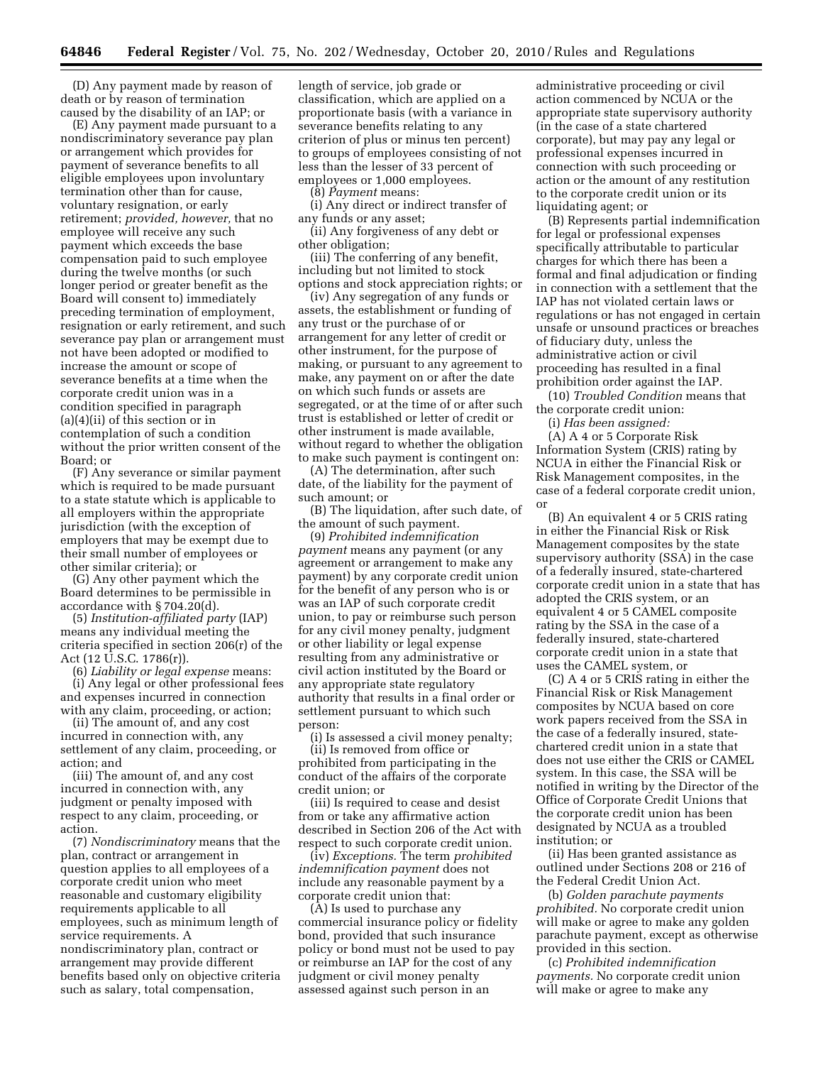(D) Any payment made by reason of death or by reason of termination caused by the disability of an IAP; or

(E) Any payment made pursuant to a nondiscriminatory severance pay plan or arrangement which provides for payment of severance benefits to all eligible employees upon involuntary termination other than for cause, voluntary resignation, or early retirement; *provided, however,* that no employee will receive any such payment which exceeds the base compensation paid to such employee during the twelve months (or such longer period or greater benefit as the Board will consent to) immediately preceding termination of employment, resignation or early retirement, and such severance pay plan or arrangement must not have been adopted or modified to increase the amount or scope of severance benefits at a time when the corporate credit union was in a condition specified in paragraph (a)(4)(ii) of this section or in contemplation of such a condition without the prior written consent of the Board; or

(F) Any severance or similar payment which is required to be made pursuant to a state statute which is applicable to all employers within the appropriate jurisdiction (with the exception of employers that may be exempt due to their small number of employees or other similar criteria); or

(G) Any other payment which the Board determines to be permissible in accordance with § 704.20(d).

(5) *Institution-affiliated party* (IAP) means any individual meeting the criteria specified in section 206(r) of the Act (12 U.S.C. 1786(r)).

(6) *Liability or legal expense* means:

(i) Any legal or other professional fees and expenses incurred in connection with any claim, proceeding, or action;

(ii) The amount of, and any cost incurred in connection with, any settlement of any claim, proceeding, or action; and

(iii) The amount of, and any cost incurred in connection with, any judgment or penalty imposed with respect to any claim, proceeding, or action.

(7) *Nondiscriminatory* means that the plan, contract or arrangement in question applies to all employees of a corporate credit union who meet reasonable and customary eligibility requirements applicable to all employees, such as minimum length of service requirements. A nondiscriminatory plan, contract or arrangement may provide different benefits based only on objective criteria such as salary, total compensation, length of service, job grade or classification, which are applied on a proportionate basis (with a variance in severance benefits relating to any criterion of plus or minus ten percent) to groups of employees consisting of not less than the lesser of 33 percent of employees or 1,000 employees.

(8) *Payment* means:

(i) Any direct or indirect transfer of any funds or any asset;

(ii) Any forgiveness of any debt or other obligation;

(iii) The conferring of any benefit, including but not limited to stock options and stock appreciation rights; or

(iv) Any segregation of any funds or assets, the establishment or funding of any trust or the purchase of or arrangement for any letter of credit or other instrument, for the purpose of making, or pursuant to any agreement to make, any payment on or after the date on which such funds or assets are segregated, or at the time of or after such trust is established or letter of credit or other instrument is made available, without regard to whether the obligation to make such payment is contingent on:

(A) The determination, after such date, of the liability for the payment of such amount; or

(B) The liquidation, after such date, of the amount of such payment.

(9) *Prohibited indemnification payment* means any payment (or any agreement or arrangement to make any payment) by any corporate credit union for the benefit of any person who is or was an IAP of such corporate credit union, to pay or reimburse such person for any civil money penalty, judgment or other liability or legal expense resulting from any administrative or civil action instituted by the Board or any appropriate state regulatory authority that results in a final order or settlement pursuant to which such person:

(i) Is assessed a civil money penalty;

(ii) Is removed from office or prohibited from participating in the conduct of the affairs of the corporate credit union; or

(iii) Is required to cease and desist from or take any affirmative action described in Section 206 of the Act with respect to such corporate credit union.

(iv) *Exceptions.* The term *prohibited indemnification payment* does not include any reasonable payment by a corporate credit union that:

(A) Is used to purchase any commercial insurance policy or fidelity bond, provided that such insurance policy or bond must not be used to pay or reimburse an IAP for the cost of any judgment or civil money penalty assessed against such person in an administrative proceeding or civil action commenced by NCUA or the appropriate state supervisory authority (in the case of a state chartered corporate), but may pay any legal or professional expenses incurred in connection with such proceeding or action or the amount of any restitution to the corporate credit union or its liquidating agent; or

(B) Represents partial indemnification for legal or professional expenses specifically attributable to particular charges for which there has been a formal and final adjudication or finding in connection with a settlement that the IAP has not violated certain laws or regulations or has not engaged in certain unsafe or unsound practices or breaches of fiduciary duty, unless the administrative action or civil proceeding has resulted in a final prohibition order against the IAP.

(10) *Troubled Condition* means that the corporate credit union:

(i) *Has been assigned:*

(A) A 4 or 5 Corporate Risk Information System (CRIS) rating by NCUA in either the Financial Risk or Risk Management composites, in the case of a federal corporate credit union, or

(B) An equivalent 4 or 5 CRIS rating in either the Financial Risk or Risk Management composites by the state supervisory authority (SSA) in the case of a federally insured, state-chartered corporate credit union in a state that has adopted the CRIS system, or an equivalent 4 or 5 CAMEL composite rating by the SSA in the case of a federally insured, state-chartered corporate credit union in a state that uses the CAMEL system, or

(C) A 4 or 5 CRIS rating in either the Financial Risk or Risk Management composites by NCUA based on core work papers received from the SSA in the case of a federally insured, state-chartered credit union in a state that does not use either the CRIS or CAMEL system. In this case, the SSA will be notified in writing by the Director of the Office of Corporate Credit Unions that the corporate credit union has been designated by NCUA as a troubled institution; or

(ii) Has been granted assistance as outlined under Sections 208 or 216 of the Federal Credit Union Act.

(b) *Golden parachute payments prohibited.* No corporate credit union will make or agree to make any golden parachute payment, except as otherwise provided in this section.

(c) *Prohibited indemnification payments.* No corporate credit union will make or agree to make any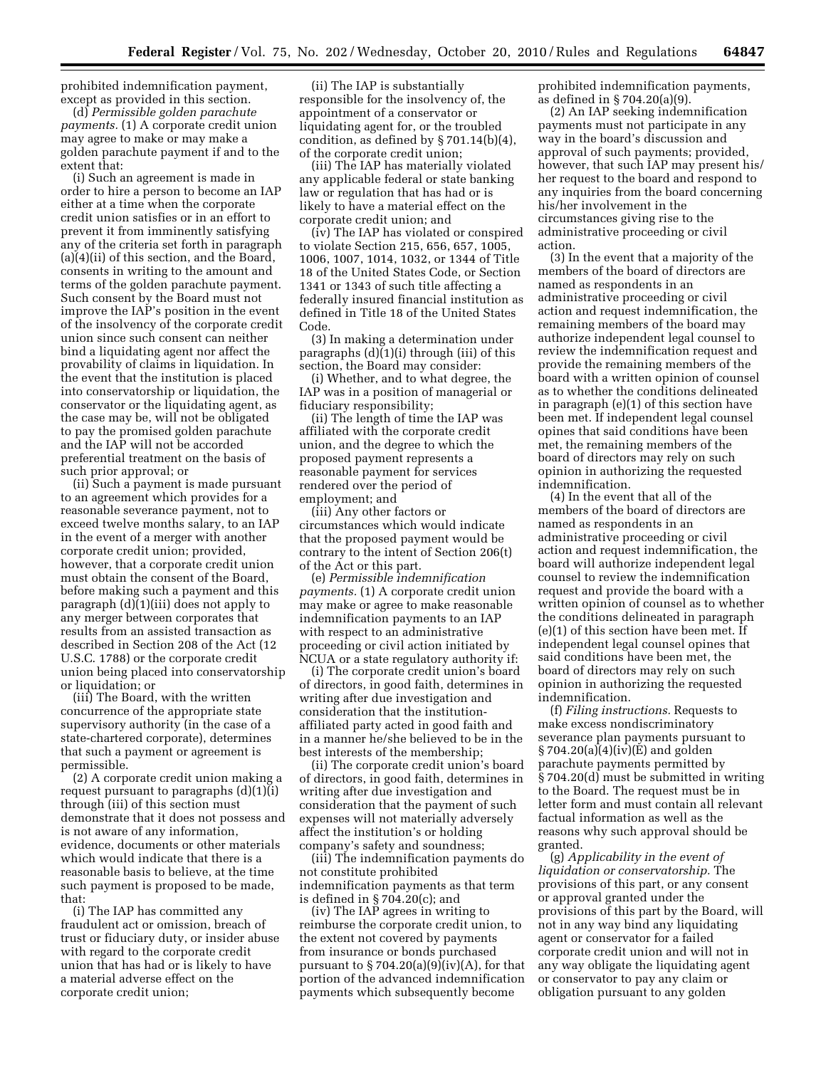prohibited indemnification payment, except as provided in this section.

(d) *Permissible golden parachute payments.* (1) A corporate credit union may agree to make or may make a golden parachute payment if and to the extent that:

(i) Such an agreement is made in order to hire a person to become an IAP either at a time when the corporate credit union satisfies or in an effort to prevent it from imminently satisfying any of the criteria set forth in paragraph (a)(4)(ii) of this section, and the Board, consents in writing to the amount and terms of the golden parachute payment. Such consent by the Board must not improve the IAP's position in the event of the insolvency of the corporate credit union since such consent can neither bind a liquidating agent nor affect the provability of claims in liquidation. In the event that the institution is placed into conservatorship or liquidation, the conservator or the liquidating agent, as the case may be, will not be obligated to pay the promised golden parachute and the IAP will not be accorded preferential treatment on the basis of such prior approval; or

(ii) Such a payment is made pursuant to an agreement which provides for a reasonable severance payment, not to exceed twelve months salary, to an IAP in the event of a merger with another corporate credit union; provided, however, that a corporate credit union must obtain the consent of the Board, before making such a payment and this paragraph (d)(1)(iii) does not apply to any merger between corporates that results from an assisted transaction as described in Section 208 of the Act (12 U.S.C. 1788) or the corporate credit union being placed into conservatorship or liquidation; or

(iii) The Board, with the written concurrence of the appropriate state supervisory authority (in the case of a state-chartered corporate), determines that such a payment or agreement is permissible.

(2) A corporate credit union making a request pursuant to paragraphs (d)(1)(i) through (iii) of this section must demonstrate that it does not possess and is not aware of any information, evidence, documents or other materials which would indicate that there is a reasonable basis to believe, at the time such payment is proposed to be made, that:

(i) The IAP has committed any fraudulent act or omission, breach of trust or fiduciary duty, or insider abuse with regard to the corporate credit union that has had or is likely to have a material adverse effect on the corporate credit union;

(ii) The IAP is substantially responsible for the insolvency of, the appointment of a conservator or liquidating agent for, or the troubled condition, as defined by § 701.14(b)(4), of the corporate credit union;

(iii) The IAP has materially violated any applicable federal or state banking law or regulation that has had or is likely to have a material effect on the corporate credit union; and

(iv) The IAP has violated or conspired to violate Section 215, 656, 657, 1005, 1006, 1007, 1014, 1032, or 1344 of Title 18 of the United States Code, or Section 1341 or 1343 of such title affecting a federally insured financial institution as defined in Title 18 of the United States Code.

(3) In making a determination under paragraphs (d)(1)(i) through (iii) of this section, the Board may consider:

(i) Whether, and to what degree, the IAP was in a position of managerial or fiduciary responsibility;

(ii) The length of time the IAP was affiliated with the corporate credit union, and the degree to which the proposed payment represents a reasonable payment for services rendered over the period of employment; and

(iii) Any other factors or circumstances which would indicate that the proposed payment would be contrary to the intent of Section 206(t) of the Act or this part.

(e) *Permissible indemnification payments.* (1) A corporate credit union may make or agree to make reasonable indemnification payments to an IAP with respect to an administrative proceeding or civil action initiated by NCUA or a state regulatory authority if:

(i) The corporate credit union's board of directors, in good faith, determines in writing after due investigation and consideration that the institution-affiliated party acted in good faith and in a manner he/she believed to be in the best interests of the membership;

(ii) The corporate credit union's board of directors, in good faith, determines in writing after due investigation and consideration that the payment of such expenses will not materially adversely affect the institution's or holding company's safety and soundness;

(iii) The indemnification payments do not constitute prohibited indemnification payments as that term is defined in § 704.20(c); and

(iv) The IAP agrees in writing to reimburse the corporate credit union, to the extent not covered by payments from insurance or bonds purchased pursuant to § 704.20(a)(9)(iv)(A), for that portion of the advanced indemnification payments which subsequently become prohibited indemnification payments, as defined in § 704.20(a)(9).

(2) An IAP seeking indemnification payments must not participate in any way in the board's discussion and approval of such payments; provided, however, that such IAP may present his/her request to the board and respond to any inquiries from the board concerning his/her involvement in the circumstances giving rise to the administrative proceeding or civil action.

(3) In the event that a majority of the members of the board of directors are named as respondents in an administrative proceeding or civil action and request indemnification, the remaining members of the board may authorize independent legal counsel to review the indemnification request and provide the remaining members of the board with a written opinion of counsel as to whether the conditions delineated in paragraph (e)(1) of this section have been met. If independent legal counsel opines that said conditions have been met, the remaining members of the board of directors may rely on such opinion in authorizing the requested indemnification.

(4) In the event that all of the members of the board of directors are named as respondents in an administrative proceeding or civil action and request indemnification, the board will authorize independent legal counsel to review the indemnification request and provide the board with a written opinion of counsel as to whether the conditions delineated in paragraph (e)(1) of this section have been met. If independent legal counsel opines that said conditions have been met, the board of directors may rely on such opinion in authorizing the requested indemnification.

(f) *Filing instructions.* Requests to make excess nondiscriminatory severance plan payments pursuant to § 704.20(a)(4)(iv)(E) and golden parachute payments permitted by § 704.20(d) must be submitted in writing to the Board. The request must be in letter form and must contain all relevant factual information as well as the reasons why such approval should be granted.

(g) *Applicability in the event of liquidation or conservatorship.* The provisions of this part, or any consent or approval granted under the provisions of this part by the Board, will not in any way bind any liquidating agent or conservator for a failed corporate credit union and will not in any way obligate the liquidating agent or conservator to pay any claim or obligation pursuant to any golden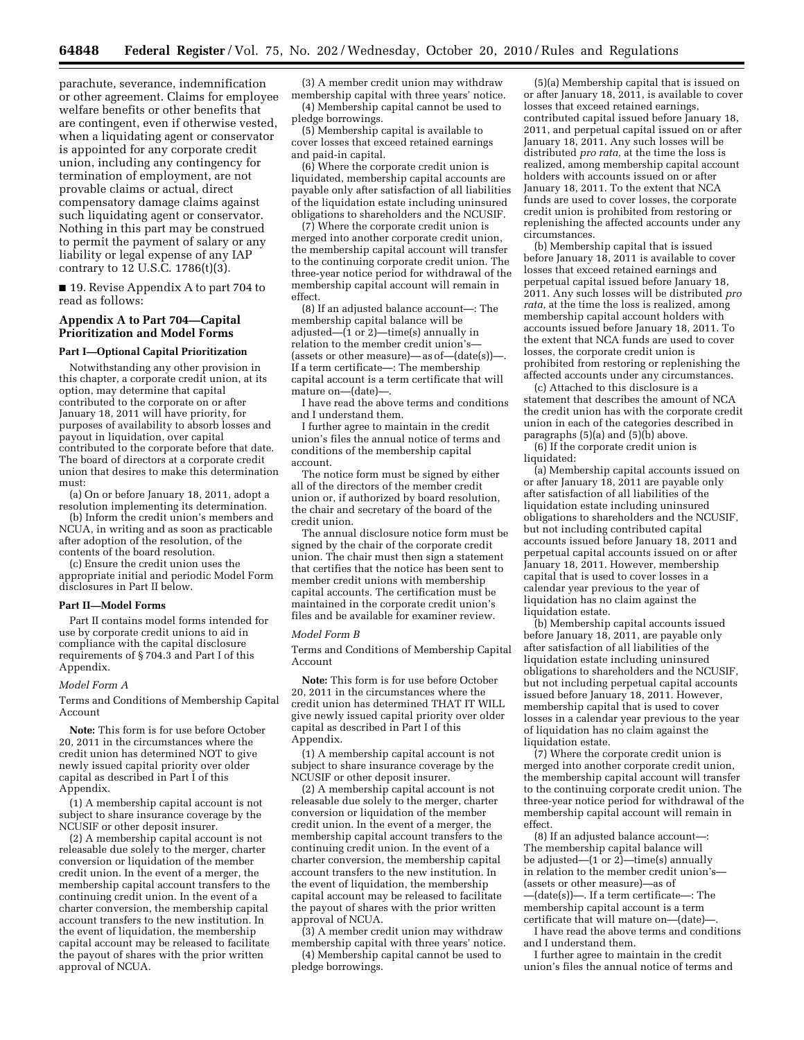parachute, severance, indemnification or other agreement. Claims for employee welfare benefits or other benefits that are contingent, even if otherwise vested, when a liquidating agent or conservator is appointed for any corporate credit union, including any contingency for termination of employment, are not provable claims or actual, direct compensatory damage claims against such liquidating agent or conservator. Nothing in this part may be construed to permit the payment of salary or any liability or legal expense of any IAP contrary to 12 U.S.C. 1786(t)(3).

■ 19. Revise Appendix A to part 704 to read as follows:

## Appendix A to Part 704—Capital Prioritization and Model Forms

### Part I—Optional Capital Prioritization

Notwithstanding any other provision in this chapter, a corporate credit union, at its option, may determine that capital contributed to the corporate on or after January 18, 2011 will have priority, for purposes of availability to absorb losses and payout in liquidation, over capital contributed to the corporate before that date. The board of directors at a corporate credit union that desires to make this determination must:

(a) On or before January 18, 2011, adopt a resolution implementing its determination.

(b) Inform the credit union's members and NCUA, in writing and as soon as practicable after adoption of the resolution, of the contents of the board resolution.

(c) Ensure the credit union uses the appropriate initial and periodic Model Form disclosures in Part II below.

### Part II—Model Forms

Part II contains model forms intended for use by corporate credit unions to aid in compliance with the capital disclosure requirements of § 704.3 and Part I of this Appendix.

*Model Form A*

Terms and Conditions of Membership Capital Account

**Note:** This form is for use before October 20, 2011 in the circumstances where the credit union has determined NOT to give newly issued capital priority over older capital as described in Part I of this Appendix.

(1) A membership capital account is not subject to share insurance coverage by the NCUSIF or other deposit insurer.

(2) A membership capital account is not releasable due solely to the merger, charter conversion or liquidation of the member credit union. In the event of a merger, the membership capital account transfers to the continuing credit union. In the event of a charter conversion, the membership capital account transfers to the new institution. In the event of liquidation, the membership capital account may be released to facilitate the payout of shares with the prior written approval of NCUA.

(3) A member credit union may withdraw membership capital with three years' notice.

(4) Membership capital cannot be used to pledge borrowings.

(5) Membership capital is available to cover losses that exceed retained earnings and paid-in capital.

(6) Where the corporate credit union is liquidated, membership capital accounts are payable only after satisfaction of all liabilities of the liquidation estate including uninsured obligations to shareholders and the NCUSIF.

(7) Where the corporate credit union is merged into another corporate credit union, the membership capital account will transfer to the continuing corporate credit union. The three-year notice period for withdrawal of the membership capital account will remain in effect.

(8) If an adjusted balance account—: The membership capital balance will be adjusted—(1 or 2)—time(s) annually in relation to the member credit union's—(assets or other measure)— as of—(date(s))—. If a term certificate—: The membership capital account is a term certificate that will mature on—(date)—.

I have read the above terms and conditions and I understand them.

I further agree to maintain in the credit union's files the annual notice of terms and conditions of the membership capital account.

The notice form must be signed by either all of the directors of the member credit union or, if authorized by board resolution, the chair and secretary of the board of the credit union.

The annual disclosure notice form must be signed by the chair of the corporate credit union. The chair must then sign a statement that certifies that the notice has been sent to member credit unions with membership capital accounts. The certification must be maintained in the corporate credit union's files and be available for examiner review.

*Model Form B*

Terms and Conditions of Membership Capital Account

**Note:** This form is for use before October 20, 2011 in the circumstances where the credit union has determined THAT IT WILL give newly issued capital priority over older capital as described in Part I of this Appendix.

(1) A membership capital account is not subject to share insurance coverage by the NCUSIF or other deposit insurer.

(2) A membership capital account is not releasable due solely to the merger, charter conversion or liquidation of the member credit union. In the event of a merger, the membership capital account transfers to the continuing credit union. In the event of a charter conversion, the membership capital account transfers to the new institution. In the event of liquidation, the membership capital account may be released to facilitate the payout of shares with the prior written approval of NCUA.

(3) A member credit union may withdraw membership capital with three years' notice.

(4) Membership capital cannot be used to pledge borrowings.

(5)(a) Membership capital that is issued on or after January 18, 2011, is available to cover losses that exceed retained earnings, contributed capital issued before January 18, 2011, and perpetual capital issued on or after January 18, 2011. Any such losses will be distributed *pro rata,* at the time the loss is realized, among membership capital account holders with accounts issued on or after January 18, 2011. To the extent that NCA funds are used to cover losses, the corporate credit union is prohibited from restoring or replenishing the affected accounts under any circumstances.

(b) Membership capital that is issued before January 18, 2011 is available to cover losses that exceed retained earnings and perpetual capital issued before January 18, 2011. Any such losses will be distributed *pro rata,* at the time the loss is realized, among membership capital account holders with accounts issued before January 18, 2011. To the extent that NCA funds are used to cover losses, the corporate credit union is prohibited from restoring or replenishing the affected accounts under any circumstances.

(c) Attached to this disclosure is a statement that describes the amount of NCA the credit union has with the corporate credit union in each of the categories described in paragraphs (5)(a) and (5)(b) above.

(6) If the corporate credit union is liquidated:

(a) Membership capital accounts issued on or after January 18, 2011 are payable only after satisfaction of all liabilities of the liquidation estate including uninsured obligations to shareholders and the NCUSIF, but not including contributed capital accounts issued before January 18, 2011 and perpetual capital accounts issued on or after January 18, 2011. However, membership capital that is used to cover losses in a calendar year previous to the year of liquidation has no claim against the liquidation estate.

(b) Membership capital accounts issued before January 18, 2011, are payable only after satisfaction of all liabilities of the liquidation estate including uninsured obligations to shareholders and the NCUSIF, but not including perpetual capital accounts issued before January 18, 2011. However, membership capital that is used to cover losses in a calendar year previous to the year of liquidation has no claim against the liquidation estate.

(7) Where the corporate credit union is merged into another corporate credit union, the membership capital account will transfer to the continuing corporate credit union. The three-year notice period for withdrawal of the membership capital account will remain in effect.

(8) If an adjusted balance account—: The membership capital balance will be adjusted—(1 or 2)—time(s) annually in relation to the member credit union's—(assets or other measure)—as of —(date(s))—. If a term certificate—: The membership capital account is a term certificate that will mature on—(date)—.

I have read the above terms and conditions and I understand them.

I further agree to maintain in the credit union's files the annual notice of terms and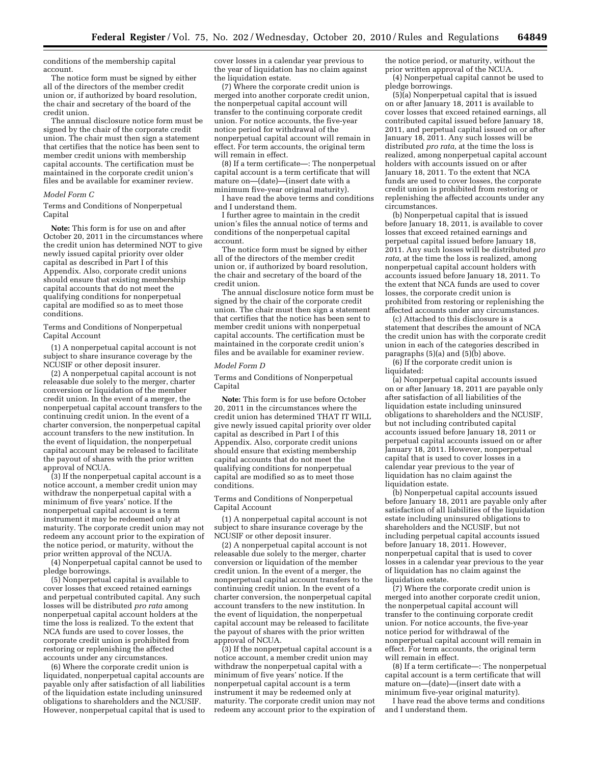conditions of the membership capital account.

The notice form must be signed by either all of the directors of the member credit union or, if authorized by board resolution, the chair and secretary of the board of the credit union.

The annual disclosure notice form must be signed by the chair of the corporate credit union. The chair must then sign a statement that certifies that the notice has been sent to member credit unions with membership capital accounts. The certification must be maintained in the corporate credit union's files and be available for examiner review.

*Model Form C*

Terms and Conditions of Nonperpetual Capital

**Note:** This form is for use on and after October 20, 2011 in the circumstances where the credit union has determined NOT to give newly issued capital priority over older capital as described in Part I of this Appendix. Also, corporate credit unions should ensure that existing membership capital accounts that do not meet the qualifying conditions for nonperpetual capital are modified so as to meet those conditions.

Terms and Conditions of Nonperpetual Capital Account

(1) A nonperpetual capital account is not subject to share insurance coverage by the NCUSIF or other deposit insurer.

(2) A nonperpetual capital account is not releasable due solely to the merger, charter conversion or liquidation of the member credit union. In the event of a merger, the nonperpetual capital account transfers to the continuing credit union. In the event of a charter conversion, the nonperpetual capital account transfers to the new institution. In the event of liquidation, the nonperpetual capital account may be released to facilitate the payout of shares with the prior written approval of NCUA.

(3) If the nonperpetual capital account is a notice account, a member credit union may withdraw the nonperpetual capital with a minimum of five years' notice. If the nonperpetual capital account is a term instrument it may be redeemed only at maturity. The corporate credit union may not redeem any account prior to the expiration of the notice period, or maturity, without the prior written approval of the NCUA.

(4) Nonperpetual capital cannot be used to pledge borrowings.

(5) Nonperpetual capital is available to cover losses that exceed retained earnings and perpetual contributed capital. Any such losses will be distributed *pro rata* among nonperpetual capital account holders at the time the loss is realized. To the extent that NCA funds are used to cover losses, the corporate credit union is prohibited from restoring or replenishing the affected accounts under any circumstances.

(6) Where the corporate credit union is liquidated, nonperpetual capital accounts are payable only after satisfaction of all liabilities of the liquidation estate including uninsured obligations to shareholders and the NCUSIF. However, nonperpetual capital that is used to cover losses in a calendar year previous to the year of liquidation has no claim against the liquidation estate.

(7) Where the corporate credit union is merged into another corporate credit union, the nonperpetual capital account will transfer to the continuing corporate credit union. For notice accounts, the five-year notice period for withdrawal of the nonperpetual capital account will remain in effect. For term accounts, the original term will remain in effect.

(8) If a term certificate—: The nonperpetual capital account is a term certificate that will mature on—(date)—(insert date with a minimum five-year original maturity).

I have read the above terms and conditions and I understand them.

I further agree to maintain in the credit union's files the annual notice of terms and conditions of the nonperpetual capital account.

The notice form must be signed by either all of the directors of the member credit union or, if authorized by board resolution, the chair and secretary of the board of the credit union.

The annual disclosure notice form must be signed by the chair of the corporate credit union. The chair must then sign a statement that certifies that the notice has been sent to member credit unions with nonperpetual capital accounts. The certification must be maintained in the corporate credit union's files and be available for examiner review.

*Model Form D*

Terms and Conditions of Nonperpetual Capital

**Note:** This form is for use before October 20, 2011 in the circumstances where the credit union has determined THAT IT WILL give newly issued capital priority over older capital as described in Part I of this Appendix. Also, corporate credit unions should ensure that existing membership capital accounts that do not meet the qualifying conditions for nonperpetual capital are modified so as to meet those conditions.

Terms and Conditions of Nonperpetual Capital Account

(1) A nonperpetual capital account is not subject to share insurance coverage by the NCUSIF or other deposit insurer.

(2) A nonperpetual capital account is not releasable due solely to the merger, charter conversion or liquidation of the member credit union. In the event of a merger, the nonperpetual capital account transfers to the continuing credit union. In the event of a charter conversion, the nonperpetual capital account transfers to the new institution. In the event of liquidation, the nonperpetual capital account may be released to facilitate the payout of shares with the prior written approval of NCUA.

(3) If the nonperpetual capital account is a notice account, a member credit union may withdraw the nonperpetual capital with a minimum of five years' notice. If the nonperpetual capital account is a term instrument it may be redeemed only at maturity. The corporate credit union may not redeem any account prior to the expiration of the notice period, or maturity, without the prior written approval of the NCUA.

(4) Nonperpetual capital cannot be used to pledge borrowings.

(5)(a) Nonperpetual capital that is issued on or after January 18, 2011 is available to cover losses that exceed retained earnings, all contributed capital issued before January 18, 2011, and perpetual capital issued on or after January 18, 2011. Any such losses will be distributed *pro rata,* at the time the loss is realized, among nonperpetual capital account holders with accounts issued on or after January 18, 2011. To the extent that NCA funds are used to cover losses, the corporate credit union is prohibited from restoring or replenishing the affected accounts under any circumstances.

(b) Nonperpetual capital that is issued before January 18, 2011, is available to cover losses that exceed retained earnings and perpetual capital issued before January 18, 2011. Any such losses will be distributed *pro rata,* at the time the loss is realized, among nonperpetual capital account holders with accounts issued before January 18, 2011. To the extent that NCA funds are used to cover losses, the corporate credit union is prohibited from restoring or replenishing the affected accounts under any circumstances.

(c) Attached to this disclosure is a statement that describes the amount of NCA the credit union has with the corporate credit union in each of the categories described in paragraphs (5)(a) and (5)(b) above.

(6) If the corporate credit union is liquidated:

(a) Nonperpetual capital accounts issued on or after January 18, 2011 are payable only after satisfaction of all liabilities of the liquidation estate including uninsured obligations to shareholders and the NCUSIF, but not including contributed capital accounts issued before January 18, 2011 or perpetual capital accounts issued on or after January 18, 2011. However, nonperpetual capital that is used to cover losses in a calendar year previous to the year of liquidation has no claim against the liquidation estate.

(b) Nonperpetual capital accounts issued before January 18, 2011 are payable only after satisfaction of all liabilities of the liquidation estate including uninsured obligations to shareholders and the NCUSIF, but not including perpetual capital accounts issued before January 18, 2011. However, nonperpetual capital that is used to cover losses in a calendar year previous to the year of liquidation has no claim against the liquidation estate.

(7) Where the corporate credit union is merged into another corporate credit union, the nonperpetual capital account will transfer to the continuing corporate credit union. For notice accounts, the five-year notice period for withdrawal of the nonperpetual capital account will remain in effect. For term accounts, the original term will remain in effect.

(8) If a term certificate—: The nonperpetual capital account is a term certificate that will mature on—(date)—(insert date with a minimum five-year original maturity).

I have read the above terms and conditions and I understand them.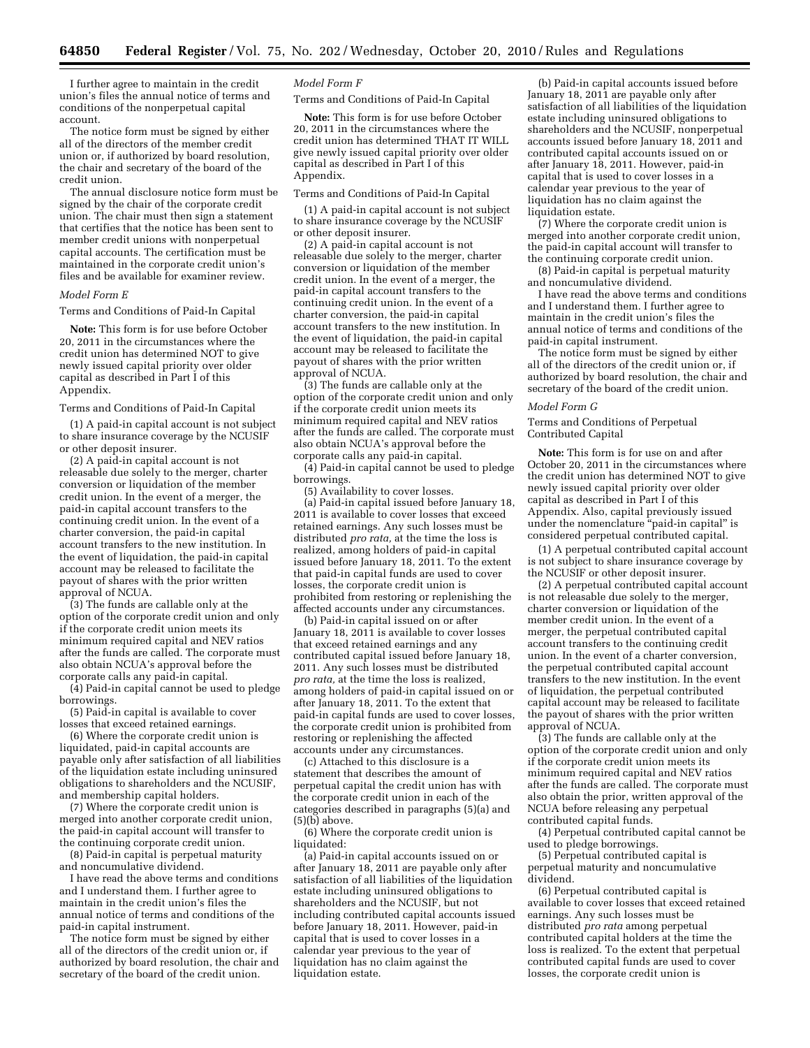I further agree to maintain in the credit union's files the annual notice of terms and conditions of the nonperpetual capital account.

The notice form must be signed by either all of the directors of the member credit union or, if authorized by board resolution, the chair and secretary of the board of the credit union.

The annual disclosure notice form must be signed by the chair of the corporate credit union. The chair must then sign a statement that certifies that the notice has been sent to member credit unions with nonperpetual capital accounts. The certification must be maintained in the corporate credit union's files and be available for examiner review.

*Model Form E*

Terms and Conditions of Paid-In Capital

**Note:** This form is for use before October 20, 2011 in the circumstances where the credit union has determined NOT to give newly issued capital priority over older capital as described in Part I of this Appendix.

Terms and Conditions of Paid-In Capital

(1) A paid-in capital account is not subject to share insurance coverage by the NCUSIF or other deposit insurer.

(2) A paid-in capital account is not releasable due solely to the merger, charter conversion or liquidation of the member credit union. In the event of a merger, the paid-in capital account transfers to the continuing credit union. In the event of a charter conversion, the paid-in capital account transfers to the new institution. In the event of liquidation, the paid-in capital account may be released to facilitate the payout of shares with the prior written approval of NCUA.

(3) The funds are callable only at the option of the corporate credit union and only if the corporate credit union meets its minimum required capital and NEV ratios after the funds are called. The corporate must also obtain NCUA's approval before the corporate calls any paid-in capital.

(4) Paid-in capital cannot be used to pledge borrowings.

(5) Paid-in capital is available to cover losses that exceed retained earnings.

(6) Where the corporate credit union is liquidated, paid-in capital accounts are payable only after satisfaction of all liabilities of the liquidation estate including uninsured obligations to shareholders and the NCUSIF, and membership capital holders.

(7) Where the corporate credit union is merged into another corporate credit union, the paid-in capital account will transfer to the continuing corporate credit union.

(8) Paid-in capital is perpetual maturity and noncumulative dividend.

I have read the above terms and conditions and I understand them. I further agree to maintain in the credit union's files the annual notice of terms and conditions of the paid-in capital instrument.

The notice form must be signed by either all of the directors of the credit union or, if authorized by board resolution, the chair and secretary of the board of the credit union.

*Model Form F*

Terms and Conditions of Paid-In Capital

**Note:** This form is for use before October 20, 2011 in the circumstances where the credit union has determined THAT IT WILL give newly issued capital priority over older capital as described in Part I of this Appendix.

Terms and Conditions of Paid-In Capital

(1) A paid-in capital account is not subject to share insurance coverage by the NCUSIF or other deposit insurer.

(2) A paid-in capital account is not releasable due solely to the merger, charter conversion or liquidation of the member credit union. In the event of a merger, the paid-in capital account transfers to the continuing credit union. In the event of a charter conversion, the paid-in capital account transfers to the new institution. In the event of liquidation, the paid-in capital account may be released to facilitate the payout of shares with the prior written approval of NCUA.

(3) The funds are callable only at the option of the corporate credit union and only if the corporate credit union meets its minimum required capital and NEV ratios after the funds are called. The corporate must also obtain NCUA's approval before the corporate calls any paid-in capital.

(4) Paid-in capital cannot be used to pledge borrowings.

(5) Availability to cover losses.

(a) Paid-in capital issued before January 18, 2011 is available to cover losses that exceed retained earnings. Any such losses must be distributed *pro rata,* at the time the loss is realized, among holders of paid-in capital issued before January 18, 2011. To the extent that paid-in capital funds are used to cover losses, the corporate credit union is prohibited from restoring or replenishing the affected accounts under any circumstances.

(b) Paid-in capital issued on or after January 18, 2011 is available to cover losses that exceed retained earnings and any contributed capital issued before January 18, 2011. Any such losses must be distributed *pro rata,* at the time the loss is realized, among holders of paid-in capital issued on or after January 18, 2011. To the extent that paid-in capital funds are used to cover losses, the corporate credit union is prohibited from restoring or replenishing the affected accounts under any circumstances.

(c) Attached to this disclosure is a statement that describes the amount of perpetual capital the credit union has with the corporate credit union in each of the categories described in paragraphs (5)(a) and (5)(b) above.

(6) Where the corporate credit union is liquidated:

(a) Paid-in capital accounts issued on or after January 18, 2011 are payable only after satisfaction of all liabilities of the liquidation estate including uninsured obligations to shareholders and the NCUSIF, but not including contributed capital accounts issued before January 18, 2011. However, paid-in capital that is used to cover losses in a calendar year previous to the year of liquidation has no claim against the liquidation estate.

(b) Paid-in capital accounts issued before January 18, 2011 are payable only after satisfaction of all liabilities of the liquidation estate including uninsured obligations to shareholders and the NCUSIF, nonperpetual accounts issued before January 18, 2011 and contributed capital accounts issued on or after January 18, 2011. However, paid-in capital that is used to cover losses in a calendar year previous to the year of liquidation has no claim against the liquidation estate.

(7) Where the corporate credit union is merged into another corporate credit union, the paid-in capital account will transfer to the continuing corporate credit union.

(8) Paid-in capital is perpetual maturity and noncumulative dividend.

I have read the above terms and conditions and I understand them. I further agree to maintain in the credit union's files the annual notice of terms and conditions of the paid-in capital instrument.

The notice form must be signed by either all of the directors of the credit union or, if authorized by board resolution, the chair and secretary of the board of the credit union.

*Model Form G*

Terms and Conditions of Perpetual Contributed Capital

**Note:** This form is for use on and after October 20, 2011 in the circumstances where the credit union has determined NOT to give newly issued capital priority over older capital as described in Part I of this Appendix. Also, capital previously issued under the nomenclature "paid-in capital" is considered perpetual contributed capital.

(1) A perpetual contributed capital account is not subject to share insurance coverage by the NCUSIF or other deposit insurer.

(2) A perpetual contributed capital account is not releasable due solely to the merger, charter conversion or liquidation of the member credit union. In the event of a merger, the perpetual contributed capital account transfers to the continuing credit union. In the event of a charter conversion, the perpetual contributed capital account transfers to the new institution. In the event of liquidation, the perpetual contributed capital account may be released to facilitate the payout of shares with the prior written approval of NCUA.

(3) The funds are callable only at the option of the corporate credit union and only if the corporate credit union meets its minimum required capital and NEV ratios after the funds are called. The corporate must also obtain the prior, written approval of the NCUA before releasing any perpetual contributed capital funds.

(4) Perpetual contributed capital cannot be used to pledge borrowings.

(5) Perpetual contributed capital is perpetual maturity and noncumulative dividend.

(6) Perpetual contributed capital is available to cover losses that exceed retained earnings. Any such losses must be distributed *pro rata* among perpetual contributed capital holders at the time the loss is realized. To the extent that perpetual contributed capital funds are used to cover losses, the corporate credit union is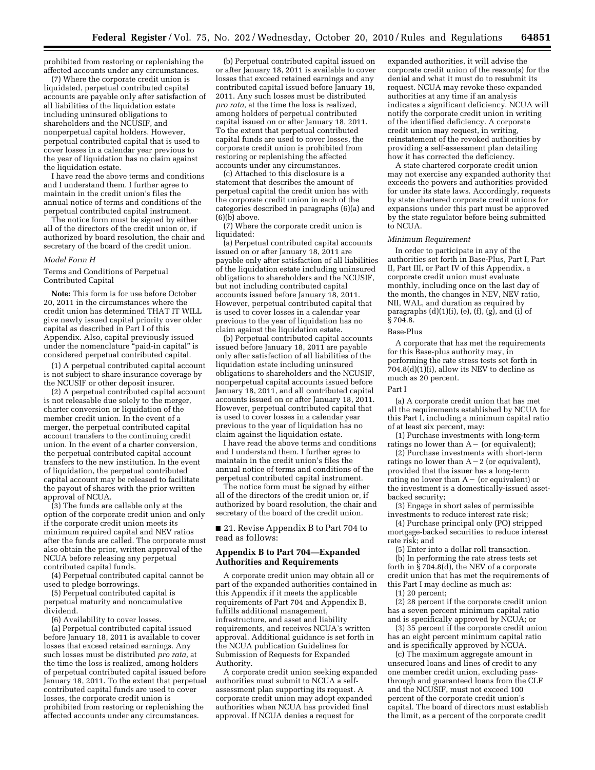prohibited from restoring or replenishing the affected accounts under any circumstances.

(7) Where the corporate credit union is liquidated, perpetual contributed capital accounts are payable only after satisfaction of all liabilities of the liquidation estate including uninsured obligations to shareholders and the NCUSIF, and nonperpetual capital holders. However, perpetual contributed capital that is used to cover losses in a calendar year previous to the year of liquidation has no claim against the liquidation estate.

I have read the above terms and conditions and I understand them. I further agree to maintain in the credit union's files the annual notice of terms and conditions of the perpetual contributed capital instrument.

The notice form must be signed by either all of the directors of the credit union or, if authorized by board resolution, the chair and secretary of the board of the credit union.

*Model Form H*

Terms and Conditions of Perpetual Contributed Capital

**Note:** This form is for use before October 20, 2011 in the circumstances where the credit union has determined THAT IT WILL give newly issued capital priority over older capital as described in Part I of this Appendix. Also, capital previously issued under the nomenclature "paid-in capital" is considered perpetual contributed capital.

(1) A perpetual contributed capital account is not subject to share insurance coverage by the NCUSIF or other deposit insurer.

(2) A perpetual contributed capital account is not releasable due solely to the merger, charter conversion or liquidation of the member credit union. In the event of a merger, the perpetual contributed capital account transfers to the continuing credit union. In the event of a charter conversion, the perpetual contributed capital account transfers to the new institution. In the event of liquidation, the perpetual contributed capital account may be released to facilitate the payout of shares with the prior written approval of NCUA.

(3) The funds are callable only at the option of the corporate credit union and only if the corporate credit union meets its minimum required capital and NEV ratios after the funds are called. The corporate must also obtain the prior, written approval of the NCUA before releasing any perpetual contributed capital funds.

(4) Perpetual contributed capital cannot be used to pledge borrowings.

(5) Perpetual contributed capital is perpetual maturity and noncumulative dividend.

(6) Availability to cover losses.

(a) Perpetual contributed capital issued before January 18, 2011 is available to cover losses that exceed retained earnings. Any such losses must be distributed *pro rata,* at the time the loss is realized, among holders of perpetual contributed capital issued before January 18, 2011. To the extent that perpetual contributed capital funds are used to cover losses, the corporate credit union is prohibited from restoring or replenishing the affected accounts under any circumstances.

(b) Perpetual contributed capital issued on or after January 18, 2011 is available to cover losses that exceed retained earnings and any contributed capital issued before January 18, 2011. Any such losses must be distributed *pro rata,* at the time the loss is realized, among holders of perpetual contributed capital issued on or after January 18, 2011. To the extent that perpetual contributed capital funds are used to cover losses, the corporate credit union is prohibited from restoring or replenishing the affected accounts under any circumstances.

(c) Attached to this disclosure is a statement that describes the amount of perpetual capital the credit union has with the corporate credit union in each of the categories described in paragraphs (6)(a) and (6)(b) above.

(7) Where the corporate credit union is liquidated:

(a) Perpetual contributed capital accounts issued on or after January 18, 2011 are payable only after satisfaction of all liabilities of the liquidation estate including uninsured obligations to shareholders and the NCUSIF, but not including contributed capital accounts issued before January 18, 2011. However, perpetual contributed capital that is used to cover losses in a calendar year previous to the year of liquidation has no claim against the liquidation estate.

(b) Perpetual contributed capital accounts issued before January 18, 2011 are payable only after satisfaction of all liabilities of the liquidation estate including uninsured obligations to shareholders and the NCUSIF, nonperpetual capital accounts issued before January 18, 2011, and all contributed capital accounts issued on or after January 18, 2011. However, perpetual contributed capital that is used to cover losses in a calendar year previous to the year of liquidation has no claim against the liquidation estate.

I have read the above terms and conditions and I understand them. I further agree to maintain in the credit union's files the annual notice of terms and conditions of the perpetual contributed capital instrument.

The notice form must be signed by either all of the directors of the credit union or, if authorized by board resolution, the chair and secretary of the board of the credit union.

■ 21. Revise Appendix B to Part 704 to read as follows:

## Appendix B to Part 704—Expanded Authorities and Requirements

A corporate credit union may obtain all or part of the expanded authorities contained in this Appendix if it meets the applicable requirements of Part 704 and Appendix B, fulfills additional management, infrastructure, and asset and liability requirements, and receives NCUA's written approval. Additional guidance is set forth in the NCUA publication Guidelines for Submission of Requests for Expanded Authority.

A corporate credit union seeking expanded authorities must submit to NCUA a self-assessment plan supporting its request. A corporate credit union may adopt expanded authorities when NCUA has provided final approval. If NCUA denies a request for expanded authorities, it will advise the corporate credit union of the reason(s) for the denial and what it must do to resubmit its request. NCUA may revoke these expanded authorities at any time if an analysis indicates a significant deficiency. NCUA will notify the corporate credit union in writing of the identified deficiency. A corporate credit union may request, in writing, reinstatement of the revoked authorities by providing a self-assessment plan detailing how it has corrected the deficiency.

A state chartered corporate credit union may not exercise any expanded authority that exceeds the powers and authorities provided for under its state laws. Accordingly, requests by state chartered corporate credit unions for expansions under this part must be approved by the state regulator before being submitted to NCUA.

*Minimum Requirement*

In order to participate in any of the authorities set forth in Base-Plus, Part I, Part II, Part III, or Part IV of this Appendix, a corporate credit union must evaluate monthly, including once on the last day of the month, the changes in NEV, NEV ratio, NII, WAL, and duration as required by paragraphs (d)(1)(i), (e), (f), (g), and (i) of § 704.8.

Base-Plus

A corporate that has met the requirements for this Base-plus authority may, in performing the rate stress tests set forth in 704.8(d)(1)(i), allow its NEV to decline as much as 20 percent.

Part I

(a) A corporate credit union that has met all the requirements established by NCUA for this Part I, including a minimum capital ratio of at least six percent, may:

(1) Purchase investments with long-term ratings no lower than A− (or equivalent);

(2) Purchase investments with short-term ratings no lower than A−2 (or equivalent), provided that the issuer has a long-term rating no lower than A− (or equivalent) or the investment is a domestically-issued asset-backed security;

(3) Engage in short sales of permissible investments to reduce interest rate risk;

(4) Purchase principal only (PO) stripped mortgage-backed securities to reduce interest rate risk; and

(5) Enter into a dollar roll transaction.

(b) In performing the rate stress tests set forth in § 704.8(d), the NEV of a corporate credit union that has met the requirements of this Part I may decline as much as:

(1) 20 percent;

(2) 28 percent if the corporate credit union has a seven percent minimum capital ratio and is specifically approved by NCUA; or

(3) 35 percent if the corporate credit union has an eight percent minimum capital ratio and is specifically approved by NCUA.

(c) The maximum aggregate amount in unsecured loans and lines of credit to any one member credit union, excluding pass-through and guaranteed loans from the CLF and the NCUSIF, must not exceed 100 percent of the corporate credit union's capital. The board of directors must establish the limit, as a percent of the corporate credit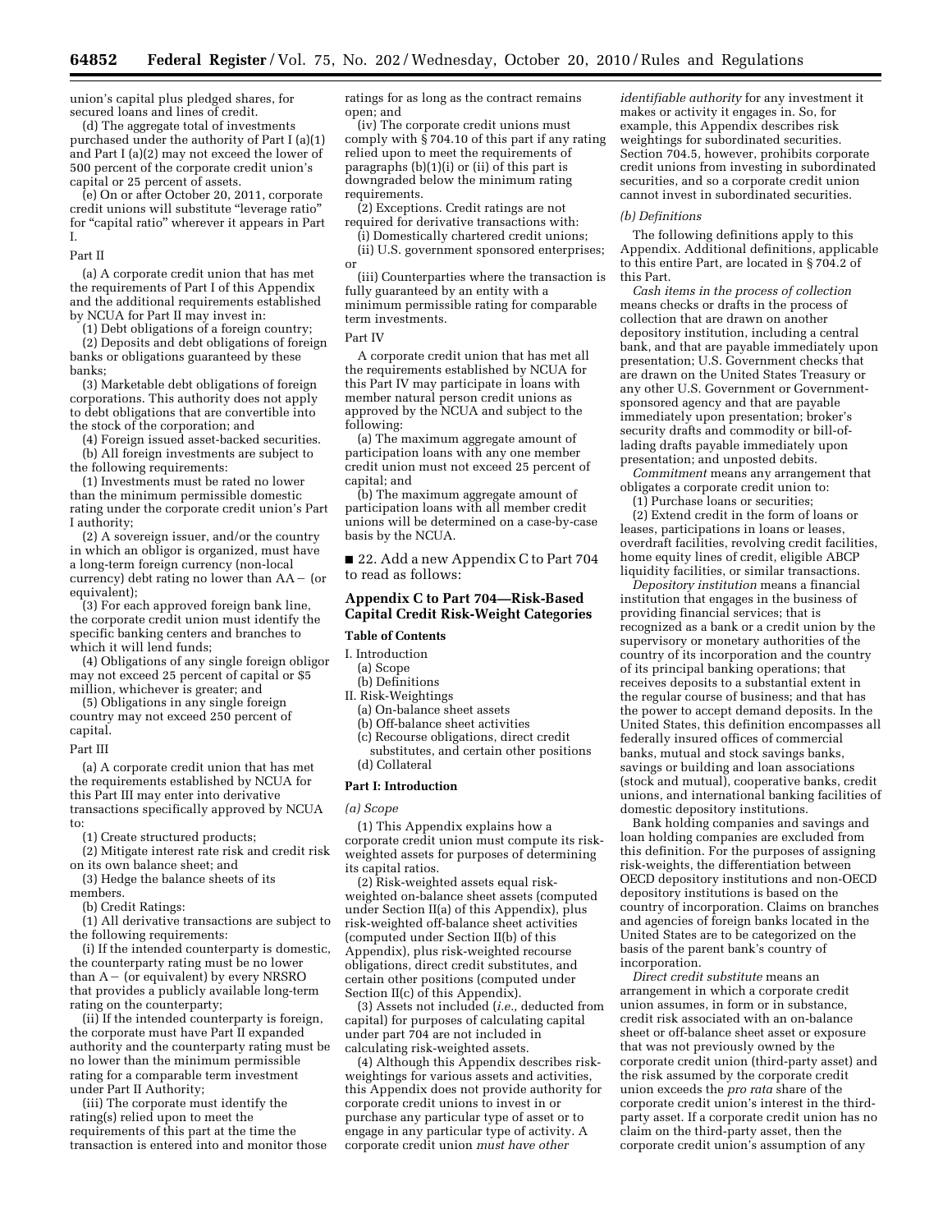union's capital plus pledged shares, for secured loans and lines of credit.

(d) The aggregate total of investments purchased under the authority of Part I (a)(1) and Part I (a)(2) may not exceed the lower of 500 percent of the corporate credit union's capital or 25 percent of assets.

(e) On or after October 20, 2011, corporate credit unions will substitute "leverage ratio" for "capital ratio" wherever it appears in Part I.

Part II

(a) A corporate credit union that has met the requirements of Part I of this Appendix and the additional requirements established by NCUA for Part II may invest in:

(1) Debt obligations of a foreign country;

(2) Deposits and debt obligations of foreign banks or obligations guaranteed by these banks;

(3) Marketable debt obligations of foreign corporations. This authority does not apply to debt obligations that are convertible into the stock of the corporation; and

(4) Foreign issued asset-backed securities.

(b) All foreign investments are subject to the following requirements:

(1) Investments must be rated no lower than the minimum permissible domestic rating under the corporate credit union's Part I authority;

(2) A sovereign issuer, and/or the country in which an obligor is organized, must have a long-term foreign currency (non-local currency) debt rating no lower than AA− (or equivalent);

(3) For each approved foreign bank line, the corporate credit union must identify the specific banking centers and branches to which it will lend funds;

(4) Obligations of any single foreign obligor may not exceed 25 percent of capital or $5 million, whichever is greater; and

(5) Obligations in any single foreign country may not exceed 250 percent of capital.

Part III

(a) A corporate credit union that has met the requirements established by NCUA for this Part III may enter into derivative transactions specifically approved by NCUA to:

(1) Create structured products;

(2) Mitigate interest rate risk and credit risk on its own balance sheet; and

(3) Hedge the balance sheets of its members.

(b) Credit Ratings:

(1) All derivative transactions are subject to the following requirements:

(i) If the intended counterparty is domestic, the counterparty rating must be no lower than A− (or equivalent) by every NRSRO that provides a publicly available long-term rating on the counterparty;

(ii) If the intended counterparty is foreign, the corporate must have Part II expanded authority and the counterparty rating must be no lower than the minimum permissible rating for a comparable term investment under Part II Authority;

(iii) The corporate must identify the rating(s) relied upon to meet the requirements of this part at the time the transaction is entered into and monitor those ratings for as long as the contract remains open; and

(iv) The corporate credit unions must comply with § 704.10 of this part if any rating relied upon to meet the requirements of paragraphs (b)(1)(i) or (ii) of this part is downgraded below the minimum rating requirements.

(2) Exceptions. Credit ratings are not required for derivative transactions with:

(i) Domestically chartered credit unions;

(ii) U.S. government sponsored enterprises; or

(iii) Counterparties where the transaction is fully guaranteed by an entity with a minimum permissible rating for comparable term investments.

Part IV

A corporate credit union that has met all the requirements established by NCUA for this Part IV may participate in loans with member natural person credit unions as approved by the NCUA and subject to the following:

(a) The maximum aggregate amount of participation loans with any one member credit union must not exceed 25 percent of capital; and

(b) The maximum aggregate amount of participation loans with all member credit unions will be determined on a case-by-case basis by the NCUA.

■ 22. Add a new Appendix C to Part 704 to read as follows:

## Appendix C to Part 704—Risk-Based Capital Credit Risk-Weight Categories

### Table of Contents

I. Introduction
  (a) Scope
  (b) Definitions
II. Risk-Weightings
  (a) On-balance sheet assets
  (b) Off-balance sheet activities
  (c) Recourse obligations, direct credit substitutes, and certain other positions
  (d) Collateral

### Part I: Introduction

*(a) Scope*

(1) This Appendix explains how a corporate credit union must compute its risk-weighted assets for purposes of determining its capital ratios.

(2) Risk-weighted assets equal risk-weighted on-balance sheet assets (computed under Section II(a) of this Appendix), plus risk-weighted off-balance sheet activities (computed under Section II(b) of this Appendix), plus risk-weighted recourse obligations, direct credit substitutes, and certain other positions (computed under Section II(c) of this Appendix).

(3) Assets not included (*i.e.,* deducted from capital) for purposes of calculating capital under part 704 are not included in calculating risk-weighted assets.

(4) Although this Appendix describes risk-weightings for various assets and activities, this Appendix does not provide authority for corporate credit unions to invest in or purchase any particular type of asset or to engage in any particular type of activity. A corporate credit union *must have other identifiable authority* for any investment it makes or activity it engages in. So, for example, this Appendix describes risk weightings for subordinated securities. Section 704.5, however, prohibits corporate credit unions from investing in subordinated securities, and so a corporate credit union cannot invest in subordinated securities.

*(b) Definitions*

The following definitions apply to this Appendix. Additional definitions, applicable to this entire Part, are located in § 704.2 of this Part.

*Cash items in the process of collection* means checks or drafts in the process of collection that are drawn on another depository institution, including a central bank, and that are payable immediately upon presentation; U.S. Government checks that are drawn on the United States Treasury or any other U.S. Government or Government-sponsored agency and that are payable immediately upon presentation; broker's security drafts and commodity or bill-of-lading drafts payable immediately upon presentation; and unposted debits.

*Commitment* means any arrangement that obligates a corporate credit union to:

(1) Purchase loans or securities;

(2) Extend credit in the form of loans or leases, participations in loans or leases, overdraft facilities, revolving credit facilities, home equity lines of credit, eligible ABCP liquidity facilities, or similar transactions.

*Depository institution* means a financial institution that engages in the business of providing financial services; that is recognized as a bank or a credit union by the supervisory or monetary authorities of the country of its incorporation and the country of its principal banking operations; that receives deposits to a substantial extent in the regular course of business; and that has the power to accept demand deposits. In the United States, this definition encompasses all federally insured offices of commercial banks, mutual and stock savings banks, savings or building and loan associations (stock and mutual), cooperative banks, credit unions, and international banking facilities of domestic depository institutions.

Bank holding companies and savings and loan holding companies are excluded from this definition. For the purposes of assigning risk-weights, the differentiation between OECD depository institutions and non-OECD depository institutions is based on the country of incorporation. Claims on branches and agencies of foreign banks located in the United States are to be categorized on the basis of the parent bank's country of incorporation.

*Direct credit substitute* means an arrangement in which a corporate credit union assumes, in form or in substance, credit risk associated with an on-balance sheet or off-balance sheet asset or exposure that was not previously owned by the corporate credit union (third-party asset) and the risk assumed by the corporate credit union exceeds the *pro rata* share of the corporate credit union's interest in the third-party asset. If a corporate credit union has no claim on the third-party asset, then the corporate credit union's assumption of any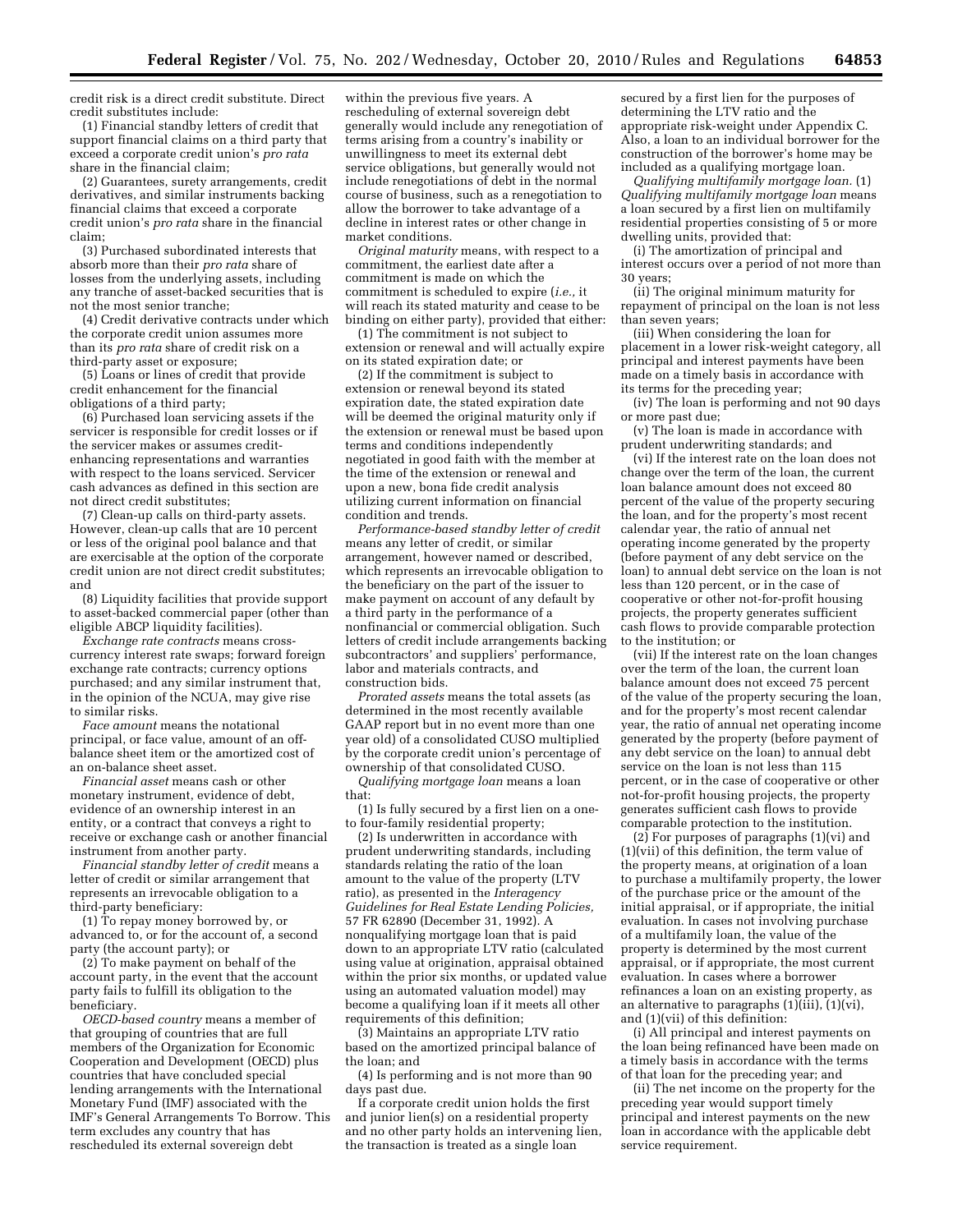credit risk is a direct credit substitute. Direct credit substitutes include:

(1) Financial standby letters of credit that support financial claims on a third party that exceed a corporate credit union's *pro rata* share in the financial claim;

(2) Guarantees, surety arrangements, credit derivatives, and similar instruments backing financial claims that exceed a corporate credit union's *pro rata* share in the financial claim;

(3) Purchased subordinated interests that absorb more than their *pro rata* share of losses from the underlying assets, including any tranche of asset-backed securities that is not the most senior tranche;

(4) Credit derivative contracts under which the corporate credit union assumes more than its *pro rata* share of credit risk on a third-party asset or exposure;

(5) Loans or lines of credit that provide credit enhancement for the financial obligations of a third party;

(6) Purchased loan servicing assets if the servicer is responsible for credit losses or if the servicer makes or assumes credit-enhancing representations and warranties with respect to the loans serviced. Servicer cash advances as defined in this section are not direct credit substitutes;

(7) Clean-up calls on third-party assets. However, clean-up calls that are 10 percent or less of the original pool balance and that are exercisable at the option of the corporate credit union are not direct credit substitutes; and

(8) Liquidity facilities that provide support to asset-backed commercial paper (other than eligible ABCP liquidity facilities).

*Exchange rate contracts* means cross-currency interest rate swaps; forward foreign exchange rate contracts; currency options purchased; and any similar instrument that, in the opinion of the NCUA, may give rise to similar risks.

*Face amount* means the notational principal, or face value, amount of an off-balance sheet item or the amortized cost of an on-balance sheet asset.

*Financial asset* means cash or other monetary instrument, evidence of debt, evidence of an ownership interest in an entity, or a contract that conveys a right to receive or exchange cash or another financial instrument from another party.

*Financial standby letter of credit* means a letter of credit or similar arrangement that represents an irrevocable obligation to a third-party beneficiary:

(1) To repay money borrowed by, or advanced to, or for the account of, a second party (the account party); or

(2) To make payment on behalf of the account party, in the event that the account party fails to fulfill its obligation to the beneficiary.

*OECD-based country* means a member of that grouping of countries that are full members of the Organization for Economic Cooperation and Development (OECD) plus countries that have concluded special lending arrangements with the International Monetary Fund (IMF) associated with the IMF's General Arrangements To Borrow. This term excludes any country that has rescheduled its external sovereign debt within the previous five years. A rescheduling of external sovereign debt generally would include any renegotiation of terms arising from a country's inability or unwillingness to meet its external debt service obligations, but generally would not include renegotiations of debt in the normal course of business, such as a renegotiation to allow the borrower to take advantage of a decline in interest rates or other change in market conditions.

*Original maturity* means, with respect to a commitment, the earliest date after a commitment is made on which the commitment is scheduled to expire (*i.e.*, it will reach its stated maturity and cease to be binding on either party), provided that either:

(1) The commitment is not subject to extension or renewal and will actually expire on its stated expiration date; or

(2) If the commitment is subject to extension or renewal beyond its stated expiration date, the stated expiration date will be deemed the original maturity only if the extension or renewal must be based upon terms and conditions independently negotiated in good faith with the member at the time of the extension or renewal and upon a new, bona fide credit analysis utilizing current information on financial condition and trends.

*Performance-based standby letter of credit* means any letter of credit, or similar arrangement, however named or described, which represents an irrevocable obligation to the beneficiary on the part of the issuer to make payment on account of any default by a third party in the performance of a nonfinancial or commercial obligation. Such letters of credit include arrangements backing subcontractors' and suppliers' performance, labor and materials contracts, and construction bids.

*Prorated assets* means the total assets (as determined in the most recently available GAAP report but in no event more than one year old) of a consolidated CUSO multiplied by the corporate credit union's percentage of ownership of that consolidated CUSO.

*Qualifying mortgage loan* means a loan that:

(1) Is fully secured by a first lien on a one-to four-family residential property;

(2) Is underwritten in accordance with prudent underwriting standards, including standards relating the ratio of the loan amount to the value of the property (LTV ratio), as presented in the *Interagency Guidelines for Real Estate Lending Policies,* 57 FR 62890 (December 31, 1992). A nonqualifying mortgage loan that is paid down to an appropriate LTV ratio (calculated using value at origination, appraisal obtained within the prior six months, or updated value using an automated valuation model) may become a qualifying loan if it meets all other requirements of this definition;

(3) Maintains an appropriate LTV ratio based on the amortized principal balance of the loan; and

(4) Is performing and is not more than 90 days past due.

If a corporate credit union holds the first and junior lien(s) on a residential property and no other party holds an intervening lien, the transaction is treated as a single loan secured by a first lien for the purposes of determining the LTV ratio and the appropriate risk-weight under Appendix C. Also, a loan to an individual borrower for the construction of the borrower's home may be included as a qualifying mortgage loan.

*Qualifying multifamily mortgage loan.* (1) *Qualifying multifamily mortgage loan* means a loan secured by a first lien on multifamily residential properties consisting of 5 or more dwelling units, provided that:

(i) The amortization of principal and interest occurs over a period of not more than 30 years;

(ii) The original minimum maturity for repayment of principal on the loan is not less than seven years;

(iii) When considering the loan for placement in a lower risk-weight category, all principal and interest payments have been made on a timely basis in accordance with its terms for the preceding year;

(iv) The loan is performing and not 90 days or more past due;

(v) The loan is made in accordance with prudent underwriting standards; and

(vi) If the interest rate on the loan does not change over the term of the loan, the current loan balance amount does not exceed 80 percent of the value of the property securing the loan, and for the property's most recent calendar year, the ratio of annual net operating income generated by the property (before payment of any debt service on the loan) to annual debt service on the loan is not less than 120 percent, or in the case of cooperative or other not-for-profit housing projects, the property generates sufficient cash flows to provide comparable protection to the institution; or

(vii) If the interest rate on the loan changes over the term of the loan, the current loan balance amount does not exceed 75 percent of the value of the property securing the loan, and for the property's most recent calendar year, the ratio of annual net operating income generated by the property (before payment of any debt service on the loan) to annual debt service on the loan is not less than 115 percent, or in the case of cooperative or other not-for-profit housing projects, the property generates sufficient cash flows to provide comparable protection to the institution.

(2) For purposes of paragraphs (1)(vi) and (1)(vii) of this definition, the term value of the property means, at origination of a loan to purchase a multifamily property, the lower of the purchase price or the amount of the initial appraisal, or if appropriate, the initial evaluation. In cases not involving purchase of a multifamily loan, the value of the property is determined by the most current appraisal, or if appropriate, the most current evaluation. In cases where a borrower refinances a loan on an existing property, as an alternative to paragraphs (1)(iii), (1)(vi), and (1)(vii) of this definition:

(i) All principal and interest payments on the loan being refinanced have been made on a timely basis in accordance with the terms of that loan for the preceding year; and

(ii) The net income on the property for the preceding year would support timely principal and interest payments on the new loan in accordance with the applicable debt service requirement.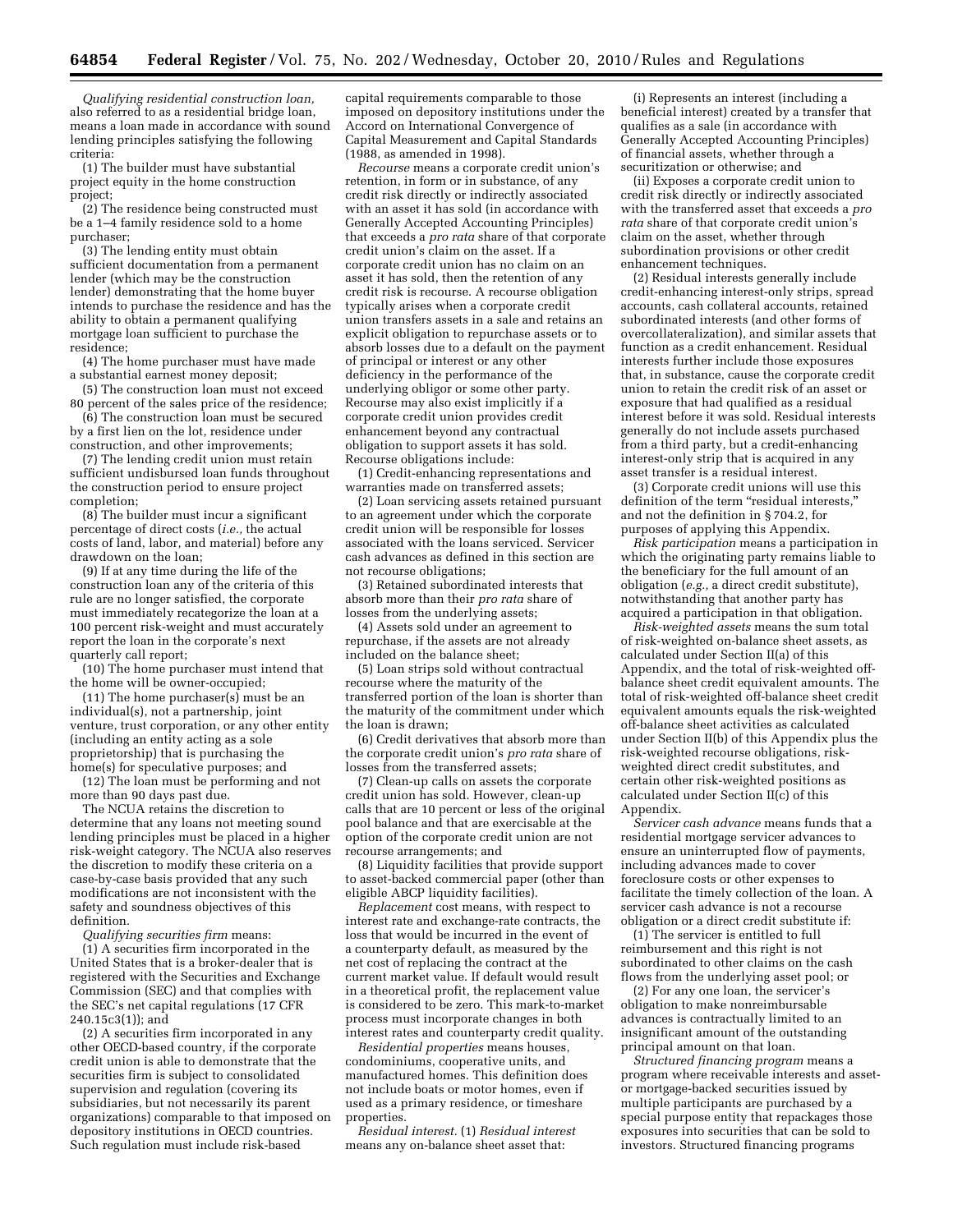*Qualifying residential construction loan,* also referred to as a residential bridge loan, means a loan made in accordance with sound lending principles satisfying the following criteria:

(1) The builder must have substantial project equity in the home construction project;

(2) The residence being constructed must be a 1–4 family residence sold to a home purchaser;

(3) The lending entity must obtain sufficient documentation from a permanent lender (which may be the construction lender) demonstrating that the home buyer intends to purchase the residence and has the ability to obtain a permanent qualifying mortgage loan sufficient to purchase the residence;

(4) The home purchaser must have made a substantial earnest money deposit;

(5) The construction loan must not exceed 80 percent of the sales price of the residence;

(6) The construction loan must be secured by a first lien on the lot, residence under construction, and other improvements;

(7) The lending credit union must retain sufficient undisbursed loan funds throughout the construction period to ensure project completion;

(8) The builder must incur a significant percentage of direct costs (*i.e.,* the actual costs of land, labor, and material) before any drawdown on the loan;

(9) If at any time during the life of the construction loan any of the criteria of this rule are no longer satisfied, the corporate must immediately recategorize the loan at a 100 percent risk-weight and must accurately report the loan in the corporate's next quarterly call report;

(10) The home purchaser must intend that the home will be owner-occupied;

(11) The home purchaser(s) must be an individual(s), not a partnership, joint venture, trust corporation, or any other entity (including an entity acting as a sole proprietorship) that is purchasing the home(s) for speculative purposes; and

(12) The loan must be performing and not more than 90 days past due.

The NCUA retains the discretion to determine that any loans not meeting sound lending principles must be placed in a higher risk-weight category. The NCUA also reserves the discretion to modify these criteria on a case-by-case basis provided that any such modifications are not inconsistent with the safety and soundness objectives of this definition.

*Qualifying securities firm* means:

(1) A securities firm incorporated in the United States that is a broker-dealer that is registered with the Securities and Exchange Commission (SEC) and that complies with the SEC's net capital regulations (17 CFR 240.15c3(1)); and

(2) A securities firm incorporated in any other OECD-based country, if the corporate credit union is able to demonstrate that the securities firm is subject to consolidated supervision and regulation (covering its subsidiaries, but not necessarily its parent organizations) comparable to that imposed on depository institutions in OECD countries. Such regulation must include risk-based capital requirements comparable to those imposed on depository institutions under the Accord on International Convergence of Capital Measurement and Capital Standards (1988, as amended in 1998).

*Recourse* means a corporate credit union's retention, in form or in substance, of any credit risk directly or indirectly associated with an asset it has sold (in accordance with Generally Accepted Accounting Principles) that exceeds a *pro rata* share of that corporate credit union's claim on the asset. If a corporate credit union has no claim on an asset it has sold, then the retention of any credit risk is recourse. A recourse obligation typically arises when a corporate credit union transfers assets in a sale and retains an explicit obligation to repurchase assets or to absorb losses due to a default on the payment of principal or interest or any other deficiency in the performance of the underlying obligor or some other party. Recourse may also exist implicitly if a corporate credit union provides credit enhancement beyond any contractual obligation to support assets it has sold. Recourse obligations include:

(1) Credit-enhancing representations and warranties made on transferred assets;

(2) Loan servicing assets retained pursuant to an agreement under which the corporate credit union will be responsible for losses associated with the loans serviced. Servicer cash advances as defined in this section are not recourse obligations;

(3) Retained subordinated interests that absorb more than their *pro rata* share of losses from the underlying assets;

(4) Assets sold under an agreement to repurchase, if the assets are not already included on the balance sheet;

(5) Loan strips sold without contractual recourse where the maturity of the transferred portion of the loan is shorter than the maturity of the commitment under which the loan is drawn;

(6) Credit derivatives that absorb more than the corporate credit union's *pro rata* share of losses from the transferred assets;

(7) Clean-up calls on assets the corporate credit union has sold. However, clean-up calls that are 10 percent or less of the original pool balance and that are exercisable at the option of the corporate credit union are not recourse arrangements; and

(8) Liquidity facilities that provide support to asset-backed commercial paper (other than eligible ABCP liquidity facilities).

*Replacement* cost means, with respect to interest rate and exchange-rate contracts, the loss that would be incurred in the event of a counterparty default, as measured by the net cost of replacing the contract at the current market value. If default would result in a theoretical profit, the replacement value is considered to be zero. This mark-to-market process must incorporate changes in both interest rates and counterparty credit quality.

*Residential properties* means houses, condominiums, cooperative units, and manufactured homes. This definition does not include boats or motor homes, even if used as a primary residence, or timeshare properties.

*Residual interest.* (1) *Residual interest* means any on-balance sheet asset that:

(i) Represents an interest (including a beneficial interest) created by a transfer that qualifies as a sale (in accordance with Generally Accepted Accounting Principles) of financial assets, whether through a securitization or otherwise; and

(ii) Exposes a corporate credit union to credit risk directly or indirectly associated with the transferred asset that exceeds a *pro rata* share of that corporate credit union's claim on the asset, whether through subordination provisions or other credit enhancement techniques.

(2) Residual interests generally include credit-enhancing interest-only strips, spread accounts, cash collateral accounts, retained subordinated interests (and other forms of overcollateralization), and similar assets that function as a credit enhancement. Residual interests further include those exposures that, in substance, cause the corporate credit union to retain the credit risk of an asset or exposure that had qualified as a residual interest before it was sold. Residual interests generally do not include assets purchased from a third party, but a credit-enhancing interest-only strip that is acquired in any asset transfer is a residual interest.

(3) Corporate credit unions will use this definition of the term "residual interests," and not the definition in § 704.2, for purposes of applying this Appendix.

*Risk participation* means a participation in which the originating party remains liable to the beneficiary for the full amount of an obligation (*e.g.,* a direct credit substitute), notwithstanding that another party has acquired a participation in that obligation.

*Risk-weighted assets* means the sum total of risk-weighted on-balance sheet assets, as calculated under Section II(a) of this Appendix, and the total of risk-weighted off-balance sheet credit equivalent amounts. The total of risk-weighted off-balance sheet credit equivalent amounts equals the risk-weighted off-balance sheet activities as calculated under Section II(b) of this Appendix plus the risk-weighted recourse obligations, risk-weighted direct credit substitutes, and certain other risk-weighted positions as calculated under Section II(c) of this Appendix.

*Servicer cash advance* means funds that a residential mortgage servicer advances to ensure an uninterrupted flow of payments, including advances made to cover foreclosure costs or other expenses to facilitate the timely collection of the loan. A servicer cash advance is not a recourse obligation or a direct credit substitute if:

(1) The servicer is entitled to full reimbursement and this right is not subordinated to other claims on the cash flows from the underlying asset pool; or

(2) For any one loan, the servicer's obligation to make nonreimbursable advances is contractually limited to an insignificant amount of the outstanding principal amount on that loan.

*Structured financing program* means a program where receivable interests and asset- or mortgage-backed securities issued by multiple participants are purchased by a special purpose entity that repackages those exposures into securities that can be sold to investors. Structured financing programs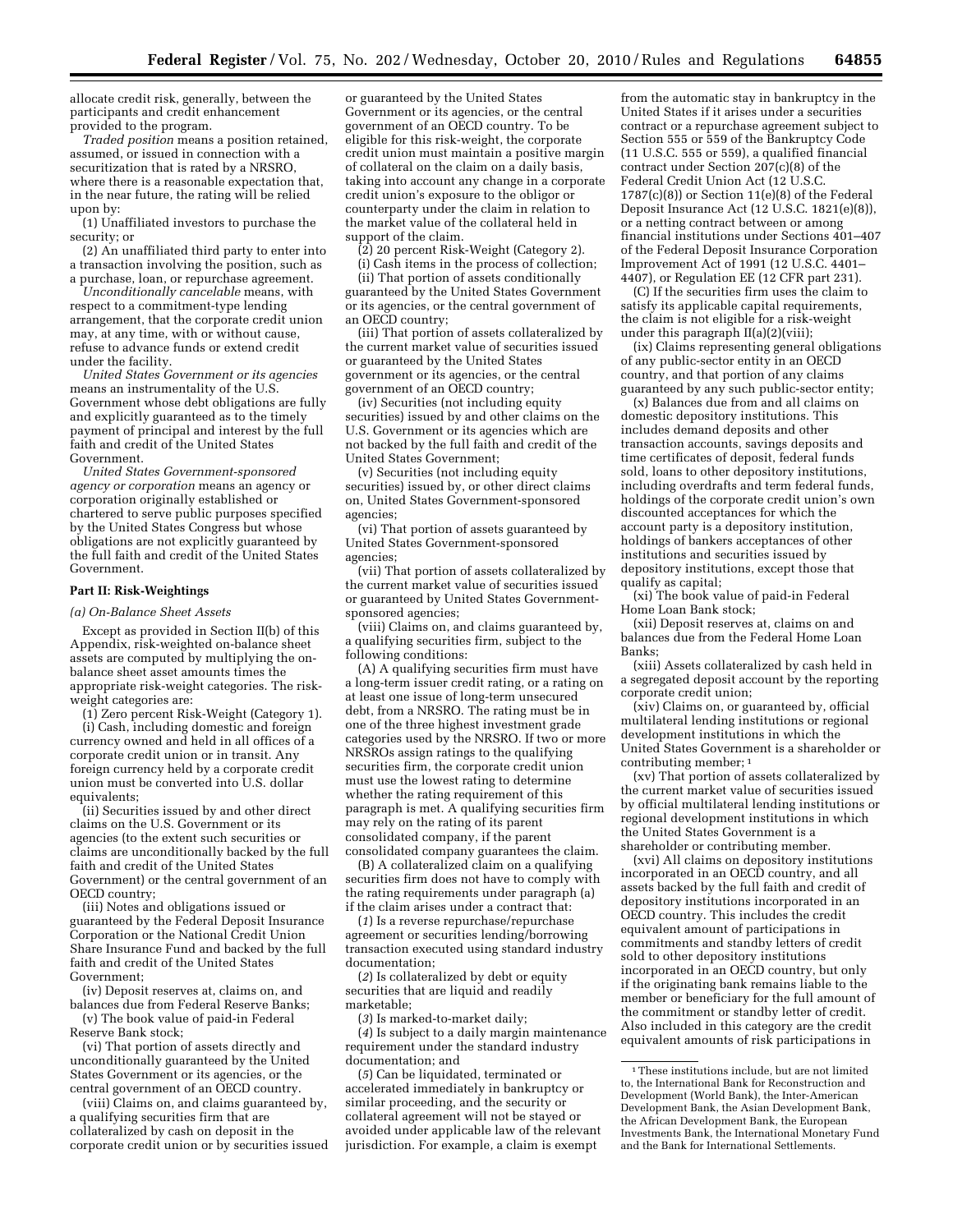allocate credit risk, generally, between the participants and credit enhancement provided to the program.

*Traded position* means a position retained, assumed, or issued in connection with a securitization that is rated by a NRSRO, where there is a reasonable expectation that, in the near future, the rating will be relied upon by:

(1) Unaffiliated investors to purchase the security; or

(2) An unaffiliated third party to enter into a transaction involving the position, such as a purchase, loan, or repurchase agreement.

*Unconditionally cancelable* means, with respect to a commitment-type lending arrangement, that the corporate credit union may, at any time, with or without cause, refuse to advance funds or extend credit under the facility.

*United States Government or its agencies* means an instrumentality of the U.S. Government whose debt obligations are fully and explicitly guaranteed as to the timely payment of principal and interest by the full faith and credit of the United States Government.

*United States Government-sponsored agency or corporation* means an agency or corporation originally established or chartered to serve public purposes specified by the United States Congress but whose obligations are not explicitly guaranteed by the full faith and credit of the United States Government.

**Part II: Risk-Weightings**

*(a) On-Balance Sheet Assets*

Except as provided in Section II(b) of this Appendix, risk-weighted on-balance sheet assets are computed by multiplying the on-balance sheet asset amounts times the appropriate risk-weight categories. The risk-weight categories are:

(1) Zero percent Risk-Weight (Category 1).

(i) Cash, including domestic and foreign currency owned and held in all offices of a corporate credit union or in transit. Any foreign currency held by a corporate credit union must be converted into U.S. dollar equivalents;

(ii) Securities issued by and other direct claims on the U.S. Government or its agencies (to the extent such securities or claims are unconditionally backed by the full faith and credit of the United States Government) or the central government of an OECD country;

(iii) Notes and obligations issued or guaranteed by the Federal Deposit Insurance Corporation or the National Credit Union Share Insurance Fund and backed by the full faith and credit of the United States Government;

(iv) Deposit reserves at, claims on, and balances due from Federal Reserve Banks;

(v) The book value of paid-in Federal Reserve Bank stock;

(vi) That portion of assets directly and unconditionally guaranteed by the United States Government or its agencies, or the central government of an OECD country.

(viii) Claims on, and claims guaranteed by, a qualifying securities firm that are collateralized by cash on deposit in the corporate credit union or by securities issued or guaranteed by the United States Government or its agencies, or the central government of an OECD country. To be eligible for this risk-weight, the corporate credit union must maintain a positive margin of collateral on the claim on a daily basis, taking into account any change in a corporate credit union's exposure to the obligor or counterparty under the claim in relation to the market value of the collateral held in support of the claim.

(2) 20 percent Risk-Weight (Category 2).

(i) Cash items in the process of collection;

(ii) That portion of assets conditionally guaranteed by the United States Government or its agencies, or the central government of an OECD country;

(iii) That portion of assets collateralized by the current market value of securities issued or guaranteed by the United States government or its agencies, or the central government of an OECD country;

(iv) Securities (not including equity securities) issued by and other claims on the U.S. Government or its agencies which are not backed by the full faith and credit of the United States Government;

(v) Securities (not including equity securities) issued by, or other direct claims on, United States Government-sponsored agencies;

(vi) That portion of assets guaranteed by United States Government-sponsored agencies;

(vii) That portion of assets collateralized by the current market value of securities issued or guaranteed by United States Government-sponsored agencies;

(viii) Claims on, and claims guaranteed by, a qualifying securities firm, subject to the following conditions:

(A) A qualifying securities firm must have a long-term issuer credit rating, or a rating on at least one issue of long-term unsecured debt, from a NRSRO. The rating must be in one of the three highest investment grade categories used by the NRSRO. If two or more NRSROs assign ratings to the qualifying securities firm, the corporate credit union must use the lowest rating to determine whether the rating requirement of this paragraph is met. A qualifying securities firm may rely on the rating of its parent consolidated company, if the parent consolidated company guarantees the claim.

(B) A collateralized claim on a qualifying securities firm does not have to comply with the rating requirements under paragraph (a) if the claim arises under a contract that:

(*1*) Is a reverse repurchase/repurchase agreement or securities lending/borrowing transaction executed using standard industry documentation;

(*2*) Is collateralized by debt or equity securities that are liquid and readily marketable;

(*3*) Is marked-to-market daily;

(*4*) Is subject to a daily margin maintenance requirement under the standard industry documentation; and

(*5*) Can be liquidated, terminated or accelerated immediately in bankruptcy or similar proceeding, and the security or collateral agreement will not be stayed or avoided under applicable law of the relevant jurisdiction. For example, a claim is exempt from the automatic stay in bankruptcy in the United States if it arises under a securities contract or a repurchase agreement subject to Section 555 or 559 of the Bankruptcy Code (11 U.S.C. 555 or 559), a qualified financial contract under Section 207(c)(8) of the Federal Credit Union Act (12 U.S.C. 1787(c)(8)) or Section 11(e)(8) of the Federal Deposit Insurance Act (12 U.S.C. 1821(e)(8)), or a netting contract between or among financial institutions under Sections 401–407 of the Federal Deposit Insurance Corporation Improvement Act of 1991 (12 U.S.C. 4401–4407), or Regulation EE (12 CFR part 231).

(C) If the securities firm uses the claim to satisfy its applicable capital requirements, the claim is not eligible for a risk-weight under this paragraph II(a)(2)(viii);

(ix) Claims representing general obligations of any public-sector entity in an OECD country, and that portion of any claims guaranteed by any such public-sector entity;

(x) Balances due from and all claims on domestic depository institutions. This includes demand deposits and other transaction accounts, savings deposits and time certificates of deposit, federal funds sold, loans to other depository institutions, including overdrafts and term federal funds, holdings of the corporate credit union's own discounted acceptances for which the account party is a depository institution, holdings of bankers acceptances of other institutions and securities issued by depository institutions, except those that qualify as capital;

(xi) The book value of paid-in Federal Home Loan Bank stock;

(xii) Deposit reserves at, claims on and balances due from the Federal Home Loan Banks;

(xiii) Assets collateralized by cash held in a segregated deposit account by the reporting corporate credit union;

(xiv) Claims on, or guaranteed by, official multilateral lending institutions or regional development institutions in which the United States Government is a shareholder or contributing member;[1]

(xv) That portion of assets collateralized by the current market value of securities issued by official multilateral lending institutions or regional development institutions in which the United States Government is a shareholder or contributing member.

(xvi) All claims on depository institutions incorporated in an OECD country, and all assets backed by the full faith and credit of depository institutions incorporated in an OECD country. This includes the credit equivalent amount of participations in commitments and standby letters of credit sold to other depository institutions incorporated in an OECD country, but only if the originating bank remains liable to the member or beneficiary for the full amount of the commitment or standby letter of credit. Also included in this category are the credit equivalent amounts of risk participations in

---

[1] These institutions include, but are not limited to, the International Bank for Reconstruction and Development (World Bank), the Inter-American Development Bank, the Asian Development Bank, the African Development Bank, the European Investments Bank, the International Monetary Fund and the Bank for International Settlements.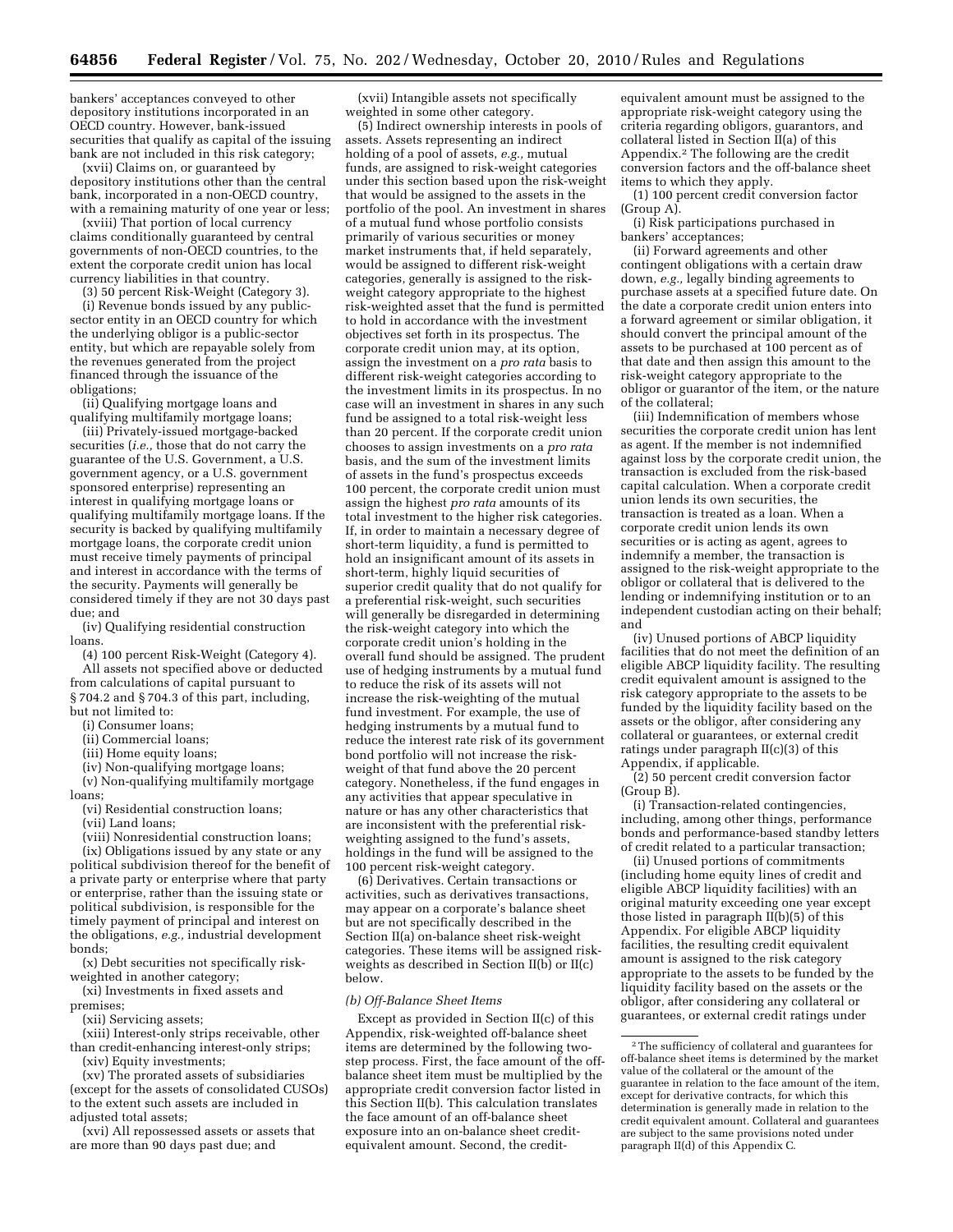bankers' acceptances conveyed to other depository institutions incorporated in an OECD country. However, bank-issued securities that qualify as capital of the issuing bank are not included in this risk category;

(xvii) Claims on, or guaranteed by depository institutions other than the central bank, incorporated in a non-OECD country, with a remaining maturity of one year or less;

(xviii) That portion of local currency claims conditionally guaranteed by central governments of non-OECD countries, to the extent the corporate credit union has local currency liabilities in that country.

(3) 50 percent Risk-Weight (Category 3).

(i) Revenue bonds issued by any public-sector entity in an OECD country for which the underlying obligor is a public-sector entity, but which are repayable solely from the revenues generated from the project financed through the issuance of the obligations;

(ii) Qualifying mortgage loans and qualifying multifamily mortgage loans;

(iii) Privately-issued mortgage-backed securities (*i.e.,* those that do not carry the guarantee of the U.S. Government, a U.S. government agency, or a U.S. government sponsored enterprise) representing an interest in qualifying mortgage loans or qualifying multifamily mortgage loans. If the security is backed by qualifying multifamily mortgage loans, the corporate credit union must receive timely payments of principal and interest in accordance with the terms of the security. Payments will generally be considered timely if they are not 30 days past due; and

(iv) Qualifying residential construction loans.

(4) 100 percent Risk-Weight (Category 4). All assets not specified above or deducted from calculations of capital pursuant to § 704.2 and § 704.3 of this part, including, but not limited to:

(i) Consumer loans;

(ii) Commercial loans;

(iii) Home equity loans;

(iv) Non-qualifying mortgage loans;

(v) Non-qualifying multifamily mortgage loans;

(vi) Residential construction loans;

(vii) Land loans;

(viii) Nonresidential construction loans;

(ix) Obligations issued by any state or any political subdivision thereof for the benefit of a private party or enterprise where that party or enterprise, rather than the issuing state or political subdivision, is responsible for the timely payment of principal and interest on the obligations, *e.g.,* industrial development bonds;

(x) Debt securities not specifically risk-weighted in another category;

(xi) Investments in fixed assets and premises;

(xii) Servicing assets;

(xiii) Interest-only strips receivable, other than credit-enhancing interest-only strips;

(xiv) Equity investments;

(xv) The prorated assets of subsidiaries (except for the assets of consolidated CUSOs) to the extent such assets are included in adjusted total assets;

(xvi) All repossessed assets or assets that are more than 90 days past due; and

(xvii) Intangible assets not specifically weighted in some other category.

(5) Indirect ownership interests in pools of assets. Assets representing an indirect holding of a pool of assets, *e.g.,* mutual funds, are assigned to risk-weight categories under this section based upon the risk-weight that would be assigned to the assets in the portfolio of the pool. An investment in shares of a mutual fund whose portfolio consists primarily of various securities or money market instruments that, if held separately, would be assigned to different risk-weight categories, generally is assigned to the risk-weight category appropriate to the highest risk-weighted asset that the fund is permitted to hold in accordance with the investment objectives set forth in its prospectus. The corporate credit union may, at its option, assign the investment on a *pro rata* basis to different risk-weight categories according to the investment limits in its prospectus. In no case will an investment in shares in any such fund be assigned to a total risk-weight less than 20 percent. If the corporate credit union chooses to assign investments on a *pro rata* basis, and the sum of the investment limits of assets in the fund's prospectus exceeds 100 percent, the corporate credit union must assign the highest *pro rata* amounts of its total investment to the higher risk categories. If, in order to maintain a necessary degree of short-term liquidity, a fund is permitted to hold an insignificant amount of its assets in short-term, highly liquid securities of superior credit quality that do not qualify for a preferential risk-weight, such securities will generally be disregarded in determining the risk-weight category into which the corporate credit union's holding in the overall fund should be assigned. The prudent use of hedging instruments by a mutual fund to reduce the risk of its assets will not increase the risk-weighting of the mutual fund investment. For example, the use of hedging instruments by a mutual fund to reduce the interest rate risk of its government bond portfolio will not increase the risk-weight of that fund above the 20 percent category. Nonetheless, if the fund engages in any activities that appear speculative in nature or has any other characteristics that are inconsistent with the preferential risk-weighting assigned to the fund's assets, holdings in the fund will be assigned to the 100 percent risk-weight category.

(6) Derivatives. Certain transactions or activities, such as derivatives transactions, may appear on a corporate's balance sheet but are not specifically described in the Section II(a) on-balance sheet risk-weight categories. These items will be assigned risk-weights as described in Section II(b) or II(c) below.

*(b) Off-Balance Sheet Items*

Except as provided in Section II(c) of this Appendix, risk-weighted off-balance sheet items are determined by the following two-step process. First, the face amount of the off-balance sheet item must be multiplied by the appropriate credit conversion factor listed in this Section II(b). This calculation translates the face amount of an off-balance sheet exposure into an on-balance sheet credit-equivalent amount. Second, the credit-equivalent amount must be assigned to the appropriate risk-weight category using the criteria regarding obligors, guarantors, and collateral listed in Section II(a) of this Appendix.[2] The following are the credit conversion factors and the off-balance sheet items to which they apply.

(1) 100 percent credit conversion factor (Group A).

(i) Risk participations purchased in bankers' acceptances;

(ii) Forward agreements and other contingent obligations with a certain draw down, *e.g.,* legally binding agreements to purchase assets at a specified future date. On the date a corporate credit union enters into a forward agreement or similar obligation, it should convert the principal amount of the assets to be purchased at 100 percent as of that date and then assign this amount to the risk-weight category appropriate to the obligor or guarantor of the item, or the nature of the collateral;

(iii) Indemnification of members whose securities the corporate credit union has lent as agent. If the member is not indemnified against loss by the corporate credit union, the transaction is excluded from the risk-based capital calculation. When a corporate credit union lends its own securities, the transaction is treated as a loan. When a corporate credit union lends its own securities or is acting as agent, agrees to indemnify a member, the transaction is assigned to the risk-weight appropriate to the obligor or collateral that is delivered to the lending or indemnifying institution or to an independent custodian acting on their behalf; and

(iv) Unused portions of ABCP liquidity facilities that do not meet the definition of an eligible ABCP liquidity facility. The resulting credit equivalent amount is assigned to the risk category appropriate to the assets to be funded by the liquidity facility based on the assets or the obligor, after considering any collateral or guarantees, or external credit ratings under paragraph II(c)(3) of this Appendix, if applicable.

(2) 50 percent credit conversion factor (Group B).

(i) Transaction-related contingencies, including, among other things, performance bonds and performance-based standby letters of credit related to a particular transaction;

(ii) Unused portions of commitments (including home equity lines of credit and eligible ABCP liquidity facilities) with an original maturity exceeding one year except those listed in paragraph II(b)(5) of this Appendix. For eligible ABCP liquidity facilities, the resulting credit equivalent amount is assigned to the risk category appropriate to the assets to be funded by the liquidity facility based on the assets or the obligor, after considering any collateral or guarantees, or external credit ratings under

[2] The sufficiency of collateral and guarantees for off-balance sheet items is determined by the market value of the collateral or the amount of the guarantee in relation to the face amount of the item, except for derivative contracts, for which this determination is generally made in relation to the credit equivalent amount. Collateral and guarantees are subject to the same provisions noted under paragraph II(d) of this Appendix C.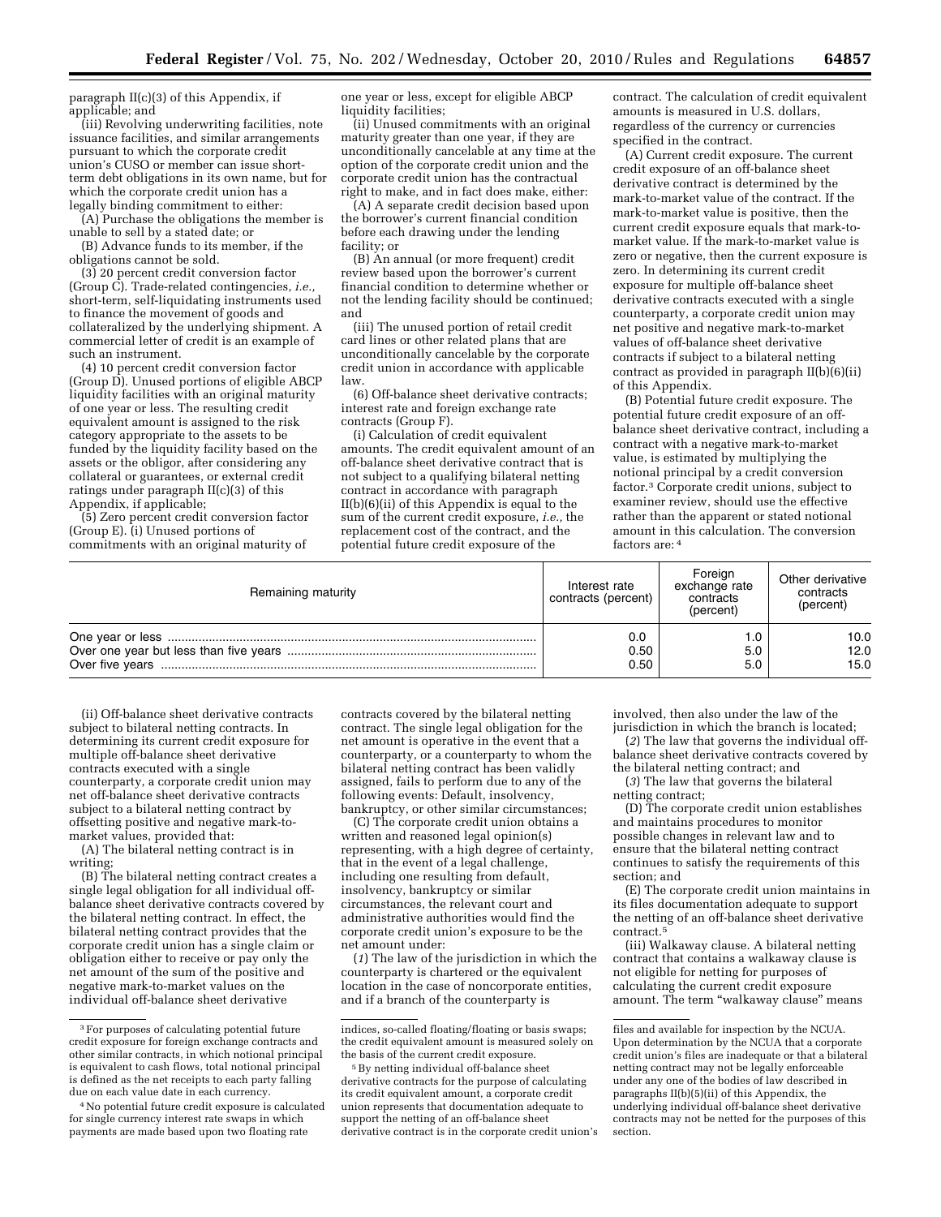paragraph II(c)(3) of this Appendix, if applicable; and

(iii) Revolving underwriting facilities, note issuance facilities, and similar arrangements pursuant to which the corporate credit union's CUSO or member can issue short-term debt obligations in its own name, but for which the corporate credit union has a legally binding commitment to either:

(A) Purchase the obligations the member is unable to sell by a stated date; or

(B) Advance funds to its member, if the obligations cannot be sold.

(3) 20 percent credit conversion factor (Group C). Trade-related contingencies, *i.e.,* short-term, self-liquidating instruments used to finance the movement of goods and collateralized by the underlying shipment. A commercial letter of credit is an example of such an instrument.

(4) 10 percent credit conversion factor (Group D). Unused portions of eligible ABCP liquidity facilities with an original maturity of one year or less. The resulting credit equivalent amount is assigned to the risk category appropriate to the assets to be funded by the liquidity facility based on the assets or the obligor, after considering any collateral or guarantees, or external credit ratings under paragraph II(c)(3) of this Appendix, if applicable;

(5) Zero percent credit conversion factor (Group E). (i) Unused portions of commitments with an original maturity of one year or less, except for eligible ABCP liquidity facilities;

(ii) Unused commitments with an original maturity greater than one year, if they are unconditionally cancelable at any time at the option of the corporate credit union and the corporate credit union has the contractual right to make, and in fact does make, either:

(A) A separate credit decision based upon the borrower's current financial condition before each drawing under the lending facility; or

(B) An annual (or more frequent) credit review based upon the borrower's current financial condition to determine whether or not the lending facility should be continued; and

(iii) The unused portion of retail credit card lines or other related plans that are unconditionally cancelable by the corporate credit union in accordance with applicable law.

(6) Off-balance sheet derivative contracts; interest rate and foreign exchange rate contracts (Group F).

(i) Calculation of credit equivalent amounts. The credit equivalent amount of an off-balance sheet derivative contract that is not subject to a qualifying bilateral netting contract in accordance with paragraph II(b)(6)(ii) of this Appendix is equal to the sum of the current credit exposure, *i.e.,* the replacement cost of the contract, and the potential future credit exposure of the contract. The calculation of credit equivalent amounts is measured in U.S. dollars, regardless of the currency or currencies specified in the contract.

(A) Current credit exposure. The current credit exposure of an off-balance sheet derivative contract is determined by the mark-to-market value of the contract. If the mark-to-market value is positive, then the current credit exposure equals that mark-to-market value. If the mark-to-market value is zero or negative, then the current exposure is zero. In determining its current credit exposure for multiple off-balance sheet derivative contracts executed with a single counterparty, a corporate credit union may net positive and negative mark-to-market values of off-balance sheet derivative contracts if subject to a bilateral netting contract as provided in paragraph II(b)(6)(ii) of this Appendix.

(B) Potential future credit exposure. The potential future credit exposure of an off-balance sheet derivative contract, including a contract with a negative mark-to-market value, is estimated by multiplying the notional principal by a credit conversion factor.[3] Corporate credit unions, subject to examiner review, should use the effective rather than the apparent or stated notional amount in this calculation. The conversion factors are:[4]

| Remaining maturity | Interest rate contracts (percent) | Foreign exchange rate contracts (percent) | Other derivative contracts (percent) |
|---|---|---|---|
| One year or less | 0.0 | 1.0 | 10.0 |
| Over one year but less than five years | 0.50 | 5.0 | 12.0 |
| Over five years | 0.50 | 5.0 | 15.0 |

(ii) Off-balance sheet derivative contracts subject to bilateral netting contracts. In determining its current credit exposure for multiple off-balance sheet derivative contracts executed with a single counterparty, a corporate credit union may net off-balance sheet derivative contracts subject to a bilateral netting contract by offsetting positive and negative mark-to-market values, provided that:

(A) The bilateral netting contract is in writing;

(B) The bilateral netting contract creates a single legal obligation for all individual off-balance sheet derivative contracts covered by the bilateral netting contract. In effect, the bilateral netting contract provides that the corporate credit union has a single claim or obligation either to receive or pay only the net amount of the sum of the positive and negative mark-to-market values on the individual off-balance sheet derivative contracts covered by the bilateral netting contract. The single legal obligation for the net amount is operative in the event that a counterparty, or a counterparty to whom the bilateral netting contract has been validly assigned, fails to perform due to any of the following events: Default, insolvency, bankruptcy, or other similar circumstances;

(C) The corporate credit union obtains a written and reasoned legal opinion(s) representing, with a high degree of certainty, that in the event of a legal challenge, including one resulting from default, insolvency, bankruptcy or similar circumstances, the relevant court and administrative authorities would find the corporate credit union's exposure to be the net amount under:

(*1*) The law of the jurisdiction in which the counterparty is chartered or the equivalent location in the case of noncorporate entities, and if a branch of the counterparty is involved, then also under the law of the jurisdiction in which the branch is located;

(*2*) The law that governs the individual off-balance sheet derivative contracts covered by the bilateral netting contract; and

(*3*) The law that governs the bilateral netting contract;

(D) The corporate credit union establishes and maintains procedures to monitor possible changes in relevant law and to ensure that the bilateral netting contract continues to satisfy the requirements of this section; and

(E) The corporate credit union maintains in its files documentation adequate to support the netting of an off-balance sheet derivative contract.[5]

(iii) Walkaway clause. A bilateral netting contract that contains a walkaway clause is not eligible for netting for purposes of calculating the current credit exposure amount. The term "walkaway clause" means

---

[3] For purposes of calculating potential future credit exposure for foreign exchange contracts and other similar contracts, in which notional principal is equivalent to cash flows, total notional principal is defined as the net receipts to each party falling due on each value date in each currency.

[4] No potential future credit exposure is calculated for single currency interest rate swaps in which payments are made based upon two floating rate indices, so-called floating/floating or basis swaps; the credit equivalent amount is measured solely on the basis of the current credit exposure.

[5] By netting individual off-balance sheet derivative contracts for the purpose of calculating its credit equivalent amount, a corporate credit union represents that documentation adequate to support the netting of an off-balance sheet derivative contract is in the corporate credit union's files and available for inspection by the NCUA. Upon determination by the NCUA that a corporate credit union's files are inadequate or that a bilateral netting contract may not be legally enforceable under any one of the bodies of law described in paragraphs II(b)(5)(ii) of this Appendix, the underlying individual off-balance sheet derivative contracts may not be netted for the purposes of this section.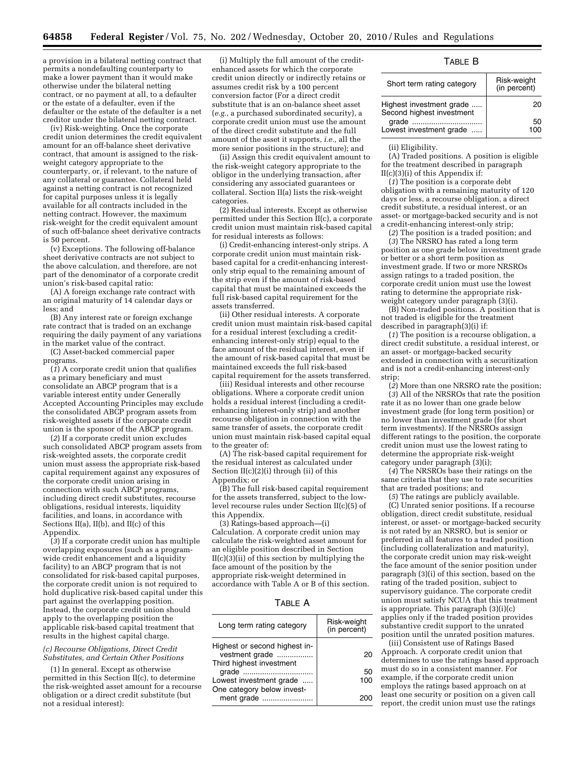a provision in a bilateral netting contract that permits a nondefaulting counterparty to make a lower payment than it would make otherwise under the bilateral netting contract, or no payment at all, to a defaulter or the estate of a defaulter, even if the defaulter or the estate of the defaulter is a net creditor under the bilateral netting contract.

(iv) Risk-weighting. Once the corporate credit union determines the credit equivalent amount for an off-balance sheet derivative contract, that amount is assigned to the risk-weight category appropriate to the counterparty, or, if relevant, to the nature of any collateral or guarantee. Collateral held against a netting contract is not recognized for capital purposes unless it is legally available for all contracts included in the netting contract. However, the maximum risk-weight for the credit equivalent amount of such off-balance sheet derivative contracts is 50 percent.

(v) Exceptions. The following off-balance sheet derivative contracts are not subject to the above calculation, and therefore, are not part of the denominator of a corporate credit union's risk-based capital ratio:

(A) A foreign exchange rate contract with an original maturity of 14 calendar days or less; and

(B) Any interest rate or foreign exchange rate contract that is traded on an exchange requiring the daily payment of any variations in the market value of the contract.

(C) Asset-backed commercial paper programs.

(*1*) A corporate credit union that qualifies as a primary beneficiary and must consolidate an ABCP program that is a variable interest entity under Generally Accepted Accounting Principles may exclude the consolidated ABCP program assets from risk-weighted assets if the corporate credit union is the sponsor of the ABCP program.

(*2*) If a corporate credit union excludes such consolidated ABCP program assets from risk-weighted assets, the corporate credit union must assess the appropriate risk-based capital requirement against any exposures of the corporate credit union arising in connection with such ABCP programs, including direct credit substitutes, recourse obligations, residual interests, liquidity facilities, and loans, in accordance with Sections II(a), II(b), and II(c) of this Appendix.

(*3*) If a corporate credit union has multiple overlapping exposures (such as a program-wide credit enhancement and a liquidity facility) to an ABCP program that is not consolidated for risk-based capital purposes, the corporate credit union is not required to hold duplicative risk-based capital under this part against the overlapping position. Instead, the corporate credit union should apply to the overlapping position the applicable risk-based capital treatment that results in the highest capital charge.

*(c) Recourse Obligations, Direct Credit Substitutes, and Certain Other Positions*

(1) In general. Except as otherwise permitted in this Section II(c), to determine the risk-weighted asset amount for a recourse obligation or a direct credit substitute (but not a residual interest):

(i) Multiply the full amount of the credit-enhanced assets for which the corporate credit union directly or indirectly retains or assumes credit risk by a 100 percent conversion factor (For a direct credit substitute that is an on-balance sheet asset (*e.g.,* a purchased subordinated security), a corporate credit union must use the amount of the direct credit substitute and the full amount of the asset it supports, *i.e.,* all the more senior positions in the structure); and

(ii) Assign this credit equivalent amount to the risk-weight category appropriate to the obligor in the underlying transaction, after considering any associated guarantees or collateral. Section II(a) lists the risk-weight categories.

(2) Residual interests. Except as otherwise permitted under this Section II(c), a corporate credit union must maintain risk-based capital for residual interests as follows:

(i) Credit-enhancing interest-only strips. A corporate credit union must maintain risk-based capital for a credit-enhancing interest-only strip equal to the remaining amount of the strip even if the amount of risk-based capital that must be maintained exceeds the full risk-based capital requirement for the assets transferred.

(ii) Other residual interests. A corporate credit union must maintain risk-based capital for a residual interest (excluding a credit-enhancing interest-only strip) equal to the face amount of the residual interest, even if the amount of risk-based capital that must be maintained exceeds the full risk-based capital requirement for the assets transferred.

(iii) Residual interests and other recourse obligations. Where a corporate credit union holds a residual interest (including a credit-enhancing interest-only strip) and another recourse obligation in connection with the same transfer of assets, the corporate credit union must maintain risk-based capital equal to the greater of:

(A) The risk-based capital requirement for the residual interest as calculated under Section II(c)(2)(i) through (ii) of this Appendix; or

(B) The full risk-based capital requirement for the assets transferred, subject to the low-level recourse rules under Section II(c)(5) of this Appendix.

(3) Ratings-based approach—(i) Calculation. A corporate credit union may calculate the risk-weighted asset amount for an eligible position described in Section II(c)(3)(ii) of this section by multiplying the face amount of the position by the appropriate risk-weight determined in accordance with Table A or B of this section.

TABLE A

| Long term rating category | Risk-weight (in percent) |
|---|---|
| Highest or second highest investment grade | 20 |
| Third highest investment grade | 50 |
| Lowest investment grade | 100 |
| One category below investment grade | 200 |

TABLE B

| Short term rating category | Risk-weight (in percent) |
|---|---|
| Highest investment grade | 20 |
| Second highest investment grade | 50 |
| Lowest investment grade | 100 |

(ii) Eligibility.

(A) Traded positions. A position is eligible for the treatment described in paragraph II(c)(3)(i) of this Appendix if:

(*1*) The position is a corporate debt obligation with a remaining maturity of 120 days or less, a recourse obligation, a direct credit substitute, a residual interest, or an asset- or mortgage-backed security and is not a credit-enhancing interest-only strip;

(*2*) The position is a traded position; and

(*3*) The NRSRO has rated a long term position as one grade below investment grade or better or a short term position as investment grade. If two or more NRSROs assign ratings to a traded position, the corporate credit union must use the lowest rating to determine the appropriate risk-weight category under paragraph (3)(i).

(B) Non-traded positions. A position that is not traded is eligible for the treatment described in paragraph(3)(i) if:

(*1*) The position is a recourse obligation, a direct credit substitute, a residual interest, or an asset- or mortgage-backed security extended in connection with a securitization and is not a credit-enhancing interest-only strip;

(*2*) More than one NRSRO rate the position;

(*3*) All of the NRSROs that rate the position rate it as no lower than one grade below investment grade (for long term position) or no lower than investment grade (for short term investments). If the NRSROs assign different ratings to the position, the corporate credit union must use the lowest rating to determine the appropriate risk-weight category under paragraph (3)(i);

(*4*) The NRSROs base their ratings on the same criteria that they use to rate securities that are traded positions; and

(*5*) The ratings are publicly available.

(C) Unrated senior positions. If a recourse obligation, direct credit substitute, residual interest, or asset- or mortgage-backed security is not rated by an NRSRO, but is senior or preferred in all features to a traded position (including collateralization and maturity), the corporate credit union may risk-weight the face amount of the senior position under paragraph (3)(i) of this section, based on the rating of the traded position, subject to supervisory guidance. The corporate credit union must satisfy NCUA that this treatment is appropriate. This paragraph (3)(i)(c) applies only if the traded position provides substantive credit support to the unrated position until the unrated position matures.

(iii) Consistent use of Ratings Based Approach. A corporate credit union that determines to use the ratings based approach must do so in a consistent manner. For example, if the corporate credit union employs the ratings based approach on at least one security or position on a given call report, the credit union must use the ratings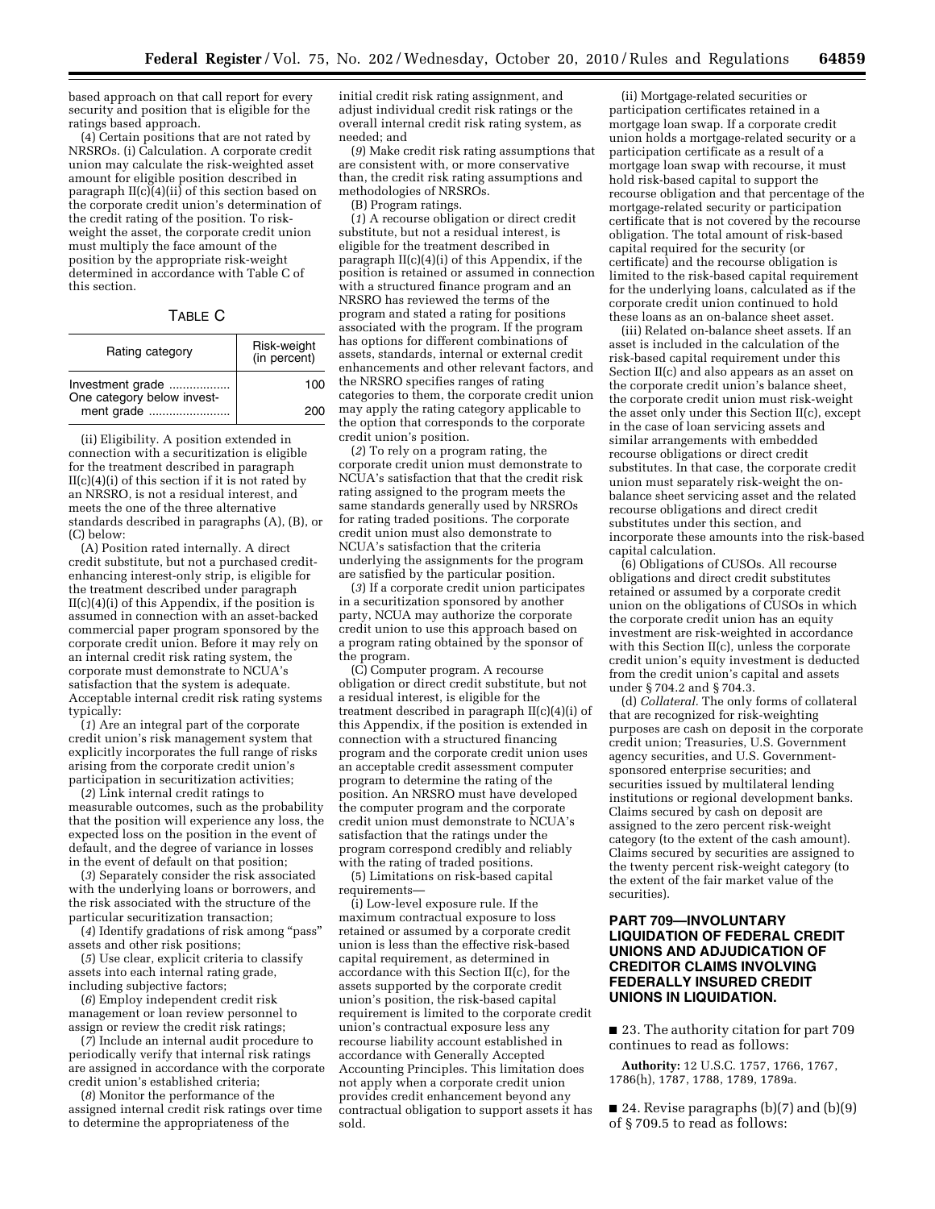based approach on that call report for every security and position that is eligible for the ratings based approach.

(4) Certain positions that are not rated by NRSROs. (i) Calculation. A corporate credit union may calculate the risk-weighted asset amount for eligible position described in paragraph II(c)(4)(ii) of this section based on the corporate credit union's determination of the credit rating of the position. To risk-weight the asset, the corporate credit union must multiply the face amount of the position by the appropriate risk-weight determined in accordance with Table C of this section.

TABLE C

| Rating category | Risk-weight (in percent) |
|---|---|
| Investment grade | 100 |
| One category below investment grade | 200 |

(ii) Eligibility. A position extended in connection with a securitization is eligible for the treatment described in paragraph II(c)(4)(i) of this section if it is not rated by an NRSRO, is not a residual interest, and meets the one of the three alternative standards described in paragraphs (A), (B), or (C) below:

(A) Position rated internally. A direct credit substitute, but not a purchased credit-enhancing interest-only strip, is eligible for the treatment described under paragraph II(c)(4)(i) of this Appendix, if the position is assumed in connection with an asset-backed commercial paper program sponsored by the corporate credit union. Before it may rely on an internal credit risk rating system, the corporate must demonstrate to NCUA's satisfaction that the system is adequate. Acceptable internal credit risk rating systems typically:

(*1*) Are an integral part of the corporate credit union's risk management system that explicitly incorporates the full range of risks arising from the corporate credit union's participation in securitization activities;

(*2*) Link internal credit ratings to measurable outcomes, such as the probability that the position will experience any loss, the expected loss on the position in the event of default, and the degree of variance in losses in the event of default on that position;

(*3*) Separately consider the risk associated with the underlying loans or borrowers, and the risk associated with the structure of the particular securitization transaction;

(*4*) Identify gradations of risk among "pass" assets and other risk positions;

(*5*) Use clear, explicit criteria to classify assets into each internal rating grade, including subjective factors;

(*6*) Employ independent credit risk management or loan review personnel to assign or review the credit risk ratings;

(*7*) Include an internal audit procedure to periodically verify that internal risk ratings are assigned in accordance with the corporate credit union's established criteria;

(*8*) Monitor the performance of the assigned internal credit risk ratings over time to determine the appropriateness of the initial credit risk rating assignment, and adjust individual credit risk ratings or the overall internal credit risk rating system, as needed; and

(*9*) Make credit risk rating assumptions that are consistent with, or more conservative than, the credit risk rating assumptions and methodologies of NRSROs.

(B) Program ratings.

(*1*) A recourse obligation or direct credit substitute, but not a residual interest, is eligible for the treatment described in paragraph II(c)(4)(i) of this Appendix, if the position is retained or assumed in connection with a structured finance program and an NRSRO has reviewed the terms of the program and stated a rating for positions associated with the program. If the program has options for different combinations of assets, standards, internal or external credit enhancements and other relevant factors, and the NRSRO specifies ranges of rating categories to them, the corporate credit union may apply the rating category applicable to the option that corresponds to the corporate credit union's position.

(*2*) To rely on a program rating, the corporate credit union must demonstrate to NCUA's satisfaction that that the credit risk rating assigned to the program meets the same standards generally used by NRSROs for rating traded positions. The corporate credit union must also demonstrate to NCUA's satisfaction that the criteria underlying the assignments for the program are satisfied by the particular position.

(*3*) If a corporate credit union participates in a securitization sponsored by another party, NCUA may authorize the corporate credit union to use this approach based on a program rating obtained by the sponsor of the program.

(C) Computer program. A recourse obligation or direct credit substitute, but not a residual interest, is eligible for the treatment described in paragraph II(c)(4)(i) of this Appendix, if the position is extended in connection with a structured financing program and the corporate credit union uses an acceptable credit assessment computer program to determine the rating of the position. An NRSRO must have developed the computer program and the corporate credit union must demonstrate to NCUA's satisfaction that the ratings under the program correspond credibly and reliably with the rating of traded positions.

(5) Limitations on risk-based capital requirements—

(i) Low-level exposure rule. If the maximum contractual exposure to loss retained or assumed by a corporate credit union is less than the effective risk-based capital requirement, as determined in accordance with this Section II(c), for the assets supported by the corporate credit union's position, the risk-based capital requirement is limited to the corporate credit union's contractual exposure less any recourse liability account established in accordance with Generally Accepted Accounting Principles. This limitation does not apply when a corporate credit union provides credit enhancement beyond any contractual obligation to support assets it has sold.

(ii) Mortgage-related securities or participation certificates retained in a mortgage loan swap. If a corporate credit union holds a mortgage-related security or a participation certificate as a result of a mortgage loan swap with recourse, it must hold risk-based capital to support the recourse obligation and that percentage of the mortgage-related security or participation certificate that is not covered by the recourse obligation. The total amount of risk-based capital required for the security (or certificate) and the recourse obligation is limited to the risk-based capital requirement for the underlying loans, calculated as if the corporate credit union continued to hold these loans as an on-balance sheet asset.

(iii) Related on-balance sheet assets. If an asset is included in the calculation of the risk-based capital requirement under this Section II(c) and also appears as an asset on the corporate credit union's balance sheet, the corporate credit union must risk-weight the asset only under this Section II(c), except in the case of loan servicing assets and similar arrangements with embedded recourse obligations or direct credit substitutes. In that case, the corporate credit union must separately risk-weight the on-balance sheet servicing asset and the related recourse obligations and direct credit substitutes under this section, and incorporate these amounts into the risk-based capital calculation.

(6) Obligations of CUSOs. All recourse obligations and direct credit substitutes retained or assumed by a corporate credit union on the obligations of CUSOs in which the corporate credit union has an equity investment are risk-weighted in accordance with this Section II(c), unless the corporate credit union's equity investment is deducted from the credit union's capital and assets under § 704.2 and § 704.3.

(d) *Collateral.* The only forms of collateral that are recognized for risk-weighting purposes are cash on deposit in the corporate credit union; Treasuries, U.S. Government agency securities, and U.S. Government-sponsored enterprise securities; and securities issued by multilateral lending institutions or regional development banks. Claims secured by cash on deposit are assigned to the zero percent risk-weight category (to the extent of the cash amount). Claims secured by securities are assigned to the twenty percent risk-weight category (to the extent of the fair market value of the securities).

## PART 709—INVOLUNTARY LIQUIDATION OF FEDERAL CREDIT UNIONS AND ADJUDICATION OF CREDITOR CLAIMS INVOLVING FEDERALLY INSURED CREDIT UNIONS IN LIQUIDATION.

■ 23. The authority citation for part 709 continues to read as follows:

**Authority:** 12 U.S.C. 1757, 1766, 1767, 1786(h), 1787, 1788, 1789, 1789a.

■ 24. Revise paragraphs (b)(7) and (b)(9) of § 709.5 to read as follows: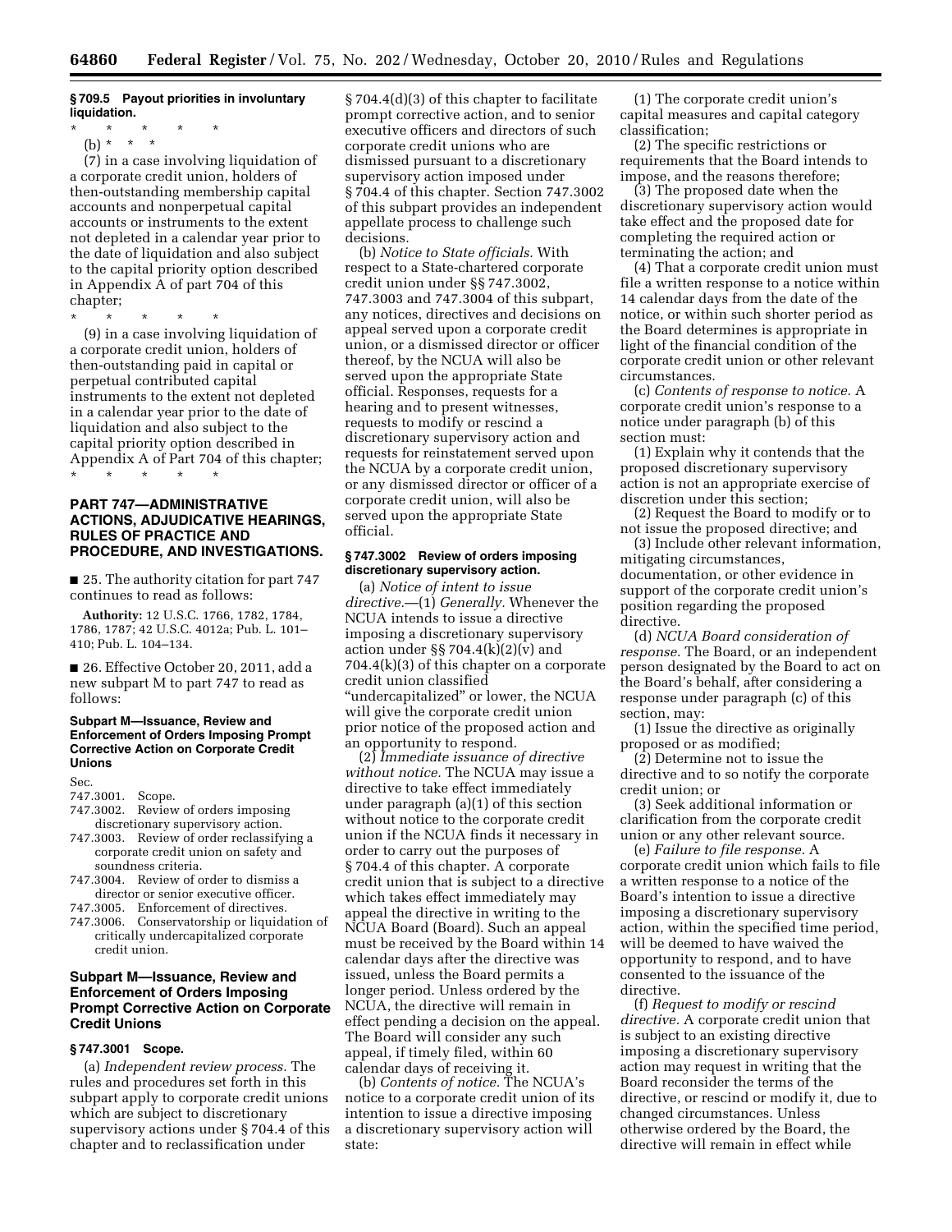**§ 709.5 Payout priorities in involuntary liquidation.**

\* \* \* \* \*

(b) \* \* \*

(7) in a case involving liquidation of a corporate credit union, holders of then-outstanding membership capital accounts and nonperpetual capital accounts or instruments to the extent not depleted in a calendar year prior to the date of liquidation and also subject to the capital priority option described in Appendix A of part 704 of this chapter;

\* \* \* \* \*

(9) in a case involving liquidation of a corporate credit union, holders of then-outstanding paid in capital or perpetual contributed capital instruments to the extent not depleted in a calendar year prior to the date of liquidation and also subject to the capital priority option described in Appendix A of Part 704 of this chapter;

\* \* \* \* \*

## PART 747—ADMINISTRATIVE ACTIONS, ADJUDICATIVE HEARINGS, RULES OF PRACTICE AND PROCEDURE, AND INVESTIGATIONS.

■ 25. The authority citation for part 747 continues to read as follows:

**Authority:** 12 U.S.C. 1766, 1782, 1784, 1786, 1787; 42 U.S.C. 4012a; Pub. L. 101–410; Pub. L. 104–134.

■ 26. Effective October 20, 2011, add a new subpart M to part 747 to read as follows:

**Subpart M—Issuance, Review and Enforcement of Orders Imposing Prompt Corrective Action on Corporate Credit Unions**

Sec.
747.3001. Scope.
747.3002. Review of orders imposing discretionary supervisory action.
747.3003. Review of order reclassifying a corporate credit union on safety and soundness criteria.
747.3004. Review of order to dismiss a director or senior executive officer.
747.3005. Enforcement of directives.
747.3006. Conservatorship or liquidation of critically undercapitalized corporate credit union.

### Subpart M—Issuance, Review and Enforcement of Orders Imposing Prompt Corrective Action on Corporate Credit Unions

**§ 747.3001 Scope.**

(a) *Independent review process.* The rules and procedures set forth in this subpart apply to corporate credit unions which are subject to discretionary supervisory actions under § 704.4 of this chapter and to reclassification under § 704.4(d)(3) of this chapter to facilitate prompt corrective action, and to senior executive officers and directors of such corporate credit unions who are dismissed pursuant to a discretionary supervisory action imposed under § 704.4 of this chapter. Section 747.3002 of this subpart provides an independent appellate process to challenge such decisions.

(b) *Notice to State officials.* With respect to a State-chartered corporate credit union under §§ 747.3002, 747.3003 and 747.3004 of this subpart, any notices, directives and decisions on appeal served upon a corporate credit union, or a dismissed director or officer thereof, by the NCUA will also be served upon the appropriate State official. Responses, requests for a hearing and to present witnesses, requests to modify or rescind a discretionary supervisory action and requests for reinstatement served upon the NCUA by a corporate credit union, or any dismissed director or officer of a corporate credit union, will also be served upon the appropriate State official.

**§ 747.3002 Review of orders imposing discretionary supervisory action.**

(a) *Notice of intent to issue directive.*—(1) *Generally.* Whenever the NCUA intends to issue a directive imposing a discretionary supervisory action under §§ 704.4(k)(2)(v) and 704.4(k)(3) of this chapter on a corporate credit union classified "undercapitalized" or lower, the NCUA will give the corporate credit union prior notice of the proposed action and an opportunity to respond.

(2) *Immediate issuance of directive without notice.* The NCUA may issue a directive to take effect immediately under paragraph (a)(1) of this section without notice to the corporate credit union if the NCUA finds it necessary in order to carry out the purposes of § 704.4 of this chapter. A corporate credit union that is subject to a directive which takes effect immediately may appeal the directive in writing to the NCUA Board (Board). Such an appeal must be received by the Board within 14 calendar days after the directive was issued, unless the Board permits a longer period. Unless ordered by the NCUA, the directive will remain in effect pending a decision on the appeal. The Board will consider any such appeal, if timely filed, within 60 calendar days of receiving it.

(b) *Contents of notice.* The NCUA's notice to a corporate credit union of its intention to issue a directive imposing a discretionary supervisory action will state:

(1) The corporate credit union's capital measures and capital category classification;

(2) The specific restrictions or requirements that the Board intends to impose, and the reasons therefore;

(3) The proposed date when the discretionary supervisory action would take effect and the proposed date for completing the required action or terminating the action; and

(4) That a corporate credit union must file a written response to a notice within 14 calendar days from the date of the notice, or within such shorter period as the Board determines is appropriate in light of the financial condition of the corporate credit union or other relevant circumstances.

(c) *Contents of response to notice.* A corporate credit union's response to a notice under paragraph (b) of this section must:

(1) Explain why it contends that the proposed discretionary supervisory action is not an appropriate exercise of discretion under this section;

(2) Request the Board to modify or to not issue the proposed directive; and

(3) Include other relevant information, mitigating circumstances, documentation, or other evidence in support of the corporate credit union's position regarding the proposed directive.

(d) *NCUA Board consideration of response.* The Board, or an independent person designated by the Board to act on the Board's behalf, after considering a response under paragraph (c) of this section, may:

(1) Issue the directive as originally proposed or as modified;

(2) Determine not to issue the directive and to so notify the corporate credit union; or

(3) Seek additional information or clarification from the corporate credit union or any other relevant source.

(e) *Failure to file response.* A corporate credit union which fails to file a written response to a notice of the Board's intention to issue a directive imposing a discretionary supervisory action, within the specified time period, will be deemed to have waived the opportunity to respond, and to have consented to the issuance of the directive.

(f) *Request to modify or rescind directive.* A corporate credit union that is subject to an existing directive imposing a discretionary supervisory action may request in writing that the Board reconsider the terms of the directive, or rescind or modify it, due to changed circumstances. Unless otherwise ordered by the Board, the directive will remain in effect while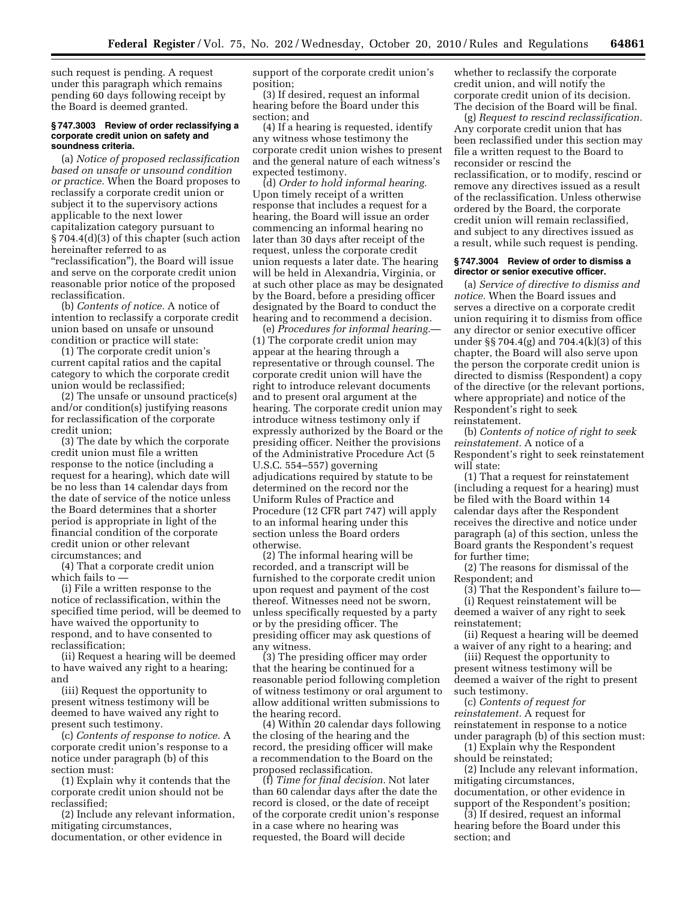such request is pending. A request under this paragraph which remains pending 60 days following receipt by the Board is deemed granted.

### § 747.3003 Review of order reclassifying a corporate credit union on safety and soundness criteria.

(a) *Notice of proposed reclassification based on unsafe or unsound condition or practice.* When the Board proposes to reclassify a corporate credit union or subject it to the supervisory actions applicable to the next lower capitalization category pursuant to § 704.4(d)(3) of this chapter (such action hereinafter referred to as "reclassification"), the Board will issue and serve on the corporate credit union reasonable prior notice of the proposed reclassification.

(b) *Contents of notice.* A notice of intention to reclassify a corporate credit union based on unsafe or unsound condition or practice will state:

(1) The corporate credit union's current capital ratios and the capital category to which the corporate credit union would be reclassified;

(2) The unsafe or unsound practice(s) and/or condition(s) justifying reasons for reclassification of the corporate credit union;

(3) The date by which the corporate credit union must file a written response to the notice (including a request for a hearing), which date will be no less than 14 calendar days from the date of service of the notice unless the Board determines that a shorter period is appropriate in light of the financial condition of the corporate credit union or other relevant circumstances; and

(4) That a corporate credit union which fails to —

(i) File a written response to the notice of reclassification, within the specified time period, will be deemed to have waived the opportunity to respond, and to have consented to reclassification;

(ii) Request a hearing will be deemed to have waived any right to a hearing; and

(iii) Request the opportunity to present witness testimony will be deemed to have waived any right to present such testimony.

(c) *Contents of response to notice.* A corporate credit union's response to a notice under paragraph (b) of this section must:

(1) Explain why it contends that the corporate credit union should not be reclassified;

(2) Include any relevant information, mitigating circumstances, documentation, or other evidence in support of the corporate credit union's position;

(3) If desired, request an informal hearing before the Board under this section; and

(4) If a hearing is requested, identify any witness whose testimony the corporate credit union wishes to present and the general nature of each witness's expected testimony.

(d) *Order to hold informal hearing.* Upon timely receipt of a written response that includes a request for a hearing, the Board will issue an order commencing an informal hearing no later than 30 days after receipt of the request, unless the corporate credit union requests a later date. The hearing will be held in Alexandria, Virginia, or at such other place as may be designated by the Board, before a presiding officer designated by the Board to conduct the hearing and to recommend a decision.

(e) *Procedures for informal hearing.*—(1) The corporate credit union may appear at the hearing through a representative or through counsel. The corporate credit union will have the right to introduce relevant documents and to present oral argument at the hearing. The corporate credit union may introduce witness testimony only if expressly authorized by the Board or the presiding officer. Neither the provisions of the Administrative Procedure Act (5 U.S.C. 554–557) governing adjudications required by statute to be determined on the record nor the Uniform Rules of Practice and Procedure (12 CFR part 747) will apply to an informal hearing under this section unless the Board orders otherwise.

(2) The informal hearing will be recorded, and a transcript will be furnished to the corporate credit union upon request and payment of the cost thereof. Witnesses need not be sworn, unless specifically requested by a party or by the presiding officer. The presiding officer may ask questions of any witness.

(3) The presiding officer may order that the hearing be continued for a reasonable period following completion of witness testimony or oral argument to allow additional written submissions to the hearing record.

(4) Within 20 calendar days following the closing of the hearing and the record, the presiding officer will make a recommendation to the Board on the proposed reclassification.

(f) *Time for final decision.* Not later than 60 calendar days after the date the record is closed, or the date of receipt of the corporate credit union's response in a case where no hearing was requested, the Board will decide whether to reclassify the corporate credit union, and will notify the corporate credit union of its decision. The decision of the Board will be final.

(g) *Request to rescind reclassification.* Any corporate credit union that has been reclassified under this section may file a written request to the Board to reconsider or rescind the reclassification, or to modify, rescind or remove any directives issued as a result of the reclassification. Unless otherwise ordered by the Board, the corporate credit union will remain reclassified, and subject to any directives issued as a result, while such request is pending.

### § 747.3004 Review of order to dismiss a director or senior executive officer.

(a) *Service of directive to dismiss and notice.* When the Board issues and serves a directive on a corporate credit union requiring it to dismiss from office any director or senior executive officer under §§ 704.4(g) and 704.4(k)(3) of this chapter, the Board will also serve upon the person the corporate credit union is directed to dismiss (Respondent) a copy of the directive (or the relevant portions, where appropriate) and notice of the Respondent's right to seek reinstatement.

(b) *Contents of notice of right to seek reinstatement.* A notice of a Respondent's right to seek reinstatement will state:

(1) That a request for reinstatement (including a request for a hearing) must be filed with the Board within 14 calendar days after the Respondent receives the directive and notice under paragraph (a) of this section, unless the Board grants the Respondent's request for further time;

(2) The reasons for dismissal of the Respondent; and

(3) That the Respondent's failure to—

(i) Request reinstatement will be deemed a waiver of any right to seek reinstatement;

(ii) Request a hearing will be deemed a waiver of any right to a hearing; and

(iii) Request the opportunity to present witness testimony will be deemed a waiver of the right to present such testimony.

(c) *Contents of request for reinstatement.* A request for reinstatement in response to a notice under paragraph (b) of this section must:

(1) Explain why the Respondent should be reinstated;

(2) Include any relevant information, mitigating circumstances, documentation, or other evidence in support of the Respondent's position;

(3) If desired, request an informal hearing before the Board under this section; and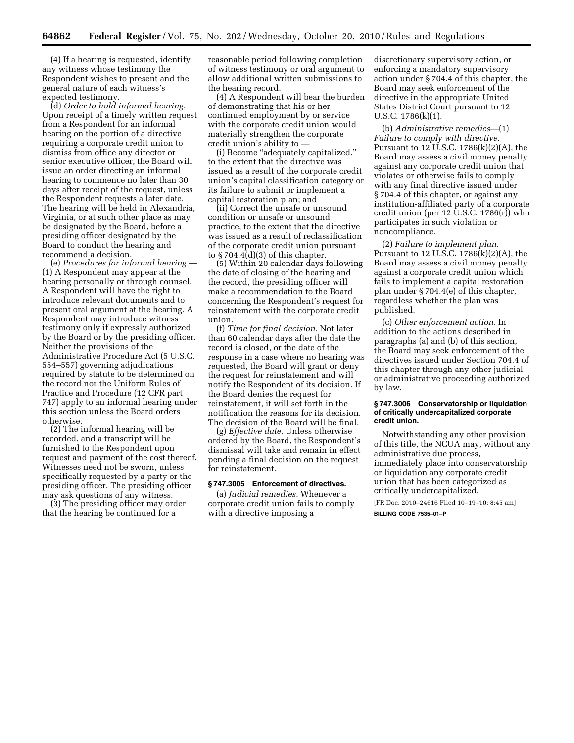(4) If a hearing is requested, identify any witness whose testimony the Respondent wishes to present and the general nature of each witness's expected testimony.

(d) *Order to hold informal hearing.* Upon receipt of a timely written request from a Respondent for an informal hearing on the portion of a directive requiring a corporate credit union to dismiss from office any director or senior executive officer, the Board will issue an order directing an informal hearing to commence no later than 30 days after receipt of the request, unless the Respondent requests a later date. The hearing will be held in Alexandria, Virginia, or at such other place as may be designated by the Board, before a presiding officer designated by the Board to conduct the hearing and recommend a decision.

(e) *Procedures for informal hearing.*—(1) A Respondent may appear at the hearing personally or through counsel. A Respondent will have the right to introduce relevant documents and to present oral argument at the hearing. A Respondent may introduce witness testimony only if expressly authorized by the Board or by the presiding officer. Neither the provisions of the Administrative Procedure Act (5 U.S.C. 554–557) governing adjudications required by statute to be determined on the record nor the Uniform Rules of Practice and Procedure (12 CFR part 747) apply to an informal hearing under this section unless the Board orders otherwise.

(2) The informal hearing will be recorded, and a transcript will be furnished to the Respondent upon request and payment of the cost thereof. Witnesses need not be sworn, unless specifically requested by a party or the presiding officer. The presiding officer may ask questions of any witness.

(3) The presiding officer may order that the hearing be continued for a reasonable period following completion of witness testimony or oral argument to allow additional written submissions to the hearing record.

(4) A Respondent will bear the burden of demonstrating that his or her continued employment by or service with the corporate credit union would materially strengthen the corporate credit union's ability to —

(i) Become "adequately capitalized," to the extent that the directive was issued as a result of the corporate credit union's capital classification category or its failure to submit or implement a capital restoration plan; and

(ii) Correct the unsafe or unsound condition or unsafe or unsound practice, to the extent that the directive was issued as a result of reclassification of the corporate credit union pursuant to § 704.4(d)(3) of this chapter.

(5) Within 20 calendar days following the date of closing of the hearing and the record, the presiding officer will make a recommendation to the Board concerning the Respondent's request for reinstatement with the corporate credit union.

(f) *Time for final decision.* Not later than 60 calendar days after the date the record is closed, or the date of the response in a case where no hearing was requested, the Board will grant or deny the request for reinstatement and will notify the Respondent of its decision. If the Board denies the request for reinstatement, it will set forth in the notification the reasons for its decision. The decision of the Board will be final.

(g) *Effective date.* Unless otherwise ordered by the Board, the Respondent's dismissal will take and remain in effect pending a final decision on the request for reinstatement.

### § 747.3005 Enforcement of directives.

(a) *Judicial remedies.* Whenever a corporate credit union fails to comply with a directive imposing a discretionary supervisory action, or enforcing a mandatory supervisory action under § 704.4 of this chapter, the Board may seek enforcement of the directive in the appropriate United States District Court pursuant to 12 U.S.C. 1786(k)(1).

(b) *Administrative remedies*—(1) *Failure to comply with directive.* Pursuant to 12 U.S.C. 1786(k)(2)(A), the Board may assess a civil money penalty against any corporate credit union that violates or otherwise fails to comply with any final directive issued under § 704.4 of this chapter, or against any institution-affiliated party of a corporate credit union (per 12 U.S.C. 1786(r)) who participates in such violation or noncompliance.

(2) *Failure to implement plan.* Pursuant to 12 U.S.C. 1786(k)(2)(A), the Board may assess a civil money penalty against a corporate credit union which fails to implement a capital restoration plan under § 704.4(e) of this chapter, regardless whether the plan was published.

(c) *Other enforcement action.* In addition to the actions described in paragraphs (a) and (b) of this section, the Board may seek enforcement of the directives issued under Section 704.4 of this chapter through any other judicial or administrative proceeding authorized by law.

### § 747.3006 Conservatorship or liquidation of critically undercapitalized corporate credit union.

Notwithstanding any other provision of this title, the NCUA may, without any administrative due process, immediately place into conservatorship or liquidation any corporate credit union that has been categorized as critically undercapitalized.

[FR Doc. 2010–24616 Filed 10–19–10; 8:45 am]

**BILLING CODE 7535–01–P**